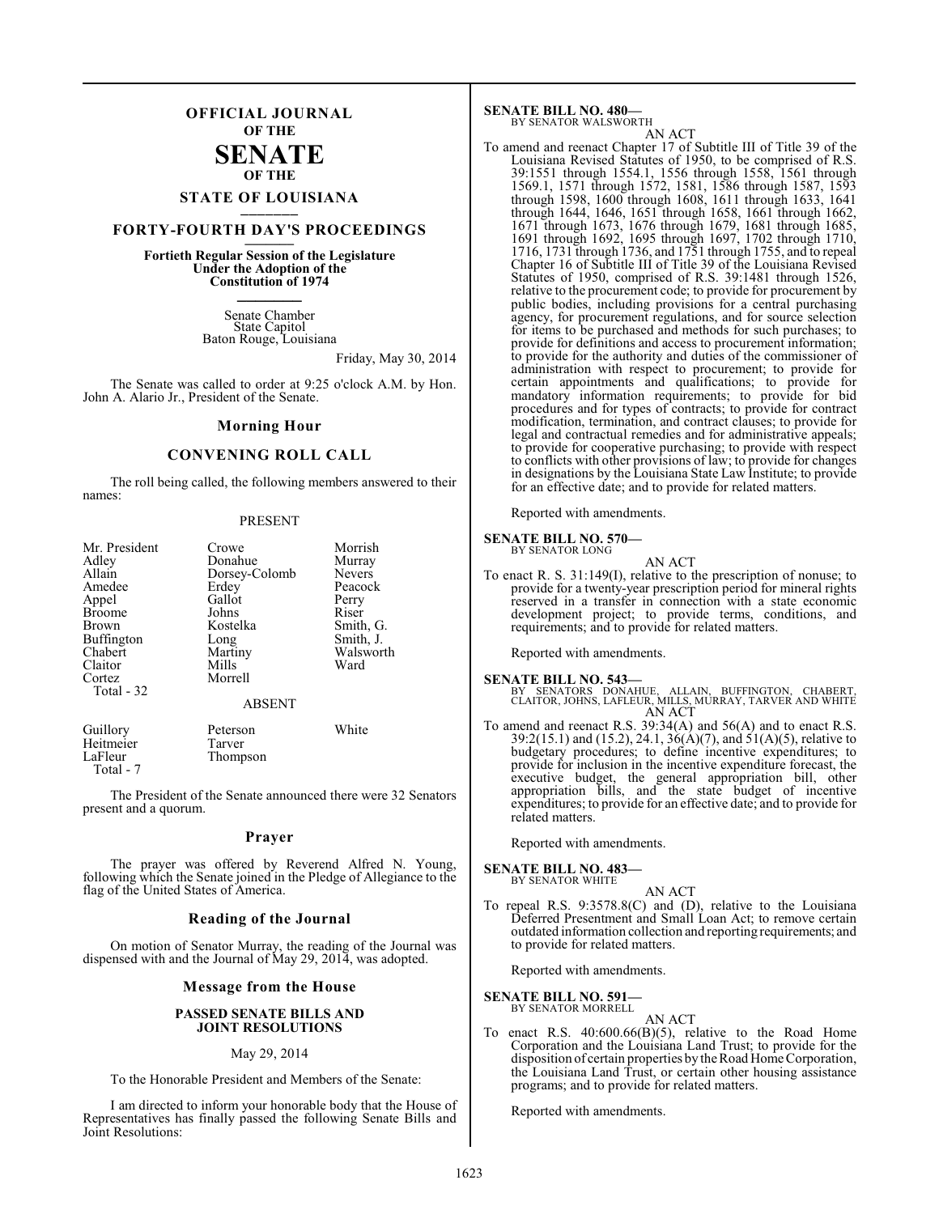# OFFICIAL JOURNAL OF THE SENATE OF THE STATE OF LOUISIANA

## FORTY-FOURTH DAY'S PROCEEDINGS

**Fortieth Regular Session of the Legislature Under the Adoption of the Constitution of 1974**

Senate Chamber
State Capitol
Baton Rouge, Louisiana

Friday, May 30, 2014

The Senate was called to order at 9:25 o'clock A.M. by Hon. John A. Alario Jr., President of the Senate.

## Morning Hour

## CONVENING ROLL CALL

The roll being called, the following members answered to their names:

PRESENT

| | | |
|---|---|---|
| Mr. President | Crowe | Morrish |
| Adley | Donahue | Murray |
| Allain | Dorsey-Colomb | Nevers |
| Amedee | Erdey | Peacock |
| Appel | Gallot | Perry |
| Broome | Johns | Riser |
| Brown | Kostelka | Smith, G. |
| Buffington | Long | Smith, J. |
| Chabert | Martiny | Walsworth |
| Claitor | Mills | Ward |
| Cortez | Morrell | |

Total - 32

ABSENT

| | | |
|---|---|---|
| Guillory | Peterson | White |
| Heitmeier | Tarver | |
| LaFleur | Thompson | |

Total - 7

The President of the Senate announced there were 32 Senators present and a quorum.

## Prayer

The prayer was offered by Reverend Alfred N. Young, following which the Senate joined in the Pledge of Allegiance to the flag of the United States of America.

## Reading of the Journal

On motion of Senator Murray, the reading of the Journal was dispensed with and the Journal of May 29, 2014, was adopted.

## Message from the House

### PASSED SENATE BILLS AND JOINT RESOLUTIONS

May 29, 2014

To the Honorable President and Members of the Senate:

I am directed to inform your honorable body that the House of Representatives has finally passed the following Senate Bills and Joint Resolutions:

**SENATE BILL NO. 480—**
BY SENATOR WALSWORTH

AN ACT

To amend and reenact Chapter 17 of Subtitle III of Title 39 of the Louisiana Revised Statutes of 1950, to be comprised of R.S. 39:1551 through 1554.1, 1556 through 1558, 1561 through 1569.1, 1571 through 1572, 1581, 1586 through 1587, 1593 through 1598, 1600 through 1608, 1611 through 1633, 1641 through 1644, 1646, 1651 through 1658, 1661 through 1662, 1671 through 1673, 1676 through 1679, 1681 through 1685, 1691 through 1692, 1695 through 1697, 1702 through 1710, 1716, 1731 through 1736, and 1751 through 1755, and to repeal Chapter 16 of Subtitle III of Title 39 of the Louisiana Revised Statutes of 1950, comprised of R.S. 39:1481 through 1526, relative to the procurement code; to provide for procurement by public bodies, including provisions for a central purchasing agency, for procurement regulations, and for source selection for items to be purchased and methods for such purchases; to provide for definitions and access to procurement information; to provide for the authority and duties of the commissioner of administration with respect to procurement; to provide for certain appointments and qualifications; to provide for mandatory information requirements; to provide for bid procedures and for types of contracts; to provide for contract modification, termination, and contract clauses; to provide for legal and contractual remedies and for administrative appeals; to provide for cooperative purchasing; to provide with respect to conflicts with other provisions of law; to provide for changes in designations by the Louisiana State Law Institute; to provide for an effective date; and to provide for related matters.

Reported with amendments.

**SENATE BILL NO. 570—**
BY SENATOR LONG

AN ACT

To enact R. S. 31:149(I), relative to the prescription of nonuse; to provide for a twenty-year prescription period for mineral rights reserved in a transfer in connection with a state economic development project; to provide terms, conditions, and requirements; and to provide for related matters.

Reported with amendments.

**SENATE BILL NO. 543—**
BY SENATORS DONAHUE, ALLAIN, BUFFINGTON, CHABERT, CLAITOR, JOHNS, LAFLEUR, MILLS, MURRAY, TARVER AND WHITE

AN ACT

To amend and reenact R.S. 39:34(A) and 56(A) and to enact R.S. 39:2(15.1) and (15.2), 24.1, 36(A)(7), and 51(A)(5), relative to budgetary procedures; to define incentive expenditures; to provide for inclusion in the incentive expenditure forecast, the executive budget, the general appropriation bill, other appropriation bills, and the state budget of incentive expenditures; to provide for an effective date; and to provide for related matters.

Reported with amendments.

**SENATE BILL NO. 483—**
BY SENATOR WHITE

AN ACT

To repeal R.S. 9:3578.8(C) and (D), relative to the Louisiana Deferred Presentment and Small Loan Act; to remove certain outdated information collection and reporting requirements; and to provide for related matters.

Reported with amendments.

**SENATE BILL NO. 591—**
BY SENATOR MORRELL

AN ACT

To enact R.S. 40:600.66(B)(5), relative to the Road Home Corporation and the Louisiana Land Trust; to provide for the disposition of certain properties by the Road Home Corporation, the Louisiana Land Trust, or certain other housing assistance programs; and to provide for related matters.

Reported with amendments.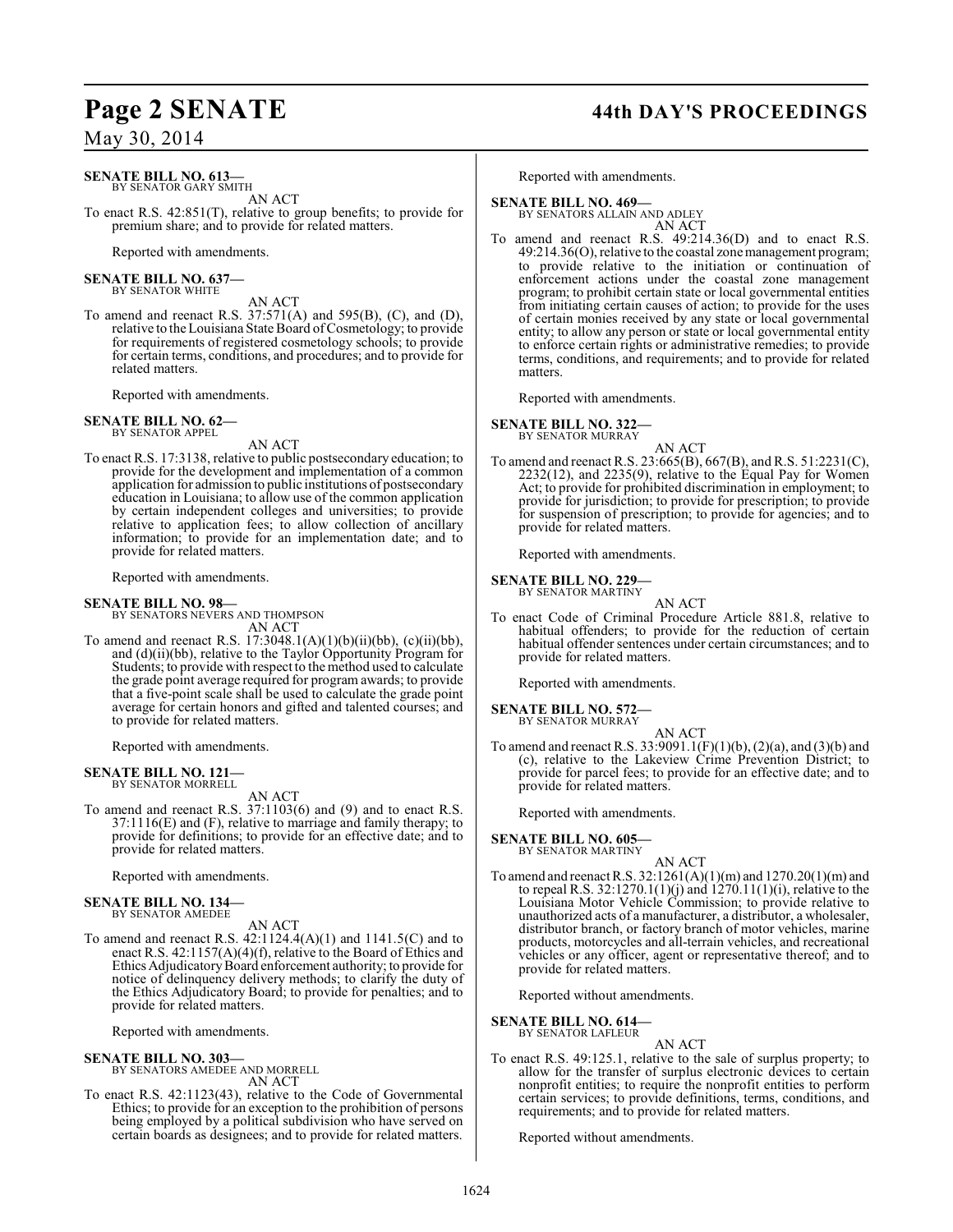**SENATE BILL NO. 613—**
BY SENATOR GARY SMITH

AN ACT

To enact R.S. 42:851(T), relative to group benefits; to provide for premium share; and to provide for related matters.

Reported with amendments.

**SENATE BILL NO. 637—**
BY SENATOR WHITE

AN ACT

To amend and reenact R.S. 37:571(A) and 595(B), (C), and (D), relative to the Louisiana State Board of Cosmetology; to provide for requirements of registered cosmetology schools; to provide for certain terms, conditions, and procedures; and to provide for related matters.

Reported with amendments.

**SENATE BILL NO. 62—**
BY SENATOR APPEL

AN ACT

To enact R.S. 17:3138, relative to public postsecondary education; to provide for the development and implementation of a common application for admission to public institutions of postsecondary education in Louisiana; to allow use of the common application by certain independent colleges and universities; to provide relative to application fees; to allow collection of ancillary information; to provide for an implementation date; and to provide for related matters.

Reported with amendments.

**SENATE BILL NO. 98—**
BY SENATORS NEVERS AND THOMPSON

AN ACT

To amend and reenact R.S. 17:3048.1(A)(1)(b)(ii)(bb), (c)(ii)(bb), and (d)(ii)(bb), relative to the Taylor Opportunity Program for Students; to provide with respect to the method used to calculate the grade point average required for program awards; to provide that a five-point scale shall be used to calculate the grade point average for certain honors and gifted and talented courses; and to provide for related matters.

Reported with amendments.

**SENATE BILL NO. 121—**
BY SENATOR MORRELL

AN ACT

To amend and reenact R.S. 37:1103(6) and (9) and to enact R.S. 37:1116(E) and (F), relative to marriage and family therapy; to provide for definitions; to provide for an effective date; and to provide for related matters.

Reported with amendments.

**SENATE BILL NO. 134—**
BY SENATOR AMEDEE

AN ACT

To amend and reenact R.S. 42:1124.4(A)(1) and 1141.5(C) and to enact R.S. 42:1157(A)(4)(f), relative to the Board of Ethics and Ethics Adjudicatory Board enforcement authority; to provide for notice of delinquency delivery methods; to clarify the duty of the Ethics Adjudicatory Board; to provide for penalties; and to provide for related matters.

Reported with amendments.

**SENATE BILL NO. 303—**
BY SENATORS AMEDEE AND MORRELL

AN ACT

To enact R.S. 42:1123(43), relative to the Code of Governmental Ethics; to provide for an exception to the prohibition of persons being employed by a political subdivision who have served on certain boards as designees; and to provide for related matters.

Reported with amendments.

**SENATE BILL NO. 469—**
BY SENATORS ALLAIN AND ADLEY

AN ACT

To amend and reenact R.S. 49:214.36(D) and to enact R.S. 49:214.36(O), relative to the coastal zone management program; to provide relative to the initiation or continuation of enforcement actions under the coastal zone management program; to prohibit certain state or local governmental entities from initiating certain causes of action; to provide for the uses of certain monies received by any state or local governmental entity; to allow any person or state or local governmental entity to enforce certain rights or administrative remedies; to provide terms, conditions, and requirements; and to provide for related matters.

Reported with amendments.

**SENATE BILL NO. 322—**
BY SENATOR MURRAY

AN ACT

To amend and reenact R.S. 23:665(B), 667(B), and R.S. 51:2231(C), 2232(12), and 2235(9), relative to the Equal Pay for Women Act; to provide for prohibited discrimination in employment; to provide for jurisdiction; to provide for prescription; to provide for suspension of prescription; to provide for agencies; and to provide for related matters.

Reported with amendments.

**SENATE BILL NO. 229—**
BY SENATOR MARTINY

AN ACT

To enact Code of Criminal Procedure Article 881.8, relative to habitual offenders; to provide for the reduction of certain habitual offender sentences under certain circumstances; and to provide for related matters.

Reported with amendments.

**SENATE BILL NO. 572—**
BY SENATOR MURRAY

AN ACT

To amend and reenact R.S. 33:9091.1(F)(1)(b), (2)(a), and (3)(b) and (c), relative to the Lakeview Crime Prevention District; to provide for parcel fees; to provide for an effective date; and to provide for related matters.

Reported with amendments.

**SENATE BILL NO. 605—**
BY SENATOR MARTINY

AN ACT

To amend and reenact R.S. 32:1261(A)(1)(m) and 1270.20(1)(m) and to repeal R.S. 32:1270.1(1)(j) and 1270.11(1)(i), relative to the Louisiana Motor Vehicle Commission; to provide relative to unauthorized acts of a manufacturer, a distributor, a wholesaler, distributor branch, or factory branch of motor vehicles, marine products, motorcycles and all-terrain vehicles, and recreational vehicles or any officer, agent or representative thereof; and to provide for related matters.

Reported without amendments.

**SENATE BILL NO. 614—**
BY SENATOR LAFLEUR

AN ACT

To enact R.S. 49:125.1, relative to the sale of surplus property; to allow for the transfer of surplus electronic devices to certain nonprofit entities; to require the nonprofit entities to perform certain services; to provide definitions, terms, conditions, and requirements; and to provide for related matters.

Reported without amendments.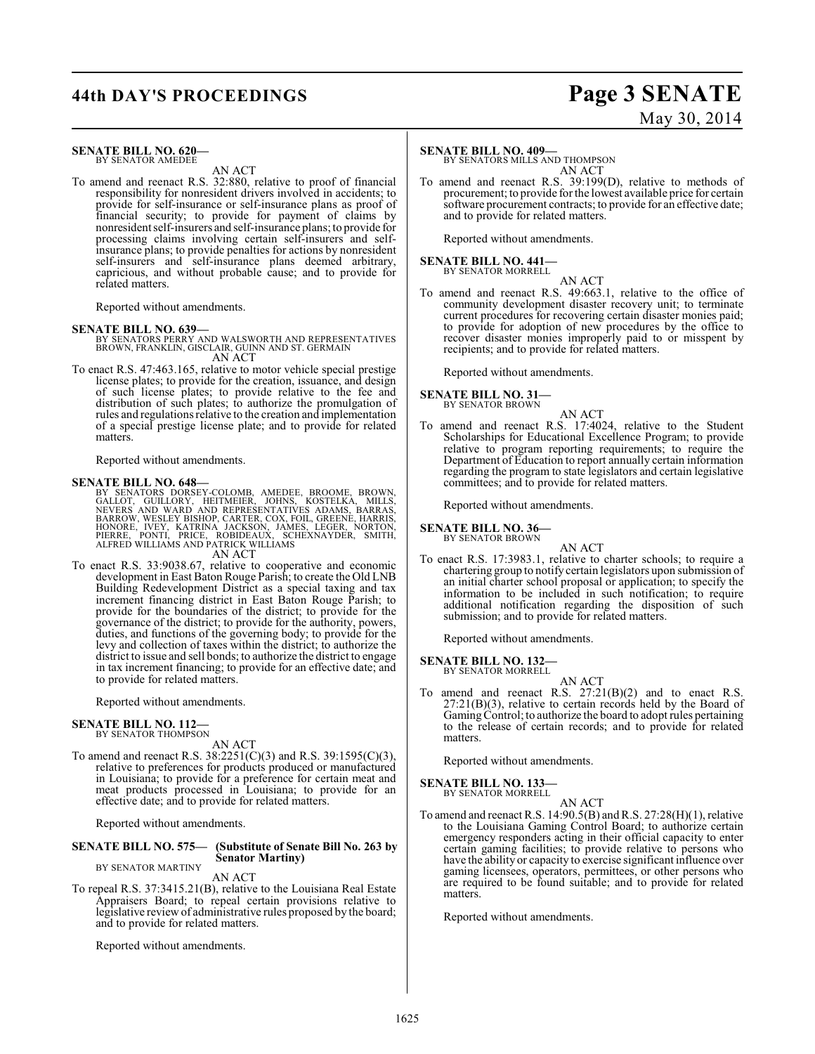**SENATE BILL NO. 620—**
BY SENATOR AMEDEE

AN ACT

To amend and reenact R.S. 32:880, relative to proof of financial responsibility for nonresident drivers involved in accidents; to provide for self-insurance or self-insurance plans as proof of financial security; to provide for payment of claims by nonresident self-insurers and self-insurance plans; to provide for processing claims involving certain self-insurers and self-insurance plans; to provide penalties for actions by nonresident self-insurers and self-insurance plans deemed arbitrary, capricious, and without probable cause; and to provide for related matters.

Reported without amendments.

**SENATE BILL NO. 639—**
BY SENATORS PERRY AND WALSWORTH AND REPRESENTATIVES BROWN, FRANKLIN, GISCLAIR, GUINN AND ST. GERMAIN

AN ACT

To enact R.S. 47:463.165, relative to motor vehicle special prestige license plates; to provide for the creation, issuance, and design of such license plates; to provide relative to the fee and distribution of such plates; to authorize the promulgation of rules and regulations relative to the creation and implementation of a special prestige license plate; and to provide for related matters.

Reported without amendments.

**SENATE BILL NO. 648—**
BY SENATORS DORSEY-COLOMB, AMEDEE, BROOME, BROWN, GALLOT, GUILLORY, HEITMEIER, JOHNS, KOSTELKA, MILLS, NEVERS AND WARD AND REPRESENTATIVES ADAMS, BARRAS, BARROW, WESLEY BISHOP, CARTER, COX, FOIL, GREENE, HARRIS, HONORE, IVEY, KATRINA JACKSON, JAMES, LEGER, NORTON, PIERRE, PONTI, PRICE, ROBIDEAUX, SCHEXNAYDER, SMITH, ALFRED WILLIAMS AND PATRICK WILLIAMS

AN ACT

To enact R.S. 33:9038.67, relative to cooperative and economic development in East Baton Rouge Parish; to create the Old LNB Building Redevelopment District as a special taxing and tax increment financing district in East Baton Rouge Parish; to provide for the boundaries of the district; to provide for the governance of the district; to provide for the authority, powers, duties, and functions of the governing body; to provide for the levy and collection of taxes within the district; to authorize the district to issue and sell bonds; to authorize the district to engage in tax increment financing; to provide for an effective date; and to provide for related matters.

Reported without amendments.

**SENATE BILL NO. 112—**
BY SENATOR THOMPSON

AN ACT

To amend and reenact R.S. 38:2251(C)(3) and R.S. 39:1595(C)(3), relative to preferences for products produced or manufactured in Louisiana; to provide for a preference for certain meat and meat products processed in Louisiana; to provide for an effective date; and to provide for related matters.

Reported without amendments.

**SENATE BILL NO. 575— (Substitute of Senate Bill No. 263 by Senator Martiny)**
BY SENATOR MARTINY

AN ACT

To repeal R.S. 37:3415.21(B), relative to the Louisiana Real Estate Appraisers Board; to repeal certain provisions relative to legislative review of administrative rules proposed by the board; and to provide for related matters.

Reported without amendments.

**SENATE BILL NO. 409—**
BY SENATORS MILLS AND THOMPSON

AN ACT

To amend and reenact R.S. 39:199(D), relative to methods of procurement; to provide for the lowest available price for certain software procurement contracts; to provide for an effective date; and to provide for related matters.

Reported without amendments.

**SENATE BILL NO. 441—**
BY SENATOR MORRELL

AN ACT

To amend and reenact R.S. 49:663.1, relative to the office of community development disaster recovery unit; to terminate current procedures for recovering certain disaster monies paid; to provide for adoption of new procedures by the office to recover disaster monies improperly paid to or misspent by recipients; and to provide for related matters.

Reported without amendments.

**SENATE BILL NO. 31—**
BY SENATOR BROWN

AN ACT

To amend and reenact R.S. 17:4024, relative to the Student Scholarships for Educational Excellence Program; to provide relative to program reporting requirements; to require the Department of Education to report annually certain information regarding the program to state legislators and certain legislative committees; and to provide for related matters.

Reported without amendments.

**SENATE BILL NO. 36—**
BY SENATOR BROWN

AN ACT

To enact R.S. 17:3983.1, relative to charter schools; to require a chartering group to notify certain legislators upon submission of an initial charter school proposal or application; to specify the information to be included in such notification; to require additional notification regarding the disposition of such submission; and to provide for related matters.

Reported without amendments.

**SENATE BILL NO. 132—**
BY SENATOR MORRELL

AN ACT

To amend and reenact R.S. 27:21(B)(2) and to enact R.S. 27:21(B)(3), relative to certain records held by the Board of Gaming Control; to authorize the board to adopt rules pertaining to the release of certain records; and to provide for related matters.

Reported without amendments.

**SENATE BILL NO. 133—**
BY SENATOR MORRELL

AN ACT

To amend and reenact R.S. 14:90.5(B) and R.S. 27:28(H)(1), relative to the Louisiana Gaming Control Board; to authorize certain emergency responders acting in their official capacity to enter certain gaming facilities; to provide relative to persons who have the ability or capacity to exercise significant influence over gaming licensees, operators, permittees, or other persons who are required to be found suitable; and to provide for related matters.

Reported without amendments.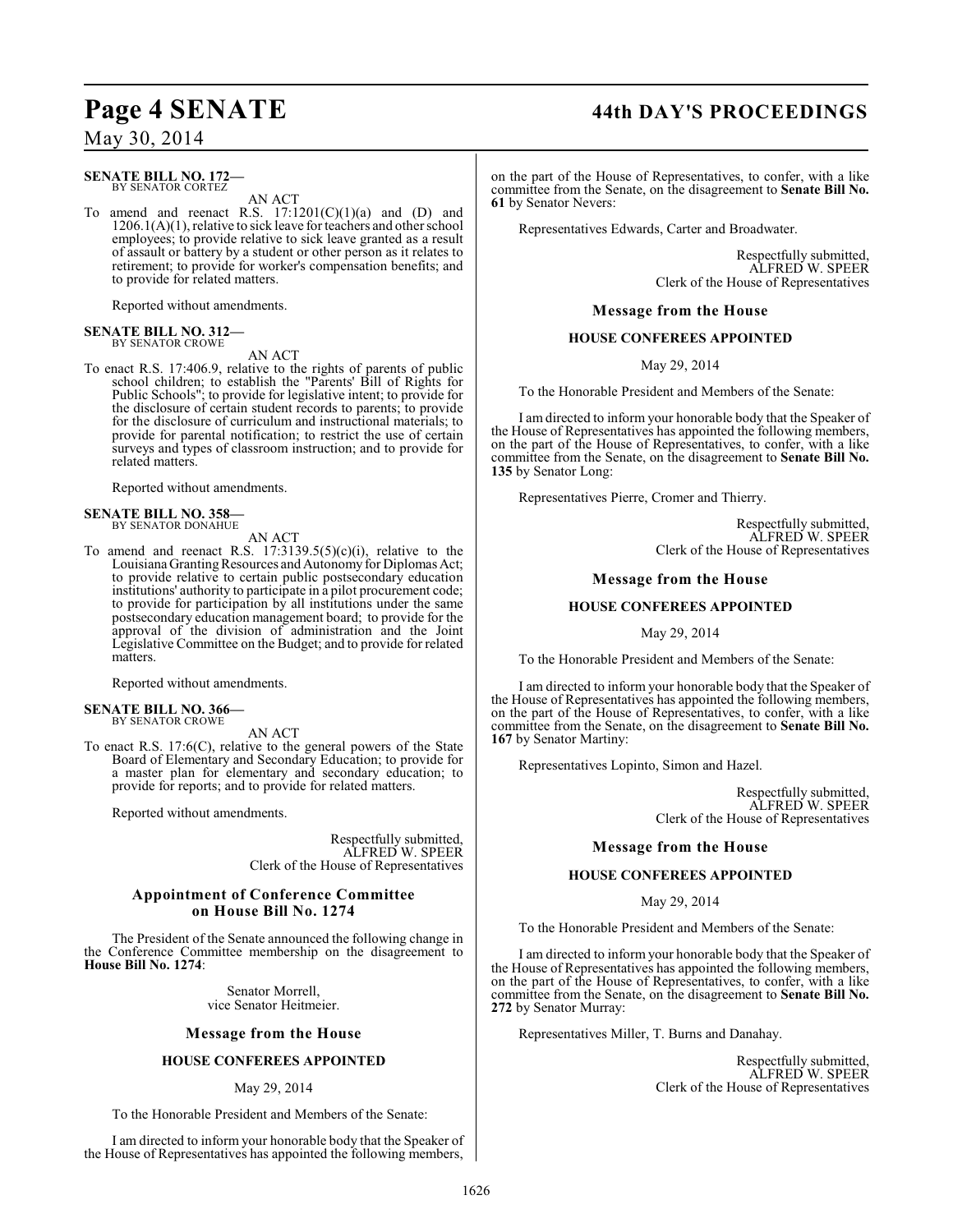**SENATE BILL NO. 172—**
BY SENATOR CORTEZ

AN ACT

To amend and reenact R.S. 17:1201(C)(1)(a) and (D) and 1206.1(A)(1), relative to sick leave for teachers and other school employees; to provide relative to sick leave granted as a result of assault or battery by a student or other person as it relates to retirement; to provide for worker's compensation benefits; and to provide for related matters.

Reported without amendments.

**SENATE BILL NO. 312—**
BY SENATOR CROWE

AN ACT

To enact R.S. 17:406.9, relative to the rights of parents of public school children; to establish the "Parents' Bill of Rights for Public Schools"; to provide for legislative intent; to provide for the disclosure of certain student records to parents; to provide for the disclosure of curriculum and instructional materials; to provide for parental notification; to restrict the use of certain surveys and types of classroom instruction; and to provide for related matters.

Reported without amendments.

**SENATE BILL NO. 358—**
BY SENATOR DONAHUE

AN ACT

To amend and reenact R.S. 17:3139.5(5)(c)(i), relative to the Louisiana Granting Resources and Autonomy for Diplomas Act; to provide relative to certain public postsecondary education institutions' authority to participate in a pilot procurement code; to provide for participation by all institutions under the same postsecondary education management board; to provide for the approval of the division of administration and the Joint Legislative Committee on the Budget; and to provide for related matters.

Reported without amendments.

**SENATE BILL NO. 366—**
BY SENATOR CROWE

AN ACT

To enact R.S. 17:6(C), relative to the general powers of the State Board of Elementary and Secondary Education; to provide for a master plan for elementary and secondary education; to provide for reports; and to provide for related matters.

Reported without amendments.

Respectfully submitted,
ALFRED W. SPEER
Clerk of the House of Representatives

## Appointment of Conference Committee on House Bill No. 1274

The President of the Senate announced the following change in the Conference Committee membership on the disagreement to **House Bill No. 1274**:

Senator Morrell,
vice Senator Heitmeier.

## Message from the House

### HOUSE CONFEREES APPOINTED

May 29, 2014

To the Honorable President and Members of the Senate:

I am directed to inform your honorable body that the Speaker of the House of Representatives has appointed the following members, on the part of the House of Representatives, to confer, with a like committee from the Senate, on the disagreement to **Senate Bill No. 61** by Senator Nevers:

Representatives Edwards, Carter and Broadwater.

Respectfully submitted,
ALFRED W. SPEER
Clerk of the House of Representatives

## Message from the House

### HOUSE CONFEREES APPOINTED

May 29, 2014

To the Honorable President and Members of the Senate:

I am directed to inform your honorable body that the Speaker of the House of Representatives has appointed the following members, on the part of the House of Representatives, to confer, with a like committee from the Senate, on the disagreement to **Senate Bill No. 135** by Senator Long:

Representatives Pierre, Cromer and Thierry.

Respectfully submitted,
ALFRED W. SPEER
Clerk of the House of Representatives

## Message from the House

### HOUSE CONFEREES APPOINTED

May 29, 2014

To the Honorable President and Members of the Senate:

I am directed to inform your honorable body that the Speaker of the House of Representatives has appointed the following members, on the part of the House of Representatives, to confer, with a like committee from the Senate, on the disagreement to **Senate Bill No. 167** by Senator Martiny:

Representatives Lopinto, Simon and Hazel.

Respectfully submitted,
ALFRED W. SPEER
Clerk of the House of Representatives

## Message from the House

### HOUSE CONFEREES APPOINTED

May 29, 2014

To the Honorable President and Members of the Senate:

I am directed to inform your honorable body that the Speaker of the House of Representatives has appointed the following members, on the part of the House of Representatives, to confer, with a like committee from the Senate, on the disagreement to **Senate Bill No. 272** by Senator Murray:

Representatives Miller, T. Burns and Danahay.

Respectfully submitted,
ALFRED W. SPEER
Clerk of the House of Representatives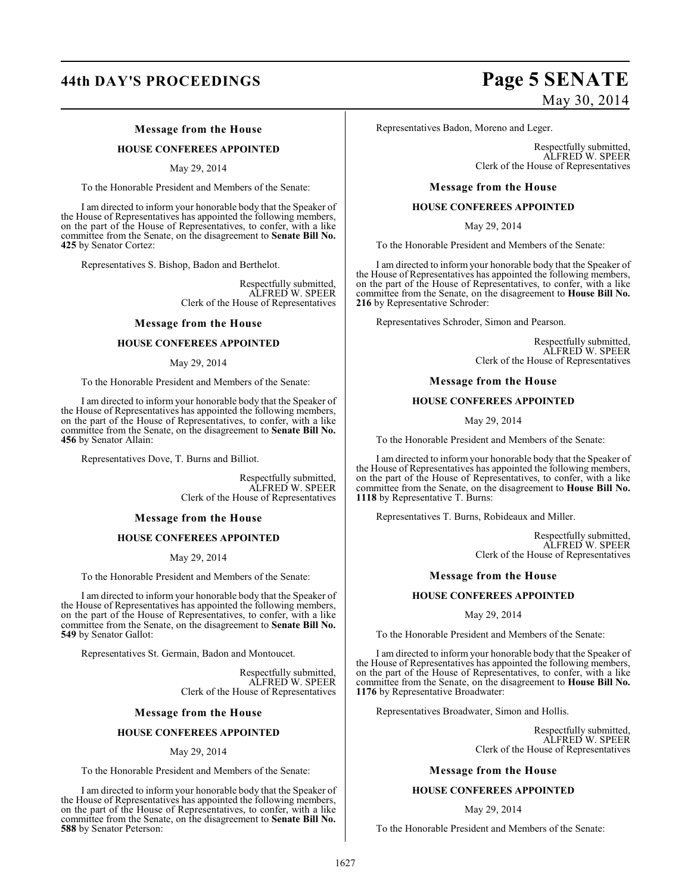### Message from the House

**HOUSE CONFEREES APPOINTED**

May 29, 2014

To the Honorable President and Members of the Senate:

I am directed to inform your honorable body that the Speaker of the House of Representatives has appointed the following members, on the part of the House of Representatives, to confer, with a like committee from the Senate, on the disagreement to **Senate Bill No. 425** by Senator Cortez:

Representatives S. Bishop, Badon and Berthelot.

Respectfully submitted,
ALFRED W. SPEER
Clerk of the House of Representatives

### Message from the House

**HOUSE CONFEREES APPOINTED**

May 29, 2014

To the Honorable President and Members of the Senate:

I am directed to inform your honorable body that the Speaker of the House of Representatives has appointed the following members, on the part of the House of Representatives, to confer, with a like committee from the Senate, on the disagreement to **Senate Bill No. 456** by Senator Allain:

Representatives Dove, T. Burns and Billiot.

Respectfully submitted,
ALFRED W. SPEER
Clerk of the House of Representatives

### Message from the House

**HOUSE CONFEREES APPOINTED**

May 29, 2014

To the Honorable President and Members of the Senate:

I am directed to inform your honorable body that the Speaker of the House of Representatives has appointed the following members, on the part of the House of Representatives, to confer, with a like committee from the Senate, on the disagreement to **Senate Bill No. 549** by Senator Gallot:

Representatives St. Germain, Badon and Montoucet.

Respectfully submitted,
ALFRED W. SPEER
Clerk of the House of Representatives

### Message from the House

**HOUSE CONFEREES APPOINTED**

May 29, 2014

To the Honorable President and Members of the Senate:

I am directed to inform your honorable body that the Speaker of the House of Representatives has appointed the following members, on the part of the House of Representatives, to confer, with a like committee from the Senate, on the disagreement to **Senate Bill No. 588** by Senator Peterson:

Representatives Badon, Moreno and Leger.

Respectfully submitted,
ALFRED W. SPEER
Clerk of the House of Representatives

### Message from the House

**HOUSE CONFEREES APPOINTED**

May 29, 2014

To the Honorable President and Members of the Senate:

I am directed to inform your honorable body that the Speaker of the House of Representatives has appointed the following members, on the part of the House of Representatives, to confer, with a like committee from the Senate, on the disagreement to **House Bill No. 216** by Representative Schroder:

Representatives Schroder, Simon and Pearson.

Respectfully submitted,
ALFRED W. SPEER
Clerk of the House of Representatives

### Message from the House

**HOUSE CONFEREES APPOINTED**

May 29, 2014

To the Honorable President and Members of the Senate:

I am directed to inform your honorable body that the Speaker of the House of Representatives has appointed the following members, on the part of the House of Representatives, to confer, with a like committee from the Senate, on the disagreement to **House Bill No. 1118** by Representative T. Burns:

Representatives T. Burns, Robideaux and Miller.

Respectfully submitted,
ALFRED W. SPEER
Clerk of the House of Representatives

### Message from the House

**HOUSE CONFEREES APPOINTED**

May 29, 2014

To the Honorable President and Members of the Senate:

I am directed to inform your honorable body that the Speaker of the House of Representatives has appointed the following members, on the part of the House of Representatives, to confer, with a like committee from the Senate, on the disagreement to **House Bill No. 1176** by Representative Broadwater:

Representatives Broadwater, Simon and Hollis.

Respectfully submitted,
ALFRED W. SPEER
Clerk of the House of Representatives

### Message from the House

**HOUSE CONFEREES APPOINTED**

May 29, 2014

To the Honorable President and Members of the Senate: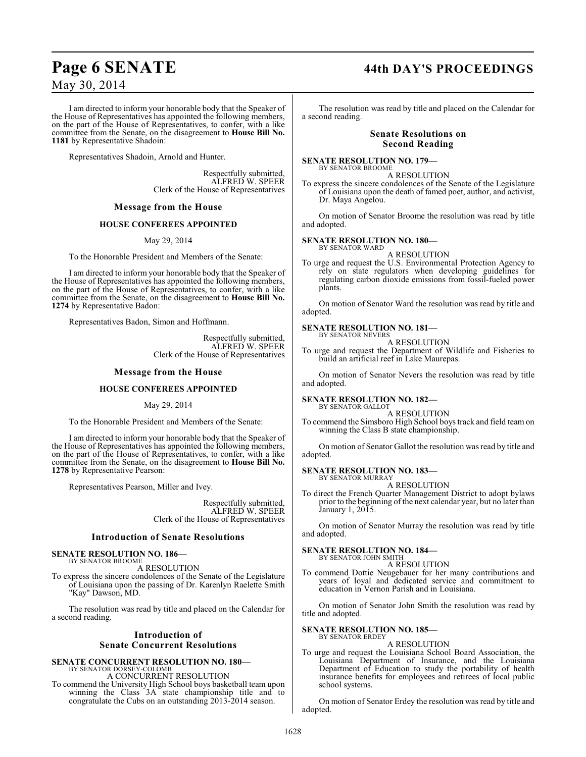I am directed to inform your honorable body that the Speaker of the House of Representatives has appointed the following members, on the part of the House of Representatives, to confer, with a like committee from the Senate, on the disagreement to **House Bill No. 1181** by Representative Shadoin:

Representatives Shadoin, Arnold and Hunter.

Respectfully submitted,
ALFRED W. SPEER
Clerk of the House of Representatives

## Message from the House

### HOUSE CONFEREES APPOINTED

May 29, 2014

To the Honorable President and Members of the Senate:

I am directed to inform your honorable body that the Speaker of the House of Representatives has appointed the following members, on the part of the House of Representatives, to confer, with a like committee from the Senate, on the disagreement to **House Bill No. 1274** by Representative Badon:

Representatives Badon, Simon and Hoffmann.

Respectfully submitted,
ALFRED W. SPEER
Clerk of the House of Representatives

## Message from the House

### HOUSE CONFEREES APPOINTED

May 29, 2014

To the Honorable President and Members of the Senate:

I am directed to inform your honorable body that the Speaker of the House of Representatives has appointed the following members, on the part of the House of Representatives, to confer, with a like committee from the Senate, on the disagreement to **House Bill No. 1278** by Representative Pearson:

Representatives Pearson, Miller and Ivey.

Respectfully submitted,
ALFRED W. SPEER
Clerk of the House of Representatives

## Introduction of Senate Resolutions

**SENATE RESOLUTION NO. 186—**
BY SENATOR BROOME
A RESOLUTION
To express the sincere condolences of the Senate of the Legislature of Louisiana upon the passing of Dr. Karenlyn Raelette Smith "Kay" Dawson, MD.

The resolution was read by title and placed on the Calendar for a second reading.

## Introduction of Senate Concurrent Resolutions

**SENATE CONCURRENT RESOLUTION NO. 180—**
BY SENATOR DORSEY-COLOMB
A CONCURRENT RESOLUTION
To commend the University High School boys basketball team upon winning the Class 3A state championship title and to congratulate the Cubs on an outstanding 2013-2014 season.

The resolution was read by title and placed on the Calendar for a second reading.

## Senate Resolutions on Second Reading

**SENATE RESOLUTION NO. 179—**
BY SENATOR BROOME
A RESOLUTION
To express the sincere condolences of the Senate of the Legislature of Louisiana upon the death of famed poet, author, and activist, Dr. Maya Angelou.

On motion of Senator Broome the resolution was read by title and adopted.

**SENATE RESOLUTION NO. 180—**
BY SENATOR WARD
A RESOLUTION
To urge and request the U.S. Environmental Protection Agency to rely on state regulators when developing guidelines for regulating carbon dioxide emissions from fossil-fueled power plants.

On motion of Senator Ward the resolution was read by title and adopted.

**SENATE RESOLUTION NO. 181—**
BY SENATOR NEVERS
A RESOLUTION
To urge and request the Department of Wildlife and Fisheries to build an artificial reef in Lake Maurepas.

On motion of Senator Nevers the resolution was read by title and adopted.

**SENATE RESOLUTION NO. 182—**
BY SENATOR GALLOT
A RESOLUTION
To commend the Simsboro High School boys track and field team on winning the Class B state championship.

On motion of Senator Gallot the resolution was read by title and adopted.

**SENATE RESOLUTION NO. 183—**
BY SENATOR MURRAY
A RESOLUTION
To direct the French Quarter Management District to adopt bylaws prior to the beginning of the next calendar year, but no later than January 1, 2015.

On motion of Senator Murray the resolution was read by title and adopted.

**SENATE RESOLUTION NO. 184—**
BY SENATOR JOHN SMITH
A RESOLUTION
To commend Dottie Neugebauer for her many contributions and years of loyal and dedicated service and commitment to education in Vernon Parish and in Louisiana.

On motion of Senator John Smith the resolution was read by title and adopted.

**SENATE RESOLUTION NO. 185—**
BY SENATOR ERDEY
A RESOLUTION
To urge and request the Louisiana School Board Association, the Louisiana Department of Insurance, and the Louisiana Department of Education to study the portability of health insurance benefits for employees and retirees of local public school systems.

On motion of Senator Erdey the resolution was read by title and adopted.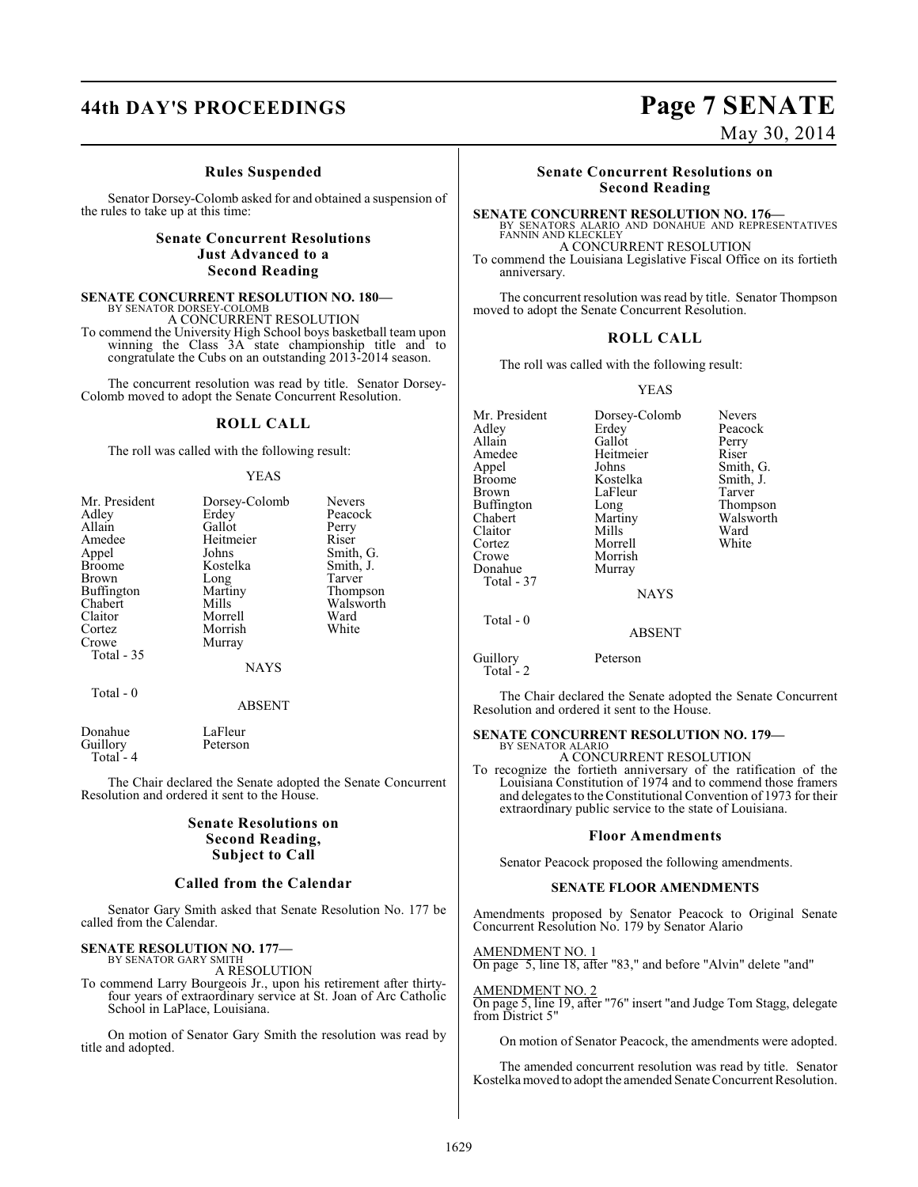### Rules Suspended

Senator Dorsey-Colomb asked for and obtained a suspension of the rules to take up at this time:

## Senate Concurrent Resolutions Just Advanced to a Second Reading

**SENATE CONCURRENT RESOLUTION NO. 180—**
BY SENATOR DORSEY-COLOMB
A CONCURRENT RESOLUTION

To commend the University High School boys basketball team upon winning the Class 3A state championship title and to congratulate the Cubs on an outstanding 2013-2014 season.

The concurrent resolution was read by title. Senator Dorsey-Colomb moved to adopt the Senate Concurrent Resolution.

### ROLL CALL

The roll was called with the following result:

YEAS

| | | |
|---|---|---|
| Mr. President | Dorsey-Colomb | Nevers |
| Adley | Erdey | Peacock |
| Allain | Gallot | Perry |
| Amedee | Heitmeier | Riser |
| Appel | Johns | Smith, G. |
| Broome | Kostelka | Smith, J. |
| Brown | Long | Tarver |
| Buffington | Martiny | Thompson |
| Chabert | Mills | Walsworth |
| Claitor | Morrell | Ward |
| Cortez | Morrish | White |
| Crowe | Murray | |

Total - 35

NAYS

Total - 0

ABSENT

| | |
|---|---|
| Donahue | LaFleur |
| Guillory | Peterson |

Total - 4

The Chair declared the Senate adopted the Senate Concurrent Resolution and ordered it sent to the House.

## Senate Resolutions on Second Reading, Subject to Call

### Called from the Calendar

Senator Gary Smith asked that Senate Resolution No. 177 be called from the Calendar.

**SENATE RESOLUTION NO. 177—**
BY SENATOR GARY SMITH
A RESOLUTION

To commend Larry Bourgeois Jr., upon his retirement after thirty-four years of extraordinary service at St. Joan of Arc Catholic School in LaPlace, Louisiana.

On motion of Senator Gary Smith the resolution was read by title and adopted.

## Senate Concurrent Resolutions on Second Reading

**SENATE CONCURRENT RESOLUTION NO. 176—**
BY SENATORS ALARIO AND DONAHUE AND REPRESENTATIVES FANNIN AND KLECKLEY
A CONCURRENT RESOLUTION

To commend the Louisiana Legislative Fiscal Office on its fortieth anniversary.

The concurrent resolution was read by title. Senator Thompson moved to adopt the Senate Concurrent Resolution.

### ROLL CALL

The roll was called with the following result:

YEAS

| | | |
|---|---|---|
| Mr. President | Dorsey-Colomb | Nevers |
| Adley | Erdey | Peacock |
| Allain | Gallot | Perry |
| Amedee | Heitmeier | Riser |
| Appel | Johns | Smith, G. |
| Broome | Kostelka | Smith, J. |
| Brown | LaFleur | Tarver |
| Buffington | Long | Thompson |
| Chabert | Martiny | Walsworth |
| Claitor | Mills | Ward |
| Cortez | Morrell | White |
| Crowe | Morrish | |
| Donahue | Murray | |

Total - 37

NAYS

Total - 0

ABSENT

| | |
|---|---|
| Guillory | Peterson |

Total - 2

The Chair declared the Senate adopted the Senate Concurrent Resolution and ordered it sent to the House.

**SENATE CONCURRENT RESOLUTION NO. 179—**
BY SENATOR ALARIO
A CONCURRENT RESOLUTION

To recognize the fortieth anniversary of the ratification of the Louisiana Constitution of 1974 and to commend those framers and delegates to the Constitutional Convention of 1973 for their extraordinary public service to the state of Louisiana.

### Floor Amendments

Senator Peacock proposed the following amendments.

#### SENATE FLOOR AMENDMENTS

Amendments proposed by Senator Peacock to Original Senate Concurrent Resolution No. 179 by Senator Alario

AMENDMENT NO. 1
On page 5, line 18, after "83," and before "Alvin" delete "and"

AMENDMENT NO. 2
On page 5, line 19, after "76" insert "and Judge Tom Stagg, delegate from District 5"

On motion of Senator Peacock, the amendments were adopted.

The amended concurrent resolution was read by title. Senator Kostelka moved to adopt the amended Senate Concurrent Resolution.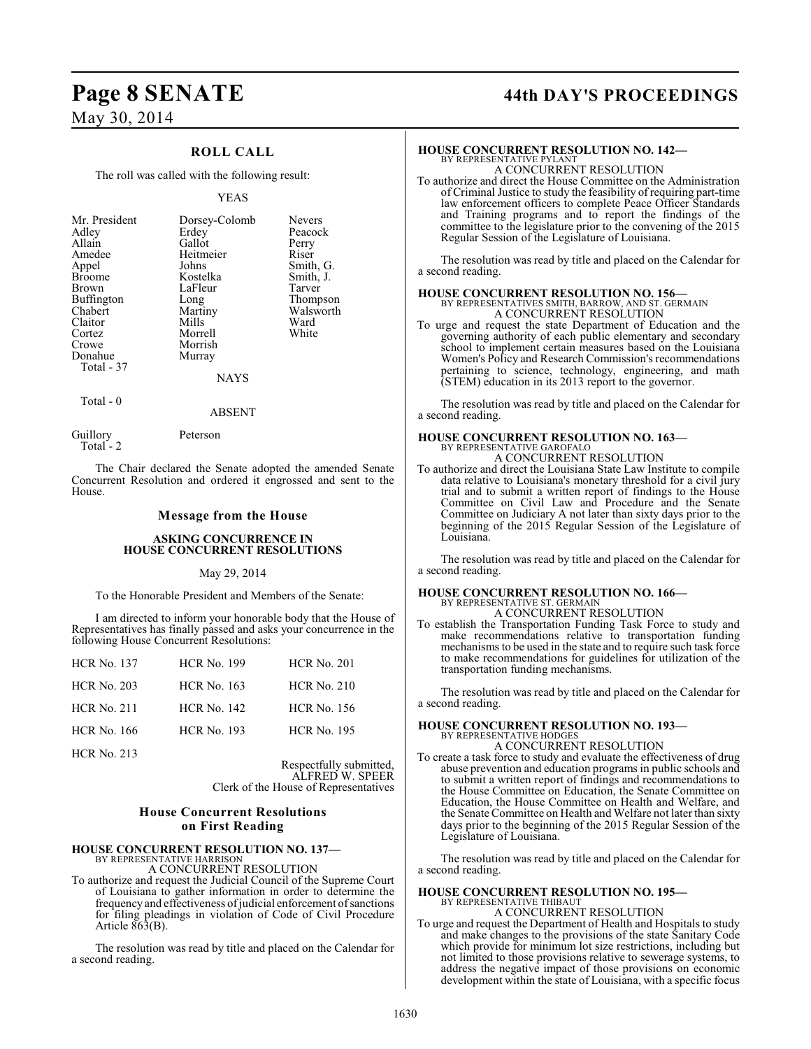## ROLL CALL

The roll was called with the following result:

YEAS

| | | |
|---|---|---|
| Mr. President | Dorsey-Colomb | Nevers |
| Adley | Erdey | Peacock |
| Allain | Gallot | Perry |
| Amedee | Heitmeier | Riser |
| Appel | Johns | Smith, G. |
| Broome | Kostelka | Smith, J. |
| Brown | LaFleur | Tarver |
| Buffington | Long | Thompson |
| Chabert | Martiny | Walsworth |
| Claitor | Mills | Ward |
| Cortez | Morrell | White |
| Crowe | Morrish | |
| Donahue | Murray | |

Total - 37

NAYS

Total - 0

ABSENT

Guillory Peterson

Total - 2

The Chair declared the Senate adopted the amended Senate Concurrent Resolution and ordered it engrossed and sent to the House.

### Message from the House

**ASKING CONCURRENCE IN HOUSE CONCURRENT RESOLUTIONS**

May 29, 2014

To the Honorable President and Members of the Senate:

I am directed to inform your honorable body that the House of Representatives has finally passed and asks your concurrence in the following House Concurrent Resolutions:

| | | |
|---|---|---|
| HCR No. 137 | HCR No. 199 | HCR No. 201 |
| HCR No. 203 | HCR No. 163 | HCR No. 210 |
| HCR No. 211 | HCR No. 142 | HCR No. 156 |
| HCR No. 166 | HCR No. 193 | HCR No. 195 |
| HCR No. 213 | | |

Respectfully submitted,
ALFRED W. SPEER
Clerk of the House of Representatives

### House Concurrent Resolutions on First Reading

**HOUSE CONCURRENT RESOLUTION NO. 137—**
BY REPRESENTATIVE HARRISON
A CONCURRENT RESOLUTION

To authorize and request the Judicial Council of the Supreme Court of Louisiana to gather information in order to determine the frequency and effectiveness of judicial enforcement of sanctions for filing pleadings in violation of Code of Civil Procedure Article 863(B).

The resolution was read by title and placed on the Calendar for a second reading.

**HOUSE CONCURRENT RESOLUTION NO. 142—**
BY REPRESENTATIVE PYLANT
A CONCURRENT RESOLUTION

To authorize and direct the House Committee on the Administration of Criminal Justice to study the feasibility of requiring part-time law enforcement officers to complete Peace Officer Standards and Training programs and to report the findings of the committee to the legislature prior to the convening of the 2015 Regular Session of the Legislature of Louisiana.

The resolution was read by title and placed on the Calendar for a second reading.

**HOUSE CONCURRENT RESOLUTION NO. 156—**
BY REPRESENTATIVES SMITH, BARROW, AND ST. GERMAIN
A CONCURRENT RESOLUTION

To urge and request the state Department of Education and the governing authority of each public elementary and secondary school to implement certain measures based on the Louisiana Women's Policy and Research Commission's recommendations pertaining to science, technology, engineering, and math (STEM) education in its 2013 report to the governor.

The resolution was read by title and placed on the Calendar for a second reading.

**HOUSE CONCURRENT RESOLUTION NO. 163—**
BY REPRESENTATIVE GAROFALO
A CONCURRENT RESOLUTION

To authorize and direct the Louisiana State Law Institute to compile data relative to Louisiana's monetary threshold for a civil jury trial and to submit a written report of findings to the House Committee on Civil Law and Procedure and the Senate Committee on Judiciary A not later than sixty days prior to the beginning of the 2015 Regular Session of the Legislature of Louisiana.

The resolution was read by title and placed on the Calendar for a second reading.

**HOUSE CONCURRENT RESOLUTION NO. 166—**
BY REPRESENTATIVE ST. GERMAIN
A CONCURRENT RESOLUTION

To establish the Transportation Funding Task Force to study and make recommendations relative to transportation funding mechanisms to be used in the state and to require such task force to make recommendations for guidelines for utilization of the transportation funding mechanisms.

The resolution was read by title and placed on the Calendar for a second reading.

**HOUSE CONCURRENT RESOLUTION NO. 193—**
BY REPRESENTATIVE HODGES
A CONCURRENT RESOLUTION

To create a task force to study and evaluate the effectiveness of drug abuse prevention and education programs in public schools and to submit a written report of findings and recommendations to the House Committee on Education, the Senate Committee on Education, the House Committee on Health and Welfare, and the Senate Committee on Health and Welfare not later than sixty days prior to the beginning of the 2015 Regular Session of the Legislature of Louisiana.

The resolution was read by title and placed on the Calendar for a second reading.

**HOUSE CONCURRENT RESOLUTION NO. 195—**
BY REPRESENTATIVE THIBAUT
A CONCURRENT RESOLUTION

To urge and request the Department of Health and Hospitals to study and make changes to the provisions of the state Sanitary Code which provide for minimum lot size restrictions, including but not limited to those provisions relative to sewerage systems, to address the negative impact of those provisions on economic development within the state of Louisiana, with a specific focus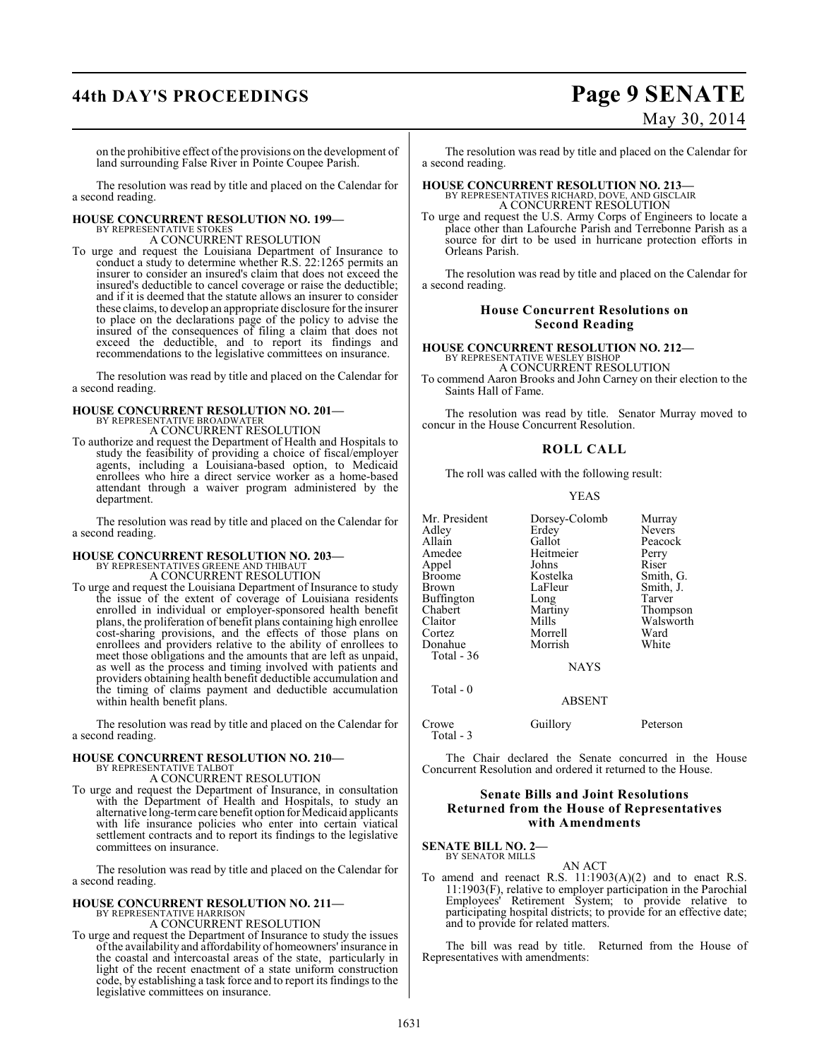on the prohibitive effect of the provisions on the development of land surrounding False River in Pointe Coupee Parish.

The resolution was read by title and placed on the Calendar for a second reading.

**HOUSE CONCURRENT RESOLUTION NO. 199—**
BY REPRESENTATIVE STOKES
A CONCURRENT RESOLUTION

To urge and request the Louisiana Department of Insurance to conduct a study to determine whether R.S. 22:1265 permits an insurer to consider an insured's claim that does not exceed the insured's deductible to cancel coverage or raise the deductible; and if it is deemed that the statute allows an insurer to consider these claims, to develop an appropriate disclosure for the insurer to place on the declarations page of the policy to advise the insured of the consequences of filing a claim that does not exceed the deductible, and to report its findings and recommendations to the legislative committees on insurance.

The resolution was read by title and placed on the Calendar for a second reading.

**HOUSE CONCURRENT RESOLUTION NO. 201—**
BY REPRESENTATIVE BROADWATER
A CONCURRENT RESOLUTION

To authorize and request the Department of Health and Hospitals to study the feasibility of providing a choice of fiscal/employer agents, including a Louisiana-based option, to Medicaid enrollees who hire a direct service worker as a home-based attendant through a waiver program administered by the department.

The resolution was read by title and placed on the Calendar for a second reading.

**HOUSE CONCURRENT RESOLUTION NO. 203—**
BY REPRESENTATIVES GREENE AND THIBAUT
A CONCURRENT RESOLUTION

To urge and request the Louisiana Department of Insurance to study the issue of the extent of coverage of Louisiana residents enrolled in individual or employer-sponsored health benefit plans, the proliferation of benefit plans containing high enrollee cost-sharing provisions, and the effects of those plans on enrollees and providers relative to the ability of enrollees to meet those obligations and the amounts that are left as unpaid, as well as the process and timing involved with patients and providers obtaining health benefit deductible accumulation and the timing of claims payment and deductible accumulation within health benefit plans.

The resolution was read by title and placed on the Calendar for a second reading.

**HOUSE CONCURRENT RESOLUTION NO. 210—**
BY REPRESENTATIVE TALBOT
A CONCURRENT RESOLUTION

To urge and request the Department of Insurance, in consultation with the Department of Health and Hospitals, to study an alternative long-term care benefit option for Medicaid applicants with life insurance policies who enter into certain viatical settlement contracts and to report its findings to the legislative committees on insurance.

The resolution was read by title and placed on the Calendar for a second reading.

**HOUSE CONCURRENT RESOLUTION NO. 211—**
BY REPRESENTATIVE HARRISON
A CONCURRENT RESOLUTION

To urge and request the Department of Insurance to study the issues of the availability and affordability of homeowners' insurance in the coastal and intercoastal areas of the state, particularly in light of the recent enactment of a state uniform construction code, by establishing a task force and to report its findings to the legislative committees on insurance.

The resolution was read by title and placed on the Calendar for a second reading.

**HOUSE CONCURRENT RESOLUTION NO. 213—**
BY REPRESENTATIVES RICHARD, DOVE, AND GISCLAIR
A CONCURRENT RESOLUTION

To urge and request the U.S. Army Corps of Engineers to locate a place other than Lafourche Parish and Terrebonne Parish as a source for dirt to be used in hurricane protection efforts in Orleans Parish.

The resolution was read by title and placed on the Calendar for a second reading.

## House Concurrent Resolutions on Second Reading

**HOUSE CONCURRENT RESOLUTION NO. 212—**
BY REPRESENTATIVE WESLEY BISHOP
A CONCURRENT RESOLUTION

To commend Aaron Brooks and John Carney on their election to the Saints Hall of Fame.

The resolution was read by title. Senator Murray moved to concur in the House Concurrent Resolution.

## ROLL CALL

The roll was called with the following result:

YEAS

| | | |
|---|---|---|
| Mr. President | Dorsey-Colomb | Murray |
| Adley | Erdey | Nevers |
| Allain | Gallot | Peacock |
| Amedee | Heitmeier | Perry |
| Appel | Johns | Riser |
| Broome | Kostelka | Smith, G. |
| Brown | LaFleur | Smith, J. |
| Buffington | Long | Tarver |
| Chabert | Martiny | Thompson |
| Claitor | Mills | Walsworth |
| Cortez | Morrell | Ward |
| Donahue | Morrish | White |

Total - 36

NAYS

Total - 0

ABSENT

| | | |
|---|---|---|
| Crowe | Guillory | Peterson |

Total - 3

The Chair declared the Senate concurred in the House Concurrent Resolution and ordered it returned to the House.

## Senate Bills and Joint Resolutions Returned from the House of Representatives with Amendments

**SENATE BILL NO. 2—**
BY SENATOR MILLS
AN ACT

To amend and reenact R.S. 11:1903(A)(2) and to enact R.S. 11:1903(F), relative to employer participation in the Parochial Employees' Retirement System; to provide relative to participating hospital districts; to provide for an effective date; and to provide for related matters.

The bill was read by title. Returned from the House of Representatives with amendments: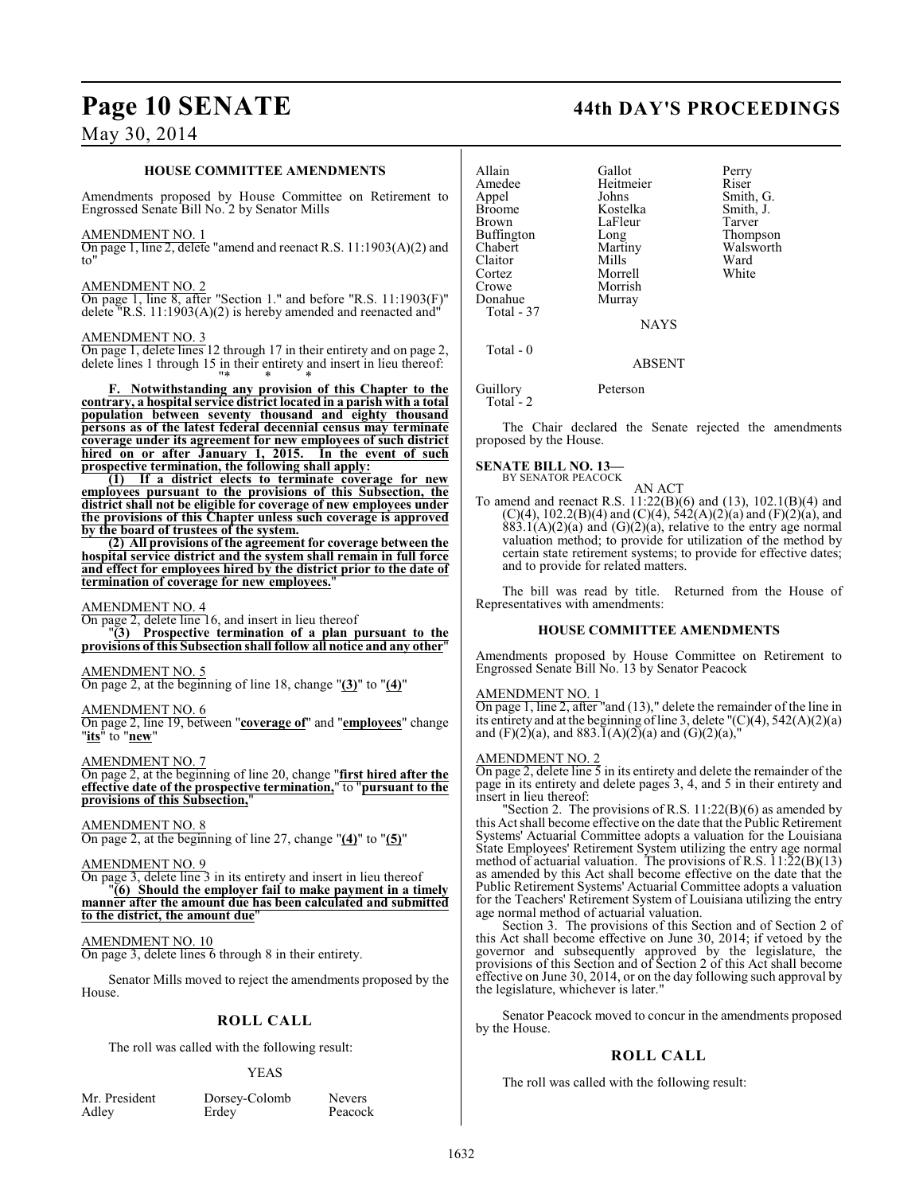### HOUSE COMMITTEE AMENDMENTS

Amendments proposed by House Committee on Retirement to Engrossed Senate Bill No. 2 by Senator Mills

AMENDMENT NO. 1

On page 1, line 2, delete "amend and reenact R.S. 11:1903(A)(2) and to"

AMENDMENT NO. 2

On page 1, line 8, after "Section 1." and before "R.S. 11:1903(F)" delete "R.S. 11:1903(A)(2) is hereby amended and reenacted and"

AMENDMENT NO. 3

On page 1, delete lines 12 through 17 in their entirety and on page 2, delete lines 1 through 15 in their entirety and insert in lieu thereof:

"* * *

**F. Notwithstanding any provision of this Chapter to the contrary, a hospital service district located in a parish with a total population between seventy thousand and eighty thousand persons as of the latest federal decennial census may terminate coverage under its agreement for new employees of such district hired on or after January 1, 2015. In the event of such prospective termination, the following shall apply:**

**(1) If a district elects to terminate coverage for new employees pursuant to the provisions of this Subsection, the district shall not be eligible for coverage of new employees under the provisions of this Chapter unless such coverage is approved by the board of trustees of the system.**

**(2) All provisions of the agreement for coverage between the hospital service district and the system shall remain in full force and effect for employees hired by the district prior to the date of termination of coverage for new employees.**"

AMENDMENT NO. 4

On page 2, delete line 16, and insert in lieu thereof

"**(3) Prospective termination of a plan pursuant to the provisions of this Subsection shall follow all notice and any other**"

AMENDMENT NO. 5

On page 2, at the beginning of line 18, change "**(3)**" to "**(4)**"

AMENDMENT NO. 6

On page 2, line 19, between "**coverage of**" and "**employees**" change "**its**" to "**new**"

AMENDMENT NO. 7

On page 2, at the beginning of line 20, change "**first hired after the effective date of the prospective termination,**" to "**pursuant to the provisions of this Subsection,**"

AMENDMENT NO. 8

On page 2, at the beginning of line 27, change "**(4)**" to "**(5)**"

AMENDMENT NO. 9

On page 3, delete line 3 in its entirety and insert in lieu thereof

"**(6) Should the employer fail to make payment in a timely manner after the amount due has been calculated and submitted to the district, the amount due**"

AMENDMENT NO. 10

On page 3, delete lines 6 through 8 in their entirety.

Senator Mills moved to reject the amendments proposed by the House.

## ROLL CALL

The roll was called with the following result:

YEAS

| | | |
|---|---|---|
| Mr. President | Dorsey-Colomb | Nevers |
| Adley | Erdey | Peacock |
| Allain | Gallot | Perry |
| Amedee | Heitmeier | Riser |
| Appel | Johns | Smith, G. |
| Broome | Kostelka | Smith, J. |
| Brown | LaFleur | Tarver |
| Buffington | Long | Thompson |
| Chabert | Martiny | Walsworth |
| Claitor | Mills | Ward |
| Cortez | Morrell | White |
| Crowe | Morrish | |
| Donahue | Murray | |

Total - 37

NAYS

Total - 0

ABSENT

| | |
|---|---|
| Guillory | Peterson |

Total - 2

The Chair declared the Senate rejected the amendments proposed by the House.

### SENATE BILL NO. 13—
BY SENATOR PEACOCK

AN ACT

To amend and reenact R.S. 11:22(B)(6) and (13), 102.1(B)(4) and (C)(4), 102.2(B)(4) and (C)(4), 542(A)(2)(a) and (F)(2)(a), and 883.1(A)(2)(a) and (G)(2)(a), relative to the entry age normal valuation method; to provide for utilization of the method by certain state retirement systems; to provide for effective dates; and to provide for related matters.

The bill was read by title. Returned from the House of Representatives with amendments:

### HOUSE COMMITTEE AMENDMENTS

Amendments proposed by House Committee on Retirement to Engrossed Senate Bill No. 13 by Senator Peacock

AMENDMENT NO. 1

On page 1, line 2, after "and (13)," delete the remainder of the line in its entirety and at the beginning of line 3, delete "(C)(4), 542(A)(2)(a) and (F)(2)(a), and 883.1(A)(2)(a) and (G)(2)(a),"

AMENDMENT NO. 2

On page 2, delete line 5 in its entirety and delete the remainder of the page in its entirety and delete pages 3, 4, and 5 in their entirety and insert in lieu thereof:

"Section 2. The provisions of R.S. 11:22(B)(6) as amended by this Act shall become effective on the date that the Public Retirement Systems' Actuarial Committee adopts a valuation for the Louisiana State Employees' Retirement System utilizing the entry age normal method of actuarial valuation. The provisions of R.S. 11:22(B)(13) as amended by this Act shall become effective on the date that the Public Retirement Systems' Actuarial Committee adopts a valuation for the Teachers' Retirement System of Louisiana utilizing the entry age normal method of actuarial valuation.

Section 3. The provisions of this Section and of Section 2 of this Act shall become effective on June 30, 2014; if vetoed by the governor and subsequently approved by the legislature, the provisions of this Section and of Section 2 of this Act shall become effective on June 30, 2014, or on the day following such approval by the legislature, whichever is later."

Senator Peacock moved to concur in the amendments proposed by the House.

## ROLL CALL

The roll was called with the following result: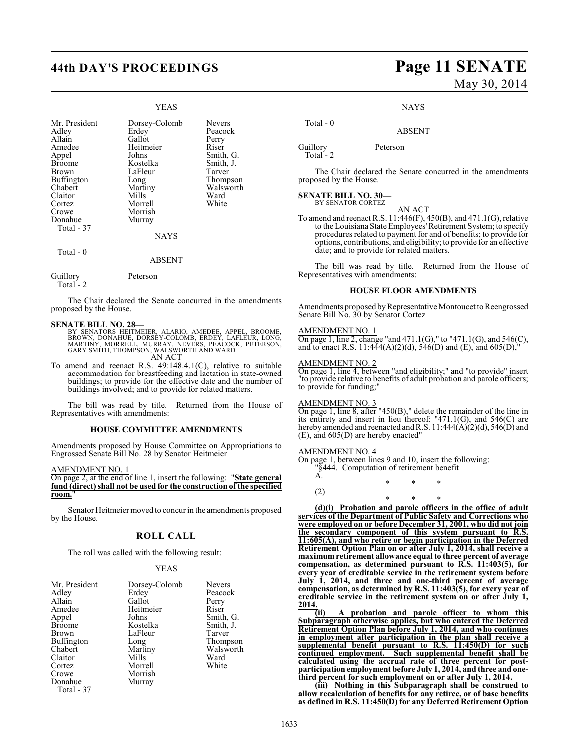### YEAS

| | | |
|---|---|---|
| Mr. President | Dorsey-Colomb | Nevers |
| Adley | Erdey | Peacock |
| Allain | Gallot | Perry |
| Amedee | Heitmeier | Riser |
| Appel | Johns | Smith, G. |
| Broome | Kostelka | Smith, J. |
| Brown | LaFleur | Tarver |
| Buffington | Long | Thompson |
| Chabert | Martiny | Walsworth |
| Claitor | Mills | Ward |
| Cortez | Morrell | White |
| Crowe | Morrish | |
| Donahue | Murray | |

Total - 37

### NAYS

Total - 0

### ABSENT

Guillory Peterson
Total - 2

The Chair declared the Senate concurred in the amendments proposed by the House.

**SENATE BILL NO. 28—**
BY SENATORS HEITMEIER, ALARIO, AMEDEE, APPEL, BROOME, BROWN, DONAHUE, DORSEY-COLOMB, ERDEY, LAFLEUR, LONG, MARTINY, MORRELL, MURRAY, NEVERS, PEACOCK, PETERSON, GARY SMITH, THOMPSON, WALSWORTH AND WARD

AN ACT

To amend and reenact R.S. 49:148.4.1(C), relative to suitable accommodation for breastfeeding and lactation in state-owned buildings; to provide for the effective date and the number of buildings involved; and to provide for related matters.

The bill was read by title. Returned from the House of Representatives with amendments:

## HOUSE COMMITTEE AMENDMENTS

Amendments proposed by House Committee on Appropriations to Engrossed Senate Bill No. 28 by Senator Heitmeier

AMENDMENT NO. 1
On page 2, at the end of line 1, insert the following: "**State general fund (direct) shall not be used for the construction of the specified room.**"

Senator Heitmeier moved to concur in the amendments proposed by the House.

## ROLL CALL

The roll was called with the following result:

### YEAS

| | | |
|---|---|---|
| Mr. President | Dorsey-Colomb | Nevers |
| Adley | Erdey | Peacock |
| Allain | Gallot | Perry |
| Amedee | Heitmeier | Riser |
| Appel | Johns | Smith, G. |
| Broome | Kostelka | Smith, J. |
| Brown | LaFleur | Tarver |
| Buffington | Long | Thompson |
| Chabert | Martiny | Walsworth |
| Claitor | Mills | Ward |
| Cortez | Morrell | White |
| Crowe | Morrish | |
| Donahue | Murray | |

Total - 37

### NAYS

Total - 0

### ABSENT

Guillory Peterson
Total - 2

The Chair declared the Senate concurred in the amendments proposed by the House.

**SENATE BILL NO. 30—**
BY SENATOR CORTEZ

AN ACT

To amend and reenact R.S. 11:446(F), 450(B), and 471.1(G), relative to the Louisiana State Employees' Retirement System; to specify procedures related to payment for and of benefits; to provide for options, contributions, and eligibility; to provide for an effective date; and to provide for related matters.

The bill was read by title. Returned from the House of Representatives with amendments:

## HOUSE FLOOR AMENDMENTS

Amendments proposed by Representative Montoucet to Reengrossed Senate Bill No. 30 by Senator Cortez

AMENDMENT NO. 1
On page 1, line 2, change "and 471.1(G)," to "471.1(G), and 546(C), and to enact R.S. 11:444(A)(2)(d), 546(D) and (E), and 605(D),"

AMENDMENT NO. 2
On page 1, line 4, between "and eligibility;" and "to provide" insert "to provide relative to benefits of adult probation and parole officers; to provide for funding;"

AMENDMENT NO. 3
On page 1, line 8, after "450(B)," delete the remainder of the line in its entirety and insert in lieu thereof: "471.1(G), and 546(C) are hereby amended and reenacted and R.S. 11:444(A)(2)(d), 546(D) and (E), and 605(D) are hereby enacted"

AMENDMENT NO. 4
On page 1, between lines 9 and 10, insert the following:

"§444. Computation of retirement benefit

A.

\* \* \*

(2)

\* \* \*

**(d)(i) Probation and parole officers in the office of adult services of the Department of Public Safety and Corrections who were employed on or before December 31, 2001, who did not join the secondary component of this system pursuant to R.S. 11:605(A), and who retire or begin participation in the Deferred Retirement Option Plan on or after July 1, 2014, shall receive a maximum retirement allowance equal to three percent of average compensation, as determined pursuant to R.S. 11:403(5), for every year of creditable service in the retirement system before July 1, 2014, and three and one-third percent of average compensation, as determined by R.S. 11:403(5), for every year of creditable service in the retirement system on or after July 1, 2014.**

**(ii) A probation and parole officer to whom this Subparagraph otherwise applies, but who entered the Deferred Retirement Option Plan before July 1, 2014, and who continues in employment after participation in the plan shall receive a supplemental benefit pursuant to R.S. 11:450(D) for such continued employment. Such supplemental benefit shall be calculated using the accrual rate of three percent for post-participation employment before July 1, 2014, and three and one-third percent for such employment on or after July 1, 2014.**

**(iii) Nothing in this Subparagraph shall be construed to allow recalculation of benefits for any retiree, or of base benefits as defined in R.S. 11:450(D) for any Deferred Retirement Option**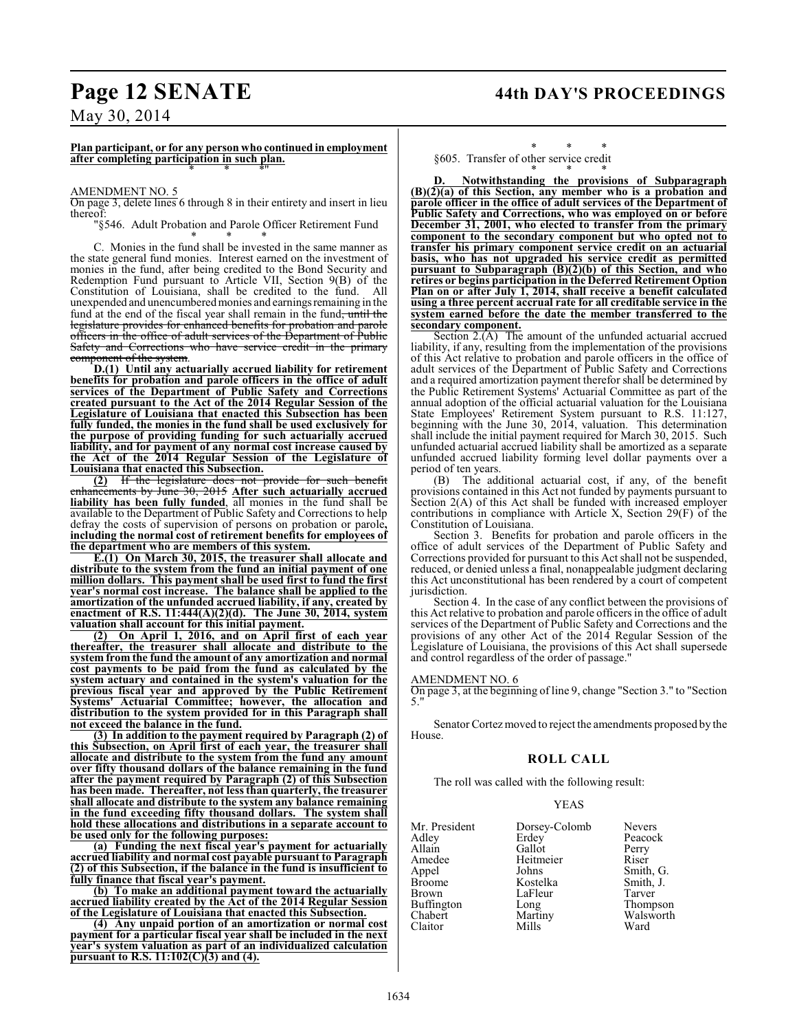**Plan participant, or for any person who continued in employment after completing participation in such plan.**

\* \* \*"

AMENDMENT NO. 5

On page 3, delete lines 6 through 8 in their entirety and insert in lieu thereof:

"§546. Adult Probation and Parole Officer Retirement Fund

\* \* \*

C. Monies in the fund shall be invested in the same manner as the state general fund monies. Interest earned on the investment of monies in the fund, after being credited to the Bond Security and Redemption Fund pursuant to Article VII, Section 9(B) of the Constitution of Louisiana, shall be credited to the fund. All unexpended and unencumbered monies and earnings remaining in the fund at the end of the fiscal year shall remain in the fund~~, until the legislature provides for enhanced benefits for probation and parole officers in the office of adult services of the Department of Public Safety and Corrections who have service credit in the primary component of the system~~.

**D.(1) Until any actuarially accrued liability for retirement benefits for probation and parole officers in the office of adult services of the Department of Public Safety and Corrections created pursuant to the Act of the 2014 Regular Session of the Legislature of Louisiana that enacted this Subsection has been fully funded, the monies in the fund shall be used exclusively for the purpose of providing funding for such actuarially accrued liability, and for payment of any normal cost increase caused by the Act of the 2014 Regular Session of the Legislature of Louisiana that enacted this Subsection.**

**(2)** ~~If the legislature does not provide for such benefit enhancements by June 30, 2015~~ **After such actuarially accrued liability has been fully funded**, all monies in the fund shall be available to the Department of Public Safety and Corrections to help defray the costs of supervision of persons on probation or parole**, including the normal cost of retirement benefits for employees of the department who are members of this system.**

**E.(1) On March 30, 2015, the treasurer shall allocate and distribute to the system from the fund an initial payment of one million dollars. This payment shall be used first to fund the first year's normal cost increase. The balance shall be applied to the amortization of the unfunded accrued liability, if any, created by enactment of R.S. 11:444(A)(2)(d). The June 30, 2014, system valuation shall account for this initial payment.**

**(2) On April 1, 2016, and on April first of each year thereafter, the treasurer shall allocate and distribute to the system from the fund the amount of any amortization and normal cost payments to be paid from the fund as calculated by the system actuary and contained in the system's valuation for the previous fiscal year and approved by the Public Retirement Systems' Actuarial Committee; however, the allocation and distribution to the system provided for in this Paragraph shall not exceed the balance in the fund.**

**(3) In addition to the payment required by Paragraph (2) of this Subsection, on April first of each year, the treasurer shall allocate and distribute to the system from the fund any amount over fifty thousand dollars of the balance remaining in the fund after the payment required by Paragraph (2) of this Subsection has been made. Thereafter, not less than quarterly, the treasurer shall allocate and distribute to the system any balance remaining in the fund exceeding fifty thousand dollars. The system shall hold these allocations and distributions in a separate account to be used only for the following purposes:**

**(a) Funding the next fiscal year's payment for actuarially accrued liability and normal cost payable pursuant to Paragraph (2) of this Subsection, if the balance in the fund is insufficient to fully finance that fiscal year's payment.**

**(b) To make an additional payment toward the actuarially accrued liability created by the Act of the 2014 Regular Session of the Legislature of Louisiana that enacted this Subsection.**

**(4) Any unpaid portion of an amortization or normal cost payment for a particular fiscal year shall be included in the next year's system valuation as part of an individualized calculation pursuant to R.S. 11:102(C)(3) and (4).**

\* \* \*

§605. Transfer of other service credit

\* \* \*

**D. Notwithstanding the provisions of Subparagraph (B)(2)(a) of this Section, any member who is a probation and parole officer in the office of adult services of the Department of Public Safety and Corrections, who was employed on or before December 31, 2001, who elected to transfer from the primary component to the secondary component but who opted not to transfer his primary component service credit on an actuarial basis, who has not upgraded his service credit as permitted pursuant to Subparagraph (B)(2)(b) of this Section, and who retires or begins participation in the Deferred Retirement Option Plan on or after July 1, 2014, shall receive a benefit calculated using a three percent accrual rate for all creditable service in the system earned before the date the member transferred to the secondary component.**

Section 2.(A) The amount of the unfunded actuarial accrued liability, if any, resulting from the implementation of the provisions of this Act relative to probation and parole officers in the office of adult services of the Department of Public Safety and Corrections and a required amortization payment therefor shall be determined by the Public Retirement Systems' Actuarial Committee as part of the annual adoption of the official actuarial valuation for the Louisiana State Employees' Retirement System pursuant to R.S. 11:127, beginning with the June 30, 2014, valuation. This determination shall include the initial payment required for March 30, 2015. Such unfunded actuarial accrued liability shall be amortized as a separate unfunded accrued liability forming level dollar payments over a period of ten years.

(B) The additional actuarial cost, if any, of the benefit provisions contained in this Act not funded by payments pursuant to Section 2(A) of this Act shall be funded with increased employer contributions in compliance with Article X, Section 29(F) of the Constitution of Louisiana.

Section 3. Benefits for probation and parole officers in the office of adult services of the Department of Public Safety and Corrections provided for pursuant to this Act shall not be suspended, reduced, or denied unless a final, nonappealable judgment declaring this Act unconstitutional has been rendered by a court of competent jurisdiction.

Section 4. In the case of any conflict between the provisions of this Act relative to probation and parole officers in the office of adult services of the Department of Public Safety and Corrections and the provisions of any other Act of the 2014 Regular Session of the Legislature of Louisiana, the provisions of this Act shall supersede and control regardless of the order of passage."

AMENDMENT NO. 6

On page 3, at the beginning of line 9, change "Section 3." to "Section 5."

Senator Cortez moved to reject the amendments proposed by the House.

## ROLL CALL

The roll was called with the following result:

YEAS

| | | |
|---|---|---|
| Mr. President | Dorsey-Colomb | Nevers |
| Adley | Erdey | Peacock |
| Allain | Gallot | Perry |
| Amedee | Heitmeier | Riser |
| Appel | Johns | Smith, G. |
| Broome | Kostelka | Smith, J. |
| Brown | LaFleur | Tarver |
| Buffington | Long | Thompson |
| Chabert | Martiny | Walsworth |
| Claitor | Mills | Ward |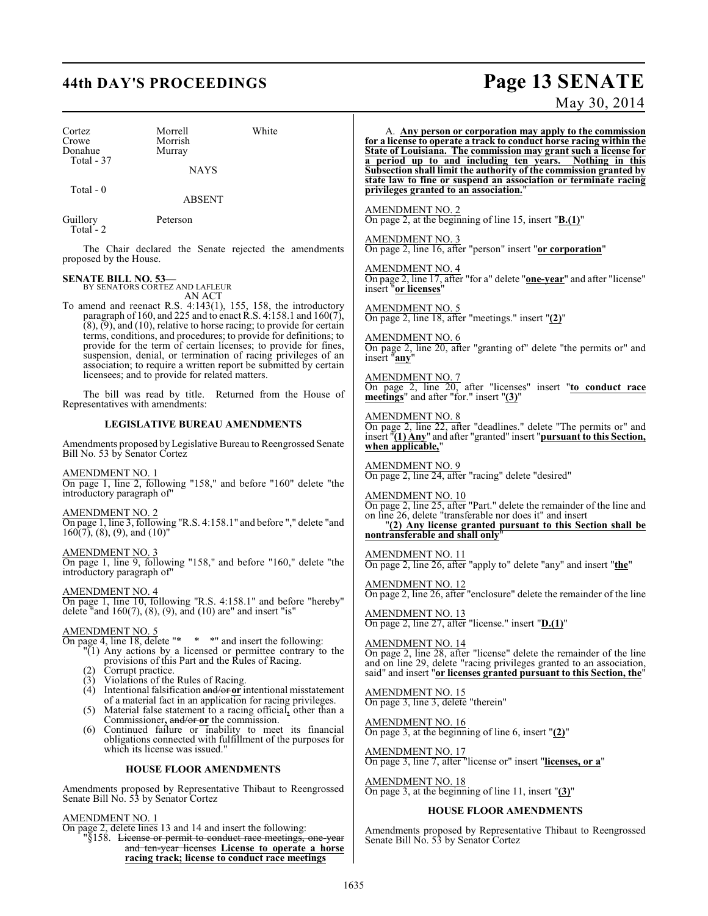| | | |
|---|---|---|
| Cortez | Morrell | White |
| Crowe | Morrish | |
| Donahue | Murray | |
| Total - 37 | | |

NAYS

Total - 0

ABSENT

| | |
|---|---|
| Guillory | Peterson |
| Total - 2 | |

The Chair declared the Senate rejected the amendments proposed by the House.

**SENATE BILL NO. 53—**
BY SENATORS CORTEZ AND LAFLEUR

AN ACT

To amend and reenact R.S. 4:143(1), 155, 158, the introductory paragraph of 160, and 225 and to enact R.S. 4:158.1 and 160(7), (8), (9), and (10), relative to horse racing; to provide for certain terms, conditions, and procedures; to provide for definitions; to provide for the term of certain licenses; to provide for fines, suspension, denial, or termination of racing privileges of an association; to require a written report be submitted by certain licensees; and to provide for related matters.

The bill was read by title. Returned from the House of Representatives with amendments:

**LEGISLATIVE BUREAU AMENDMENTS**

Amendments proposed by Legislative Bureau to Reengrossed Senate Bill No. 53 by Senator Cortez

AMENDMENT NO. 1
On page 1, line 2, following "158," and before "160" delete "the introductory paragraph of"

AMENDMENT NO. 2
On page 1, line 3, following "R.S. 4:158.1" and before "," delete "and 160(7), (8), (9), and (10)"

AMENDMENT NO. 3
On page 1, line 9, following "158," and before "160," delete "the introductory paragraph of"

AMENDMENT NO. 4
On page 1, line 10, following "R.S. 4:158.1" and before "hereby" delete "and 160(7), (8), (9), and (10) are" and insert "is"

AMENDMENT NO. 5
On page 4, line 18, delete "* * *" and insert the following:

"(1) Any actions by a licensed or permittee contrary to the provisions of this Part and the Rules of Racing.
(2) Corrupt practice.
(3) Violations of the Rules of Racing.
(4) Intentional falsification ~~and/or~~ **or** intentional misstatement of a material fact in an application for racing privileges.
(5) Material false statement to a racing official**,** other than a Commissioner**,** ~~and/or~~ **or** the commission.
(6) Continued failure or inability to meet its financial obligations connected with fulfillment of the purposes for which its license was issued."

**HOUSE FLOOR AMENDMENTS**

Amendments proposed by Representative Thibaut to Reengrossed Senate Bill No. 53 by Senator Cortez

AMENDMENT NO. 1
On page 2, delete lines 13 and 14 and insert the following:

"§158. ~~License or permit to conduct race meetings, one-year and ten-year licenses~~ **License to operate a horse racing track; license to conduct race meetings**

A. **Any person or corporation may apply to the commission for a license to operate a track to conduct horse racing within the State of Louisiana. The commission may grant such a license for a period up to and including ten years. Nothing in this Subsection shall limit the authority of the commission granted by state law to fine or suspend an association or terminate racing privileges granted to an association.**"

AMENDMENT NO. 2
On page 2, at the beginning of line 15, insert "**B.(1)**"

AMENDMENT NO. 3
On page 2, line 16, after "person" insert "**or corporation**"

AMENDMENT NO. 4
On page 2, line 17, after "for a" delete "**one-year**" and after "license" insert "**or licenses**"

AMENDMENT NO. 5
On page 2, line 18, after "meetings." insert "**(2)**"

AMENDMENT NO. 6
On page 2, line 20, after "granting of" delete "the permits or" and insert "**any**"

AMENDMENT NO. 7
On page 2, line 20, after "licenses" insert "**to conduct race meetings**" and after "for." insert "**(3)**"

AMENDMENT NO. 8
On page 2, line 22, after "deadlines." delete "The permits or" and insert "**(1) Any**" and after "granted" insert "**pursuant to this Section, when applicable,**"

AMENDMENT NO. 9
On page 2, line 24, after "racing" delete "desired"

AMENDMENT NO. 10
On page 2, line 25, after "Part." delete the remainder of the line and on line 26, delete "transferable nor does it" and insert
"**(2) Any license granted pursuant to this Section shall be nontransferable and shall only**"

AMENDMENT NO. 11
On page 2, line 26, after "apply to" delete "any" and insert "**the**"

AMENDMENT NO. 12
On page 2, line 26, after "enclosure" delete the remainder of the line

AMENDMENT NO. 13
On page 2, line 27, after "license." insert "**D.(1)**"

AMENDMENT NO. 14
On page 2, line 28, after "license" delete the remainder of the line and on line 29, delete "racing privileges granted to an association, said" and insert "**or licenses granted pursuant to this Section, the**"

AMENDMENT NO. 15
On page 3, line 3, delete "therein"

AMENDMENT NO. 16
On page 3, at the beginning of line 6, insert "**(2)**"

AMENDMENT NO. 17
On page 3, line 7, after "license or" insert "**licenses, or a**"

AMENDMENT NO. 18
On page 3, at the beginning of line 11, insert "**(3)**"

**HOUSE FLOOR AMENDMENTS**

Amendments proposed by Representative Thibaut to Reengrossed Senate Bill No. 53 by Senator Cortez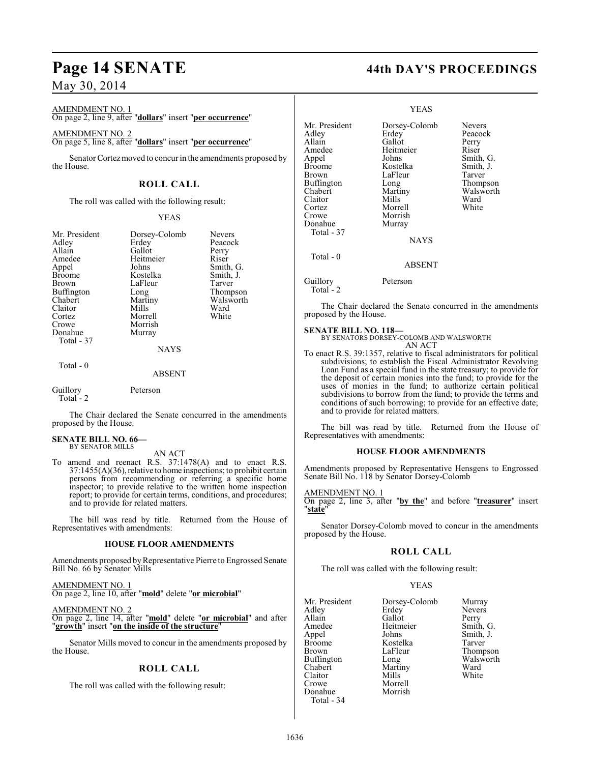AMENDMENT NO. 1
On page 2, line 9, after "**dollars**" insert "**per occurrence**"

AMENDMENT NO. 2
On page 5, line 8, after "**dollars**" insert "**per occurrence**"

Senator Cortez moved to concur in the amendments proposed by the House.

## ROLL CALL

The roll was called with the following result:

YEAS

| | | |
|---|---|---|
| Mr. President | Dorsey-Colomb | Nevers |
| Adley | Erdey | Peacock |
| Allain | Gallot | Perry |
| Amedee | Heitmeier | Riser |
| Appel | Johns | Smith, G. |
| Broome | Kostelka | Smith, J. |
| Brown | LaFleur | Tarver |
| Buffington | Long | Thompson |
| Chabert | Martiny | Walsworth |
| Claitor | Mills | Ward |
| Cortez | Morrell | White |
| Crowe | Morrish | |
| Donahue | Murray | |

Total - 37

NAYS

Total - 0

ABSENT

Guillory Peterson
Total - 2

The Chair declared the Senate concurred in the amendments proposed by the House.

**SENATE BILL NO. 66—**
BY SENATOR MILLS

AN ACT

To amend and reenact R.S. 37:1478(A) and to enact R.S. 37:1455(A)(36), relative to home inspections; to prohibit certain persons from recommending or referring a specific home inspector; to provide relative to the written home inspection report; to provide for certain terms, conditions, and procedures; and to provide for related matters.

The bill was read by title. Returned from the House of Representatives with amendments:

### HOUSE FLOOR AMENDMENTS

Amendments proposed by Representative Pierre to Engrossed Senate Bill No. 66 by Senator Mills

AMENDMENT NO. 1
On page 2, line 10, after "**mold**" delete "**or microbial**"

AMENDMENT NO. 2
On page 2, line 14, after "**mold**" delete "**or microbial**" and after "**growth**" insert "**on the inside of the structure**"

Senator Mills moved to concur in the amendments proposed by the House.

## ROLL CALL

The roll was called with the following result:

YEAS

| | | |
|---|---|---|
| Mr. President | Dorsey-Colomb | Nevers |
| Adley | Erdey | Peacock |
| Allain | Gallot | Perry |
| Amedee | Heitmeier | Riser |
| Appel | Johns | Smith, G. |
| Broome | Kostelka | Smith, J. |
| Brown | LaFleur | Tarver |
| Buffington | Long | Thompson |
| Chabert | Martiny | Walsworth |
| Claitor | Mills | Ward |
| Cortez | Morrell | White |
| Crowe | Morrish | |
| Donahue | Murray | |

Total - 37

NAYS

Total - 0

ABSENT

Guillory Peterson
Total - 2

The Chair declared the Senate concurred in the amendments proposed by the House.

**SENATE BILL NO. 118—**
BY SENATORS DORSEY-COLOMB AND WALSWORTH

AN ACT

To enact R.S. 39:1357, relative to fiscal administrators for political subdivisions; to establish the Fiscal Administrator Revolving Loan Fund as a special fund in the state treasury; to provide for the deposit of certain monies into the fund; to provide for the uses of monies in the fund; to authorize certain political subdivisions to borrow from the fund; to provide the terms and conditions of such borrowing; to provide for an effective date; and to provide for related matters.

The bill was read by title. Returned from the House of Representatives with amendments:

### HOUSE FLOOR AMENDMENTS

Amendments proposed by Representative Hensgens to Engrossed Senate Bill No. 118 by Senator Dorsey-Colomb

AMENDMENT NO. 1
On page 2, line 3, after "**by the**" and before "**treasurer**" insert "**state**"

Senator Dorsey-Colomb moved to concur in the amendments proposed by the House.

## ROLL CALL

The roll was called with the following result:

YEAS

| | | |
|---|---|---|
| Mr. President | Dorsey-Colomb | Murray |
| Adley | Erdey | Nevers |
| Allain | Gallot | Perry |
| Amedee | Heitmeier | Smith, G. |
| Appel | Johns | Smith, J. |
| Broome | Kostelka | Tarver |
| Brown | LaFleur | Thompson |
| Buffington | Long | Walsworth |
| Chabert | Martiny | Ward |
| Claitor | Mills | White |
| Crowe | Morrell | |
| Donahue | Morrish | |

Total - 34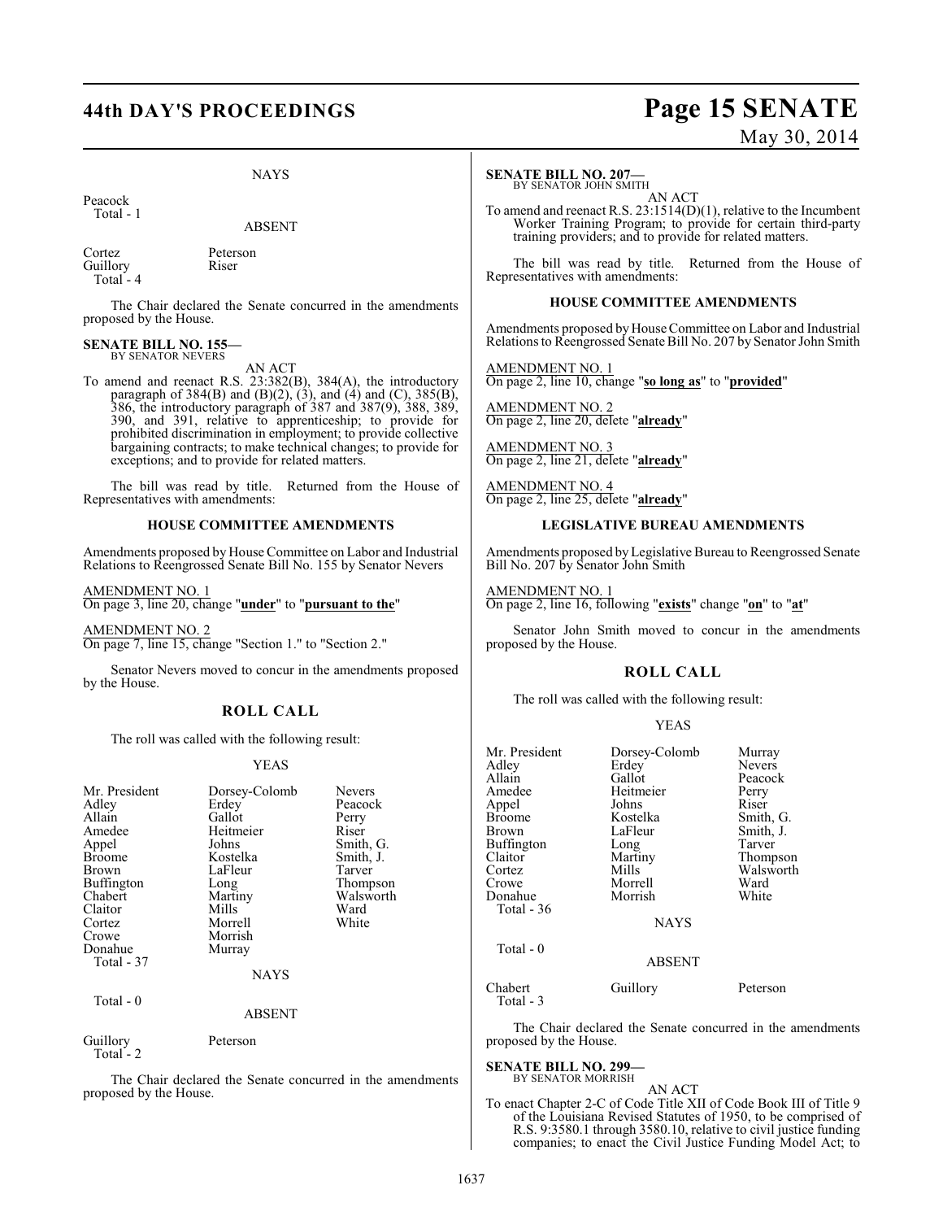NAYS

Peacock
Total - 1

ABSENT

| | |
|---|---|
| Cortez | Peterson |
| Guillory | Riser |

Total - 4

The Chair declared the Senate concurred in the amendments proposed by the House.

**SENATE BILL NO. 155—**
BY SENATOR NEVERS

AN ACT

To amend and reenact R.S. 23:382(B), 384(A), the introductory paragraph of 384(B) and (B)(2), (3), and (4) and (C), 385(B), 386, the introductory paragraph of 387 and 387(9), 388, 389, 390, and 391, relative to apprenticeship; to provide for prohibited discrimination in employment; to provide collective bargaining contracts; to make technical changes; to provide for exceptions; and to provide for related matters.

The bill was read by title. Returned from the House of Representatives with amendments:

**HOUSE COMMITTEE AMENDMENTS**

Amendments proposed by House Committee on Labor and Industrial Relations to Reengrossed Senate Bill No. 155 by Senator Nevers

AMENDMENT NO. 1
On page 3, line 20, change "**under**" to "**pursuant to the**"

AMENDMENT NO. 2
On page 7, line 15, change "Section 1." to "Section 2."

Senator Nevers moved to concur in the amendments proposed by the House.

## ROLL CALL

The roll was called with the following result:

YEAS

| | | |
|---|---|---|
| Mr. President | Dorsey-Colomb | Nevers |
| Adley | Erdey | Peacock |
| Allain | Gallot | Perry |
| Amedee | Heitmeier | Riser |
| Appel | Johns | Smith, G. |
| Broome | Kostelka | Smith, J. |
| Brown | LaFleur | Tarver |
| Buffington | Long | Thompson |
| Chabert | Martiny | Walsworth |
| Claitor | Mills | Ward |
| Cortez | Morrell | White |
| Crowe | Morrish | |
| Donahue | Murray | |

Total - 37

NAYS

Total - 0

ABSENT

| | |
|---|---|
| Guillory | Peterson |

Total - 2

The Chair declared the Senate concurred in the amendments proposed by the House.

**SENATE BILL NO. 207—**
BY SENATOR JOHN SMITH

AN ACT

To amend and reenact R.S. 23:1514(D)(1), relative to the Incumbent Worker Training Program; to provide for certain third-party training providers; and to provide for related matters.

The bill was read by title. Returned from the House of Representatives with amendments:

**HOUSE COMMITTEE AMENDMENTS**

Amendments proposed by House Committee on Labor and Industrial Relations to Reengrossed Senate Bill No. 207 by Senator John Smith

AMENDMENT NO. 1
On page 2, line 10, change "**so long as**" to "**provided**"

AMENDMENT NO. 2
On page 2, line 20, delete "**already**"

AMENDMENT NO. 3
On page 2, line 21, delete "**already**"

AMENDMENT NO. 4
On page 2, line 25, delete "**already**"

**LEGISLATIVE BUREAU AMENDMENTS**

Amendments proposed by Legislative Bureau to Reengrossed Senate Bill No. 207 by Senator John Smith

AMENDMENT NO. 1
On page 2, line 16, following "**exists**" change "**on**" to "**at**"

Senator John Smith moved to concur in the amendments proposed by the House.

## ROLL CALL

The roll was called with the following result:

YEAS

| | | |
|---|---|---|
| Mr. President | Dorsey-Colomb | Murray |
| Adley | Erdey | Nevers |
| Allain | Gallot | Peacock |
| Amedee | Heitmeier | Perry |
| Appel | Johns | Riser |
| Broome | Kostelka | Smith, G. |
| Brown | LaFleur | Smith, J. |
| Buffington | Long | Tarver |
| Claitor | Martiny | Thompson |
| Cortez | Mills | Walsworth |
| Crowe | Morrell | Ward |
| Donahue | Morrish | White |

Total - 36

NAYS

Total - 0

ABSENT

| | | |
|---|---|---|
| Chabert | Guillory | Peterson |

Total - 3

The Chair declared the Senate concurred in the amendments proposed by the House.

**SENATE BILL NO. 299—**
BY SENATOR MORRISH

AN ACT

To enact Chapter 2-C of Code Title XII of Code Book III of Title 9 of the Louisiana Revised Statutes of 1950, to be comprised of R.S. 9:3580.1 through 3580.10, relative to civil justice funding companies; to enact the Civil Justice Funding Model Act; to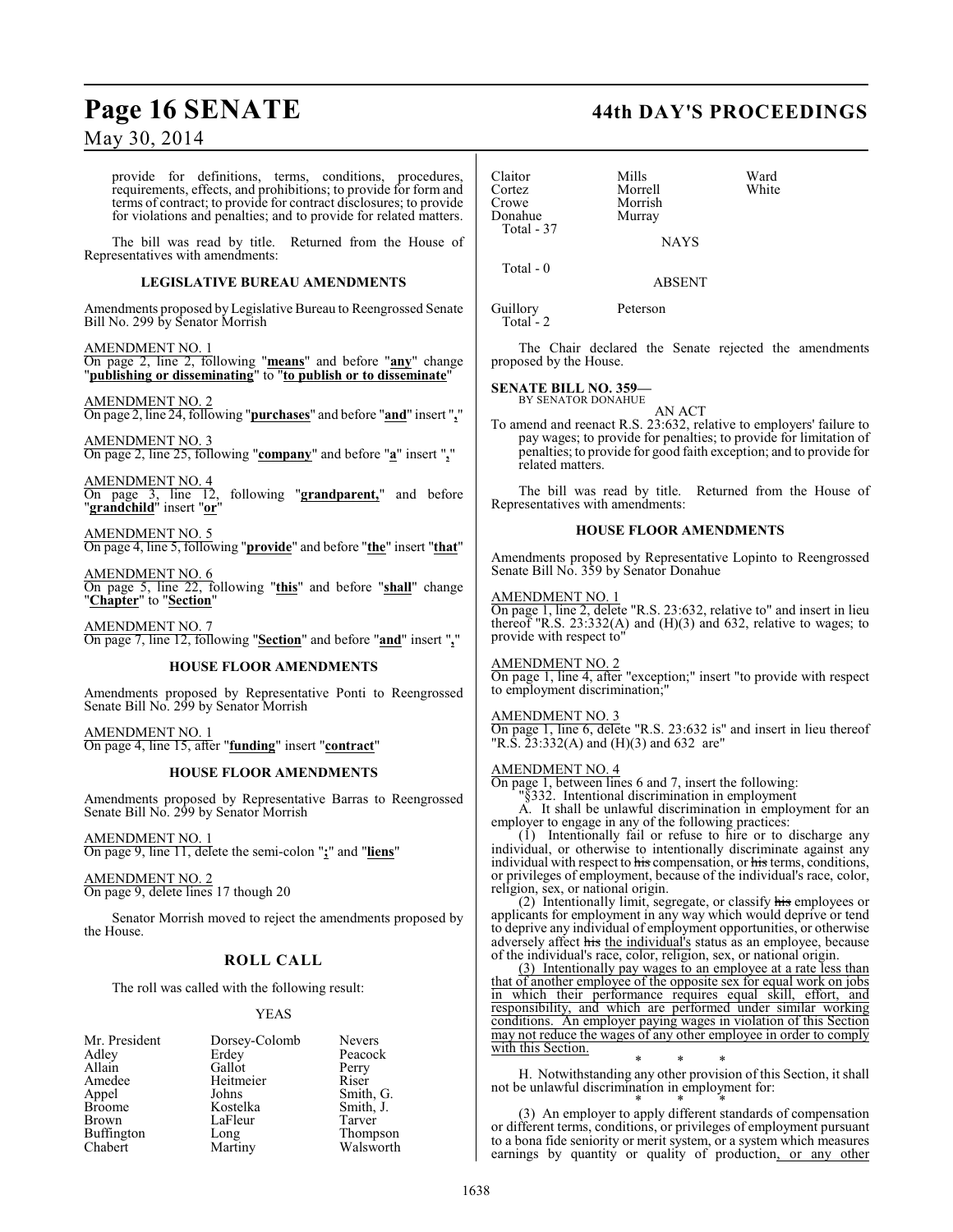provide for definitions, terms, conditions, procedures, requirements, effects, and prohibitions; to provide for form and terms of contract; to provide for contract disclosures; to provide for violations and penalties; and to provide for related matters.

The bill was read by title. Returned from the House of Representatives with amendments:

## LEGISLATIVE BUREAU AMENDMENTS

Amendments proposed by Legislative Bureau to Reengrossed Senate Bill No. 299 by Senator Morrish

AMENDMENT NO. 1
On page 2, line 2, following "**means**" and before "**any**" change "**publishing or disseminating**" to "**to publish or to disseminate**"

AMENDMENT NO. 2
On page 2, line 24, following "**purchases**" and before "**and**" insert "**,**"

AMENDMENT NO. 3
On page 2, line 25, following "**company**" and before "**a**" insert "**,**"

AMENDMENT NO. 4
On page 3, line 12, following "**grandparent,**" and before "**grandchild**" insert "**or**"

AMENDMENT NO. 5
On page 4, line 5, following "**provide**" and before "**the**" insert "**that**"

AMENDMENT NO. 6
On page 5, line 22, following "**this**" and before "**shall**" change "**Chapter**" to "**Section**"

AMENDMENT NO. 7
On page 7, line 12, following "**Section**" and before "**and**" insert "**,**"

## HOUSE FLOOR AMENDMENTS

Amendments proposed by Representative Ponti to Reengrossed Senate Bill No. 299 by Senator Morrish

AMENDMENT NO. 1
On page 4, line 15, after "**funding**" insert "**contract**"

## HOUSE FLOOR AMENDMENTS

Amendments proposed by Representative Barras to Reengrossed Senate Bill No. 299 by Senator Morrish

AMENDMENT NO. 1
On page 9, line 11, delete the semi-colon "**;**" and "**liens**"

AMENDMENT NO. 2
On page 9, delete lines 17 though 20

Senator Morrish moved to reject the amendments proposed by the House.

## ROLL CALL

The roll was called with the following result:

YEAS

| | | |
|---|---|---|
| Mr. President | Dorsey-Colomb | Nevers |
| Adley | Erdey | Peacock |
| Allain | Gallot | Perry |
| Amedee | Heitmeier | Riser |
| Appel | Johns | Smith, G. |
| Broome | Kostelka | Smith, J. |
| Brown | LaFleur | Tarver |
| Buffington | Long | Thompson |
| Chabert | Martiny | Walsworth |
| Claitor | Mills | Ward |
| Cortez | Morrell | White |
| Crowe | Morrish | |
| Donahue | Murray | |

Total - 37

NAYS

Total - 0

ABSENT

| | |
|---|---|
| Guillory | Peterson |

Total - 2

The Chair declared the Senate rejected the amendments proposed by the House.

## SENATE BILL NO. 359—
BY SENATOR DONAHUE

AN ACT

To amend and reenact R.S. 23:632, relative to employers' failure to pay wages; to provide for penalties; to provide for limitation of penalties; to provide for good faith exception; and to provide for related matters.

The bill was read by title. Returned from the House of Representatives with amendments:

## HOUSE FLOOR AMENDMENTS

Amendments proposed by Representative Lopinto to Reengrossed Senate Bill No. 359 by Senator Donahue

AMENDMENT NO. 1
On page 1, line 2, delete "R.S. 23:632, relative to" and insert in lieu thereof "R.S. 23:332(A) and (H)(3) and 632, relative to wages; to provide with respect to"

AMENDMENT NO. 2
On page 1, line 4, after "exception;" insert "to provide with respect to employment discrimination;"

AMENDMENT NO. 3
On page 1, line 6, delete "R.S. 23:632 is" and insert in lieu thereof "R.S. 23:332(A) and (H)(3) and 632 are"

AMENDMENT NO. 4
On page 1, between lines 6 and 7, insert the following:

"§332. Intentional discrimination in employment

A. It shall be unlawful discrimination in employment for an employer to engage in any of the following practices:

(1) Intentionally fail or refuse to hire or to discharge any individual, or otherwise to intentionally discriminate against any individual with respect to ~~his~~ compensation, or ~~his~~ terms, conditions, or privileges of employment, because of the individual's race, color, religion, sex, or national origin.

(2) Intentionally limit, segregate, or classify ~~his~~ employees or applicants for employment in any way which would deprive or tend to deprive any individual of employment opportunities, or otherwise adversely affect ~~his~~ <u>the individual's</u> status as an employee, because of the individual's race, color, religion, sex, or national origin.

<u>(3) Intentionally pay wages to an employee at a rate less than that of another employee of the opposite sex for equal work on jobs in which their performance requires equal skill, effort, and responsibility, and which are performed under similar working conditions. An employer paying wages in violation of this Section may not reduce the wages of any other employee in order to comply with this Section.</u>

\* \* \*

H. Notwithstanding any other provision of this Section, it shall not be unlawful discrimination in employment for:

\* \* \*

(3) An employer to apply different standards of compensation or different terms, conditions, or privileges of employment pursuant to a bona fide seniority or merit system, or a system which measures earnings by quantity or quality of production<u>, or any other</u>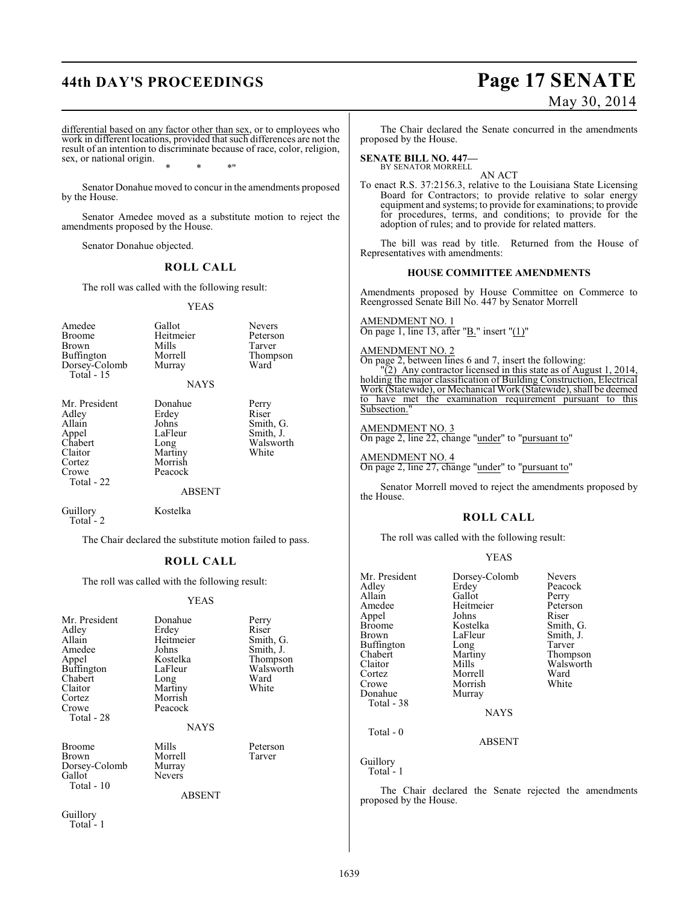differential based on any factor other than sex, or to employees who work in different locations, provided that such differences are not the result of an intention to discriminate because of race, color, religion, sex, or national origin.

\* \* \*"

Senator Donahue moved to concur in the amendments proposed by the House.

Senator Amedee moved as a substitute motion to reject the amendments proposed by the House.

Senator Donahue objected.

## ROLL CALL

The roll was called with the following result:

YEAS

| | | |
|---|---|---|
| Amedee | Gallot | Nevers |
| Broome | Heitmeier | Peterson |
| Brown | Mills | Tarver |
| Buffington | Morrell | Thompson |
| Dorsey-Colomb | Murray | Ward |
| Total - 15 | | |

NAYS

| | | |
|---|---|---|
| Mr. President | Donahue | Perry |
| Adley | Erdey | Riser |
| Allain | Johns | Smith, G. |
| Appel | LaFleur | Smith, J. |
| Chabert | Long | Walsworth |
| Claitor | Martiny | White |
| Cortez | Morrish | |
| Crowe | Peacock | |
| Total - 22 | | |

ABSENT

| | |
|---|---|
| Guillory | Kostelka |
| Total - 2 | |

The Chair declared the substitute motion failed to pass.

## ROLL CALL

The roll was called with the following result:

YEAS

| | | |
|---|---|---|
| Mr. President | Donahue | Perry |
| Adley | Erdey | Riser |
| Allain | Heitmeier | Smith, G. |
| Amedee | Johns | Smith, J. |
| Appel | Kostelka | Thompson |
| Buffington | LaFleur | Walsworth |
| Chabert | Long | Ward |
| Claitor | Martiny | White |
| Cortez | Morrish | |
| Crowe | Peacock | |
| Total - 28 | | |

NAYS

| | | |
|---|---|---|
| Broome | Mills | Peterson |
| Brown | Morrell | Tarver |
| Dorsey-Colomb | Murray | |
| Gallot | Nevers | |
| Total - 10 | | |

ABSENT

Guillory
Total - 1

The Chair declared the Senate concurred in the amendments proposed by the House.

**SENATE BILL NO. 447—**
BY SENATOR MORRELL

AN ACT

To enact R.S. 37:2156.3, relative to the Louisiana State Licensing Board for Contractors; to provide relative to solar energy equipment and systems; to provide for examinations; to provide for procedures, terms, and conditions; to provide for the adoption of rules; and to provide for related matters.

The bill was read by title. Returned from the House of Representatives with amendments:

### HOUSE COMMITTEE AMENDMENTS

Amendments proposed by House Committee on Commerce to Reengrossed Senate Bill No. 447 by Senator Morrell

AMENDMENT NO. 1
On page 1, line 13, after "B." insert "(1)"

AMENDMENT NO. 2
On page 2, between lines 6 and 7, insert the following:

"(2) Any contractor licensed in this state as of August 1, 2014, holding the major classification of Building Construction, Electrical Work (Statewide), or Mechanical Work (Statewide), shall be deemed to have met the examination requirement pursuant to this Subsection."

AMENDMENT NO. 3
On page 2, line 22, change "under" to "pursuant to"

AMENDMENT NO. 4
On page 2, line 27, change "under" to "pursuant to"

Senator Morrell moved to reject the amendments proposed by the House.

## ROLL CALL

The roll was called with the following result:

YEAS

| | | |
|---|---|---|
| Mr. President | Dorsey-Colomb | Nevers |
| Adley | Erdey | Peacock |
| Allain | Gallot | Perry |
| Amedee | Heitmeier | Peterson |
| Appel | Johns | Riser |
| Broome | Kostelka | Smith, G. |
| Brown | LaFleur | Smith, J. |
| Buffington | Long | Tarver |
| Chabert | Martiny | Thompson |
| Claitor | Mills | Walsworth |
| Cortez | Morrell | Ward |
| Crowe | Morrish | White |
| Donahue | Murray | |
| Total - 38 | | |

NAYS

Total - 0

ABSENT

Guillory
Total - 1

The Chair declared the Senate rejected the amendments proposed by the House.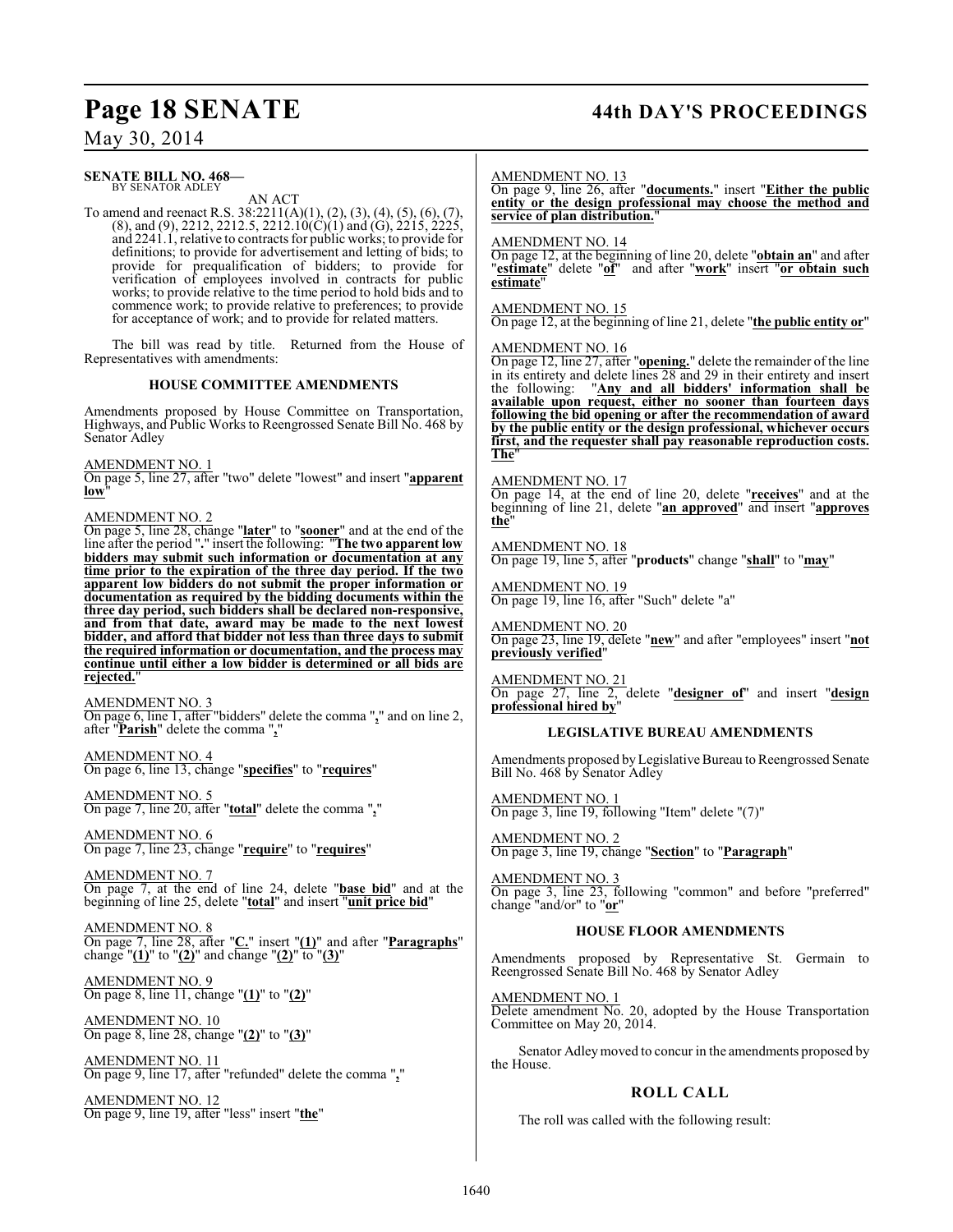**SENATE BILL NO. 468—**
BY SENATOR ADLEY

AN ACT

To amend and reenact R.S. 38:2211(A)(1), (2), (3), (4), (5), (6), (7), (8), and (9), 2212, 2212.5, 2212.10(C)(1) and (G), 2215, 2225, and 2241.1, relative to contracts for public works; to provide for definitions; to provide for advertisement and letting of bids; to provide for prequalification of bidders; to provide for verification of employees involved in contracts for public works; to provide relative to the time period to hold bids and to commence work; to provide relative to preferences; to provide for acceptance of work; and to provide for related matters.

The bill was read by title. Returned from the House of Representatives with amendments:

### HOUSE COMMITTEE AMENDMENTS

Amendments proposed by House Committee on Transportation, Highways, and Public Works to Reengrossed Senate Bill No. 468 by Senator Adley

AMENDMENT NO. 1
On page 5, line 27, after "two" delete "lowest" and insert "**apparent low**"

AMENDMENT NO. 2
On page 5, line 28, change "**later**" to "**sooner**" and at the end of the line after the period "**.**" insert the following: "**The two apparent low bidders may submit such information or documentation at any time prior to the expiration of the three day period. If the two apparent low bidders do not submit the proper information or documentation as required by the bidding documents within the three day period, such bidders shall be declared non-responsive, and from that date, award may be made to the next lowest bidder, and afford that bidder not less than three days to submit the required information or documentation, and the process may continue until either a low bidder is determined or all bids are rejected.**"

AMENDMENT NO. 3
On page 6, line 1, after "bidders" delete the comma "**,**" and on line 2, after "**Parish**" delete the comma "**,**"

AMENDMENT NO. 4
On page 6, line 13, change "**specifies**" to "**requires**"

AMENDMENT NO. 5
On page 7, line 20, after "**total**" delete the comma "**,**"

AMENDMENT NO. 6
On page 7, line 23, change "**require**" to "**requires**"

AMENDMENT NO. 7
On page 7, at the end of line 24, delete "**base bid**" and at the beginning of line 25, delete "**total**" and insert "**unit price bid**"

AMENDMENT NO. 8
On page 7, line 28, after "**C.**" insert "**(1)**" and after "**Paragraphs**" change "**(1)**" to "**(2)**" and change "**(2)**" to "**(3)**"

AMENDMENT NO. 9
On page 8, line 11, change "**(1)**" to "**(2)**"

AMENDMENT NO. 10
On page 8, line 28, change "**(2)**" to "**(3)**"

AMENDMENT NO. 11
On page 9, line 17, after "refunded" delete the comma "**,**"

AMENDMENT NO. 12
On page 9, line 19, after "less" insert "**the**"

AMENDMENT NO. 13
On page 9, line 26, after "**documents.**" insert "**Either the public entity or the design professional may choose the method and service of plan distribution.**"

AMENDMENT NO. 14
On page 12, at the beginning of line 20, delete "**obtain an**" and after "**estimate**" delete "**of**" and after "**work**" insert "**or obtain such estimate**"

AMENDMENT NO. 15
On page 12, at the beginning of line 21, delete "**the public entity or**"

AMENDMENT NO. 16
On page 12, line 27, after "**opening.**" delete the remainder of the line in its entirety and delete lines 28 and 29 in their entirety and insert the following: "**Any and all bidders' information shall be available upon request, either no sooner than fourteen days following the bid opening or after the recommendation of award by the public entity or the design professional, whichever occurs first, and the requester shall pay reasonable reproduction costs. The**"

AMENDMENT NO. 17
On page 14, at the end of line 20, delete "**receives**" and at the beginning of line 21, delete "**an approved**" and insert "**approves the**"

AMENDMENT NO. 18
On page 19, line 5, after "**products**" change "**shall**" to "**may**"

AMENDMENT NO. 19
On page 19, line 16, after "Such" delete "a"

AMENDMENT NO. 20
On page 23, line 19, delete "**new**" and after "employees" insert "**not previously verified**"

AMENDMENT NO. 21
On page 27, line 2, delete "**designer of**" and insert "**design professional hired by**"

### LEGISLATIVE BUREAU AMENDMENTS

Amendments proposed by Legislative Bureau to Reengrossed Senate Bill No. 468 by Senator Adley

AMENDMENT NO. 1
On page 3, line 19, following "Item" delete "(7)"

AMENDMENT NO. 2
On page 3, line 19, change "**Section**" to "**Paragraph**"

AMENDMENT NO. 3
On page 3, line 23, following "common" and before "preferred" change "and/or" to "**or**"

### HOUSE FLOOR AMENDMENTS

Amendments proposed by Representative St. Germain to Reengrossed Senate Bill No. 468 by Senator Adley

AMENDMENT NO. 1
Delete amendment No. 20, adopted by the House Transportation Committee on May 20, 2014.

Senator Adley moved to concur in the amendments proposed by the House.

## ROLL CALL

The roll was called with the following result: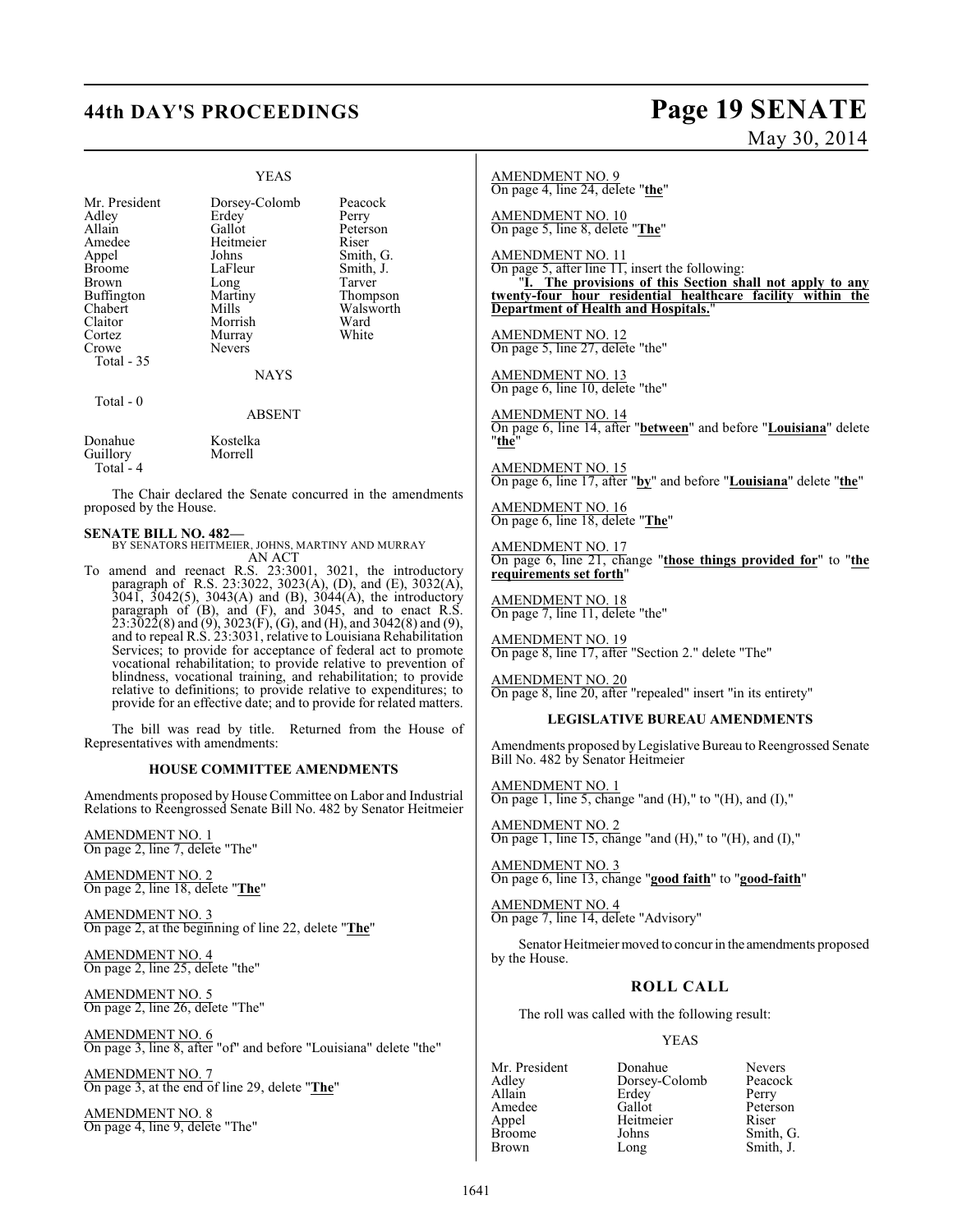YEAS

| | | |
|---|---|---|
| Mr. President | Dorsey-Colomb | Peacock |
| Adley | Erdey | Perry |
| Allain | Gallot | Peterson |
| Amedee | Heitmeier | Riser |
| Appel | Johns | Smith, G. |
| Broome | LaFleur | Smith, J. |
| Brown | Long | Tarver |
| Buffington | Martiny | Thompson |
| Chabert | Mills | Walsworth |
| Claitor | Morrish | Ward |
| Cortez | Murray | White |
| Crowe | Nevers | |

Total - 35

NAYS

Total - 0

ABSENT

| | |
|---|---|
| Donahue | Kostelka |
| Guillory | Morrell |

Total - 4

The Chair declared the Senate concurred in the amendments proposed by the House.

**SENATE BILL NO. 482—**
BY SENATORS HEITMEIER, JOHNS, MARTINY AND MURRAY
AN ACT

To amend and reenact R.S. 23:3001, 3021, the introductory paragraph of R.S. 23:3022, 3023(A), (D), and (E), 3032(A), 3041, 3042(5), 3043(A) and (B), 3044(A), the introductory paragraph of (B), and (F), and 3045, and to enact R.S. 23:3022(8) and (9), 3023(F), (G), and (H), and 3042(8) and (9), and to repeal R.S. 23:3031, relative to Louisiana Rehabilitation Services; to provide for acceptance of federal act to promote vocational rehabilitation; to provide relative to prevention of blindness, vocational training, and rehabilitation; to provide relative to definitions; to provide relative to expenditures; to provide for an effective date; and to provide for related matters.

The bill was read by title. Returned from the House of Representatives with amendments:

**HOUSE COMMITTEE AMENDMENTS**

Amendments proposed by House Committee on Labor and Industrial Relations to Reengrossed Senate Bill No. 482 by Senator Heitmeier

AMENDMENT NO. 1
On page 2, line 7, delete "The"

AMENDMENT NO. 2
On page 2, line 18, delete "**The**"

AMENDMENT NO. 3
On page 2, at the beginning of line 22, delete "**The**"

AMENDMENT NO. 4
On page 2, line 25, delete "the"

AMENDMENT NO. 5
On page 2, line 26, delete "The"

AMENDMENT NO. 6
On page 3, line 8, after "of" and before "Louisiana" delete "the"

AMENDMENT NO. 7
On page 3, at the end of line 29, delete "**The**"

AMENDMENT NO. 8
On page 4, line 9, delete "The"

AMENDMENT NO. 9
On page 4, line 24, delete "**the**"

AMENDMENT NO. 10
On page 5, line 8, delete "**The**"

AMENDMENT NO. 11
On page 5, after line 11, insert the following:
"**I. The provisions of this Section shall not apply to any twenty-four hour residential healthcare facility within the Department of Health and Hospitals.**"

AMENDMENT NO. 12
On page 5, line 27, delete "the"

AMENDMENT NO. 13
On page 6, line 10, delete "the"

AMENDMENT NO. 14
On page 6, line 14, after "**between**" and before "**Louisiana**" delete "**the**"

AMENDMENT NO. 15
On page 6, line 17, after "**by**" and before "**Louisiana**" delete "**the**"

AMENDMENT NO. 16
On page 6, line 18, delete "**The**"

AMENDMENT NO. 17
On page 6, line 21, change "**those things provided for**" to "**the requirements set forth**"

AMENDMENT NO. 18
On page 7, line 11, delete "the"

AMENDMENT NO. 19
On page 8, line 17, after "Section 2." delete "The"

AMENDMENT NO. 20
On page 8, line 20, after "repealed" insert "in its entirety"

**LEGISLATIVE BUREAU AMENDMENTS**

Amendments proposed by Legislative Bureau to Reengrossed Senate Bill No. 482 by Senator Heitmeier

AMENDMENT NO. 1
On page 1, line 5, change "and (H)," to "(H), and (I),"

AMENDMENT NO. 2
On page 1, line 15, change "and (H)," to "(H), and (I),"

AMENDMENT NO. 3
On page 6, line 13, change "**good faith**" to "**good-faith**"

AMENDMENT NO. 4
On page 7, line 14, delete "Advisory"

Senator Heitmeier moved to concur in the amendments proposed by the House.

## ROLL CALL

The roll was called with the following result:

YEAS

| | | |
|---|---|---|
| Mr. President | Donahue | Nevers |
| Adley | Dorsey-Colomb | Peacock |
| Allain | Erdey | Perry |
| Amedee | Gallot | Peterson |
| Appel | Heitmeier | Riser |
| Broome | Johns | Smith, G. |
| Brown | Long | Smith, J. |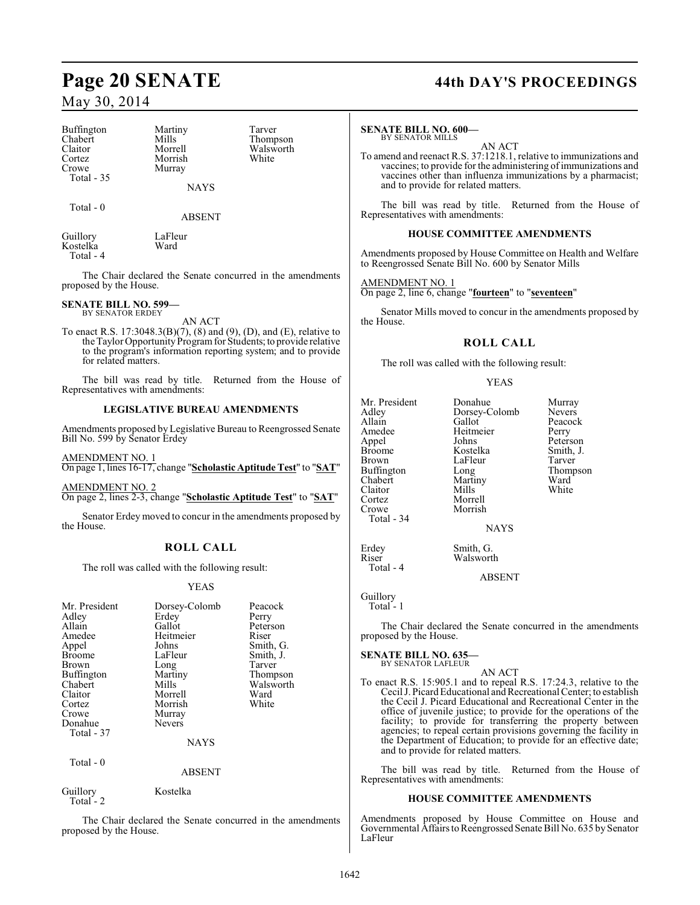| | | |
|---|---|---|
| Buffington | Martiny | Tarver |
| Chabert | Mills | Thompson |
| Claitor | Morrell | Walsworth |
| Cortez | Morrish | White |
| Crowe | Murray | |
| Total - 35 | | |

NAYS

Total - 0

ABSENT

| | |
|---|---|
| Guillory | LaFleur |
| Kostelka | Ward |
| Total - 4 | |

The Chair declared the Senate concurred in the amendments proposed by the House.

**SENATE BILL NO. 599—**
BY SENATOR ERDEY

AN ACT

To enact R.S. 17:3048.3(B)(7), (8) and (9), (D), and (E), relative to the Taylor Opportunity Program for Students; to provide relative to the program's information reporting system; and to provide for related matters.

The bill was read by title. Returned from the House of Representatives with amendments:

**LEGISLATIVE BUREAU AMENDMENTS**

Amendments proposed by Legislative Bureau to Reengrossed Senate Bill No. 599 by Senator Erdey

AMENDMENT NO. 1
On page 1, lines 16-17, change "**Scholastic Aptitude Test**" to "**SAT**"

AMENDMENT NO. 2
On page 2, lines 2-3, change "**Scholastic Aptitude Test**" to "**SAT**"

Senator Erdey moved to concur in the amendments proposed by the House.

**ROLL CALL**

The roll was called with the following result:

YEAS

| | | |
|---|---|---|
| Mr. President | Dorsey-Colomb | Peacock |
| Adley | Erdey | Perry |
| Allain | Gallot | Peterson |
| Amedee | Heitmeier | Riser |
| Appel | Johns | Smith, G. |
| Broome | LaFleur | Smith, J. |
| Brown | Long | Tarver |
| Buffington | Martiny | Thompson |
| Chabert | Mills | Walsworth |
| Claitor | Morrell | Ward |
| Cortez | Morrish | White |
| Crowe | Murray | |
| Donahue | Nevers | |
| Total - 37 | | |

NAYS

Total - 0

ABSENT

| | |
|---|---|
| Guillory | Kostelka |
| Total - 2 | |

The Chair declared the Senate concurred in the amendments proposed by the House.

**SENATE BILL NO. 600—**
BY SENATOR MILLS

AN ACT

To amend and reenact R.S. 37:1218.1, relative to immunizations and vaccines; to provide for the administering of immunizations and vaccines other than influenza immunizations by a pharmacist; and to provide for related matters.

The bill was read by title. Returned from the House of Representatives with amendments:

**HOUSE COMMITTEE AMENDMENTS**

Amendments proposed by House Committee on Health and Welfare to Reengrossed Senate Bill No. 600 by Senator Mills

AMENDMENT NO. 1
On page 2, line 6, change "**fourteen**" to "**seventeen**"

Senator Mills moved to concur in the amendments proposed by the House.

**ROLL CALL**

The roll was called with the following result:

YEAS

| | | |
|---|---|---|
| Mr. President | Donahue | Murray |
| Adley | Dorsey-Colomb | Nevers |
| Allain | Gallot | Peacock |
| Amedee | Heitmeier | Perry |
| Appel | Johns | Peterson |
| Broome | Kostelka | Smith, J. |
| Brown | LaFleur | Tarver |
| Buffington | Long | Thompson |
| Chabert | Martiny | Ward |
| Claitor | Mills | White |
| Cortez | Morrell | |
| Crowe | Morrish | |
| Total - 34 | | |

NAYS

| | |
|---|---|
| Erdey | Smith, G. |
| Riser | Walsworth |
| Total - 4 | |

ABSENT

Guillory
Total - 1

The Chair declared the Senate concurred in the amendments proposed by the House.

**SENATE BILL NO. 635—**
BY SENATOR LAFLEUR

AN ACT

To enact R.S. 15:905.1 and to repeal R.S. 17:24.3, relative to the Cecil J. Picard Educational and Recreational Center; to establish the Cecil J. Picard Educational and Recreational Center in the office of juvenile justice; to provide for the operations of the facility; to provide for transferring the property between agencies; to repeal certain provisions governing the facility in the Department of Education; to provide for an effective date; and to provide for related matters.

The bill was read by title. Returned from the House of Representatives with amendments:

**HOUSE COMMITTEE AMENDMENTS**

Amendments proposed by House Committee on House and Governmental Affairs to Reengrossed Senate Bill No. 635 by Senator LaFleur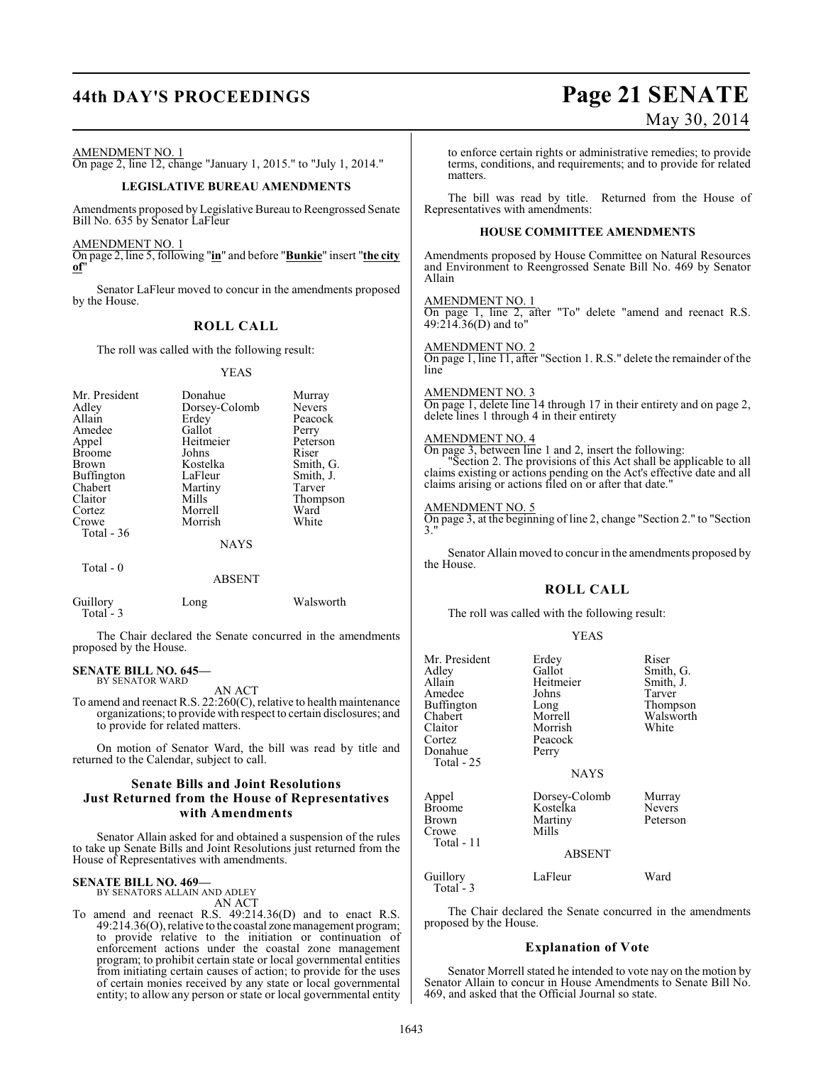AMENDMENT NO. 1
On page 2, line 12, change "January 1, 2015." to "July 1, 2014."

**LEGISLATIVE BUREAU AMENDMENTS**

Amendments proposed by Legislative Bureau to Reengrossed Senate Bill No. 635 by Senator LaFleur

AMENDMENT NO. 1
On page 2, line 5, following "**in**" and before "**Bunkie**" insert "**the city of**"

Senator LaFleur moved to concur in the amendments proposed by the House.

## ROLL CALL

The roll was called with the following result:

YEAS

| | | |
|---|---|---|
| Mr. President | Donahue | Murray |
| Adley | Dorsey-Colomb | Nevers |
| Allain | Erdey | Peacock |
| Amedee | Gallot | Perry |
| Appel | Heitmeier | Peterson |
| Broome | Johns | Riser |
| Brown | Kostelka | Smith, G. |
| Buffington | LaFleur | Smith, J. |
| Chabert | Martiny | Tarver |
| Claitor | Mills | Thompson |
| Cortez | Morrell | Ward |
| Crowe | Morrish | White |

Total - 36

NAYS

Total - 0

ABSENT

| | | |
|---|---|---|
| Guillory | Long | Walsworth |

Total - 3

The Chair declared the Senate concurred in the amendments proposed by the House.

**SENATE BILL NO. 645—**
BY SENATOR WARD
AN ACT

To amend and reenact R.S. 22:260(C), relative to health maintenance organizations; to provide with respect to certain disclosures; and to provide for related matters.

On motion of Senator Ward, the bill was read by title and returned to the Calendar, subject to call.

## Senate Bills and Joint Resolutions Just Returned from the House of Representatives with Amendments

Senator Allain asked for and obtained a suspension of the rules to take up Senate Bills and Joint Resolutions just returned from the House of Representatives with amendments.

**SENATE BILL NO. 469—**
BY SENATORS ALLAIN AND ADLEY
AN ACT

To amend and reenact R.S. 49:214.36(D) and to enact R.S. 49:214.36(O), relative to the coastal zone management program; to provide relative to the initiation or continuation of enforcement actions under the coastal zone management program; to prohibit certain state or local governmental entities from initiating certain causes of action; to provide for the uses of certain monies received by any state or local governmental entity; to allow any person or state or local governmental entity to enforce certain rights or administrative remedies; to provide terms, conditions, and requirements; and to provide for related matters.

The bill was read by title. Returned from the House of Representatives with amendments:

**HOUSE COMMITTEE AMENDMENTS**

Amendments proposed by House Committee on Natural Resources and Environment to Reengrossed Senate Bill No. 469 by Senator Allain

AMENDMENT NO. 1
On page 1, line 2, after "To" delete "amend and reenact R.S. 49:214.36(D) and to"

AMENDMENT NO. 2
On page 1, line 11, after "Section 1. R.S." delete the remainder of the line

AMENDMENT NO. 3
On page 1, delete line 14 through 17 in their entirety and on page 2, delete lines 1 through 4 in their entirety

AMENDMENT NO. 4
On page 3, between line 1 and 2, insert the following:
"Section 2. The provisions of this Act shall be applicable to all claims existing or actions pending on the Act's effective date and all claims arising or actions filed on or after that date."

AMENDMENT NO. 5
On page 3, at the beginning of line 2, change "Section 2." to "Section 3."

Senator Allain moved to concur in the amendments proposed by the House.

## ROLL CALL

The roll was called with the following result:

YEAS

| | | |
|---|---|---|
| Mr. President | Erdey | Riser |
| Adley | Gallot | Smith, G. |
| Allain | Heitmeier | Smith, J. |
| Amedee | Johns | Tarver |
| Buffington | Long | Thompson |
| Chabert | Morrell | Walsworth |
| Claitor | Morrish | White |
| Cortez | Peacock | |
| Donahue | Perry | |

Total - 25

NAYS

| | | |
|---|---|---|
| Appel | Dorsey-Colomb | Murray |
| Broome | Kostelka | Nevers |
| Brown | Martiny | Peterson |
| Crowe | Mills | |

Total - 11

ABSENT

| | | |
|---|---|---|
| Guillory | LaFleur | Ward |

Total - 3

The Chair declared the Senate concurred in the amendments proposed by the House.

## Explanation of Vote

Senator Morrell stated he intended to vote nay on the motion by Senator Allain to concur in House Amendments to Senate Bill No. 469, and asked that the Official Journal so state.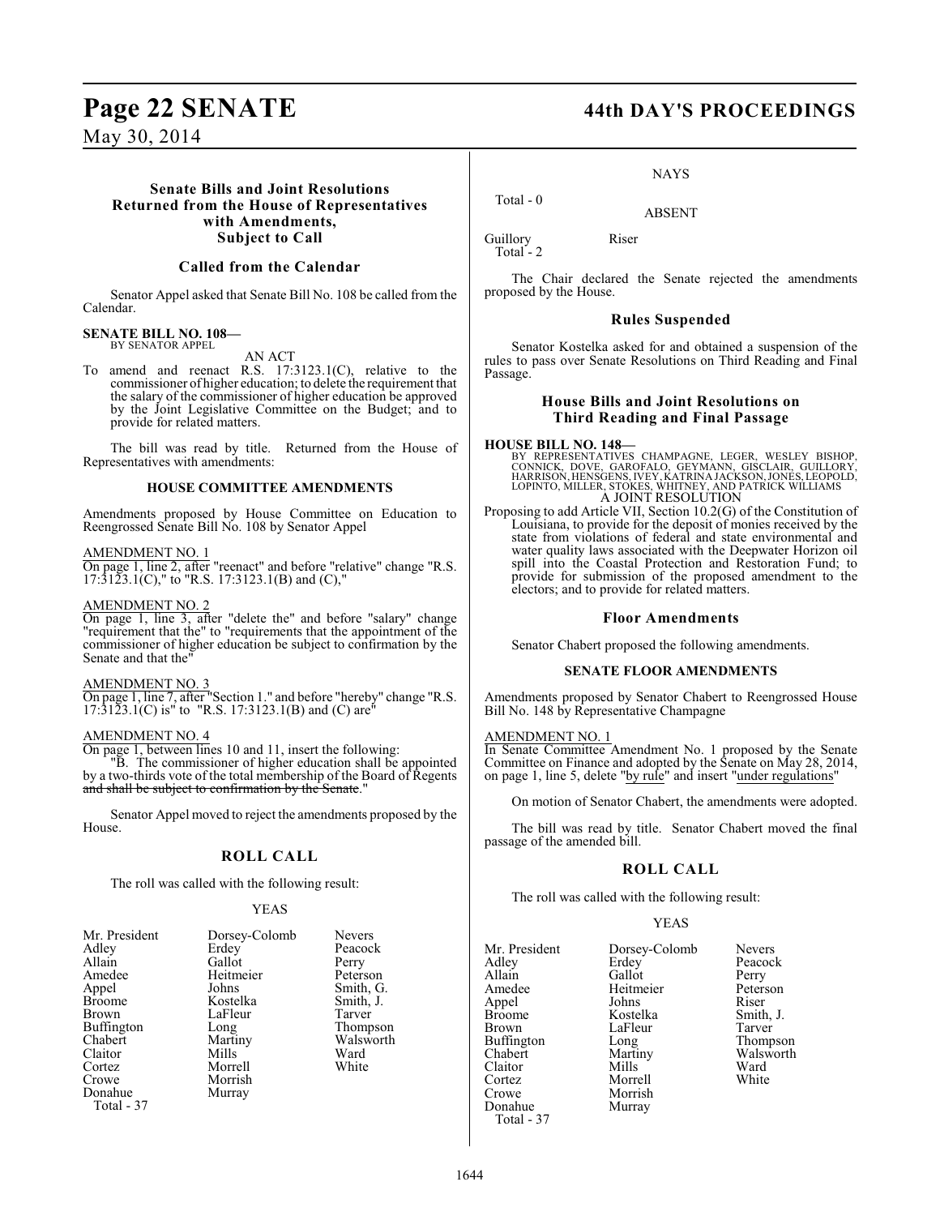### Senate Bills and Joint Resolutions Returned from the House of Representatives with Amendments, Subject to Call

### Called from the Calendar

Senator Appel asked that Senate Bill No. 108 be called from the Calendar.

**SENATE BILL NO. 108—**
BY SENATOR APPEL

AN ACT

To amend and reenact R.S. 17:3123.1(C), relative to the commissioner of higher education; to delete the requirement that the salary of the commissioner of higher education be approved by the Joint Legislative Committee on the Budget; and to provide for related matters.

The bill was read by title. Returned from the House of Representatives with amendments:

#### HOUSE COMMITTEE AMENDMENTS

Amendments proposed by House Committee on Education to Reengrossed Senate Bill No. 108 by Senator Appel

AMENDMENT NO. 1

On page 1, line 2, after "reenact" and before "relative" change "R.S. 17:3123.1(C)," to "R.S. 17:3123.1(B) and (C),"

AMENDMENT NO. 2

On page 1, line 3, after "delete the" and before "salary" change "requirement that the" to "requirements that the appointment of the commissioner of higher education be subject to confirmation by the Senate and that the"

AMENDMENT NO. 3

On page 1, line 7, after "Section 1." and before "hereby" change "R.S. 17:3123.1(C) is" to "R.S. 17:3123.1(B) and (C) are"

AMENDMENT NO. 4

On page 1, between lines 10 and 11, insert the following:

"B. The commissioner of higher education shall be appointed by a two-thirds vote of the total membership of the Board of Regents ~~and shall be subject to confirmation by the Senate~~."

Senator Appel moved to reject the amendments proposed by the House.

#### ROLL CALL

The roll was called with the following result:

YEAS

| | | |
|---|---|---|
| Mr. President | Dorsey-Colomb | Nevers |
| Adley | Erdey | Peacock |
| Allain | Gallot | Perry |
| Amedee | Heitmeier | Peterson |
| Appel | Johns | Smith, G. |
| Broome | Kostelka | Smith, J. |
| Brown | LaFleur | Tarver |
| Buffington | Long | Thompson |
| Chabert | Martiny | Walsworth |
| Claitor | Mills | Ward |
| Cortez | Morrell | White |
| Crowe | Morrish | |
| Donahue | Murray | |

Total - 37

NAYS

Total - 0

ABSENT

| | |
|---|---|
| Guillory | Riser |

Total - 2

The Chair declared the Senate rejected the amendments proposed by the House.

### Rules Suspended

Senator Kostelka asked for and obtained a suspension of the rules to pass over Senate Resolutions on Third Reading and Final Passage.

### House Bills and Joint Resolutions on Third Reading and Final Passage

**HOUSE BILL NO. 148—**
BY REPRESENTATIVES CHAMPAGNE, LEGER, WESLEY BISHOP, CONNICK, DOVE, GAROFALO, GEYMANN, GISCLAIR, GUILLORY, HARRISON, HENSGENS, IVEY, KATRINA JACKSON, JONES, LEOPOLD, LOPINTO, MILLER, STOKES, WHITNEY, AND PATRICK WILLIAMS

A JOINT RESOLUTION

Proposing to add Article VII, Section 10.2(G) of the Constitution of Louisiana, to provide for the deposit of monies received by the state from violations of federal and state environmental and water quality laws associated with the Deepwater Horizon oil spill into the Coastal Protection and Restoration Fund; to provide for submission of the proposed amendment to the electors; and to provide for related matters.

### Floor Amendments

Senator Chabert proposed the following amendments.

#### SENATE FLOOR AMENDMENTS

Amendments proposed by Senator Chabert to Reengrossed House Bill No. 148 by Representative Champagne

AMENDMENT NO. 1

In Senate Committee Amendment No. 1 proposed by the Senate Committee on Finance and adopted by the Senate on May 28, 2014, on page 1, line 5, delete "by rule" and insert "under regulations"

On motion of Senator Chabert, the amendments were adopted.

The bill was read by title. Senator Chabert moved the final passage of the amended bill.

#### ROLL CALL

The roll was called with the following result:

YEAS

| | | |
|---|---|---|
| Mr. President | Dorsey-Colomb | Nevers |
| Adley | Erdey | Peacock |
| Allain | Gallot | Perry |
| Amedee | Heitmeier | Peterson |
| Appel | Johns | Riser |
| Broome | Kostelka | Smith, J. |
| Brown | LaFleur | Tarver |
| Buffington | Long | Thompson |
| Chabert | Martiny | Walsworth |
| Claitor | Mills | Ward |
| Cortez | Morrell | White |
| Crowe | Morrish | |
| Donahue | Murray | |

Total - 37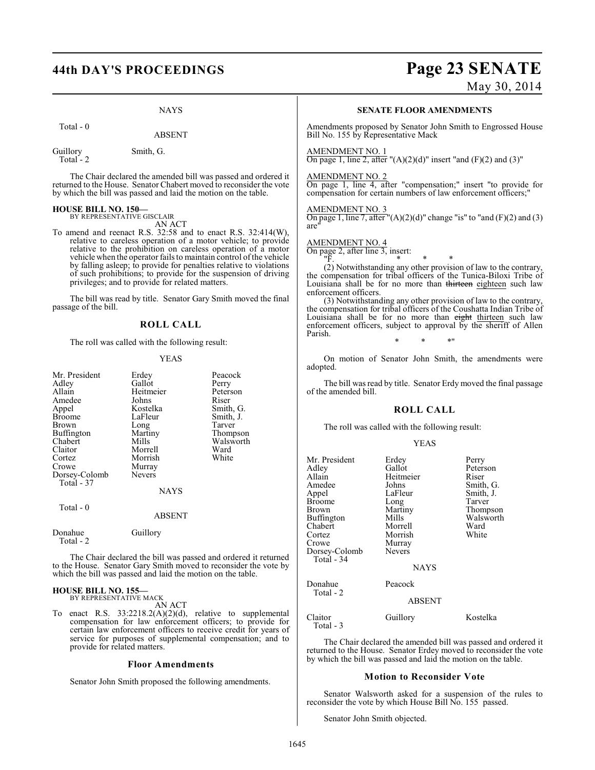NAYS

Total - 0

ABSENT

Guillory Smith, G.
Total - 2

The Chair declared the amended bill was passed and ordered it returned to the House. Senator Chabert moved to reconsider the vote by which the bill was passed and laid the motion on the table.

**HOUSE BILL NO. 150—**
BY REPRESENTATIVE GISCLAIR

AN ACT

To amend and reenact R.S. 32:58 and to enact R.S. 32:414(W), relative to careless operation of a motor vehicle; to provide relative to the prohibition on careless operation of a motor vehicle when the operator fails to maintain control of the vehicle by falling asleep; to provide for penalties relative to violations of such prohibitions; to provide for the suspension of driving privileges; and to provide for related matters.

The bill was read by title. Senator Gary Smith moved the final passage of the bill.

## ROLL CALL

The roll was called with the following result:

YEAS

| | | |
|---|---|---|
| Mr. President | Erdey | Peacock |
| Adley | Gallot | Perry |
| Allain | Heitmeier | Peterson |
| Amedee | Johns | Riser |
| Appel | Kostelka | Smith, G. |
| Broome | LaFleur | Smith, J. |
| Brown | Long | Tarver |
| Buffington | Martiny | Thompson |
| Chabert | Mills | Walsworth |
| Claitor | Morrell | Ward |
| Cortez | Morrish | White |
| Crowe | Murray | |
| Dorsey-Colomb | Nevers | |

Total - 37

NAYS

Total - 0

ABSENT

Donahue Guillory
Total - 2

The Chair declared the bill was passed and ordered it returned to the House. Senator Gary Smith moved to reconsider the vote by which the bill was passed and laid the motion on the table.

**HOUSE BILL NO. 155—**
BY REPRESENTATIVE MACK

AN ACT

To enact R.S. 33:2218.2(A)(2)(d), relative to supplemental compensation for law enforcement officers; to provide for certain law enforcement officers to receive credit for years of service for purposes of supplemental compensation; and to provide for related matters.

### Floor Amendments

Senator John Smith proposed the following amendments.

**SENATE FLOOR AMENDMENTS**

Amendments proposed by Senator John Smith to Engrossed House Bill No. 155 by Representative Mack

AMENDMENT NO. 1
On page 1, line 2, after "(A)(2)(d)" insert "and (F)(2) and (3)"

AMENDMENT NO. 2
On page 1, line 4, after "compensation;" insert "to provide for compensation for certain numbers of law enforcement officers;"

AMENDMENT NO. 3
On page 1, line 7, after "(A)(2)(d)" change "is" to "and (F)(2) and (3) are"

AMENDMENT NO. 4
On page 2, after line 3, insert:

"F. * * *

(2) Notwithstanding any other provision of law to the contrary, the compensation for tribal officers of the Tunica-Biloxi Tribe of Louisiana shall be for no more than ~~thirteen~~ eighteen such law enforcement officers.

(3) Notwithstanding any other provision of law to the contrary, the compensation for tribal officers of the Coushatta Indian Tribe of Louisiana shall be for no more than ~~eight~~ thirteen such law enforcement officers, subject to approval by the sheriff of Allen Parish.

* * *"

On motion of Senator John Smith, the amendments were adopted.

The bill was read by title. Senator Erdy moved the final passage of the amended bill.

## ROLL CALL

The roll was called with the following result:

YEAS

| | | |
|---|---|---|
| Mr. President | Erdey | Perry |
| Adley | Gallot | Peterson |
| Allain | Heitmeier | Riser |
| Amedee | Johns | Smith, G. |
| Appel | LaFleur | Smith, J. |
| Broome | Long | Tarver |
| Brown | Martiny | Thompson |
| Buffington | Mills | Walsworth |
| Chabert | Morrell | Ward |
| Cortez | Morrish | White |
| Crowe | Murray | |
| Dorsey-Colomb | Nevers | |

Total - 34

NAYS

Donahue Peacock
Total - 2

ABSENT

Claitor Guillory Kostelka
Total - 3

The Chair declared the amended bill was passed and ordered it returned to the House. Senator Erdey moved to reconsider the vote by which the bill was passed and laid the motion on the table.

### Motion to Reconsider Vote

Senator Walsworth asked for a suspension of the rules to reconsider the vote by which House Bill No. 155 passed.

Senator John Smith objected.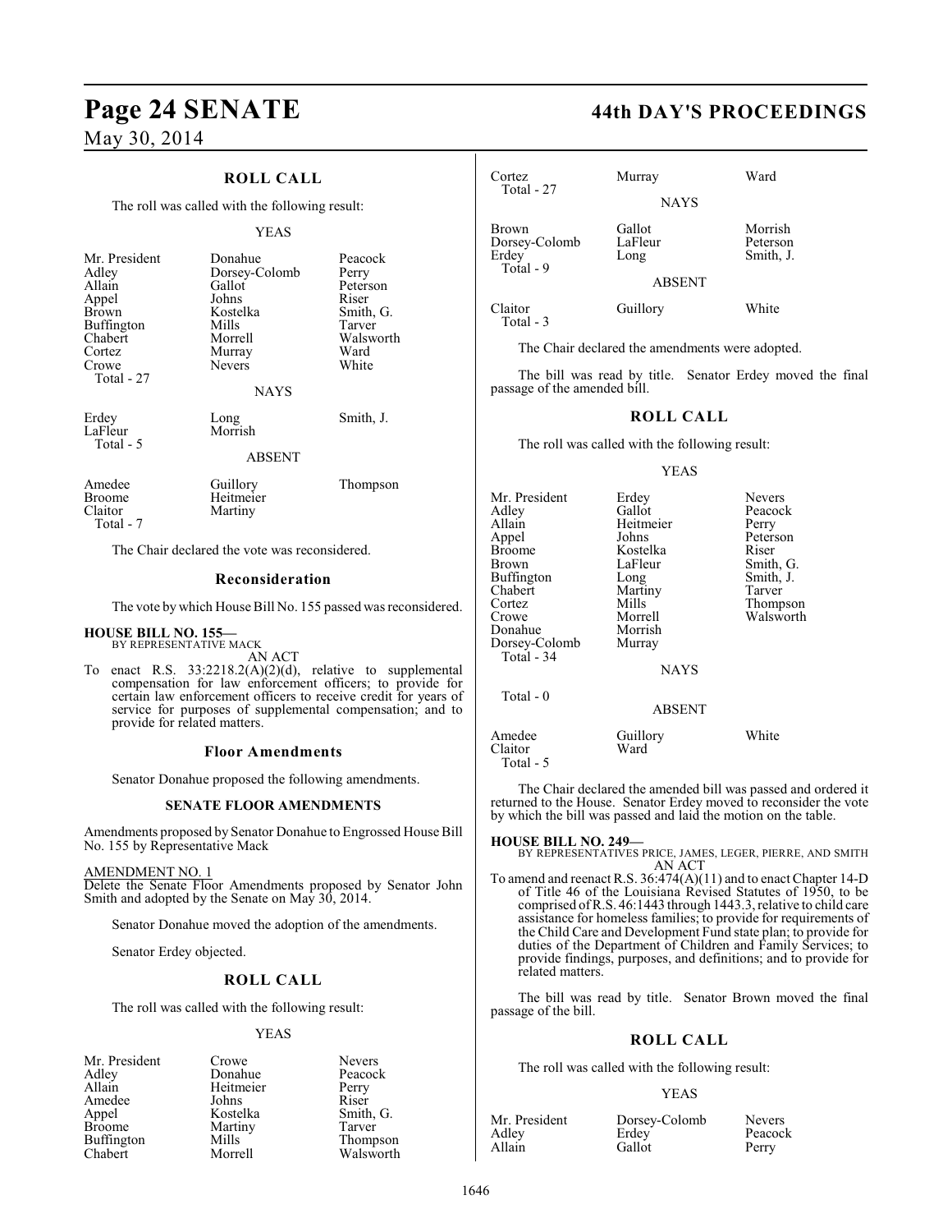## ROLL CALL

The roll was called with the following result:

YEAS

| | | |
|---|---|---|
| Mr. President | Donahue | Peacock |
| Adley | Dorsey-Colomb | Perry |
| Allain | Gallot | Peterson |
| Appel | Johns | Riser |
| Brown | Kostelka | Smith, G. |
| Buffington | Mills | Tarver |
| Chabert | Morrell | Walsworth |
| Cortez | Murray | Ward |
| Crowe | Nevers | White |
| Total - 27 | | |

NAYS

| | | |
|---|---|---|
| Erdey | Long | Smith, J. |
| LaFleur | Morrish | |
| Total - 5 | | |

ABSENT

| | | |
|---|---|---|
| Amedee | Guillory | Thompson |
| Broome | Heitmeier | |
| Claitor | Martiny | |
| Total - 7 | | |

The Chair declared the vote was reconsidered.

## Reconsideration

The vote by which House Bill No. 155 passed was reconsidered.

**HOUSE BILL NO. 155—**
BY REPRESENTATIVE MACK

AN ACT

To enact R.S. 33:2218.2(A)(2)(d), relative to supplemental compensation for law enforcement officers; to provide for certain law enforcement officers to receive credit for years of service for purposes of supplemental compensation; and to provide for related matters.

## Floor Amendments

Senator Donahue proposed the following amendments.

### SENATE FLOOR AMENDMENTS

Amendments proposed by Senator Donahue to Engrossed House Bill No. 155 by Representative Mack

AMENDMENT NO. 1
Delete the Senate Floor Amendments proposed by Senator John Smith and adopted by the Senate on May 30, 2014.

Senator Donahue moved the adoption of the amendments.

Senator Erdey objected.

## ROLL CALL

The roll was called with the following result:

YEAS

| | | |
|---|---|---|
| Mr. President | Crowe | Nevers |
| Adley | Donahue | Peacock |
| Allain | Heitmeier | Perry |
| Amedee | Johns | Riser |
| Appel | Kostelka | Smith, G. |
| Broome | Martiny | Tarver |
| Buffington | Mills | Thompson |
| Chabert | Morrell | Walsworth |
| Cortez | Murray | Ward |
| Total - 27 | | |

NAYS

| | | |
|---|---|---|
| Brown | Gallot | Morrish |
| Dorsey-Colomb | LaFleur | Peterson |
| Erdey | Long | Smith, J. |
| Total - 9 | | |

ABSENT

| | | |
|---|---|---|
| Claitor | Guillory | White |
| Total - 3 | | |

The Chair declared the amendments were adopted.

The bill was read by title. Senator Erdey moved the final passage of the amended bill.

## ROLL CALL

The roll was called with the following result:

YEAS

| | | |
|---|---|---|
| Mr. President | Erdey | Nevers |
| Adley | Gallot | Peacock |
| Allain | Heitmeier | Perry |
| Appel | Johns | Peterson |
| Broome | Kostelka | Riser |
| Brown | LaFleur | Smith, G. |
| Buffington | Long | Smith, J. |
| Chabert | Martiny | Tarver |
| Cortez | Mills | Thompson |
| Crowe | Morrell | Walsworth |
| Donahue | Morrish | |
| Dorsey-Colomb | Murray | |
| Total - 34 | | |

NAYS

Total - 0

ABSENT

| | | |
|---|---|---|
| Amedee | Guillory | White |
| Claitor | Ward | |
| Total - 5 | | |

The Chair declared the amended bill was passed and ordered it returned to the House. Senator Erdey moved to reconsider the vote by which the bill was passed and laid the motion on the table.

**HOUSE BILL NO. 249—**
BY REPRESENTATIVES PRICE, JAMES, LEGER, PIERRE, AND SMITH

AN ACT

To amend and reenact R.S. 36:474(A)(11) and to enact Chapter 14-D of Title 46 of the Louisiana Revised Statutes of 1950, to be comprised of R.S. 46:1443 through 1443.3, relative to child care assistance for homeless families; to provide for requirements of the Child Care and Development Fund state plan; to provide for duties of the Department of Children and Family Services; to provide findings, purposes, and definitions; and to provide for related matters.

The bill was read by title. Senator Brown moved the final passage of the bill.

## ROLL CALL

The roll was called with the following result:

YEAS

| | | |
|---|---|---|
| Mr. President | Dorsey-Colomb | Nevers |
| Adley | Erdey | Peacock |
| Allain | Gallot | Perry |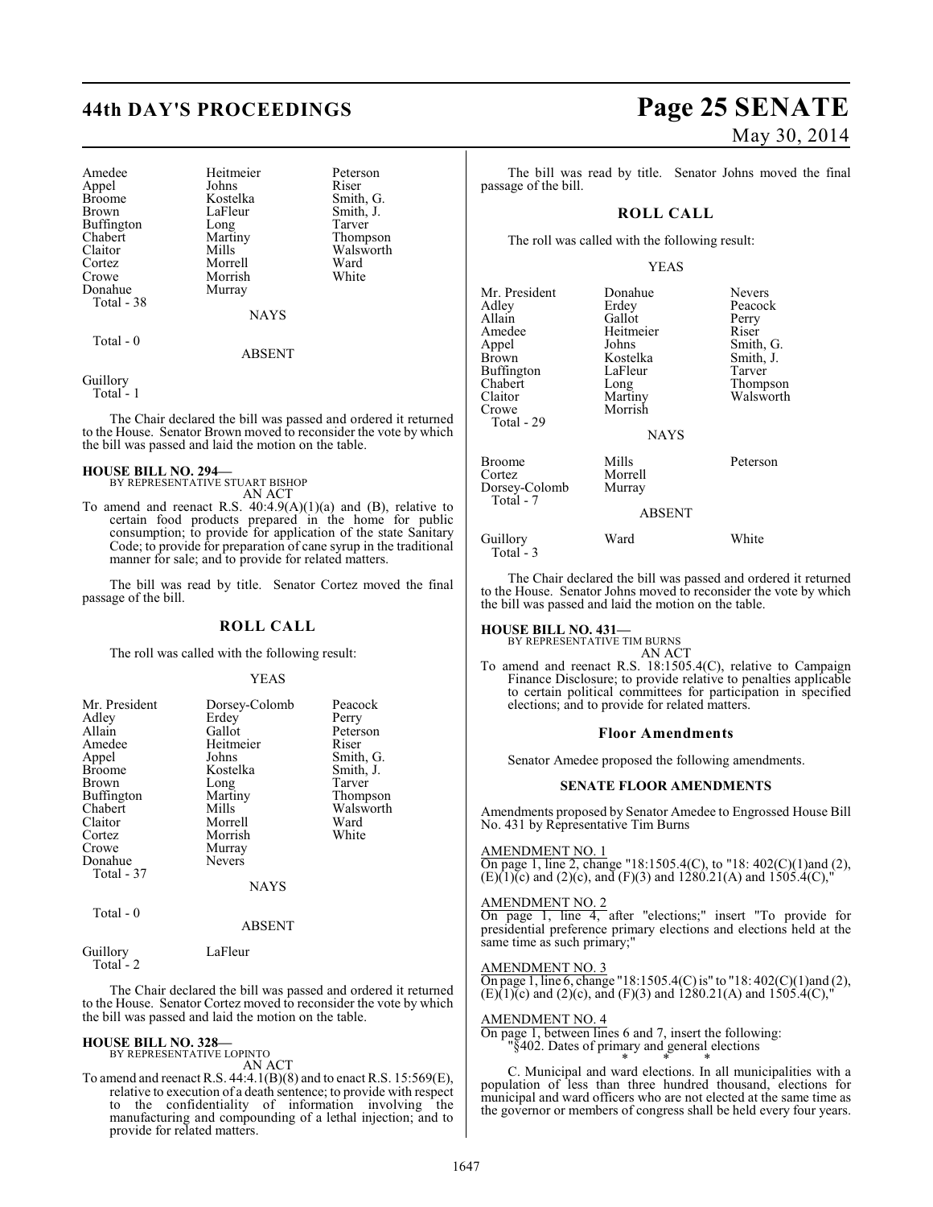| | | |
|---|---|---|
| Amedee | Heitmeier | Peterson |
| Appel | Johns | Riser |
| Broome | Kostelka | Smith, G. |
| Brown | LaFleur | Smith, J. |
| Buffington | Long | Tarver |
| Chabert | Martiny | Thompson |
| Claitor | Mills | Walsworth |
| Cortez | Morrell | Ward |
| Crowe | Morrish | White |
| Donahue | Murray | |
| Total - 38 | | |

NAYS

Total - 0

ABSENT

Guillory
Total - 1

The Chair declared the bill was passed and ordered it returned to the House. Senator Brown moved to reconsider the vote by which the bill was passed and laid the motion on the table.

**HOUSE BILL NO. 294—**
BY REPRESENTATIVE STUART BISHOP
AN ACT

To amend and reenact R.S. 40:4.9(A)(1)(a) and (B), relative to certain food products prepared in the home for public consumption; to provide for application of the state Sanitary Code; to provide for preparation of cane syrup in the traditional manner for sale; and to provide for related matters.

The bill was read by title. Senator Cortez moved the final passage of the bill.

## ROLL CALL

The roll was called with the following result:

YEAS

| | | |
|---|---|---|
| Mr. President | Dorsey-Colomb | Peacock |
| Adley | Erdey | Perry |
| Allain | Gallot | Peterson |
| Amedee | Heitmeier | Riser |
| Appel | Johns | Smith, G. |
| Broome | Kostelka | Smith, J. |
| Brown | Long | Tarver |
| Buffington | Martiny | Thompson |
| Chabert | Mills | Walsworth |
| Claitor | Morrell | Ward |
| Cortez | Morrish | White |
| Crowe | Murray | |
| Donahue | Nevers | |
| Total - 37 | | |

NAYS

Total - 0

ABSENT

Guillory LaFleur
Total - 2

The Chair declared the bill was passed and ordered it returned to the House. Senator Cortez moved to reconsider the vote by which the bill was passed and laid the motion on the table.

**HOUSE BILL NO. 328—**
BY REPRESENTATIVE LOPINTO
AN ACT

To amend and reenact R.S. 44:4.1(B)(8) and to enact R.S. 15:569(E), relative to execution of a death sentence; to provide with respect to the confidentiality of information involving the manufacturing and compounding of a lethal injection; and to provide for related matters.

The bill was read by title. Senator Johns moved the final passage of the bill.

## ROLL CALL

The roll was called with the following result:

YEAS

| | | |
|---|---|---|
| Mr. President | Donahue | Nevers |
| Adley | Erdey | Peacock |
| Allain | Gallot | Perry |
| Amedee | Heitmeier | Riser |
| Appel | Johns | Smith, G. |
| Brown | Kostelka | Smith, J. |
| Buffington | LaFleur | Tarver |
| Chabert | Long | Thompson |
| Claitor | Martiny | Walsworth |
| Crowe | Morrish | |
| Total - 29 | | |

NAYS

| | | |
|---|---|---|
| Broome | Mills | Peterson |
| Cortez | Morrell | |
| Dorsey-Colomb | Murray | |
| Total - 7 | | |

ABSENT

| | | |
|---|---|---|
| Guillory | Ward | White |
| Total - 3 | | |

The Chair declared the bill was passed and ordered it returned to the House. Senator Johns moved to reconsider the vote by which the bill was passed and laid the motion on the table.

**HOUSE BILL NO. 431—**
BY REPRESENTATIVE TIM BURNS
AN ACT

To amend and reenact R.S. 18:1505.4(C), relative to Campaign Finance Disclosure; to provide relative to penalties applicable to certain political committees for participation in specified elections; and to provide for related matters.

### Floor Amendments

Senator Amedee proposed the following amendments.

### SENATE FLOOR AMENDMENTS

Amendments proposed by Senator Amedee to Engrossed House Bill No. 431 by Representative Tim Burns

AMENDMENT NO. 1
On page 1, line 2, change "18:1505.4(C), to "18: 402(C)(1)and (2), (E)(1)(c) and (2)(c), and (F)(3) and 1280.21(A) and 1505.4(C),"

AMENDMENT NO. 2
On page 1, line 4, after "elections;" insert "To provide for presidential preference primary elections and elections held at the same time as such primary;"

AMENDMENT NO. 3
On page 1, line 6, change "18:1505.4(C) is" to "18: 402(C)(1)and (2), (E)(1)(c) and (2)(c), and (F)(3) and 1280.21(A) and 1505.4(C),"

AMENDMENT NO. 4
On page 1, between lines 6 and 7, insert the following:
"§402. Dates of primary and general elections

\* \* \*

C. Municipal and ward elections. In all municipalities with a population of less than three hundred thousand, elections for municipal and ward officers who are not elected at the same time as the governor or members of congress shall be held every four years.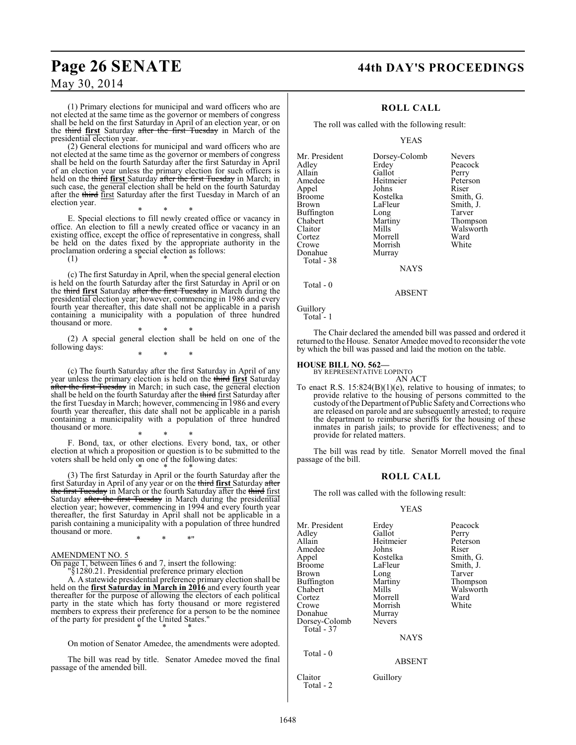(1) Primary elections for municipal and ward officers who are not elected at the same time as the governor or members of congress shall be held on the first Saturday in April of an election year, or on the ~~third~~ **first** Saturday ~~after the first Tuesday~~ in March of the presidential election year.

(2) General elections for municipal and ward officers who are not elected at the same time as the governor or members of congress shall be held on the fourth Saturday after the first Saturday in April of an election year unless the primary election for such officers is held on the ~~third~~ **first** Saturday ~~after the first Tuesday~~ in March; in such case, the general election shall be held on the fourth Saturday after the ~~third~~ first Saturday after the first Tuesday in March of an election year.

\* \* \*

E. Special elections to fill newly created office or vacancy in office. An election to fill a newly created office or vacancy in an existing office, except the office of representative in congress, shall be held on the dates fixed by the appropriate authority in the proclamation ordering a special election as follows:

(1) \* \* \*

(c) The first Saturday in April, when the special general election is held on the fourth Saturday after the first Saturday in April or on the ~~third~~ **first** Saturday ~~after the first Tuesday~~ in March during the presidential election year; however, commencing in 1986 and every fourth year thereafter, this date shall not be applicable in a parish containing a municipality with a population of three hundred thousand or more.

\* \* \*

(2) A special general election shall be held on one of the following days:

\* \* \*

(c) The fourth Saturday after the first Saturday in April of any year unless the primary election is held on the ~~third~~ **first** Saturday ~~after the first Tuesday~~ in March; in such case, the general election shall be held on the fourth Saturday after the ~~third~~ first Saturday after the first Tuesday in March; however, commencing in 1986 and every fourth year thereafter, this date shall not be applicable in a parish containing a municipality with a population of three hundred thousand or more.

\* \* \*

F. Bond, tax, or other elections. Every bond, tax, or other election at which a proposition or question is to be submitted to the voters shall be held only on one of the following dates:

\* \* \*

(3) The first Saturday in April or the fourth Saturday after the first Saturday in April of any year or on the ~~third~~ **first** Saturday ~~after the first Tuesday~~ in March or the fourth Saturday after the ~~third~~ first Saturday ~~after the first Tuesday~~ in March during the presidential election year; however, commencing in 1994 and every fourth year thereafter, the first Saturday in April shall not be applicable in a parish containing a municipality with a population of three hundred thousand or more.

\* \* \*"

AMENDMENT NO. 5

On page 1, between lines 6 and 7, insert the following:

"§1280.21. Presidential preference primary election

A. A statewide presidential preference primary election shall be held on the **first Saturday in March in 2016** and every fourth year thereafter for the purpose of allowing the electors of each political party in the state which has forty thousand or more registered members to express their preference for a person to be the nominee of the party for president of the United States."

\* \* \*

On motion of Senator Amedee, the amendments were adopted.

The bill was read by title. Senator Amedee moved the final passage of the amended bill.

## ROLL CALL

The roll was called with the following result:

YEAS

| | | |
|---|---|---|
| Mr. President | Dorsey-Colomb | Nevers |
| Adley | Erdey | Peacock |
| Allain | Gallot | Perry |
| Amedee | Heitmeier | Peterson |
| Appel | Johns | Riser |
| Broome | Kostelka | Smith, G. |
| Brown | LaFleur | Smith, J. |
| Buffington | Long | Tarver |
| Chabert | Martiny | Thompson |
| Claitor | Mills | Walsworth |
| Cortez | Morrell | Ward |
| Crowe | Morrish | White |
| Donahue | Murray | |

Total - 38

NAYS

Total - 0

ABSENT

Guillory

Total - 1

The Chair declared the amended bill was passed and ordered it returned to the House. Senator Amedee moved to reconsider the vote by which the bill was passed and laid the motion on the table.

**HOUSE BILL NO. 562—**
BY REPRESENTATIVE LOPINTO
AN ACT

To enact R.S. 15:824(B)(1)(e), relative to housing of inmates; to provide relative to the housing of persons committed to the custody of the Department of Public Safety and Corrections who are released on parole and are subsequently arrested; to require the department to reimburse sheriffs for the housing of these inmates in parish jails; to provide for effectiveness; and to provide for related matters.

The bill was read by title. Senator Morrell moved the final passage of the bill.

## ROLL CALL

The roll was called with the following result:

YEAS

| | | |
|---|---|---|
| Mr. President | Erdey | Peacock |
| Adley | Gallot | Perry |
| Allain | Heitmeier | Peterson |
| Amedee | Johns | Riser |
| Appel | Kostelka | Smith, G. |
| Broome | LaFleur | Smith, J. |
| Brown | Long | Tarver |
| Buffington | Martiny | Thompson |
| Chabert | Mills | Walsworth |
| Cortez | Morrell | Ward |
| Crowe | Morrish | White |
| Donahue | Murray | |
| Dorsey-Colomb | Nevers | |

Total - 37

NAYS

Total - 0

ABSENT

| | |
|---|---|
| Claitor | Guillory |

Total - 2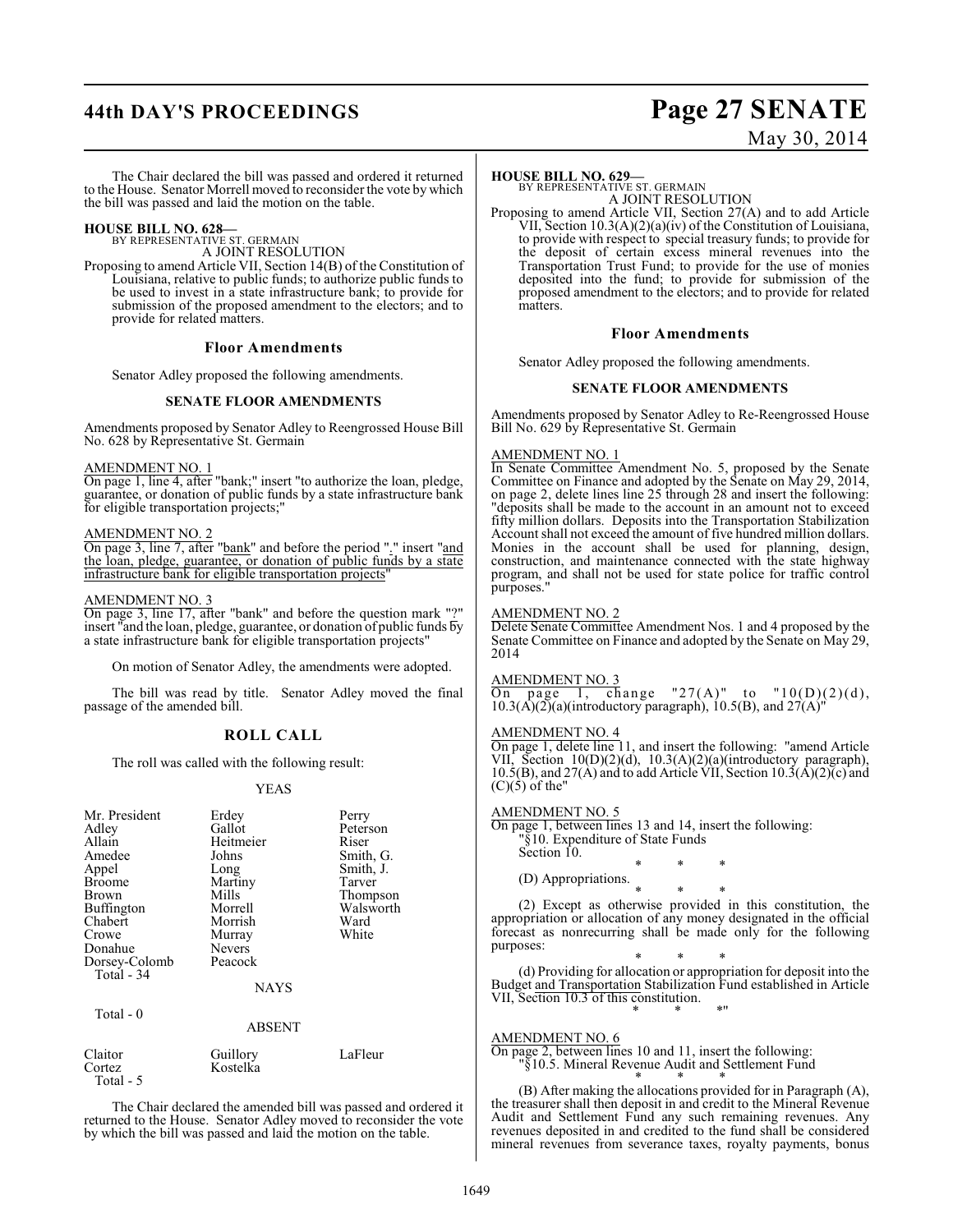The Chair declared the bill was passed and ordered it returned to the House. Senator Morrell moved to reconsider the vote by which the bill was passed and laid the motion on the table.

**HOUSE BILL NO. 628—**
BY REPRESENTATIVE ST. GERMAIN
A JOINT RESOLUTION

Proposing to amend Article VII, Section 14(B) of the Constitution of Louisiana, relative to public funds; to authorize public funds to be used to invest in a state infrastructure bank; to provide for submission of the proposed amendment to the electors; and to provide for related matters.

### Floor Amendments

Senator Adley proposed the following amendments.

#### SENATE FLOOR AMENDMENTS

Amendments proposed by Senator Adley to Reengrossed House Bill No. 628 by Representative St. Germain

AMENDMENT NO. 1
On page 1, line 4, after "bank;" insert "to authorize the loan, pledge, guarantee, or donation of public funds by a state infrastructure bank for eligible transportation projects;"

AMENDMENT NO. 2
On page 3, line 7, after "bank" and before the period "." insert "and the loan, pledge, guarantee, or donation of public funds by a state infrastructure bank for eligible transportation projects"

AMENDMENT NO. 3
On page 3, line 17, after "bank" and before the question mark "?" insert "and the loan, pledge, guarantee, or donation of public funds by a state infrastructure bank for eligible transportation projects"

On motion of Senator Adley, the amendments were adopted.

The bill was read by title. Senator Adley moved the final passage of the amended bill.

### ROLL CALL

The roll was called with the following result:

YEAS

| | | |
|---|---|---|
| Mr. President | Erdey | Perry |
| Adley | Gallot | Peterson |
| Allain | Heitmeier | Riser |
| Amedee | Johns | Smith, G. |
| Appel | Long | Smith, J. |
| Broome | Martiny | Tarver |
| Brown | Mills | Thompson |
| Buffington | Morrell | Walsworth |
| Chabert | Morrish | Ward |
| Crowe | Murray | White |
| Donahue | Nevers | |
| Dorsey-Colomb | Peacock | |

Total - 34

NAYS

Total - 0

ABSENT

| | | |
|---|---|---|
| Claitor | Guillory | LaFleur |
| Cortez | Kostelka | |

Total - 5

The Chair declared the amended bill was passed and ordered it returned to the House. Senator Adley moved to reconsider the vote by which the bill was passed and laid the motion on the table.

**HOUSE BILL NO. 629—**
BY REPRESENTATIVE ST. GERMAIN
A JOINT RESOLUTION

Proposing to amend Article VII, Section 27(A) and to add Article VII, Section 10.3(A)(2)(a)(iv) of the Constitution of Louisiana, to provide with respect to special treasury funds; to provide for the deposit of certain excess mineral revenues into the Transportation Trust Fund; to provide for the use of monies deposited into the fund; to provide for submission of the proposed amendment to the electors; and to provide for related matters.

### Floor Amendments

Senator Adley proposed the following amendments.

#### SENATE FLOOR AMENDMENTS

Amendments proposed by Senator Adley to Re-Reengrossed House Bill No. 629 by Representative St. Germain

AMENDMENT NO. 1
In Senate Committee Amendment No. 5, proposed by the Senate Committee on Finance and adopted by the Senate on May 29, 2014, on page 2, delete lines line 25 through 28 and insert the following: "deposits shall be made to the account in an amount not to exceed fifty million dollars. Deposits into the Transportation Stabilization Account shall not exceed the amount of five hundred million dollars. Monies in the account shall be used for planning, design, construction, and maintenance connected with the state highway program, and shall not be used for state police for traffic control purposes."

AMENDMENT NO. 2
Delete Senate Committee Amendment Nos. 1 and 4 proposed by the Senate Committee on Finance and adopted by the Senate on May 29, 2014

AMENDMENT NO. 3
On page 1, change "27(A)" to "10(D)(2)(d), 10.3(A)(2)(a)(introductory paragraph), 10.5(B), and 27(A)"

AMENDMENT NO. 4
On page 1, delete line 11, and insert the following: "amend Article VII, Section 10(D)(2)(d), 10.3(A)(2)(a)(introductory paragraph), 10.5(B), and 27(A) and to add Article VII, Section 10.3(A)(2)(c) and (C)(5) of the"

AMENDMENT NO. 5
On page 1, between lines 13 and 14, insert the following:

"§10. Expenditure of State Funds
Section 10.

\* \* \*

(D) Appropriations.

\* \* \*

(2) Except as otherwise provided in this constitution, the appropriation or allocation of any money designated in the official forecast as nonrecurring shall be made only for the following purposes:

\* \* \*

(d) Providing for allocation or appropriation for deposit into the Budget and Transportation Stabilization Fund established in Article VII, Section 10.3 of this constitution.

\* \* \*"

AMENDMENT NO. 6
On page 2, between lines 10 and 11, insert the following:

"§10.5. Mineral Revenue Audit and Settlement Fund

\* \* \*

(B) After making the allocations provided for in Paragraph (A), the treasurer shall then deposit in and credit to the Mineral Revenue Audit and Settlement Fund any such remaining revenues. Any revenues deposited in and credited to the fund shall be considered mineral revenues from severance taxes, royalty payments, bonus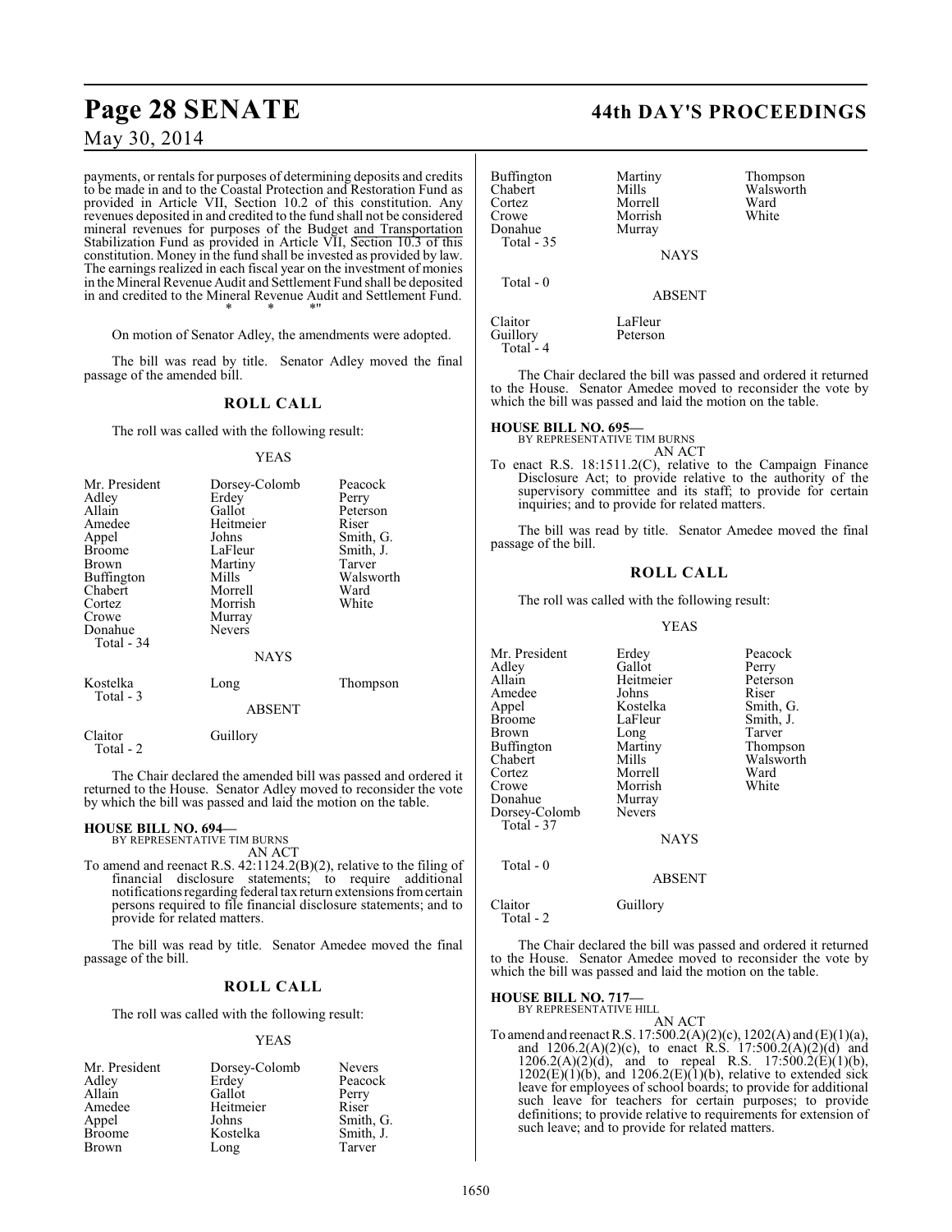payments, or rentals for purposes of determining deposits and credits to be made in and to the Coastal Protection and Restoration Fund as provided in Article VII, Section 10.2 of this constitution. Any revenues deposited in and credited to the fund shall not be considered mineral revenues for purposes of the Budget and Transportation Stabilization Fund as provided in Article VII, Section 10.3 of this constitution. Money in the fund shall be invested as provided by law. The earnings realized in each fiscal year on the investment of monies in the Mineral Revenue Audit and Settlement Fund shall be deposited in and credited to the Mineral Revenue Audit and Settlement Fund.

\* \* \*"

On motion of Senator Adley, the amendments were adopted.

The bill was read by title. Senator Adley moved the final passage of the amended bill.

## ROLL CALL

The roll was called with the following result:

YEAS

| | | |
|---|---|---|
| Mr. President | Dorsey-Colomb | Peacock |
| Adley | Erdey | Perry |
| Allain | Gallot | Peterson |
| Amedee | Heitmeier | Riser |
| Appel | Johns | Smith, G. |
| Broome | LaFleur | Smith, J. |
| Brown | Martiny | Tarver |
| Buffington | Mills | Walsworth |
| Chabert | Morrell | Ward |
| Cortez | Morrish | White |
| Crowe | Murray | |
| Donahue | Nevers | |

Total - 34

NAYS

| | | |
|---|---|---|
| Kostelka | Long | Thompson |

Total - 3

ABSENT

| | |
|---|---|
| Claitor | Guillory |

Total - 2

The Chair declared the amended bill was passed and ordered it returned to the House. Senator Adley moved to reconsider the vote by which the bill was passed and laid the motion on the table.

**HOUSE BILL NO. 694—**
BY REPRESENTATIVE TIM BURNS
AN ACT
To amend and reenact R.S. 42:1124.2(B)(2), relative to the filing of financial disclosure statements; to require additional notifications regarding federal tax return extensions from certain persons required to file financial disclosure statements; and to provide for related matters.

The bill was read by title. Senator Amedee moved the final passage of the bill.

## ROLL CALL

The roll was called with the following result:

YEAS

| | | |
|---|---|---|
| Mr. President | Dorsey-Colomb | Nevers |
| Adley | Erdey | Peacock |
| Allain | Gallot | Perry |
| Amedee | Heitmeier | Riser |
| Appel | Johns | Smith, G. |
| Broome | Kostelka | Smith, J. |
| Brown | Long | Tarver |
| Buffington | Martiny | Thompson |
| Chabert | Mills | Walsworth |
| Cortez | Morrell | Ward |
| Crowe | Morrish | White |
| Donahue | Murray | |

Total - 35

NAYS

Total - 0

ABSENT

| | |
|---|---|
| Claitor | LaFleur |
| Guillory | Peterson |

Total - 4

The Chair declared the bill was passed and ordered it returned to the House. Senator Amedee moved to reconsider the vote by which the bill was passed and laid the motion on the table.

**HOUSE BILL NO. 695—**
BY REPRESENTATIVE TIM BURNS
AN ACT
To enact R.S. 18:1511.2(C), relative to the Campaign Finance Disclosure Act; to provide relative to the authority of the supervisory committee and its staff; to provide for certain inquiries; and to provide for related matters.

The bill was read by title. Senator Amedee moved the final passage of the bill.

## ROLL CALL

The roll was called with the following result:

YEAS

| | | |
|---|---|---|
| Mr. President | Erdey | Peacock |
| Adley | Gallot | Perry |
| Allain | Heitmeier | Peterson |
| Amedee | Johns | Riser |
| Appel | Kostelka | Smith, G. |
| Broome | LaFleur | Smith, J. |
| Brown | Long | Tarver |
| Buffington | Martiny | Thompson |
| Chabert | Mills | Walsworth |
| Cortez | Morrell | Ward |
| Crowe | Morrish | White |
| Donahue | Murray | |
| Dorsey-Colomb | Nevers | |

Total - 37

NAYS

Total - 0

ABSENT

| | |
|---|---|
| Claitor | Guillory |

Total - 2

The Chair declared the bill was passed and ordered it returned to the House. Senator Amedee moved to reconsider the vote by which the bill was passed and laid the motion on the table.

**HOUSE BILL NO. 717—**
BY REPRESENTATIVE HILL
AN ACT
To amend and reenact R.S. 17:500.2(A)(2)(c), 1202(A) and (E)(1)(a), and 1206.2(A)(2)(c), to enact R.S. 17:500.2(A)(2)(d) and 1206.2(A)(2)(d), and to repeal R.S. 17:500.2(E)(1)(b), 1202(E)(1)(b), and 1206.2(E)(1)(b), relative to extended sick leave for employees of school boards; to provide for additional such leave for teachers for certain purposes; to provide definitions; to provide relative to requirements for extension of such leave; and to provide for related matters.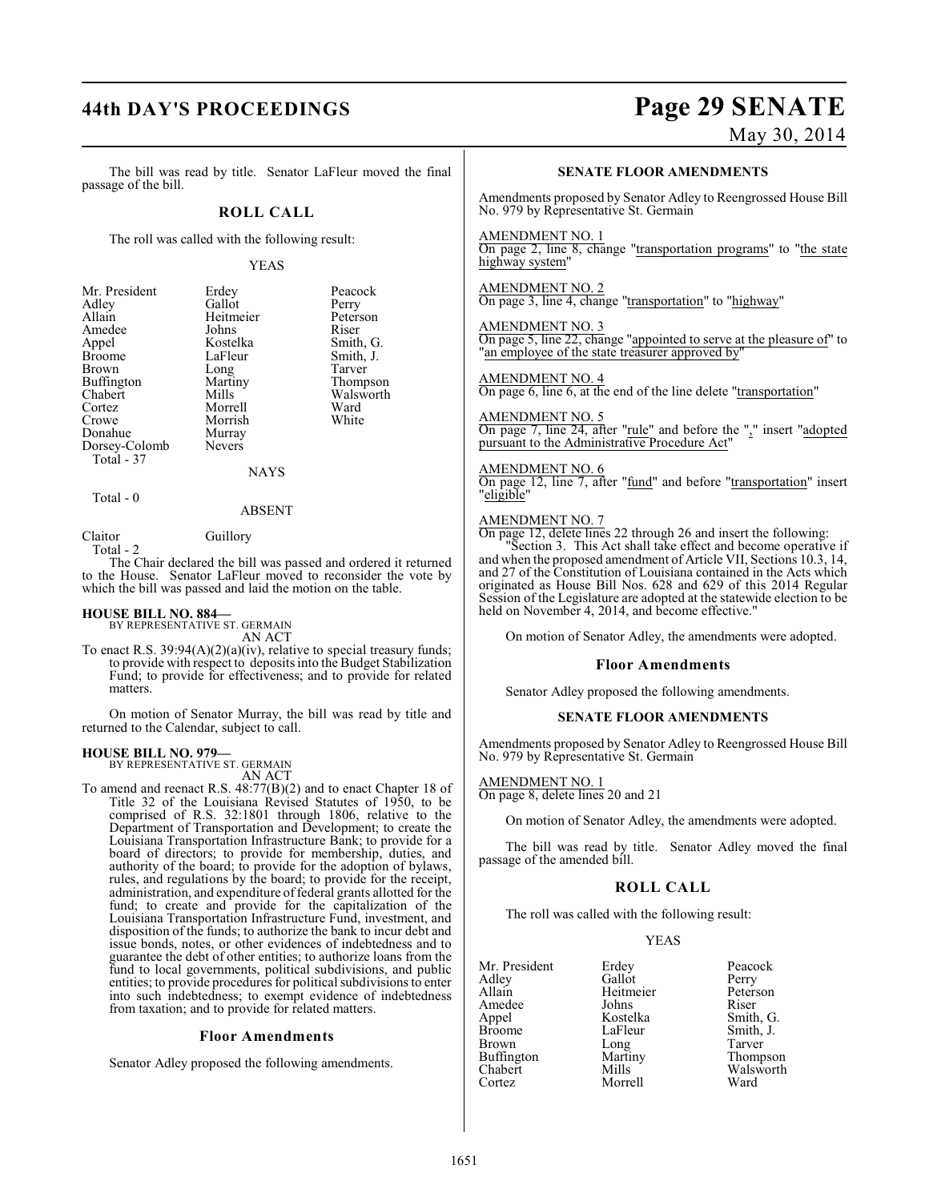The bill was read by title. Senator LaFleur moved the final passage of the bill.

## ROLL CALL

The roll was called with the following result:

YEAS

| | | |
|---|---|---|
| Mr. President | Erdey | Peacock |
| Adley | Gallot | Perry |
| Allain | Heitmeier | Peterson |
| Amedee | Johns | Riser |
| Appel | Kostelka | Smith, G. |
| Broome | LaFleur | Smith, J. |
| Brown | Long | Tarver |
| Buffington | Martiny | Thompson |
| Chabert | Mills | Walsworth |
| Cortez | Morrell | Ward |
| Crowe | Morrish | White |
| Donahue | Murray | |
| Dorsey-Colomb | Nevers | |

Total - 37

NAYS

Total - 0

ABSENT

| | |
|---|---|
| Claitor | Guillory |

Total - 2

The Chair declared the bill was passed and ordered it returned to the House. Senator LaFleur moved to reconsider the vote by which the bill was passed and laid the motion on the table.

**HOUSE BILL NO. 884—**
BY REPRESENTATIVE ST. GERMAIN
AN ACT

To enact R.S. 39:94(A)(2)(a)(iv), relative to special treasury funds; to provide with respect to deposits into the Budget Stabilization Fund; to provide for effectiveness; and to provide for related matters.

On motion of Senator Murray, the bill was read by title and returned to the Calendar, subject to call.

**HOUSE BILL NO. 979—**
BY REPRESENTATIVE ST. GERMAIN
AN ACT

To amend and reenact R.S. 48:77(B)(2) and to enact Chapter 18 of Title 32 of the Louisiana Revised Statutes of 1950, to be comprised of R.S. 32:1801 through 1806, relative to the Department of Transportation and Development; to create the Louisiana Transportation Infrastructure Bank; to provide for a board of directors; to provide for membership, duties, and authority of the board; to provide for the adoption of bylaws, rules, and regulations by the board; to provide for the receipt, administration, and expenditure of federal grants allotted for the fund; to create and provide for the capitalization of the Louisiana Transportation Infrastructure Fund, investment, and disposition of the funds; to authorize the bank to incur debt and issue bonds, notes, or other evidences of indebtedness and to guarantee the debt of other entities; to authorize loans from the fund to local governments, political subdivisions, and public entities; to provide procedures for political subdivisions to enter into such indebtedness; to exempt evidence of indebtedness from taxation; and to provide for related matters.

### Floor Amendments

Senator Adley proposed the following amendments.

#### SENATE FLOOR AMENDMENTS

Amendments proposed by Senator Adley to Reengrossed House Bill No. 979 by Representative St. Germain

AMENDMENT NO. 1
On page 2, line 8, change "transportation programs" to "the state highway system"

AMENDMENT NO. 2
On page 3, line 4, change "transportation" to "highway"

AMENDMENT NO. 3
On page 5, line 22, change "appointed to serve at the pleasure of" to "an employee of the state treasurer approved by"

AMENDMENT NO. 4
On page 6, line 6, at the end of the line delete "transportation"

AMENDMENT NO. 5
On page 7, line 24, after "rule" and before the "," insert "adopted pursuant to the Administrative Procedure Act"

AMENDMENT NO. 6
On page 12, line 7, after "fund" and before "transportation" insert "eligible"

AMENDMENT NO. 7
On page 12, delete lines 22 through 26 and insert the following:

"Section 3. This Act shall take effect and become operative if and when the proposed amendment of Article VII, Sections 10.3, 14, and 27 of the Constitution of Louisiana contained in the Acts which originated as House Bill Nos. 628 and 629 of this 2014 Regular Session of the Legislature are adopted at the statewide election to be held on November 4, 2014, and become effective."

On motion of Senator Adley, the amendments were adopted.

### Floor Amendments

Senator Adley proposed the following amendments.

#### SENATE FLOOR AMENDMENTS

Amendments proposed by Senator Adley to Reengrossed House Bill No. 979 by Representative St. Germain

AMENDMENT NO. 1
On page 8, delete lines 20 and 21

On motion of Senator Adley, the amendments were adopted.

The bill was read by title. Senator Adley moved the final passage of the amended bill.

## ROLL CALL

The roll was called with the following result:

YEAS

| | | |
|---|---|---|
| Mr. President | Erdey | Peacock |
| Adley | Gallot | Perry |
| Allain | Heitmeier | Peterson |
| Amedee | Johns | Riser |
| Appel | Kostelka | Smith, G. |
| Broome | LaFleur | Smith, J. |
| Brown | Long | Tarver |
| Buffington | Martiny | Thompson |
| Chabert | Mills | Walsworth |
| Cortez | Morrell | Ward |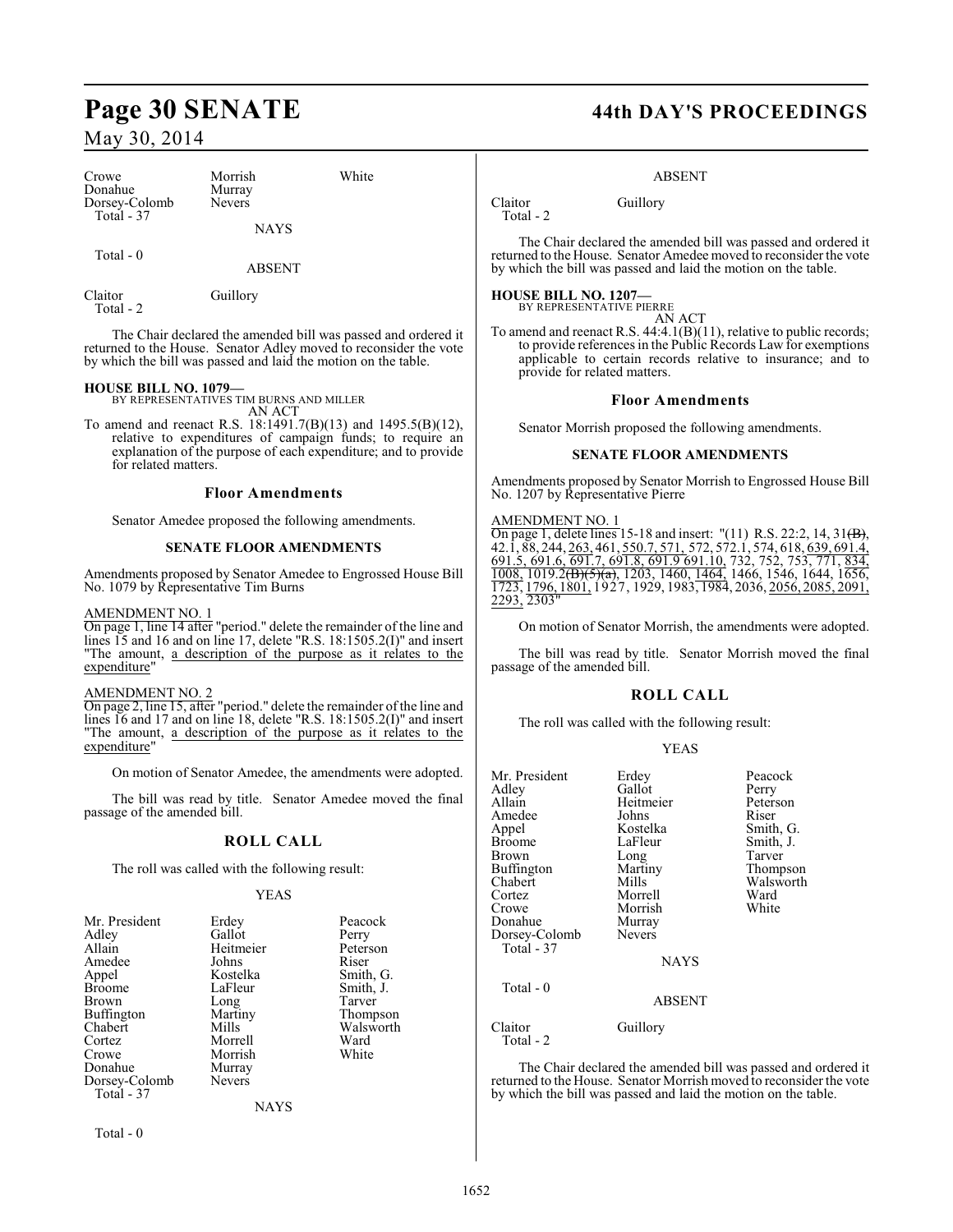| | | |
|---|---|---|
| Crowe | Morrish | White |
| Donahue | Murray | |
| Dorsey-Colomb | Nevers | |
| Total - 37 | | |

NAYS

Total - 0

ABSENT

| | |
|---|---|
| Claitor | Guillory |
| Total - 2 | |

The Chair declared the amended bill was passed and ordered it returned to the House. Senator Adley moved to reconsider the vote by which the bill was passed and laid the motion on the table.

**HOUSE BILL NO. 1079—**
BY REPRESENTATIVES TIM BURNS AND MILLER
AN ACT

To amend and reenact R.S. 18:1491.7(B)(13) and 1495.5(B)(12), relative to expenditures of campaign funds; to require an explanation of the purpose of each expenditure; and to provide for related matters.

### Floor Amendments

Senator Amedee proposed the following amendments.

### SENATE FLOOR AMENDMENTS

Amendments proposed by Senator Amedee to Engrossed House Bill No. 1079 by Representative Tim Burns

AMENDMENT NO. 1
On page 1, line 14 after "period." delete the remainder of the line and lines 15 and 16 and on line 17, delete "R.S. 18:1505.2(I)" and insert "The amount, a description of the purpose as it relates to the expenditure"

AMENDMENT NO. 2
On page 2, line 15, after "period." delete the remainder of the line and lines 16 and 17 and on line 18, delete "R.S. 18:1505.2(I)" and insert "The amount, a description of the purpose as it relates to the expenditure"

On motion of Senator Amedee, the amendments were adopted.

The bill was read by title. Senator Amedee moved the final passage of the amended bill.

## ROLL CALL

The roll was called with the following result:

YEAS

| | | |
|---|---|---|
| Mr. President | Erdey | Peacock |
| Adley | Gallot | Perry |
| Allain | Heitmeier | Peterson |
| Amedee | Johns | Riser |
| Appel | Kostelka | Smith, G. |
| Broome | LaFleur | Smith, J. |
| Brown | Long | Tarver |
| Buffington | Martiny | Thompson |
| Chabert | Mills | Walsworth |
| Cortez | Morrell | Ward |
| Crowe | Morrish | White |
| Donahue | Murray | |
| Dorsey-Colomb | Nevers | |
| Total - 37 | | |

NAYS

Total - 0

ABSENT

| | |
|---|---|
| Claitor | Guillory |
| Total - 2 | |

The Chair declared the amended bill was passed and ordered it returned to the House. Senator Amedee moved to reconsider the vote by which the bill was passed and laid the motion on the table.

**HOUSE BILL NO. 1207—**
BY REPRESENTATIVE PIERRE
AN ACT

To amend and reenact R.S. 44:4.1(B)(11), relative to public records; to provide references in the Public Records Law for exemptions applicable to certain records relative to insurance; and to provide for related matters.

### Floor Amendments

Senator Morrish proposed the following amendments.

### SENATE FLOOR AMENDMENTS

Amendments proposed by Senator Morrish to Engrossed House Bill No. 1207 by Representative Pierre

AMENDMENT NO. 1
On page 1, delete lines 15-18 and insert: "(11) R.S. 22:2, 14, 31~~(B)~~, 42.1, 88, 244, 263, 461, 550.7, 571, 572, 572.1, 574, 618, 639, 691.4, 691.5, 691.6, 691.7, 691.8, 691.9 691.10, 732, 752, 753, 771, 834, 1008, 1019.2~~(B)(5)(a)~~, 1203, 1460, 1464, 1466, 1546, 1644, 1656, 1723, 1796, 1801, 1927, 1929, 1983, 1984, 2036, 2056, 2085, 2091, 2293, 2303"

On motion of Senator Morrish, the amendments were adopted.

The bill was read by title. Senator Morrish moved the final passage of the amended bill.

## ROLL CALL

The roll was called with the following result:

YEAS

| | | |
|---|---|---|
| Mr. President | Erdey | Peacock |
| Adley | Gallot | Perry |
| Allain | Heitmeier | Peterson |
| Amedee | Johns | Riser |
| Appel | Kostelka | Smith, G. |
| Broome | LaFleur | Smith, J. |
| Brown | Long | Tarver |
| Buffington | Martiny | Thompson |
| Chabert | Mills | Walsworth |
| Cortez | Morrell | Ward |
| Crowe | Morrish | White |
| Donahue | Murray | |
| Dorsey-Colomb | Nevers | |
| Total - 37 | | |

NAYS

Total - 0

ABSENT

| | |
|---|---|
| Claitor | Guillory |
| Total - 2 | |

The Chair declared the amended bill was passed and ordered it returned to the House. Senator Morrish moved to reconsider the vote by which the bill was passed and laid the motion on the table.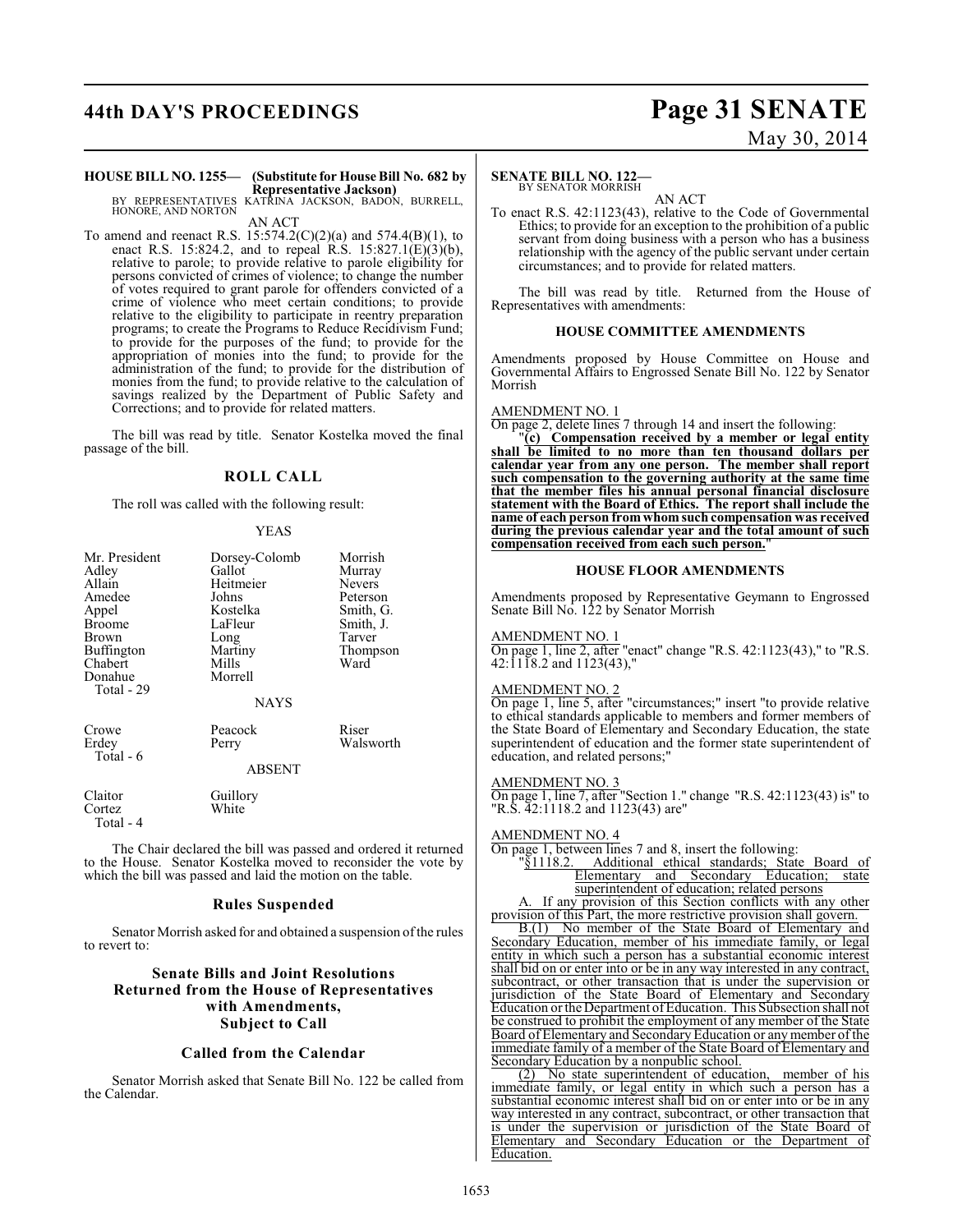**HOUSE BILL NO. 1255— (Substitute for House Bill No. 682 by Representative Jackson)**
BY REPRESENTATIVES KATRINA JACKSON, BADON, BURRELL, HONORE, AND NORTON

AN ACT

To amend and reenact R.S. 15:574.2(C)(2)(a) and 574.4(B)(1), to enact R.S. 15:824.2, and to repeal R.S. 15:827.1(E)(3)(b), relative to parole; to provide relative to parole eligibility for persons convicted of crimes of violence; to change the number of votes required to grant parole for offenders convicted of a crime of violence who meet certain conditions; to provide relative to the eligibility to participate in reentry preparation programs; to create the Programs to Reduce Recidivism Fund; to provide for the purposes of the fund; to provide for the appropriation of monies into the fund; to provide for the administration of the fund; to provide for the distribution of monies from the fund; to provide relative to the calculation of savings realized by the Department of Public Safety and Corrections; and to provide for related matters.

The bill was read by title. Senator Kostelka moved the final passage of the bill.

## ROLL CALL

The roll was called with the following result:

YEAS

| | | |
|---|---|---|
| Mr. President | Dorsey-Colomb | Morrish |
| Adley | Gallot | Murray |
| Allain | Heitmeier | Nevers |
| Amedee | Johns | Peterson |
| Appel | Kostelka | Smith, G. |
| Broome | LaFleur | Smith, J. |
| Brown | Long | Tarver |
| Buffington | Martiny | Thompson |
| Chabert | Mills | Ward |
| Donahue | Morrell | |
| Total - 29 | | |

NAYS

| | | |
|---|---|---|
| Crowe | Peacock | Riser |
| Erdey | Perry | Walsworth |
| Total - 6 | | |

ABSENT

| | |
|---|---|
| Claitor | Guillory |
| Cortez | White |
| Total - 4 | |

The Chair declared the bill was passed and ordered it returned to the House. Senator Kostelka moved to reconsider the vote by which the bill was passed and laid the motion on the table.

## Rules Suspended

Senator Morrish asked for and obtained a suspension of the rules to revert to:

## Senate Bills and Joint Resolutions Returned from the House of Representatives with Amendments, Subject to Call

### Called from the Calendar

Senator Morrish asked that Senate Bill No. 122 be called from the Calendar.

**SENATE BILL NO. 122—**
BY SENATOR MORRISH

AN ACT

To enact R.S. 42:1123(43), relative to the Code of Governmental Ethics; to provide for an exception to the prohibition of a public servant from doing business with a person who has a business relationship with the agency of the public servant under certain circumstances; and to provide for related matters.

The bill was read by title. Returned from the House of Representatives with amendments:

## HOUSE COMMITTEE AMENDMENTS

Amendments proposed by House Committee on House and Governmental Affairs to Engrossed Senate Bill No. 122 by Senator Morrish

AMENDMENT NO. 1

On page 2, delete lines 7 through 14 and insert the following:

"**(c) Compensation received by a member or legal entity shall be limited to no more than ten thousand dollars per calendar year from any one person. The member shall report such compensation to the governing authority at the same time that the member files his annual personal financial disclosure statement with the Board of Ethics. The report shall include the name of each person from whom such compensation was received during the previous calendar year and the total amount of such compensation received from each such person.**"

## HOUSE FLOOR AMENDMENTS

Amendments proposed by Representative Geymann to Engrossed Senate Bill No. 122 by Senator Morrish

AMENDMENT NO. 1

On page 1, line 2, after "enact" change "R.S. 42:1123(43)," to "R.S. 42:1118.2 and 1123(43),"

AMENDMENT NO. 2

On page 1, line 5, after "circumstances;" insert "to provide relative to ethical standards applicable to members and former members of the State Board of Elementary and Secondary Education, the state superintendent of education and the former state superintendent of education, and related persons;"

AMENDMENT NO. 3

On page 1, line 7, after "Section 1." change "R.S. 42:1123(43) is" to "R.S. 42:1118.2 and 1123(43) are"

AMENDMENT NO. 4

On page 1, between lines 7 and 8, insert the following:

"§1118.2. Additional ethical standards; State Board of Elementary and Secondary Education; state superintendent of education; related persons

A. If any provision of this Section conflicts with any other provision of this Part, the more restrictive provision shall govern.

B.(1) No member of the State Board of Elementary and Secondary Education, member of his immediate family, or legal entity in which such a person has a substantial economic interest shall bid on or enter into or be in any way interested in any contract, subcontract, or other transaction that is under the supervision or jurisdiction of the State Board of Elementary and Secondary Education or the Department of Education. This Subsection shall not be construed to prohibit the employment of any member of the State Board of Elementary and Secondary Education or any member of the immediate family of a member of the State Board of Elementary and Secondary Education by a nonpublic school.

(2) No state superintendent of education, member of his immediate family, or legal entity in which such a person has a substantial economic interest shall bid on or enter into or be in any way interested in any contract, subcontract, or other transaction that is under the supervision or jurisdiction of the State Board of Elementary and Secondary Education or the Department of Education.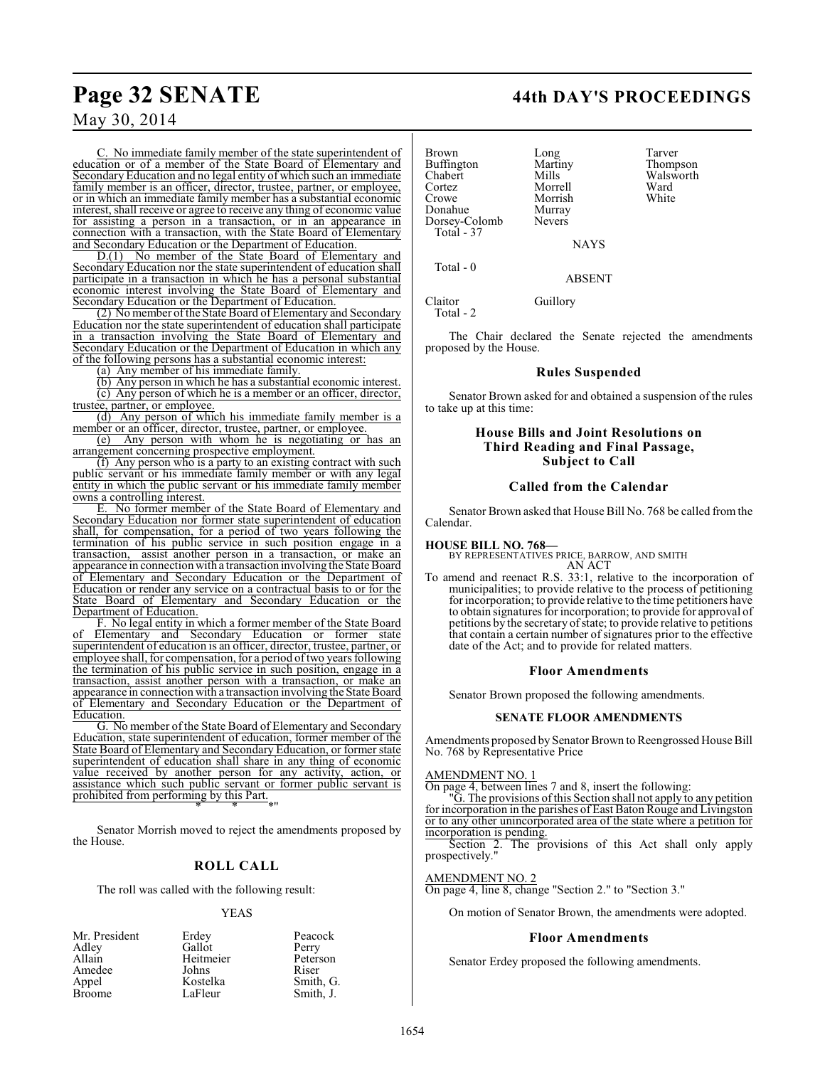C. No immediate family member of the state superintendent of education or of a member of the State Board of Elementary and Secondary Education and no legal entity of which such an immediate family member is an officer, director, trustee, partner, or employee, or in which an immediate family member has a substantial economic interest, shall receive or agree to receive any thing of economic value for assisting a person in a transaction, or in an appearance in connection with a transaction, with the State Board of Elementary and Secondary Education or the Department of Education.

D.(1) No member of the State Board of Elementary and Secondary Education nor the state superintendent of education shall participate in a transaction in which he has a personal substantial economic interest involving the State Board of Elementary and Secondary Education or the Department of Education.

(2) No member of the State Board of Elementary and Secondary Education nor the state superintendent of education shall participate in a transaction involving the State Board of Elementary and Secondary Education or the Department of Education in which any of the following persons has a substantial economic interest:

(a) Any member of his immediate family.

(b) Any person in which he has a substantial economic interest.

(c) Any person of which he is a member or an officer, director, trustee, partner, or employee.

(d) Any person of which his immediate family member is a member or an officer, director, trustee, partner, or employee.

(e) Any person with whom he is negotiating or has an arrangement concerning prospective employment.

(f) Any person who is a party to an existing contract with such public servant or his immediate family member or with any legal entity in which the public servant or his immediate family member owns a controlling interest.

E. No former member of the State Board of Elementary and Secondary Education nor former state superintendent of education shall, for compensation, for a period of two years following the termination of his public service in such position engage in a transaction, assist another person in a transaction, or make an appearance in connection with a transaction involving the State Board of Elementary and Secondary Education or the Department of Education or render any service on a contractual basis to or for the State Board of Elementary and Secondary Education or the Department of Education.

F. No legal entity in which a former member of the State Board of Elementary and Secondary Education or former state superintendent of education is an officer, director, trustee, partner, or employee shall, for compensation, for a period of two years following the termination of his public service in such position, engage in a transaction, assist another person with a transaction, or make an appearance in connection with a transaction involving the State Board of Elementary and Secondary Education or the Department of Education.

G. No member of the State Board of Elementary and Secondary Education, state superintendent of education, former member of the State Board of Elementary and Secondary Education, or former state superintendent of education shall share in any thing of economic value received by another person for any activity, action, or assistance which such public servant or former public servant is prohibited from performing by this Part.

\* \* \*"

Senator Morrish moved to reject the amendments proposed by the House.

## ROLL CALL

The roll was called with the following result:

YEAS

| | | |
|---|---|---|
| Mr. President | Erdey | Peacock |
| Adley | Gallot | Perry |
| Allain | Heitmeier | Peterson |
| Amedee | Johns | Riser |
| Appel | Kostelka | Smith, G. |
| Broome | LaFleur | Smith, J. |
| Brown | Long | Tarver |
| Buffington | Martiny | Thompson |
| Chabert | Mills | Walsworth |
| Cortez | Morrell | Ward |
| Crowe | Morrish | White |
| Donahue | Murray | |
| Dorsey-Colomb | Nevers | |

Total - 37

NAYS

Total - 0

ABSENT

| | |
|---|---|
| Claitor | Guillory |

Total - 2

The Chair declared the Senate rejected the amendments proposed by the House.

## Rules Suspended

Senator Brown asked for and obtained a suspension of the rules to take up at this time:

## House Bills and Joint Resolutions on Third Reading and Final Passage, Subject to Call

## Called from the Calendar

Senator Brown asked that House Bill No. 768 be called from the Calendar.

**HOUSE BILL NO. 768—**
BY REPRESENTATIVES PRICE, BARROW, AND SMITH
AN ACT

To amend and reenact R.S. 33:1, relative to the incorporation of municipalities; to provide relative to the process of petitioning for incorporation; to provide relative to the time petitioners have to obtain signatures for incorporation; to provide for approval of petitions by the secretary of state; to provide relative to petitions that contain a certain number of signatures prior to the effective date of the Act; and to provide for related matters.

## Floor Amendments

Senator Brown proposed the following amendments.

### SENATE FLOOR AMENDMENTS

Amendments proposed by Senator Brown to Reengrossed House Bill No. 768 by Representative Price

AMENDMENT NO. 1
On page 4, between lines 7 and 8, insert the following:

"G. The provisions of this Section shall not apply to any petition for incorporation in the parishes of East Baton Rouge and Livingston or to any other unincorporated area of the state where a petition for incorporation is pending.

Section 2. The provisions of this Act shall only apply prospectively."

AMENDMENT NO. 2
On page 4, line 8, change "Section 2." to "Section 3."

On motion of Senator Brown, the amendments were adopted.

## Floor Amendments

Senator Erdey proposed the following amendments.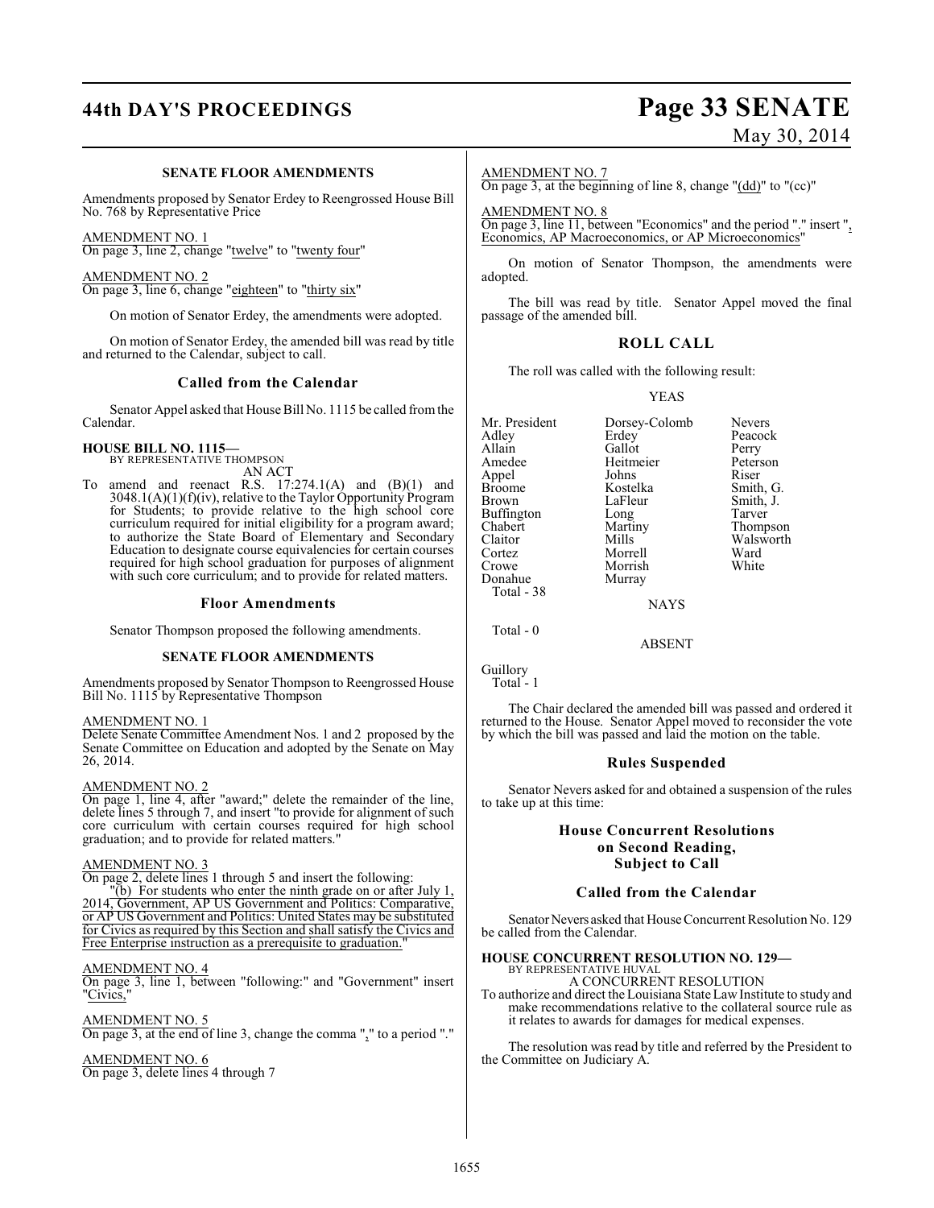### SENATE FLOOR AMENDMENTS

Amendments proposed by Senator Erdey to Reengrossed House Bill No. 768 by Representative Price

AMENDMENT NO. 1
On page 3, line 2, change "twelve" to "twenty four"

AMENDMENT NO. 2
On page 3, line 6, change "eighteen" to "thirty six"

On motion of Senator Erdey, the amendments were adopted.

On motion of Senator Erdey, the amended bill was read by title and returned to the Calendar, subject to call.

### Called from the Calendar

Senator Appel asked that House Bill No. 1115 be called from the Calendar.

**HOUSE BILL NO. 1115—**
BY REPRESENTATIVE THOMPSON
AN ACT
To amend and reenact R.S. 17:274.1(A) and (B)(1) and 3048.1(A)(1)(f)(iv), relative to the Taylor Opportunity Program for Students; to provide relative to the high school core curriculum required for initial eligibility for a program award; to authorize the State Board of Elementary and Secondary Education to designate course equivalencies for certain courses required for high school graduation for purposes of alignment with such core curriculum; and to provide for related matters.

### Floor Amendments

Senator Thompson proposed the following amendments.

### SENATE FLOOR AMENDMENTS

Amendments proposed by Senator Thompson to Reengrossed House Bill No. 1115 by Representative Thompson

AMENDMENT NO. 1
Delete Senate Committee Amendment Nos. 1 and 2 proposed by the Senate Committee on Education and adopted by the Senate on May 26, 2014.

AMENDMENT NO. 2
On page 1, line 4, after "award;" delete the remainder of the line, delete lines 5 through 7, and insert "to provide for alignment of such core curriculum with certain courses required for high school graduation; and to provide for related matters."

AMENDMENT NO. 3
On page 2, delete lines 1 through 5 and insert the following:
"(b) For students who enter the ninth grade on or after July 1, 2014, Government, AP US Government and Politics: Comparative, or AP US Government and Politics: United States may be substituted for Civics as required by this Section and shall satisfy the Civics and Free Enterprise instruction as a prerequisite to graduation."

AMENDMENT NO. 4
On page 3, line 1, between "following:" and "Government" insert "Civics,"

AMENDMENT NO. 5
On page 3, at the end of line 3, change the comma "," to a period "."

AMENDMENT NO. 6
On page 3, delete lines 4 through 7

AMENDMENT NO. 7
On page 3, at the beginning of line 8, change "(dd)" to "(cc)"

AMENDMENT NO. 8
On page 3, line 11, between "Economics" and the period "." insert ", Economics, AP Macroeconomics, or AP Microeconomics"

On motion of Senator Thompson, the amendments were adopted.

The bill was read by title. Senator Appel moved the final passage of the amended bill.

### ROLL CALL

The roll was called with the following result:

YEAS

| | | |
|---|---|---|
| Mr. President | Dorsey-Colomb | Nevers |
| Adley | Erdey | Peacock |
| Allain | Gallot | Perry |
| Amedee | Heitmeier | Peterson |
| Appel | Johns | Riser |
| Broome | Kostelka | Smith, G. |
| Brown | LaFleur | Smith, J. |
| Buffington | Long | Tarver |
| Chabert | Martiny | Thompson |
| Claitor | Mills | Walsworth |
| Cortez | Morrell | Ward |
| Crowe | Morrish | White |
| Donahue | Murray | |

Total - 38

NAYS

Total - 0

ABSENT

Guillory
Total - 1

The Chair declared the amended bill was passed and ordered it returned to the House. Senator Appel moved to reconsider the vote by which the bill was passed and laid the motion on the table.

### Rules Suspended

Senator Nevers asked for and obtained a suspension of the rules to take up at this time:

### House Concurrent Resolutions on Second Reading, Subject to Call

### Called from the Calendar

Senator Nevers asked that House Concurrent Resolution No. 129 be called from the Calendar.

**HOUSE CONCURRENT RESOLUTION NO. 129—**
BY REPRESENTATIVE HUVAL
A CONCURRENT RESOLUTION
To authorize and direct the Louisiana State Law Institute to study and make recommendations relative to the collateral source rule as it relates to awards for damages for medical expenses.

The resolution was read by title and referred by the President to the Committee on Judiciary A.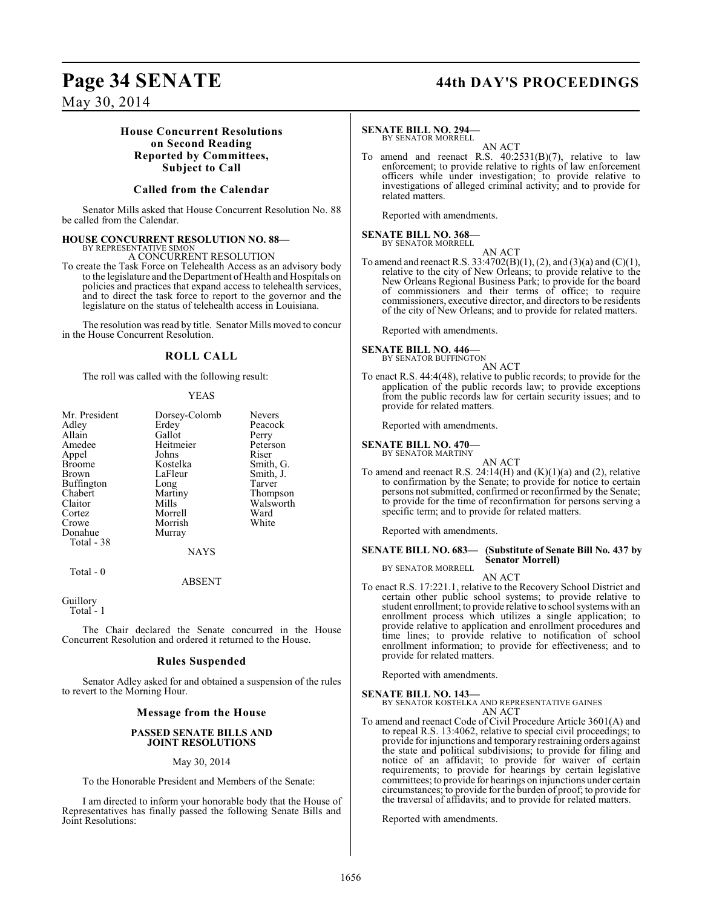### House Concurrent Resolutions on Second Reading Reported by Committees, Subject to Call

### Called from the Calendar

Senator Mills asked that House Concurrent Resolution No. 88 be called from the Calendar.

**HOUSE CONCURRENT RESOLUTION NO. 88—**
BY REPRESENTATIVE SIMON
A CONCURRENT RESOLUTION

To create the Task Force on Telehealth Access as an advisory body to the legislature and the Department of Health and Hospitals on policies and practices that expand access to telehealth services, and to direct the task force to report to the governor and the legislature on the status of telehealth access in Louisiana.

The resolution was read by title. Senator Mills moved to concur in the House Concurrent Resolution.

### ROLL CALL

The roll was called with the following result:

YEAS

| | | |
|---|---|---|
| Mr. President | Dorsey-Colomb | Nevers |
| Adley | Erdey | Peacock |
| Allain | Gallot | Perry |
| Amedee | Heitmeier | Peterson |
| Appel | Johns | Riser |
| Broome | Kostelka | Smith, G. |
| Brown | LaFleur | Smith, J. |
| Buffington | Long | Tarver |
| Chabert | Martiny | Thompson |
| Claitor | Mills | Walsworth |
| Cortez | Morrell | Ward |
| Crowe | Morrish | White |
| Donahue | Murray | |

Total - 38

NAYS

Total - 0

ABSENT

Guillory
Total - 1

The Chair declared the Senate concurred in the House Concurrent Resolution and ordered it returned to the House.

### Rules Suspended

Senator Adley asked for and obtained a suspension of the rules to revert to the Morning Hour.

### Message from the House

**PASSED SENATE BILLS AND JOINT RESOLUTIONS**

May 30, 2014

To the Honorable President and Members of the Senate:

I am directed to inform your honorable body that the House of Representatives has finally passed the following Senate Bills and Joint Resolutions:

**SENATE BILL NO. 294—**
BY SENATOR MORRELL
AN ACT

To amend and reenact R.S. 40:2531(B)(7), relative to law enforcement; to provide relative to rights of law enforcement officers while under investigation; to provide relative to investigations of alleged criminal activity; and to provide for related matters.

Reported with amendments.

**SENATE BILL NO. 368—**
BY SENATOR MORRELL
AN ACT

To amend and reenact R.S. 33:4702(B)(1), (2), and (3)(a) and (C)(1), relative to the city of New Orleans; to provide relative to the New Orleans Regional Business Park; to provide for the board of commissioners and their terms of office; to require commissioners, executive director, and directors to be residents of the city of New Orleans; and to provide for related matters.

Reported with amendments.

**SENATE BILL NO. 446—**
BY SENATOR BUFFINGTON
AN ACT

To enact R.S. 44:4(48), relative to public records; to provide for the application of the public records law; to provide exceptions from the public records law for certain security issues; and to provide for related matters.

Reported with amendments.

**SENATE BILL NO. 470—**
BY SENATOR MARTINY
AN ACT

To amend and reenact R.S. 24:14(H) and (K)(1)(a) and (2), relative to confirmation by the Senate; to provide for notice to certain persons not submitted, confirmed or reconfirmed by the Senate; to provide for the time of reconfirmation for persons serving a specific term; and to provide for related matters.

Reported with amendments.

**SENATE BILL NO. 683— (Substitute of Senate Bill No. 437 by Senator Morrell)**
BY SENATOR MORRELL
AN ACT

To enact R.S. 17:221.1, relative to the Recovery School District and certain other public school systems; to provide relative to student enrollment; to provide relative to school systems with an enrollment process which utilizes a single application; to provide relative to application and enrollment procedures and time lines; to provide relative to notification of school enrollment information; to provide for effectiveness; and to provide for related matters.

Reported with amendments.

**SENATE BILL NO. 143—**
BY SENATOR KOSTELKA AND REPRESENTATIVE GAINES
AN ACT

To amend and reenact Code of Civil Procedure Article 3601(A) and to repeal R.S. 13:4062, relative to special civil proceedings; to provide for injunctions and temporary restraining orders against the state and political subdivisions; to provide for filing and notice of an affidavit; to provide for waiver of certain requirements; to provide for hearings by certain legislative committees; to provide for hearings on injunctions under certain circumstances; to provide for the burden of proof; to provide for the traversal of affidavits; and to provide for related matters.

Reported with amendments.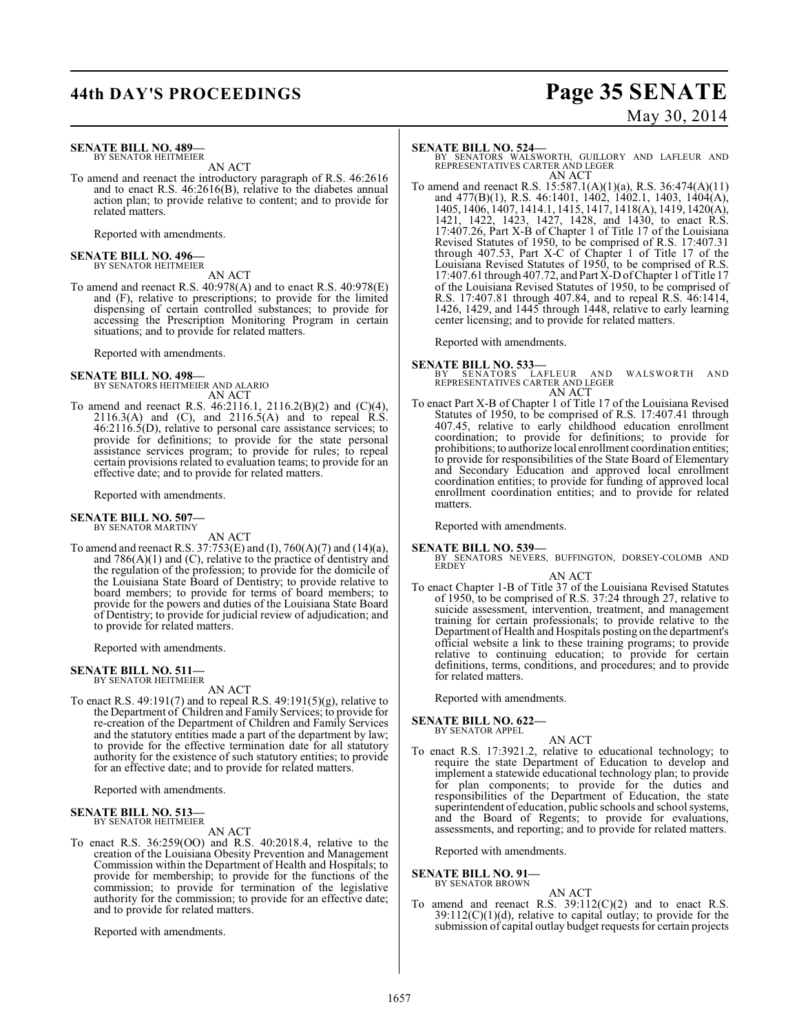**SENATE BILL NO. 489—**
BY SENATOR HEITMEIER

AN ACT

To amend and reenact the introductory paragraph of R.S. 46:2616 and to enact R.S. 46:2616(B), relative to the diabetes annual action plan; to provide relative to content; and to provide for related matters.

Reported with amendments.

**SENATE BILL NO. 496—**
BY SENATOR HEITMEIER

AN ACT

To amend and reenact R.S. 40:978(A) and to enact R.S. 40:978(E) and (F), relative to prescriptions; to provide for the limited dispensing of certain controlled substances; to provide for accessing the Prescription Monitoring Program in certain situations; and to provide for related matters.

Reported with amendments.

**SENATE BILL NO. 498—**
BY SENATORS HEITMEIER AND ALARIO

AN ACT

To amend and reenact R.S. 46:2116.1, 2116.2(B)(2) and (C)(4), 2116.3(A) and (C), and 2116.5(A) and to repeal R.S. 46:2116.5(D), relative to personal care assistance services; to provide for definitions; to provide for the state personal assistance services program; to provide for rules; to repeal certain provisions related to evaluation teams; to provide for an effective date; and to provide for related matters.

Reported with amendments.

**SENATE BILL NO. 507—**
BY SENATOR MARTINY

AN ACT

To amend and reenact R.S. 37:753(E) and (I), 760(A)(7) and (14)(a), and 786(A)(1) and (C), relative to the practice of dentistry and the regulation of the profession; to provide for the domicile of the Louisiana State Board of Dentistry; to provide relative to board members; to provide for terms of board members; to provide for the powers and duties of the Louisiana State Board of Dentistry; to provide for judicial review of adjudication; and to provide for related matters.

Reported with amendments.

**SENATE BILL NO. 511—**
BY SENATOR HEITMEIER

AN ACT

To enact R.S. 49:191(7) and to repeal R.S. 49:191(5)(g), relative to the Department of Children and Family Services; to provide for re-creation of the Department of Children and Family Services and the statutory entities made a part of the department by law; to provide for the effective termination date for all statutory authority for the existence of such statutory entities; to provide for an effective date; and to provide for related matters.

Reported with amendments.

**SENATE BILL NO. 513—**
BY SENATOR HEITMEIER

AN ACT

To enact R.S. 36:259(OO) and R.S. 40:2018.4, relative to the creation of the Louisiana Obesity Prevention and Management Commission within the Department of Health and Hospitals; to provide for membership; to provide for the functions of the commission; to provide for termination of the legislative authority for the commission; to provide for an effective date; and to provide for related matters.

Reported with amendments.

**SENATE BILL NO. 524—**
BY SENATORS WALSWORTH, GUILLORY AND LAFLEUR AND REPRESENTATIVES CARTER AND LEGER

AN ACT

To amend and reenact R.S. 15:587.1(A)(1)(a), R.S. 36:474(A)(11) and 477(B)(1), R.S. 46:1401, 1402, 1402.1, 1403, 1404(A), 1405, 1406, 1407, 1414.1, 1415, 1417, 1418(A), 1419, 1420(A), 1421, 1422, 1423, 1427, 1428, and 1430, to enact R.S. 17:407.26, Part X-B of Chapter 1 of Title 17 of the Louisiana Revised Statutes of 1950, to be comprised of R.S. 17:407.31 through 407.53, Part X-C of Chapter 1 of Title 17 of the Louisiana Revised Statutes of 1950, to be comprised of R.S. 17:407.61 through 407.72, and Part X-D of Chapter 1 of Title 17 of the Louisiana Revised Statutes of 1950, to be comprised of R.S. 17:407.81 through 407.84, and to repeal R.S. 46:1414, 1426, 1429, and 1445 through 1448, relative to early learning center licensing; and to provide for related matters.

Reported with amendments.

**SENATE BILL NO. 533—**
BY SENATORS LAFLEUR AND WALSWORTH AND REPRESENTATIVES CARTER AND LEGER

AN ACT

To enact Part X-B of Chapter 1 of Title 17 of the Louisiana Revised Statutes of 1950, to be comprised of R.S. 17:407.41 through 407.45, relative to early childhood education enrollment coordination; to provide for definitions; to provide for prohibitions; to authorize local enrollment coordination entities; to provide for responsibilities of the State Board of Elementary and Secondary Education and approved local enrollment coordination entities; to provide for funding of approved local enrollment coordination entities; and to provide for related matters.

Reported with amendments.

**SENATE BILL NO. 539—**
BY SENATORS NEVERS, BUFFINGTON, DORSEY-COLOMB AND ERDEY

AN ACT

To enact Chapter 1-B of Title 37 of the Louisiana Revised Statutes of 1950, to be comprised of R.S. 37:24 through 27, relative to suicide assessment, intervention, treatment, and management training for certain professionals; to provide relative to the Department of Health and Hospitals posting on the department's official website a link to these training programs; to provide relative to continuing education; to provide for certain definitions, terms, conditions, and procedures; and to provide for related matters.

Reported with amendments.

**SENATE BILL NO. 622—**
BY SENATOR APPEL

AN ACT

To enact R.S. 17:3921.2, relative to educational technology; to require the state Department of Education to develop and implement a statewide educational technology plan; to provide for plan components; to provide for the duties and responsibilities of the Department of Education, the state superintendent of education, public schools and school systems, and the Board of Regents; to provide for evaluations, assessments, and reporting; and to provide for related matters.

Reported with amendments.

**SENATE BILL NO. 91—**
BY SENATOR BROWN

AN ACT

To amend and reenact R.S. 39:112(C)(2) and to enact R.S. 39:112(C)(1)(d), relative to capital outlay; to provide for the submission of capital outlay budget requests for certain projects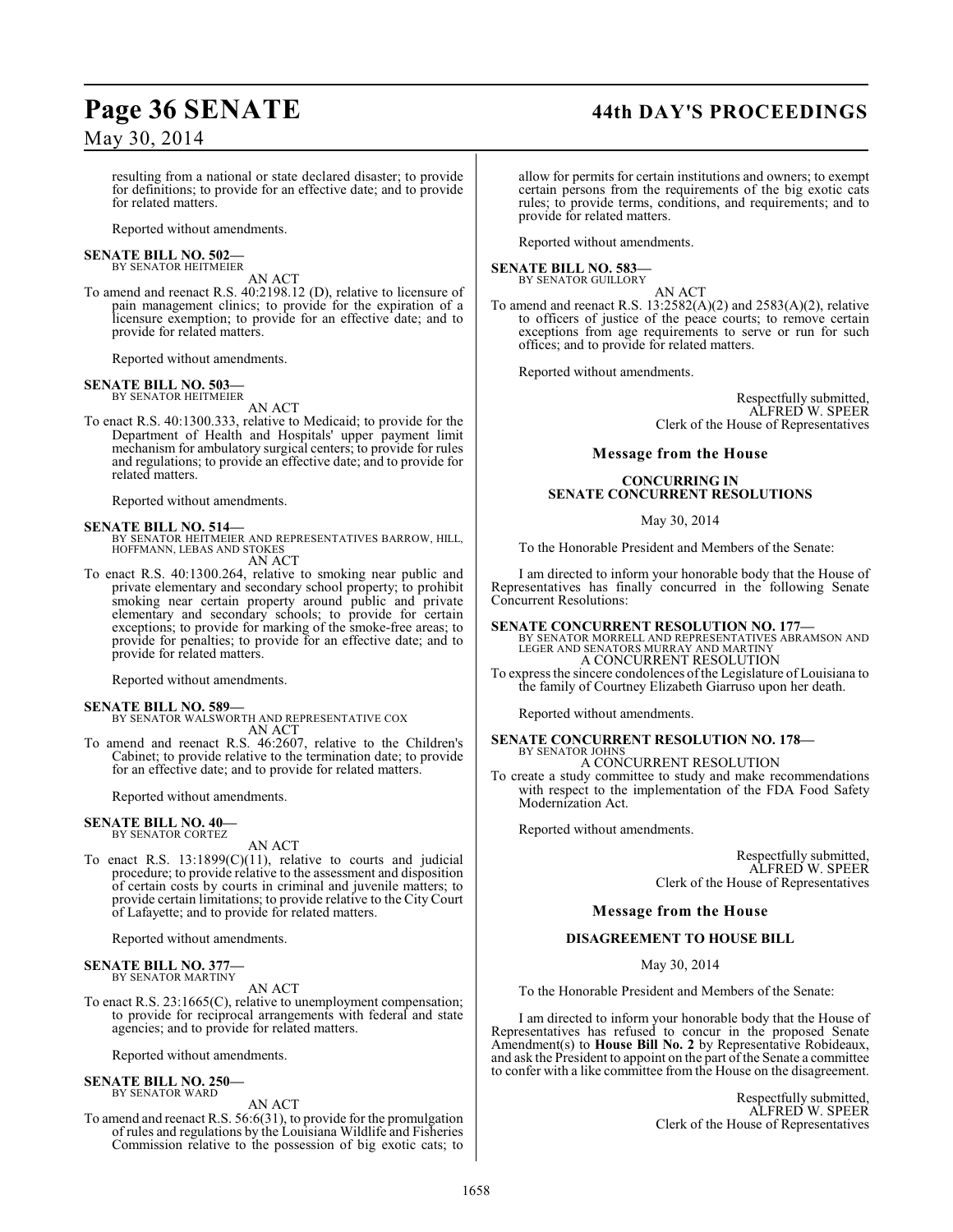resulting from a national or state declared disaster; to provide for definitions; to provide for an effective date; and to provide for related matters.

Reported without amendments.

**SENATE BILL NO. 502—**
BY SENATOR HEITMEIER

AN ACT

To amend and reenact R.S. 40:2198.12 (D), relative to licensure of pain management clinics; to provide for the expiration of a licensure exemption; to provide for an effective date; and to provide for related matters.

Reported without amendments.

**SENATE BILL NO. 503—**
BY SENATOR HEITMEIER

AN ACT

To enact R.S. 40:1300.333, relative to Medicaid; to provide for the Department of Health and Hospitals' upper payment limit mechanism for ambulatory surgical centers; to provide for rules and regulations; to provide an effective date; and to provide for related matters.

Reported without amendments.

**SENATE BILL NO. 514—**
BY SENATOR HEITMEIER AND REPRESENTATIVES BARROW, HILL, HOFFMANN, LEBAS AND STOKES

AN ACT

To enact R.S. 40:1300.264, relative to smoking near public and private elementary and secondary school property; to prohibit smoking near certain property around public and private elementary and secondary schools; to provide for certain exceptions; to provide for marking of the smoke-free areas; to provide for penalties; to provide for an effective date; and to provide for related matters.

Reported without amendments.

**SENATE BILL NO. 589—**
BY SENATOR WALSWORTH AND REPRESENTATIVE COX

AN ACT

To amend and reenact R.S. 46:2607, relative to the Children's Cabinet; to provide relative to the termination date; to provide for an effective date; and to provide for related matters.

Reported without amendments.

**SENATE BILL NO. 40—**
BY SENATOR CORTEZ

AN ACT

To enact R.S. 13:1899(C)(11), relative to courts and judicial procedure; to provide relative to the assessment and disposition of certain costs by courts in criminal and juvenile matters; to provide certain limitations; to provide relative to the City Court of Lafayette; and to provide for related matters.

Reported without amendments.

**SENATE BILL NO. 377—**
BY SENATOR MARTINY

AN ACT

To enact R.S. 23:1665(C), relative to unemployment compensation; to provide for reciprocal arrangements with federal and state agencies; and to provide for related matters.

Reported without amendments.

**SENATE BILL NO. 250—**
BY SENATOR WARD

AN ACT

To amend and reenact R.S. 56:6(31), to provide for the promulgation of rules and regulations by the Louisiana Wildlife and Fisheries Commission relative to the possession of big exotic cats; to allow for permits for certain institutions and owners; to exempt certain persons from the requirements of the big exotic cats rules; to provide terms, conditions, and requirements; and to provide for related matters.

Reported without amendments.

**SENATE BILL NO. 583—**
BY SENATOR GUILLORY

AN ACT

To amend and reenact R.S. 13:2582(A)(2) and 2583(A)(2), relative to officers of justice of the peace courts; to remove certain exceptions from age requirements to serve or run for such offices; and to provide for related matters.

Reported without amendments.

Respectfully submitted,
ALFRED W. SPEER
Clerk of the House of Representatives

## Message from the House

### CONCURRING IN SENATE CONCURRENT RESOLUTIONS

May 30, 2014

To the Honorable President and Members of the Senate:

I am directed to inform your honorable body that the House of Representatives has finally concurred in the following Senate Concurrent Resolutions:

**SENATE CONCURRENT RESOLUTION NO. 177—**
BY SENATOR MORRELL AND REPRESENTATIVES ABRAMSON AND LEGER AND SENATORS MURRAY AND MARTINY

A CONCURRENT RESOLUTION

To express the sincere condolences of the Legislature of Louisiana to the family of Courtney Elizabeth Giarruso upon her death.

Reported without amendments.

**SENATE CONCURRENT RESOLUTION NO. 178—**
BY SENATOR JOHNS

A CONCURRENT RESOLUTION

To create a study committee to study and make recommendations with respect to the implementation of the FDA Food Safety Modernization Act.

Reported without amendments.

Respectfully submitted,
ALFRED W. SPEER
Clerk of the House of Representatives

## Message from the House

### DISAGREEMENT TO HOUSE BILL

May 30, 2014

To the Honorable President and Members of the Senate:

I am directed to inform your honorable body that the House of Representatives has refused to concur in the proposed Senate Amendment(s) to **House Bill No. 2** by Representative Robideaux, and ask the President to appoint on the part of the Senate a committee to confer with a like committee from the House on the disagreement.

Respectfully submitted,
ALFRED W. SPEER
Clerk of the House of Representatives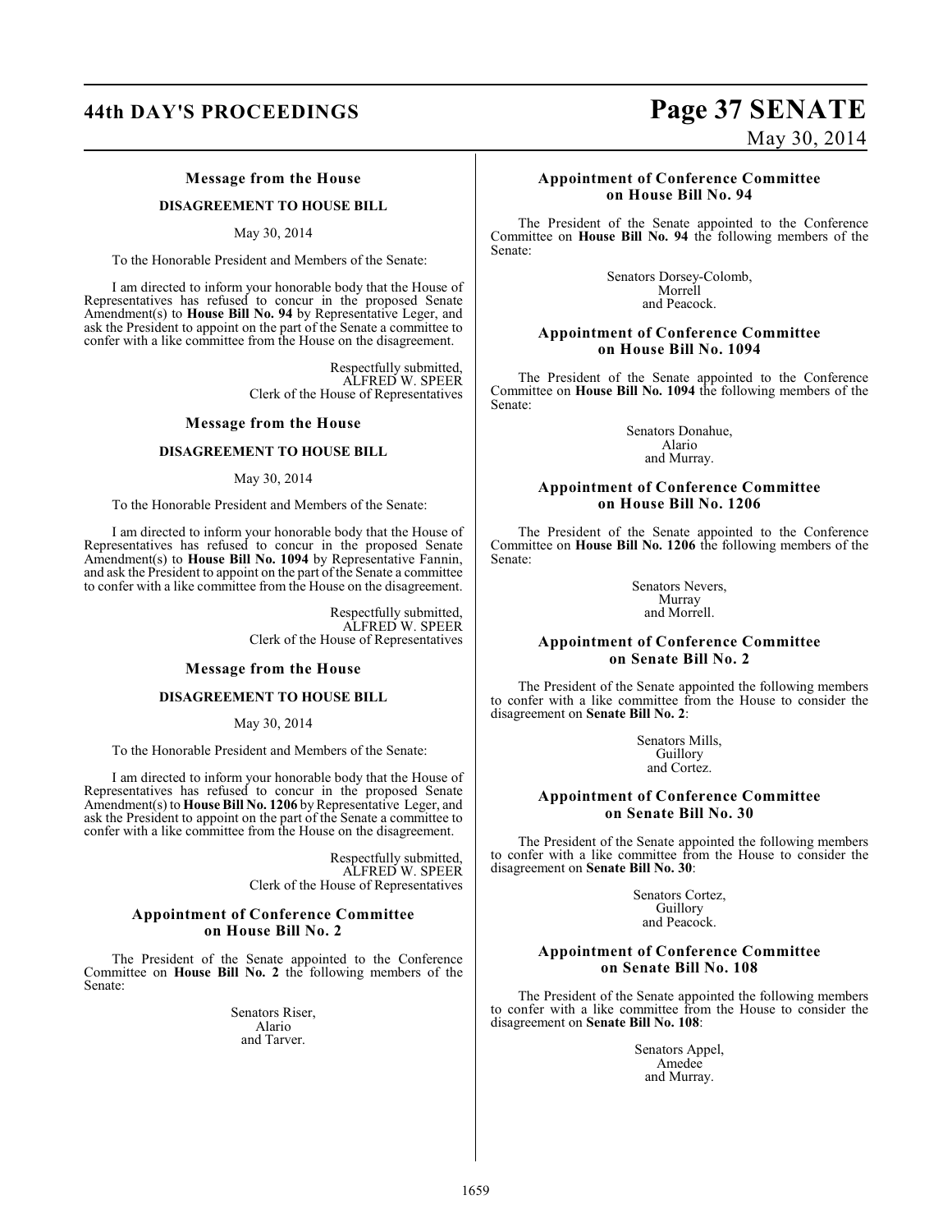### Message from the House

**DISAGREEMENT TO HOUSE BILL**

May 30, 2014

To the Honorable President and Members of the Senate:

I am directed to inform your honorable body that the House of Representatives has refused to concur in the proposed Senate Amendment(s) to **House Bill No. 94** by Representative Leger, and ask the President to appoint on the part of the Senate a committee to confer with a like committee from the House on the disagreement.

Respectfully submitted,
ALFRED W. SPEER
Clerk of the House of Representatives

### Message from the House

**DISAGREEMENT TO HOUSE BILL**

May 30, 2014

To the Honorable President and Members of the Senate:

I am directed to inform your honorable body that the House of Representatives has refused to concur in the proposed Senate Amendment(s) to **House Bill No. 1094** by Representative Fannin, and ask the President to appoint on the part of the Senate a committee to confer with a like committee from the House on the disagreement.

Respectfully submitted,
ALFRED W. SPEER
Clerk of the House of Representatives

### Message from the House

**DISAGREEMENT TO HOUSE BILL**

May 30, 2014

To the Honorable President and Members of the Senate:

I am directed to inform your honorable body that the House of Representatives has refused to concur in the proposed Senate Amendment(s) to **House Bill No. 1206** by Representative Leger, and ask the President to appoint on the part of the Senate a committee to confer with a like committee from the House on the disagreement.

Respectfully submitted,
ALFRED W. SPEER
Clerk of the House of Representatives

### Appointment of Conference Committee on House Bill No. 2

The President of the Senate appointed to the Conference Committee on **House Bill No. 2** the following members of the Senate:

Senators Riser,
Alario
and Tarver.

### Appointment of Conference Committee on House Bill No. 94

The President of the Senate appointed to the Conference Committee on **House Bill No. 94** the following members of the Senate:

Senators Dorsey-Colomb,
Morrell
and Peacock.

### Appointment of Conference Committee on House Bill No. 1094

The President of the Senate appointed to the Conference Committee on **House Bill No. 1094** the following members of the Senate:

Senators Donahue,
Alario
and Murray.

### Appointment of Conference Committee on House Bill No. 1206

The President of the Senate appointed to the Conference Committee on **House Bill No. 1206** the following members of the Senate:

Senators Nevers,
Murray
and Morrell.

### Appointment of Conference Committee on Senate Bill No. 2

The President of the Senate appointed the following members to confer with a like committee from the House to consider the disagreement on **Senate Bill No. 2**:

Senators Mills,
Guillory
and Cortez.

### Appointment of Conference Committee on Senate Bill No. 30

The President of the Senate appointed the following members to confer with a like committee from the House to consider the disagreement on **Senate Bill No. 30**:

Senators Cortez,
Guillory
and Peacock.

### Appointment of Conference Committee on Senate Bill No. 108

The President of the Senate appointed the following members to confer with a like committee from the House to consider the disagreement on **Senate Bill No. 108**:

Senators Appel,
Amedee
and Murray.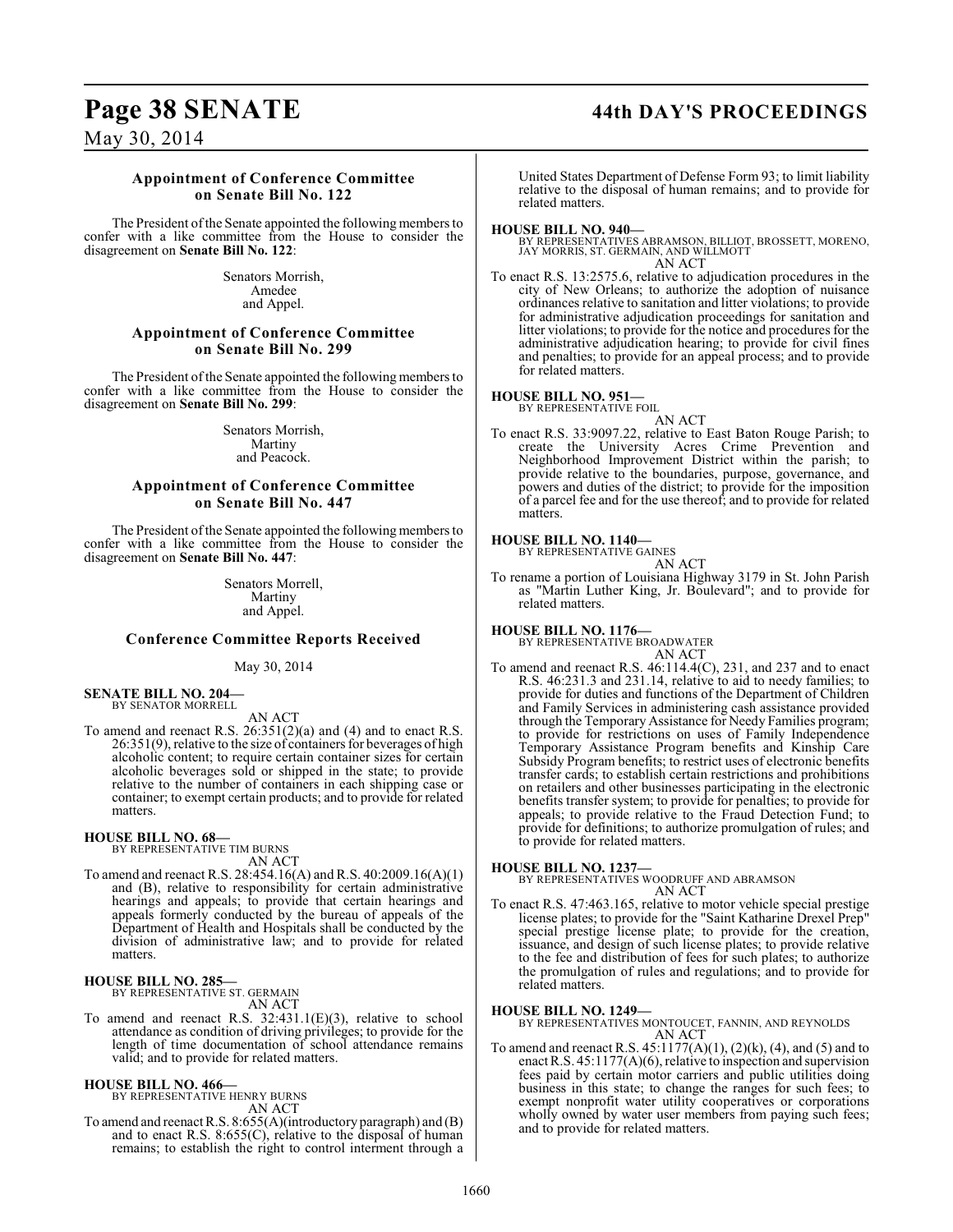### Appointment of Conference Committee on Senate Bill No. 122

The President of the Senate appointed the following members to confer with a like committee from the House to consider the disagreement on **Senate Bill No. 122**:

Senators Morrish,
Amedee
and Appel.

### Appointment of Conference Committee on Senate Bill No. 299

The President of the Senate appointed the following members to confer with a like committee from the House to consider the disagreement on **Senate Bill No. 299**:

Senators Morrish,
Martiny
and Peacock.

### Appointment of Conference Committee on Senate Bill No. 447

The President of the Senate appointed the following members to confer with a like committee from the House to consider the disagreement on **Senate Bill No. 447**:

Senators Morrell,
Martiny
and Appel.

### Conference Committee Reports Received

May 30, 2014

**SENATE BILL NO. 204—**
BY SENATOR MORRELL
AN ACT

To amend and reenact R.S. 26:351(2)(a) and (4) and to enact R.S. 26:351(9), relative to the size of containers for beverages of high alcoholic content; to require certain container sizes for certain alcoholic beverages sold or shipped in the state; to provide relative to the number of containers in each shipping case or container; to exempt certain products; and to provide for related matters.

**HOUSE BILL NO. 68—**
BY REPRESENTATIVE TIM BURNS
AN ACT

To amend and reenact R.S. 28:454.16(A) and R.S. 40:2009.16(A)(1) and (B), relative to responsibility for certain administrative hearings and appeals; to provide that certain hearings and appeals formerly conducted by the bureau of appeals of the Department of Health and Hospitals shall be conducted by the division of administrative law; and to provide for related matters.

**HOUSE BILL NO. 285—**
BY REPRESENTATIVE ST. GERMAIN
AN ACT

To amend and reenact R.S. 32:431.1(E)(3), relative to school attendance as condition of driving privileges; to provide for the length of time documentation of school attendance remains valid; and to provide for related matters.

**HOUSE BILL NO. 466—**
BY REPRESENTATIVE HENRY BURNS
AN ACT

To amend and reenact R.S. 8:655(A)(introductory paragraph) and (B) and to enact R.S. 8:655(C), relative to the disposal of human remains; to establish the right to control interment through a United States Department of Defense Form 93; to limit liability relative to the disposal of human remains; and to provide for related matters.

**HOUSE BILL NO. 940—**
BY REPRESENTATIVES ABRAMSON, BILLIOT, BROSSETT, MORENO, JAY MORRIS, ST. GERMAIN, AND WILLMOTT
AN ACT

To enact R.S. 13:2575.6, relative to adjudication procedures in the city of New Orleans; to authorize the adoption of nuisance ordinances relative to sanitation and litter violations; to provide for administrative adjudication proceedings for sanitation and litter violations; to provide for the notice and procedures for the administrative adjudication hearing; to provide for civil fines and penalties; to provide for an appeal process; and to provide for related matters.

**HOUSE BILL NO. 951—**
BY REPRESENTATIVE FOIL
AN ACT

To enact R.S. 33:9097.22, relative to East Baton Rouge Parish; to create the University Acres Crime Prevention and Neighborhood Improvement District within the parish; to provide relative to the boundaries, purpose, governance, and powers and duties of the district; to provide for the imposition of a parcel fee and for the use thereof; and to provide for related matters.

**HOUSE BILL NO. 1140—**
BY REPRESENTATIVE GAINES
AN ACT

To rename a portion of Louisiana Highway 3179 in St. John Parish as "Martin Luther King, Jr. Boulevard"; and to provide for related matters.

**HOUSE BILL NO. 1176—**
BY REPRESENTATIVE BROADWATER
AN ACT

To amend and reenact R.S. 46:114.4(C), 231, and 237 and to enact R.S. 46:231.3 and 231.14, relative to aid to needy families; to provide for duties and functions of the Department of Children and Family Services in administering cash assistance provided through the Temporary Assistance for Needy Families program; to provide for restrictions on uses of Family Independence Temporary Assistance Program benefits and Kinship Care Subsidy Program benefits; to restrict uses of electronic benefits transfer cards; to establish certain restrictions and prohibitions on retailers and other businesses participating in the electronic benefits transfer system; to provide for penalties; to provide for appeals; to provide relative to the Fraud Detection Fund; to provide for definitions; to authorize promulgation of rules; and to provide for related matters.

**HOUSE BILL NO. 1237—**
BY REPRESENTATIVES WOODRUFF AND ABRAMSON
AN ACT

To enact R.S. 47:463.165, relative to motor vehicle special prestige license plates; to provide for the "Saint Katharine Drexel Prep" special prestige license plate; to provide for the creation, issuance, and design of such license plates; to provide relative to the fee and distribution of fees for such plates; to authorize the promulgation of rules and regulations; and to provide for related matters.

**HOUSE BILL NO. 1249—**
BY REPRESENTATIVES MONTOUCET, FANNIN, AND REYNOLDS
AN ACT

To amend and reenact R.S. 45:1177(A)(1), (2)(k), (4), and (5) and to enact R.S. 45:1177(A)(6), relative to inspection and supervision fees paid by certain motor carriers and public utilities doing business in this state; to change the ranges for such fees; to exempt nonprofit water utility cooperatives or corporations wholly owned by water user members from paying such fees; and to provide for related matters.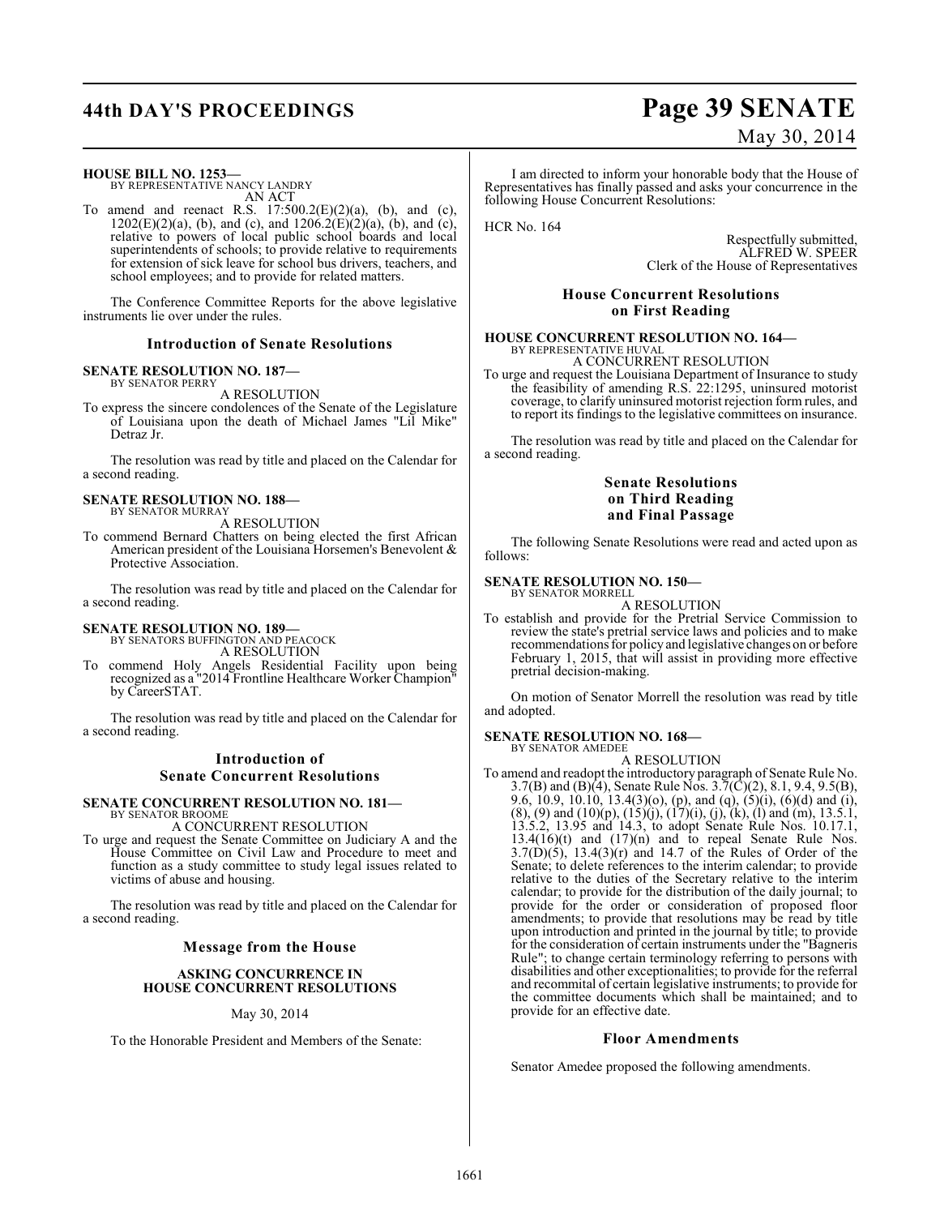**HOUSE BILL NO. 1253—**
BY REPRESENTATIVE NANCY LANDRY
AN ACT

To amend and reenact R.S. 17:500.2(E)(2)(a), (b), and (c), 1202(E)(2)(a), (b), and (c), and 1206.2(E)(2)(a), (b), and (c), relative to powers of local public school boards and local superintendents of schools; to provide relative to requirements for extension of sick leave for school bus drivers, teachers, and school employees; and to provide for related matters.

The Conference Committee Reports for the above legislative instruments lie over under the rules.

## Introduction of Senate Resolutions

**SENATE RESOLUTION NO. 187—**
BY SENATOR PERRY
A RESOLUTION

To express the sincere condolences of the Senate of the Legislature of Louisiana upon the death of Michael James "Lil Mike" Detraz Jr.

The resolution was read by title and placed on the Calendar for a second reading.

**SENATE RESOLUTION NO. 188—**
BY SENATOR MURRAY
A RESOLUTION

To commend Bernard Chatters on being elected the first African American president of the Louisiana Horsemen's Benevolent & Protective Association.

The resolution was read by title and placed on the Calendar for a second reading.

**SENATE RESOLUTION NO. 189—**
BY SENATORS BUFFINGTON AND PEACOCK
A RESOLUTION

To commend Holy Angels Residential Facility upon being recognized as a "2014 Frontline Healthcare Worker Champion" by CareerSTAT.

The resolution was read by title and placed on the Calendar for a second reading.

## Introduction of Senate Concurrent Resolutions

**SENATE CONCURRENT RESOLUTION NO. 181—**
BY SENATOR BROOME
A CONCURRENT RESOLUTION

To urge and request the Senate Committee on Judiciary A and the House Committee on Civil Law and Procedure to meet and function as a study committee to study legal issues related to victims of abuse and housing.

The resolution was read by title and placed on the Calendar for a second reading.

## Message from the House

**ASKING CONCURRENCE IN HOUSE CONCURRENT RESOLUTIONS**

May 30, 2014

To the Honorable President and Members of the Senate:

I am directed to inform your honorable body that the House of Representatives has finally passed and asks your concurrence in the following House Concurrent Resolutions:

HCR No. 164

Respectfully submitted,
ALFRED W. SPEER
Clerk of the House of Representatives

## House Concurrent Resolutions on First Reading

**HOUSE CONCURRENT RESOLUTION NO. 164—**
BY REPRESENTATIVE HUVAL
A CONCURRENT RESOLUTION

To urge and request the Louisiana Department of Insurance to study the feasibility of amending R.S. 22:1295, uninsured motorist coverage, to clarify uninsured motorist rejection form rules, and to report its findings to the legislative committees on insurance.

The resolution was read by title and placed on the Calendar for a second reading.

## Senate Resolutions on Third Reading and Final Passage

The following Senate Resolutions were read and acted upon as follows:

**SENATE RESOLUTION NO. 150—**
BY SENATOR MORRELL
A RESOLUTION

To establish and provide for the Pretrial Service Commission to review the state's pretrial service laws and policies and to make recommendations for policy and legislative changes on or before February 1, 2015, that will assist in providing more effective pretrial decision-making.

On motion of Senator Morrell the resolution was read by title and adopted.

**SENATE RESOLUTION NO. 168—**
BY SENATOR AMEDEE
A RESOLUTION

To amend and readopt the introductory paragraph of Senate Rule No. 3.7(B) and (B)(4), Senate Rule Nos. 3.7(C)(2), 8.1, 9.4, 9.5(B), 9.6, 10.9, 10.10, 13.4(3)(o), (p), and (q), (5)(i), (6)(d) and (i), (8), (9) and (10)(p), (15)(j), (17)(i), (j), (k), (l) and (m), 13.5.1, 13.5.2, 13.95 and 14.3, to adopt Senate Rule Nos. 10.17.1, 13.4(16)(t) and (17)(n) and to repeal Senate Rule Nos. 3.7(D)(5), 13.4(3)(r) and 14.7 of the Rules of Order of the Senate; to delete references to the interim calendar; to provide relative to the duties of the Secretary relative to the interim calendar; to provide for the distribution of the daily journal; to provide for the order or consideration of proposed floor amendments; to provide that resolutions may be read by title upon introduction and printed in the journal by title; to provide for the consideration of certain instruments under the "Bagneris Rule"; to change certain terminology referring to persons with disabilities and other exceptionalities; to provide for the referral and recommital of certain legislative instruments; to provide for the committee documents which shall be maintained; and to provide for an effective date.

## Floor Amendments

Senator Amedee proposed the following amendments.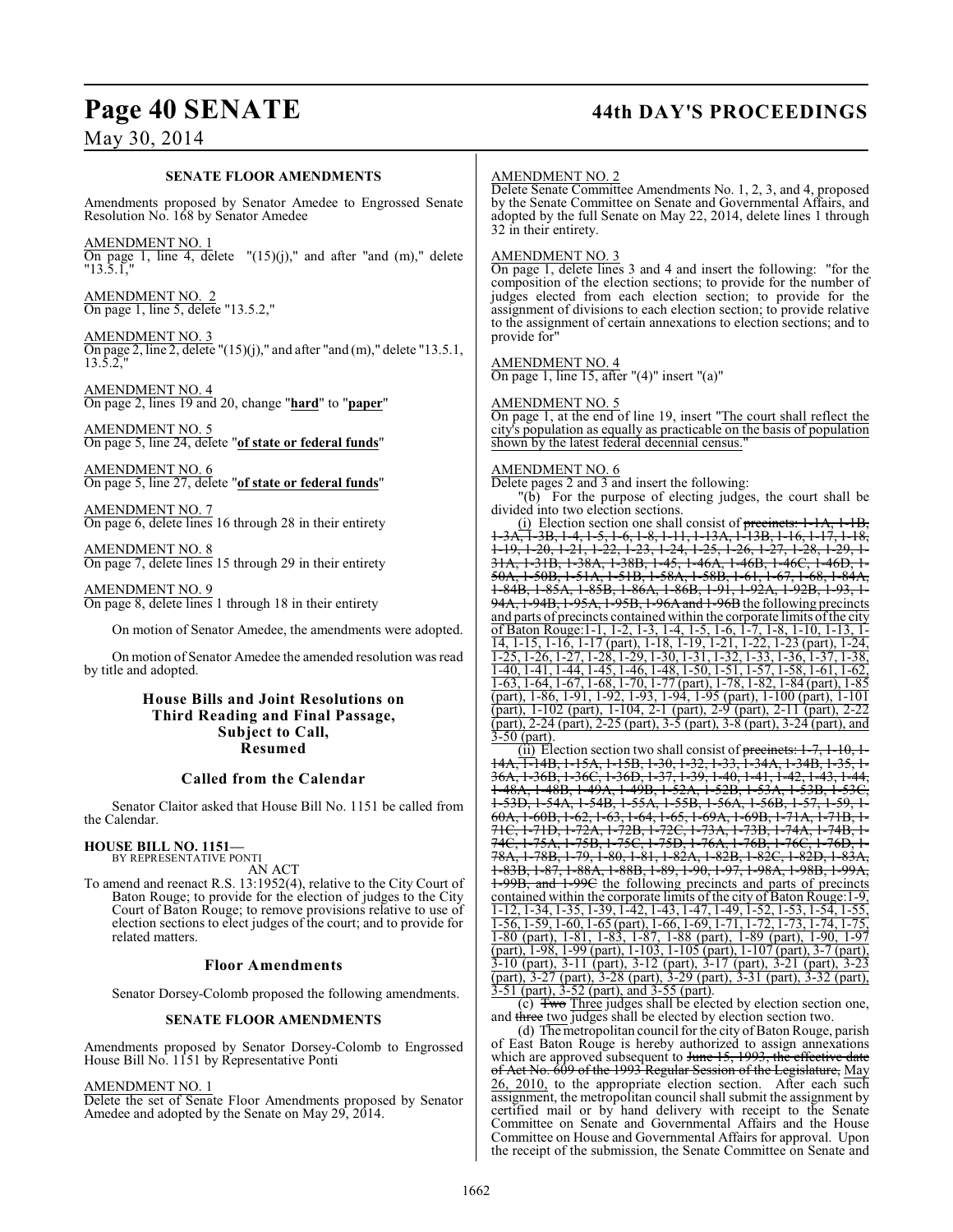### SENATE FLOOR AMENDMENTS

Amendments proposed by Senator Amedee to Engrossed Senate Resolution No. 168 by Senator Amedee

AMENDMENT NO. 1
On page 1, line 4, delete "(15)(j)," and after "and (m)," delete "13.5.1,"

AMENDMENT NO. 2
On page 1, line 5, delete "13.5.2,"

AMENDMENT NO. 3
On page 2, line 2, delete "(15)(j)," and after "and (m)," delete "13.5.1, 13.5.2,"

AMENDMENT NO. 4
On page 2, lines 19 and 20, change "**hard**" to "**paper**"

AMENDMENT NO. 5
On page 5, line 24, delete "**of state or federal funds**"

AMENDMENT NO. 6
On page 5, line 27, delete "**of state or federal funds**"

AMENDMENT NO. 7
On page 6, delete lines 16 through 28 in their entirety

AMENDMENT NO. 8
On page 7, delete lines 15 through 29 in their entirety

AMENDMENT NO. 9
On page 8, delete lines 1 through 18 in their entirety

On motion of Senator Amedee, the amendments were adopted.

On motion of Senator Amedee the amended resolution was read by title and adopted.

## House Bills and Joint Resolutions on Third Reading and Final Passage, Subject to Call, Resumed

### Called from the Calendar

Senator Claitor asked that House Bill No. 1151 be called from the Calendar.

**HOUSE BILL NO. 1151—**
BY REPRESENTATIVE PONTI
AN ACT

To amend and reenact R.S. 13:1952(4), relative to the City Court of Baton Rouge; to provide for the election of judges to the City Court of Baton Rouge; to remove provisions relative to use of election sections to elect judges of the court; and to provide for related matters.

### Floor Amendments

Senator Dorsey-Colomb proposed the following amendments.

### SENATE FLOOR AMENDMENTS

Amendments proposed by Senator Dorsey-Colomb to Engrossed House Bill No. 1151 by Representative Ponti

AMENDMENT NO. 1
Delete the set of Senate Floor Amendments proposed by Senator Amedee and adopted by the Senate on May 29, 2014.

AMENDMENT NO. 2
Delete Senate Committee Amendments No. 1, 2, 3, and 4, proposed by the Senate Committee on Senate and Governmental Affairs, and adopted by the full Senate on May 22, 2014, delete lines 1 through 32 in their entirety.

AMENDMENT NO. 3
On page 1, delete lines 3 and 4 and insert the following: "for the composition of the election sections; to provide for the number of judges elected from each election section; to provide for the assignment of divisions to each election section; to provide relative to the assignment of certain annexations to election sections; and to provide for"

AMENDMENT NO. 4
On page 1, line 15, after "(4)" insert "(a)"

AMENDMENT NO. 5
On page 1, at the end of line 19, insert "The court shall reflect the city's population as equally as practicable on the basis of population shown by the latest federal decennial census."

AMENDMENT NO. 6
Delete pages 2 and 3 and insert the following:

"(b) For the purpose of electing judges, the court shall be divided into two election sections.

(i) Election section one shall consist of ~~precincts: 1-1A, 1-1B, 1-3A, 1-3B, 1-4, 1-5, 1-6, 1-8, 1-11, 1-13A, 1-13B, 1-16, 1-17, 1-18, 1-19, 1-20, 1-21, 1-22, 1-23, 1-24, 1-25, 1-26, 1-27, 1-28, 1-29, 1-31A, 1-31B, 1-38A, 1-38B, 1-45, 1-46A, 1-46B, 1-46C, 1-46D, 1-50A, 1-50B, 1-51A, 1-51B, 1-58A, 1-58B, 1-61, 1-67, 1-68, 1-84A, 1-84B, 1-85A, 1-85B, 1-86A, 1-86B, 1-91, 1-92A, 1-92B, 1-93, 1-94A, 1-94B, 1-95A, 1-95B, 1-96A and 1-96B~~ the following precincts and parts of precincts contained within the corporate limits of the city of Baton Rouge:1-1, 1-2, 1-3, 1-4, 1-5, 1-6, 1-7, 1-8, 1-10, 1-13, 1-14, 1-15, 1-16, 1-17 (part), 1-18, 1-19, 1-21, 1-22, 1-23 (part), 1-24, 1-25, 1-26, 1-27, 1-28, 1-29, 1-30, 1-31, 1-32, 1-33, 1-36, 1-37, 1-38, 1-40, 1-41, 1-44, 1-45, 1-46, 1-48, 1-50, 1-51, 1-57, 1-58, 1-61, 1-62, 1-63, 1-64, 1-67, 1-68, 1-70, 1-77 (part), 1-78, 1-82, 1-84 (part), 1-85 (part), 1-86, 1-91, 1-92, 1-93, 1-94, 1-95 (part), 1-100 (part), 1-101 (part), 1-102 (part), 1-104, 2-1 (part), 2-9 (part), 2-11 (part), 2-22 (part), 2-24 (part), 2-25 (part), 3-5 (part), 3-8 (part), 3-24 (part), and 3-50 (part).

(ii) Election section two shall consist of ~~precincts: 1-7, 1-10, 1-14A, 1-14B, 1-15A, 1-15B, 1-30, 1-32, 1-33, 1-34A, 1-34B, 1-35, 1-36A, 1-36B, 1-36C, 1-36D, 1-37, 1-39, 1-40, 1-41, 1-42, 1-43, 1-44, 1-48A, 1-48B, 1-49A, 1-49B, 1-52A, 1-52B, 1-53A, 1-53B, 1-53C, 1-53D, 1-54A, 1-54B, 1-55A, 1-55B, 1-56A, 1-56B, 1-57, 1-59, 1-60A, 1-60B, 1-62, 1-63, 1-64, 1-65, 1-69A, 1-69B, 1-71A, 1-71B, 1-71C, 1-71D, 1-72A, 1-72B, 1-72C, 1-73A, 1-73B, 1-74A, 1-74B, 1-74C, 1-75A, 1-75B, 1-75C, 1-75D, 1-76A, 1-76B, 1-76C, 1-76D, 1-78A, 1-78B, 1-79, 1-80, 1-81, 1-82A, 1-82B, 1-82C, 1-82D, 1-83A, 1-83B, 1-87, 1-88A, 1-88B, 1-89, 1-90, 1-97, 1-98A, 1-98B, 1-99A, 1-99B, and 1-99C~~ the following precincts and parts of precincts contained within the corporate limits of the city of Baton Rouge:1-9, 1-12, 1-34, 1-35, 1-39, 1-42, 1-43, 1-47, 1-49, 1-52, 1-53, 1-54, 1-55, 1-56, 1-59, 1-60, 1-65 (part), 1-66, 1-69, 1-71, 1-72, 1-73, 1-74, 1-75, 1-80 (part), 1-81, 1-83, 1-87, 1-88 (part), 1-89 (part), 1-90, 1-97 (part), 1-98, 1-99 (part), 1-103, 1-105 (part), 1-107 (part), 3-7 (part), 3-10 (part), 3-11 (part), 3-12 (part), 3-17 (part), 3-21 (part), 3-23 (part), 3-27 (part), 3-28 (part), 3-29 (part), 3-31 (part), 3-32 (part), 3-51 (part), 3-52 (part), and 3-55 (part).

(c) ~~Two~~ Three judges shall be elected by election section one, and ~~three~~ two judges shall be elected by election section two.

(d) The metropolitan council for the city of Baton Rouge, parish of East Baton Rouge is hereby authorized to assign annexations which are approved subsequent to ~~June 15, 1993, the effective date of Act No. 609 of the 1993 Regular Session of the Legislature,~~ May 26, 2010, to the appropriate election section. After each such assignment, the metropolitan council shall submit the assignment by certified mail or by hand delivery with receipt to the Senate Committee on Senate and Governmental Affairs and the House Committee on House and Governmental Affairs for approval. Upon the receipt of the submission, the Senate Committee on Senate and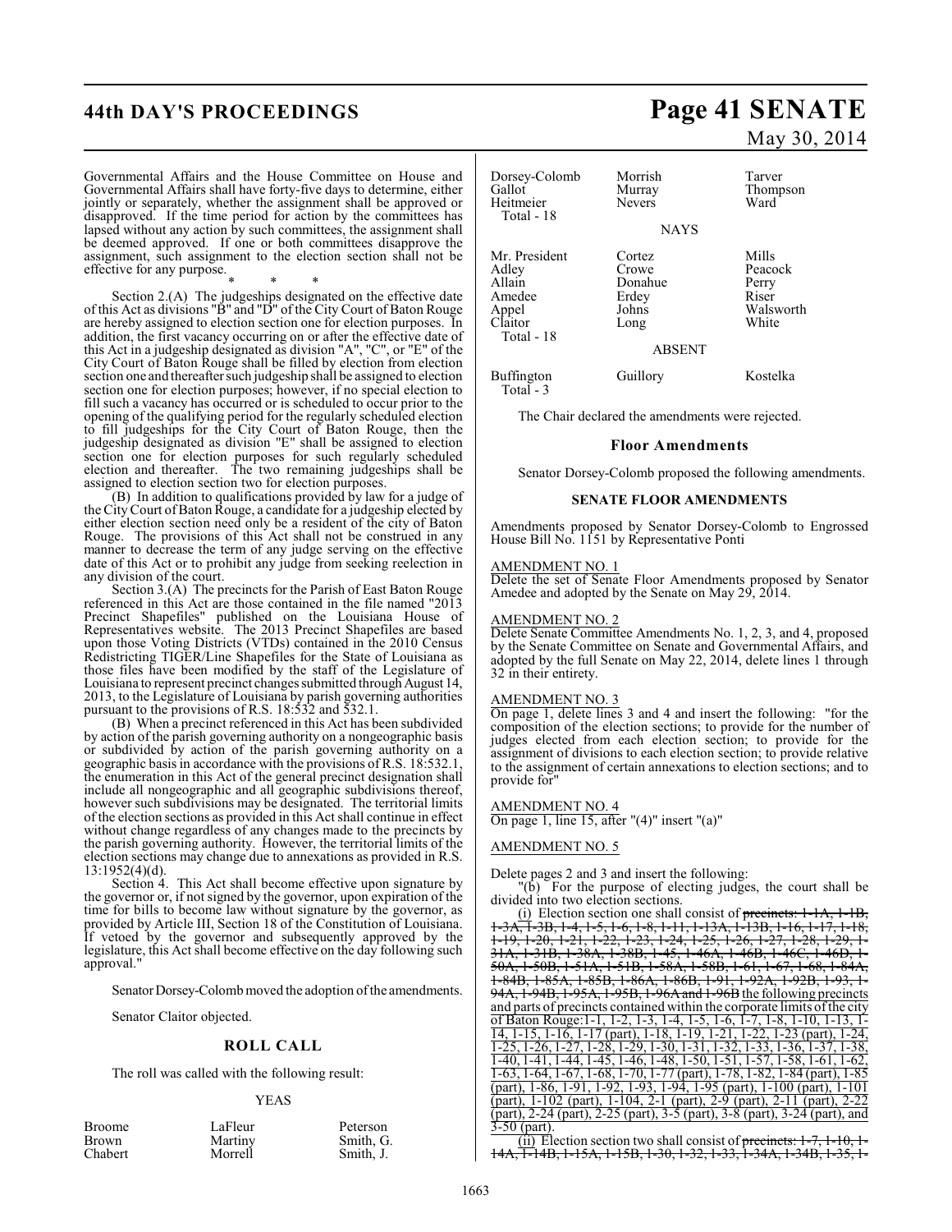Governmental Affairs and the House Committee on House and Governmental Affairs shall have forty-five days to determine, either jointly or separately, whether the assignment shall be approved or disapproved. If the time period for action by the committees has lapsed without any action by such committees, the assignment shall be deemed approved. If one or both committees disapprove the assignment, such assignment to the election section shall not be effective for any purpose.

\* \* \*

Section 2.(A) The judgeships designated on the effective date of this Act as divisions "B" and "D" of the City Court of Baton Rouge are hereby assigned to election section one for election purposes. In addition, the first vacancy occurring on or after the effective date of this Act in a judgeship designated as division "A", "C", or "E" of the City Court of Baton Rouge shall be filled by election from election section one and thereafter such judgeship shall be assigned to election section one for election purposes; however, if no special election to fill such a vacancy has occurred or is scheduled to occur prior to the opening of the qualifying period for the regularly scheduled election to fill judgeships for the City Court of Baton Rouge, then the judgeship designated as division "E" shall be assigned to election section one for election purposes for such regularly scheduled election and thereafter. The two remaining judgeships shall be assigned to election section two for election purposes.

(B) In addition to qualifications provided by law for a judge of the City Court of Baton Rouge, a candidate for a judgeship elected by either election section need only be a resident of the city of Baton Rouge. The provisions of this Act shall not be construed in any manner to decrease the term of any judge serving on the effective date of this Act or to prohibit any judge from seeking reelection in any division of the court.

Section 3.(A) The precincts for the Parish of East Baton Rouge referenced in this Act are those contained in the file named "2013 Precinct Shapefiles" published on the Louisiana House of Representatives website. The 2013 Precinct Shapefiles are based upon those Voting Districts (VTDs) contained in the 2010 Census Redistricting TIGER/Line Shapefiles for the State of Louisiana as those files have been modified by the staff of the Legislature of Louisiana to represent precinct changes submitted through August 14, 2013, to the Legislature of Louisiana by parish governing authorities pursuant to the provisions of R.S. 18:532 and 532.1.

(B) When a precinct referenced in this Act has been subdivided by action of the parish governing authority on a nongeographic basis or subdivided by action of the parish governing authority on a geographic basis in accordance with the provisions of R.S. 18:532.1, the enumeration in this Act of the general precinct designation shall include all nongeographic and all geographic subdivisions thereof, however such subdivisions may be designated. The territorial limits of the election sections as provided in this Act shall continue in effect without change regardless of any changes made to the precincts by the parish governing authority. However, the territorial limits of the election sections may change due to annexations as provided in R.S. 13:1952(4)(d).

Section 4. This Act shall become effective upon signature by the governor or, if not signed by the governor, upon expiration of the time for bills to become law without signature by the governor, as provided by Article III, Section 18 of the Constitution of Louisiana. If vetoed by the governor and subsequently approved by the legislature, this Act shall become effective on the day following such approval."

Senator Dorsey-Colomb moved the adoption of the amendments.

Senator Claitor objected.

## ROLL CALL

The roll was called with the following result:

YEAS

| | | |
|---|---|---|
| Broome | LaFleur | Peterson |
| Brown | Martiny | Smith, G. |
| Chabert | Morrell | Smith, J. |
| Dorsey-Colomb | Morrish | Tarver |
| Gallot | Murray | Thompson |
| Heitmeier | Nevers | Ward |
| Total - 18 | | |

NAYS

| | | |
|---|---|---|
| Mr. President | Cortez | Mills |
| Adley | Crowe | Peacock |
| Allain | Donahue | Perry |
| Amedee | Erdey | Riser |
| Appel | Johns | Walsworth |
| Claitor | Long | White |
| Total - 18 | | |

ABSENT

| | | |
|---|---|---|
| Buffington | Guillory | Kostelka |
| Total - 3 | | |

The Chair declared the amendments were rejected.

## Floor Amendments

Senator Dorsey-Colomb proposed the following amendments.

### SENATE FLOOR AMENDMENTS

Amendments proposed by Senator Dorsey-Colomb to Engrossed House Bill No. 1151 by Representative Ponti

AMENDMENT NO. 1

Delete the set of Senate Floor Amendments proposed by Senator Amedee and adopted by the Senate on May 29, 2014.

AMENDMENT NO. 2

Delete Senate Committee Amendments No. 1, 2, 3, and 4, proposed by the Senate Committee on Senate and Governmental Affairs, and adopted by the full Senate on May 22, 2014, delete lines 1 through 32 in their entirety.

AMENDMENT NO. 3

On page 1, delete lines 3 and 4 and insert the following: "for the composition of the election sections; to provide for the number of judges elected from each election section; to provide for the assignment of divisions to each election section; to provide relative to the assignment of certain annexations to election sections; and to provide for"

AMENDMENT NO. 4

On page 1, line 15, after "(4)" insert "(a)"

AMENDMENT NO. 5

Delete pages 2 and 3 and insert the following:

"(b) For the purpose of electing judges, the court shall be divided into two election sections.

(i) Election section one shall consist of ~~precincts: 1-1A, 1-1B, 1-3A, 1-3B, 1-4, 1-5, 1-6, 1-8, 1-11, 1-13A, 1-13B, 1-16, 1-17, 1-18, 1-19, 1-20, 1-21, 1-22, 1-23, 1-24, 1-25, 1-26, 1-27, 1-28, 1-29, 1-31A, 1-31B, 1-38A, 1-38B, 1-45, 1-46A, 1-46B, 1-46C, 1-46D, 1-50A, 1-50B, 1-51A, 1-51B, 1-58A, 1-58B, 1-61, 1-67, 1-68, 1-84A, 1-84B, 1-85A, 1-85B, 1-86A, 1-86B, 1-91, 1-92A, 1-92B, 1-93, 1-94A, 1-94B, 1-95A, 1-95B, 1-96A and 1-96B~~ the following precincts and parts of precincts contained within the corporate limits of the city of Baton Rouge:1-1, 1-2, 1-3, 1-4, 1-5, 1-6, 1-7, 1-8, 1-10, 1-13, 1-14, 1-15, 1-16, 1-17 (part), 1-18, 1-19, 1-21, 1-22, 1-23 (part), 1-24, 1-25, 1-26, 1-27, 1-28, 1-29, 1-30, 1-31, 1-32, 1-33, 1-36, 1-37, 1-38, 1-40, 1-41, 1-44, 1-45, 1-46, 1-48, 1-50, 1-51, 1-57, 1-58, 1-61, 1-62, 1-63, 1-64, 1-67, 1-68, 1-70, 1-77 (part), 1-78, 1-82, 1-84 (part), 1-85 (part), 1-86, 1-91, 1-92, 1-93, 1-94, 1-95 (part), 1-100 (part), 1-101 (part), 1-102 (part), 1-104, 2-1 (part), 2-9 (part), 2-11 (part), 2-22 (part), 2-24 (part), 2-25 (part), 3-5 (part), 3-8 (part), 3-24 (part), and 3-50 (part).

(ii) Election section two shall consist of ~~precincts: 1-7, 1-10, 1-14A, 1-14B, 1-15A, 1-15B, 1-30, 1-32, 1-33, 1-34A, 1-34B, 1-35, 1-~~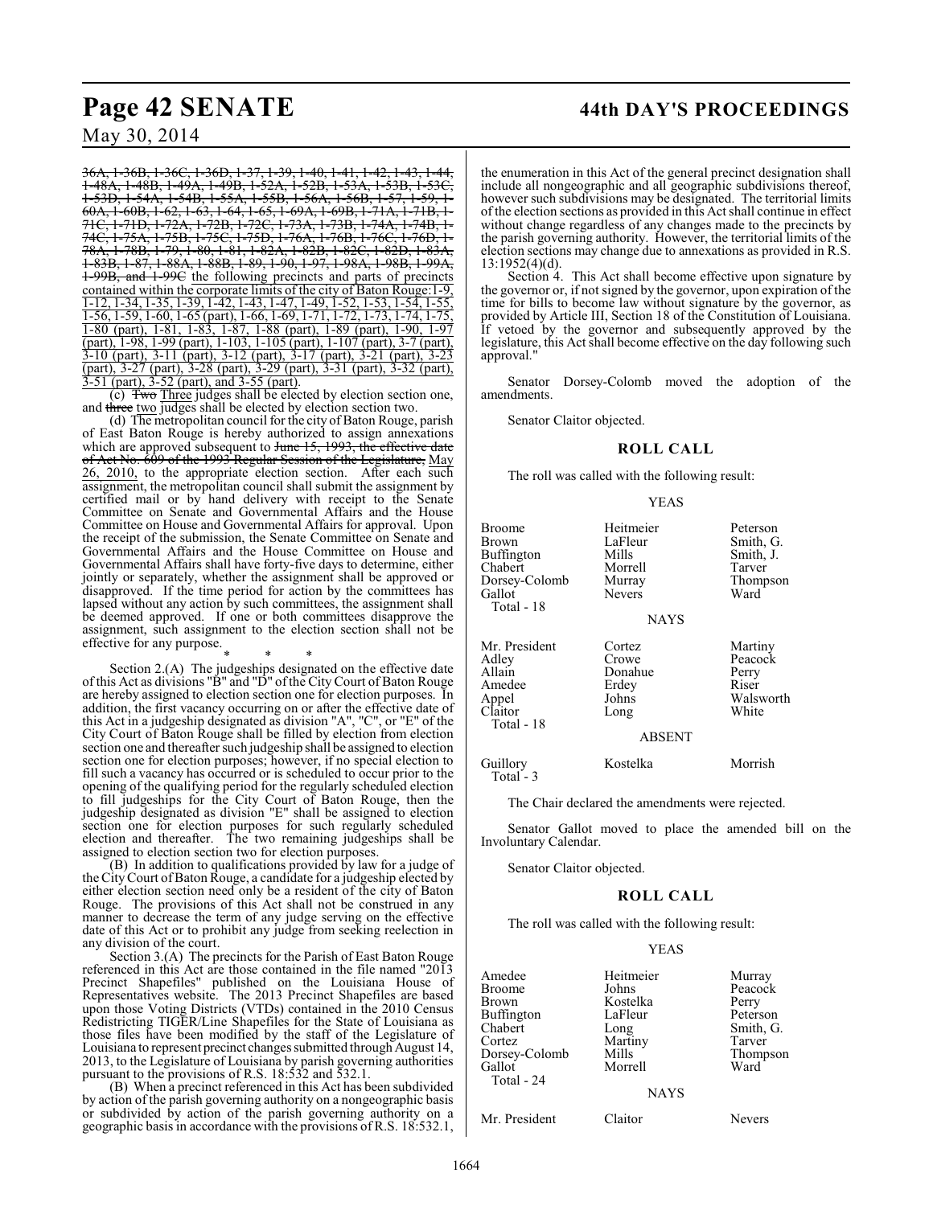36A, 1-36B, 1-36C, 1-36D, 1-37, 1-39, 1-40, 1-41, 1-42, 1-43, 1-44, 1-48A, 1-48B, 1-49A, 1-49B, 1-52A, 1-52B, 1-53A, 1-53B, 1-53C, 1-53D, 1-54A, 1-54B, 1-55A, 1-55B, 1-56A, 1-56B, 1-57, 1-59, 1-60A, 1-60B, 1-62, 1-63, 1-64, 1-65, 1-69A, 1-69B, 1-71A, 1-71B, 1-71C, 1-71D, 1-72A, 1-72B, 1-72C, 1-73A, 1-73B, 1-74A, 1-74B, 1-74C, 1-75A, 1-75B, 1-75C, 1-75D, 1-76A, 1-76B, 1-76C, 1-76D, 1-78A, 1-78B, 1-79, 1-80, 1-81, 1-82A, 1-82B, 1-82C, 1-82D, 1-83A, 1-83B, 1-87, 1-88A, 1-88B, 1-89, 1-90, 1-97, 1-98A, 1-98B, 1-99A, 1-99B, and 1-99C the following precincts and parts of precincts contained within the corporate limits of the city of Baton Rouge:1-9, 1-12, 1-34, 1-35, 1-39, 1-42, 1-43, 1-47, 1-49, 1-52, 1-53, 1-54, 1-55, 1-56, 1-59, 1-60, 1-65 (part), 1-66, 1-69, 1-71, 1-72, 1-73, 1-74, 1-75, 1-80 (part), 1-81, 1-83, 1-87, 1-88 (part), 1-89 (part), 1-90, 1-97 (part), 1-98, 1-99 (part), 1-103, 1-105 (part), 1-107 (part), 3-7 (part), 3-10 (part), 3-11 (part), 3-12 (part), 3-17 (part), 3-21 (part), 3-23 (part), 3-27 (part), 3-28 (part), 3-29 (part), 3-31 (part), 3-32 (part), 3-51 (part), 3-52 (part), and 3-55 (part).

(c) Two Three judges shall be elected by election section one, and three two judges shall be elected by election section two.

(d) The metropolitan council for the city of Baton Rouge, parish of East Baton Rouge is hereby authorized to assign annexations which are approved subsequent to June 15, 1993, the effective date of Act No. 609 of the 1993 Regular Session of the Legislature, May 26, 2010, to the appropriate election section. After each such assignment, the metropolitan council shall submit the assignment by certified mail or by hand delivery with receipt to the Senate Committee on Senate and Governmental Affairs and the House Committee on House and Governmental Affairs for approval. Upon the receipt of the submission, the Senate Committee on Senate and Governmental Affairs and the House Committee on House and Governmental Affairs shall have forty-five days to determine, either jointly or separately, whether the assignment shall be approved or disapproved. If the time period for action by the committees has lapsed without any action by such committees, the assignment shall be deemed approved. If one or both committees disapprove the assignment, such assignment to the election section shall not be effective for any purpose.

\* \* \*

Section 2.(A) The judgeships designated on the effective date of this Act as divisions "B" and "D" of the City Court of Baton Rouge are hereby assigned to election section one for election purposes. In addition, the first vacancy occurring on or after the effective date of this Act in a judgeship designated as division "A", "C", or "E" of the City Court of Baton Rouge shall be filled by election from election section one and thereafter such judgeship shall be assigned to election section one for election purposes; however, if no special election to fill such a vacancy has occurred or is scheduled to occur prior to the opening of the qualifying period for the regularly scheduled election to fill judgeships for the City Court of Baton Rouge, then the judgeship designated as division "E" shall be assigned to election section one for election purposes for such regularly scheduled election and thereafter. The two remaining judgeships shall be assigned to election section two for election purposes.

(B) In addition to qualifications provided by law for a judge of the City Court of Baton Rouge, a candidate for a judgeship elected by either election section need only be a resident of the city of Baton Rouge. The provisions of this Act shall not be construed in any manner to decrease the term of any judge serving on the effective date of this Act or to prohibit any judge from seeking reelection in any division of the court.

Section 3.(A) The precincts for the Parish of East Baton Rouge referenced in this Act are those contained in the file named "2013 Precinct Shapefiles" published on the Louisiana House of Representatives website. The 2013 Precinct Shapefiles are based upon those Voting Districts (VTDs) contained in the 2010 Census Redistricting TIGER/Line Shapefiles for the State of Louisiana as those files have been modified by the staff of the Legislature of Louisiana to represent precinct changes submitted through August 14, 2013, to the Legislature of Louisiana by parish governing authorities pursuant to the provisions of R.S. 18:532 and 532.1.

(B) When a precinct referenced in this Act has been subdivided by action of the parish governing authority on a nongeographic basis or subdivided by action of the parish governing authority on a geographic basis in accordance with the provisions of R.S. 18:532.1, the enumeration in this Act of the general precinct designation shall include all nongeographic and all geographic subdivisions thereof, however such subdivisions may be designated. The territorial limits of the election sections as provided in this Act shall continue in effect without change regardless of any changes made to the precincts by the parish governing authority. However, the territorial limits of the election sections may change due to annexations as provided in R.S. 13:1952(4)(d).

Section 4. This Act shall become effective upon signature by the governor or, if not signed by the governor, upon expiration of the time for bills to become law without signature by the governor, as provided by Article III, Section 18 of the Constitution of Louisiana. If vetoed by the governor and subsequently approved by the legislature, this Act shall become effective on the day following such approval."

Senator Dorsey-Colomb moved the adoption of the amendments.

Senator Claitor objected.

## ROLL CALL

The roll was called with the following result:

YEAS

| | | |
|---|---|---|
| Broome | Heitmeier | Peterson |
| Brown | LaFleur | Smith, G. |
| Buffington | Mills | Smith, J. |
| Chabert | Morrell | Tarver |
| Dorsey-Colomb | Murray | Thompson |
| Gallot | Nevers | Ward |

Total - 18

NAYS

| | | |
|---|---|---|
| Mr. President | Cortez | Martiny |
| Adley | Crowe | Peacock |
| Allain | Donahue | Perry |
| Amedee | Erdey | Riser |
| Appel | Johns | Walsworth |
| Claitor | Long | White |

Total - 18

ABSENT

| | | |
|---|---|---|
| Guillory | Kostelka | Morrish |

Total - 3

The Chair declared the amendments were rejected.

Senator Gallot moved to place the amended bill on the Involuntary Calendar.

Senator Claitor objected.

## ROLL CALL

The roll was called with the following result:

YEAS

| | | |
|---|---|---|
| Amedee | Heitmeier | Murray |
| Broome | Johns | Peacock |
| Brown | Kostelka | Perry |
| Buffington | LaFleur | Peterson |
| Chabert | Long | Smith, G. |
| Cortez | Martiny | Tarver |
| Dorsey-Colomb | Mills | Thompson |
| Gallot | Morrell | Ward |

Total - 24

NAYS

| | | |
|---|---|---|
| Mr. President | Claitor | Nevers |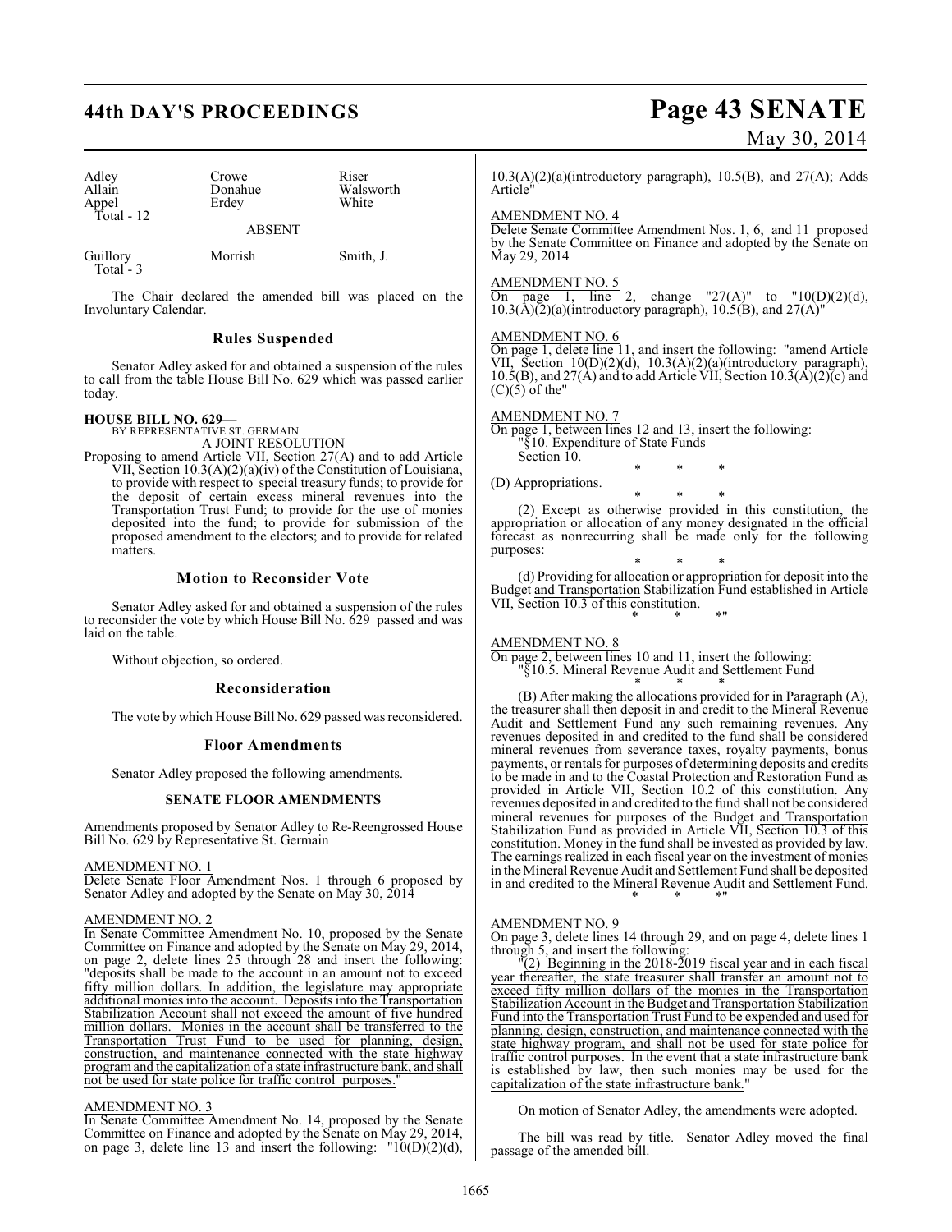| | | |
|---|---|---|
| Adley | Crowe | Riser |
| Allain | Donahue | Walsworth |
| Appel | Erdey | White |
| Total - 12 | | |

ABSENT

| | | |
|---|---|---|
| Guillory | Morrish | Smith, J. |
| Total - 3 | | |

The Chair declared the amended bill was placed on the Involuntary Calendar.

## Rules Suspended

Senator Adley asked for and obtained a suspension of the rules to call from the table House Bill No. 629 which was passed earlier today.

**HOUSE BILL NO. 629—**
BY REPRESENTATIVE ST. GERMAIN
A JOINT RESOLUTION

Proposing to amend Article VII, Section 27(A) and to add Article VII, Section 10.3(A)(2)(a)(iv) of the Constitution of Louisiana, to provide with respect to special treasury funds; to provide for the deposit of certain excess mineral revenues into the Transportation Trust Fund; to provide for the use of monies deposited into the fund; to provide for submission of the proposed amendment to the electors; and to provide for related matters.

## Motion to Reconsider Vote

Senator Adley asked for and obtained a suspension of the rules to reconsider the vote by which House Bill No. 629 passed and was laid on the table.

Without objection, so ordered.

## Reconsideration

The vote by which House Bill No. 629 passed was reconsidered.

## Floor Amendments

Senator Adley proposed the following amendments.

### SENATE FLOOR AMENDMENTS

Amendments proposed by Senator Adley to Re-Reengrossed House Bill No. 629 by Representative St. Germain

AMENDMENT NO. 1
Delete Senate Floor Amendment Nos. 1 through 6 proposed by Senator Adley and adopted by the Senate on May 30, 2014

AMENDMENT NO. 2
In Senate Committee Amendment No. 10, proposed by the Senate Committee on Finance and adopted by the Senate on May 29, 2014, on page 2, delete lines 25 through 28 and insert the following: "deposits shall be made to the account in an amount not to exceed fifty million dollars. In addition, the legislature may appropriate additional monies into the account. Deposits into the Transportation Stabilization Account shall not exceed the amount of five hundred million dollars. Monies in the account shall be transferred to the Transportation Trust Fund to be used for planning, design, construction, and maintenance connected with the state highway program and the capitalization of a state infrastructure bank, and shall not be used for state police for traffic control purposes."

AMENDMENT NO. 3
In Senate Committee Amendment No. 14, proposed by the Senate Committee on Finance and adopted by the Senate on May 29, 2014, on page 3, delete line 13 and insert the following: "10(D)(2)(d), 10.3(A)(2)(a)(introductory paragraph), 10.5(B), and 27(A); Adds Article"

AMENDMENT NO. 4
Delete Senate Committee Amendment Nos. 1, 6, and 11 proposed by the Senate Committee on Finance and adopted by the Senate on May 29, 2014

AMENDMENT NO. 5
On page 1, line 2, change "27(A)" to "10(D)(2)(d), 10.3(A)(2)(a)(introductory paragraph), 10.5(B), and 27(A)"

AMENDMENT NO. 6
On page 1, delete line 11, and insert the following: "amend Article VII, Section 10(D)(2)(d), 10.3(A)(2)(a)(introductory paragraph), 10.5(B), and 27(A) and to add Article VII, Section 10.3(A)(2)(c) and (C)(5) of the"

AMENDMENT NO. 7
On page 1, between lines 12 and 13, insert the following:
"§10. Expenditure of State Funds
Section 10.

\* \* \*

(D) Appropriations.

\* \* \*

(2) Except as otherwise provided in this constitution, the appropriation or allocation of any money designated in the official forecast as nonrecurring shall be made only for the following purposes:

\* \* \*

(d) Providing for allocation or appropriation for deposit into the Budget and Transportation Stabilization Fund established in Article VII, Section 10.3 of this constitution.

\* \* \*"

AMENDMENT NO. 8
On page 2, between lines 10 and 11, insert the following:
"§10.5. Mineral Revenue Audit and Settlement Fund

\* \* \*

(B) After making the allocations provided for in Paragraph (A), the treasurer shall then deposit in and credit to the Mineral Revenue Audit and Settlement Fund any such remaining revenues. Any revenues deposited in and credited to the fund shall be considered mineral revenues from severance taxes, royalty payments, bonus payments, or rentals for purposes of determining deposits and credits to be made in and to the Coastal Protection and Restoration Fund as provided in Article VII, Section 10.2 of this constitution. Any revenues deposited in and credited to the fund shall not be considered mineral revenues for purposes of the Budget and Transportation Stabilization Fund as provided in Article VII, Section 10.3 of this constitution. Money in the fund shall be invested as provided by law. The earnings realized in each fiscal year on the investment of monies in the Mineral Revenue Audit and Settlement Fund shall be deposited in and credited to the Mineral Revenue Audit and Settlement Fund.

\* \* \*"

AMENDMENT NO. 9
On page 3, delete lines 14 through 29, and on page 4, delete lines 1 through 5, and insert the following:

"(2) Beginning in the 2018-2019 fiscal year and in each fiscal year thereafter, the state treasurer shall transfer an amount not to exceed fifty million dollars of the monies in the Transportation Stabilization Account in the Budget and Transportation Stabilization Fund into the Transportation Trust Fund to be expended and used for planning, design, construction, and maintenance connected with the state highway program, and shall not be used for state police for traffic control purposes. In the event that a state infrastructure bank is established by law, then such monies may be used for the capitalization of the state infrastructure bank."

On motion of Senator Adley, the amendments were adopted.

The bill was read by title. Senator Adley moved the final passage of the amended bill.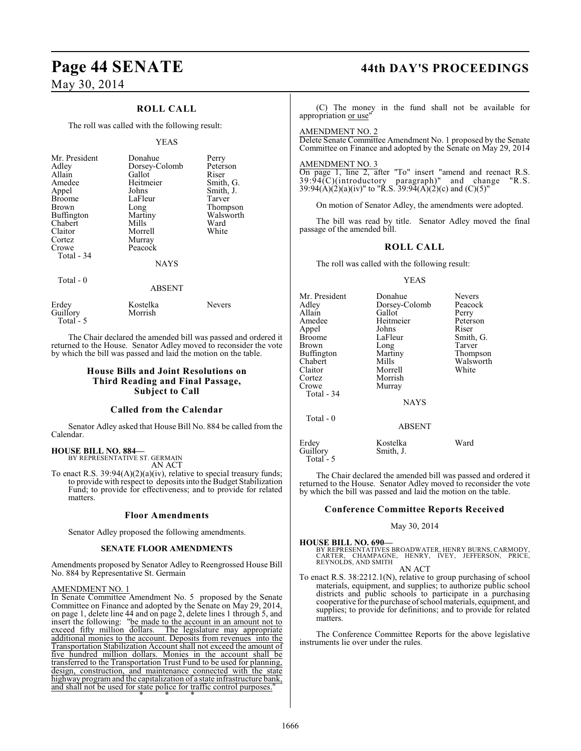## ROLL CALL

The roll was called with the following result:

YEAS

| | | |
|---|---|---|
| Mr. President | Donahue | Perry |
| Adley | Dorsey-Colomb | Peterson |
| Allain | Gallot | Riser |
| Amedee | Heitmeier | Smith, G. |
| Appel | Johns | Smith, J. |
| Broome | LaFleur | Tarver |
| Brown | Long | Thompson |
| Buffington | Martiny | Walsworth |
| Chabert | Mills | Ward |
| Claitor | Morrell | White |
| Cortez | Murray | |
| Crowe | Peacock | |
| Total - 34 | | |

NAYS

Total - 0

ABSENT

| | | |
|---|---|---|
| Erdey | Kostelka | Nevers |
| Guillory | Morrish | |
| Total - 5 | | |

The Chair declared the amended bill was passed and ordered it returned to the House. Senator Adley moved to reconsider the vote by which the bill was passed and laid the motion on the table.

## House Bills and Joint Resolutions on Third Reading and Final Passage, Subject to Call

### Called from the Calendar

Senator Adley asked that House Bill No. 884 be called from the Calendar.

**HOUSE BILL NO. 884—**
BY REPRESENTATIVE ST. GERMAIN
AN ACT

To enact R.S. 39:94(A)(2)(a)(iv), relative to special treasury funds; to provide with respect to deposits into the Budget Stabilization Fund; to provide for effectiveness; and to provide for related matters.

### Floor Amendments

Senator Adley proposed the following amendments.

#### SENATE FLOOR AMENDMENTS

Amendments proposed by Senator Adley to Reengrossed House Bill No. 884 by Representative St. Germain

AMENDMENT NO. 1
In Senate Committee Amendment No. 5 proposed by the Senate Committee on Finance and adopted by the Senate on May 29, 2014, on page 1, delete line 44 and on page 2, delete lines 1 through 5, and insert the following: "be made to the account in an amount not to exceed fifty million dollars. The legislature may appropriate additional monies to the account. Deposits from revenues into the Transportation Stabilization Account shall not exceed the amount of five hundred million dollars. Monies in the account shall be transferred to the Transportation Trust Fund to be used for planning, design, construction, and maintenance connected with the state highway program and the capitalization of a state infrastructure bank, and shall not be used for state police for traffic control purposes."

\* \* \*

(C) The money in the fund shall not be available for appropriation or use"

AMENDMENT NO. 2
Delete Senate Committee Amendment No. 1 proposed by the Senate Committee on Finance and adopted by the Senate on May 29, 2014

AMENDMENT NO. 3
On page 1, line 2, after "To" insert "amend and reenact R.S. 39:94(C)(introductory paragraph)" and change "R.S. 39:94(A)(2)(a)(iv)" to "R.S. 39:94(A)(2)(c) and (C)(5)"

On motion of Senator Adley, the amendments were adopted.

The bill was read by title. Senator Adley moved the final passage of the amended bill.

## ROLL CALL

The roll was called with the following result:

YEAS

| | | |
|---|---|---|
| Mr. President | Donahue | Nevers |
| Adley | Dorsey-Colomb | Peacock |
| Allain | Gallot | Perry |
| Amedee | Heitmeier | Peterson |
| Appel | Johns | Riser |
| Broome | LaFleur | Smith, G. |
| Brown | Long | Tarver |
| Buffington | Martiny | Thompson |
| Chabert | Mills | Walsworth |
| Claitor | Morrell | White |
| Cortez | Morrish | |
| Crowe | Murray | |
| Total - 34 | | |

NAYS

Total - 0

ABSENT

| | | |
|---|---|---|
| Erdey | Kostelka | Ward |
| Guillory | Smith, J. | |
| Total - 5 | | |

The Chair declared the amended bill was passed and ordered it returned to the House. Senator Adley moved to reconsider the vote by which the bill was passed and laid the motion on the table.

### Conference Committee Reports Received

May 30, 2014

**HOUSE BILL NO. 690—**
BY REPRESENTATIVES BROADWATER, HENRY BURNS, CARMODY, CARTER, CHAMPAGNE, HENRY, IVEY, JEFFERSON, PRICE, REYNOLDS, AND SMITH
AN ACT

To enact R.S. 38:2212.1(N), relative to group purchasing of school materials, equipment, and supplies; to authorize public school districts and public schools to participate in a purchasing cooperative for the purchase of school materials, equipment, and supplies; to provide for definitions; and to provide for related matters.

The Conference Committee Reports for the above legislative instruments lie over under the rules.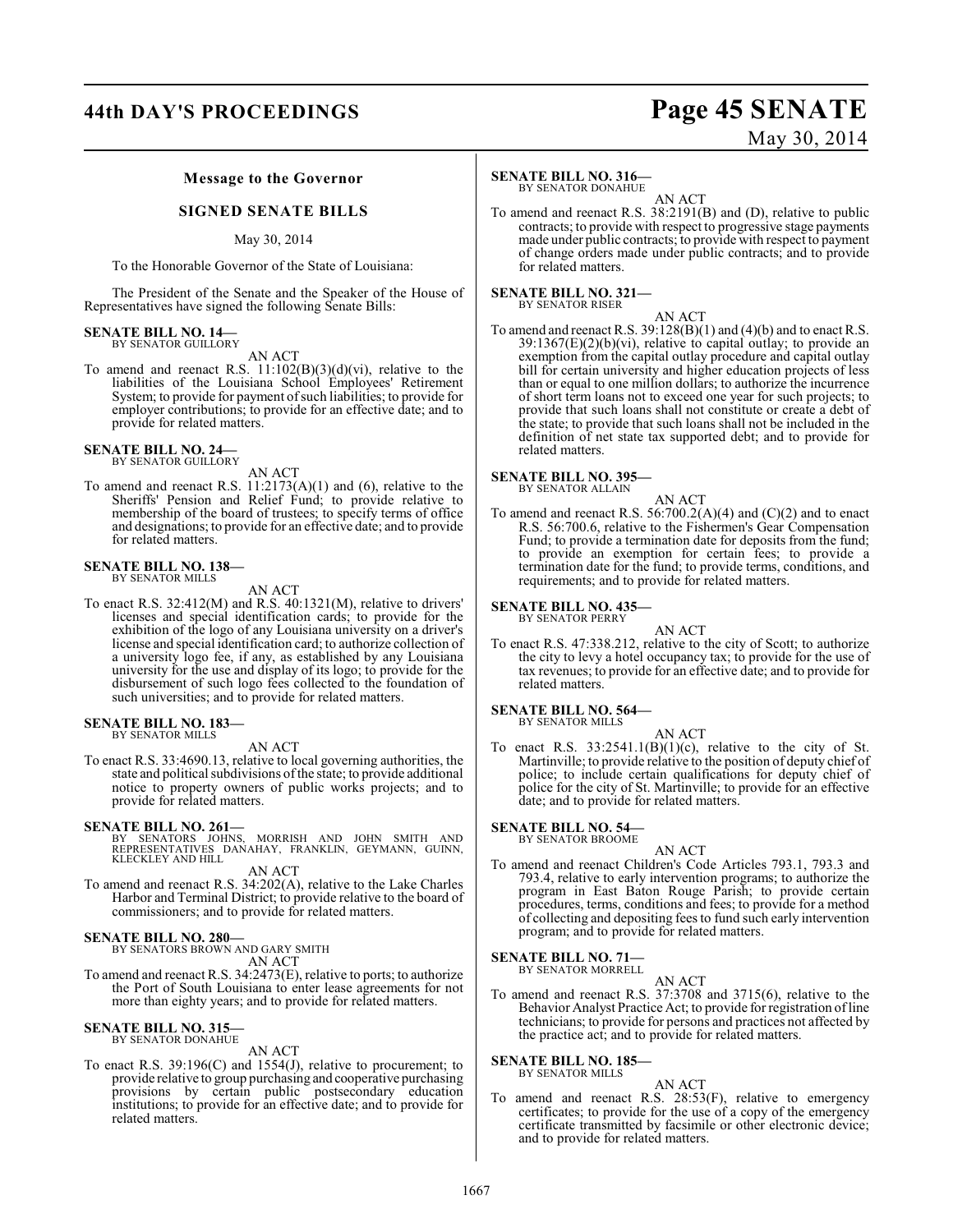### Message to the Governor

### SIGNED SENATE BILLS

May 30, 2014

To the Honorable Governor of the State of Louisiana:

The President of the Senate and the Speaker of the House of Representatives have signed the following Senate Bills:

**SENATE BILL NO. 14—**
BY SENATOR GUILLORY

AN ACT

To amend and reenact R.S. 11:102(B)(3)(d)(vi), relative to the liabilities of the Louisiana School Employees' Retirement System; to provide for payment of such liabilities; to provide for employer contributions; to provide for an effective date; and to provide for related matters.

**SENATE BILL NO. 24—**
BY SENATOR GUILLORY

AN ACT

To amend and reenact R.S. 11:2173(A)(1) and (6), relative to the Sheriffs' Pension and Relief Fund; to provide relative to membership of the board of trustees; to specify terms of office and designations; to provide for an effective date; and to provide for related matters.

**SENATE BILL NO. 138—**
BY SENATOR MILLS

AN ACT

To enact R.S. 32:412(M) and R.S. 40:1321(M), relative to drivers' licenses and special identification cards; to provide for the exhibition of the logo of any Louisiana university on a driver's license and special identification card; to authorize collection of a university logo fee, if any, as established by any Louisiana university for the use and display of its logo; to provide for the disbursement of such logo fees collected to the foundation of such universities; and to provide for related matters.

**SENATE BILL NO. 183—**
BY SENATOR MILLS

AN ACT

To enact R.S. 33:4690.13, relative to local governing authorities, the state and political subdivisions of the state; to provide additional notice to property owners of public works projects; and to provide for related matters.

**SENATE BILL NO. 261—**
BY SENATORS JOHNS, MORRISH AND JOHN SMITH AND REPRESENTATIVES DANAHAY, FRANKLIN, GEYMANN, GUINN, KLECKLEY AND HILL

AN ACT

To amend and reenact R.S. 34:202(A), relative to the Lake Charles Harbor and Terminal District; to provide relative to the board of commissioners; and to provide for related matters.

**SENATE BILL NO. 280—**
BY SENATORS BROWN AND GARY SMITH

AN ACT

To amend and reenact R.S. 34:2473(E), relative to ports; to authorize the Port of South Louisiana to enter lease agreements for not more than eighty years; and to provide for related matters.

**SENATE BILL NO. 315—**
BY SENATOR DONAHUE

AN ACT

To enact R.S. 39:196(C) and 1554(J), relative to procurement; to provide relative to group purchasing and cooperative purchasing provisions by certain public postsecondary education institutions; to provide for an effective date; and to provide for related matters.

**SENATE BILL NO. 316—**
BY SENATOR DONAHUE

AN ACT

To amend and reenact R.S. 38:2191(B) and (D), relative to public contracts; to provide with respect to progressive stage payments made under public contracts; to provide with respect to payment of change orders made under public contracts; and to provide for related matters.

**SENATE BILL NO. 321—**
BY SENATOR RISER

AN ACT

To amend and reenact R.S. 39:128(B)(1) and (4)(b) and to enact R.S. 39:1367(E)(2)(b)(vi), relative to capital outlay; to provide an exemption from the capital outlay procedure and capital outlay bill for certain university and higher education projects of less than or equal to one million dollars; to authorize the incurrence of short term loans not to exceed one year for such projects; to provide that such loans shall not constitute or create a debt of the state; to provide that such loans shall not be included in the definition of net state tax supported debt; and to provide for related matters.

**SENATE BILL NO. 395—**
BY SENATOR ALLAIN

AN ACT

To amend and reenact R.S. 56:700.2(A)(4) and (C)(2) and to enact R.S. 56:700.6, relative to the Fishermen's Gear Compensation Fund; to provide a termination date for deposits from the fund; to provide an exemption for certain fees; to provide a termination date for the fund; to provide terms, conditions, and requirements; and to provide for related matters.

**SENATE BILL NO. 435—**
BY SENATOR PERRY

AN ACT

To enact R.S. 47:338.212, relative to the city of Scott; to authorize the city to levy a hotel occupancy tax; to provide for the use of tax revenues; to provide for an effective date; and to provide for related matters.

**SENATE BILL NO. 564—**
BY SENATOR MILLS

AN ACT

To enact R.S. 33:2541.1(B)(1)(c), relative to the city of St. Martinville; to provide relative to the position of deputy chief of police; to include certain qualifications for deputy chief of police for the city of St. Martinville; to provide for an effective date; and to provide for related matters.

**SENATE BILL NO. 54—**
BY SENATOR BROOME

AN ACT

To amend and reenact Children's Code Articles 793.1, 793.3 and 793.4, relative to early intervention programs; to authorize the program in East Baton Rouge Parish; to provide certain procedures, terms, conditions and fees; to provide for a method of collecting and depositing fees to fund such early intervention program; and to provide for related matters.

**SENATE BILL NO. 71—**
BY SENATOR MORRELL

AN ACT

To amend and reenact R.S. 37:3708 and 3715(6), relative to the Behavior Analyst Practice Act; to provide for registration of line technicians; to provide for persons and practices not affected by the practice act; and to provide for related matters.

**SENATE BILL NO. 185—**
BY SENATOR MILLS

AN ACT

To amend and reenact R.S. 28:53(F), relative to emergency certificates; to provide for the use of a copy of the emergency certificate transmitted by facsimile or other electronic device; and to provide for related matters.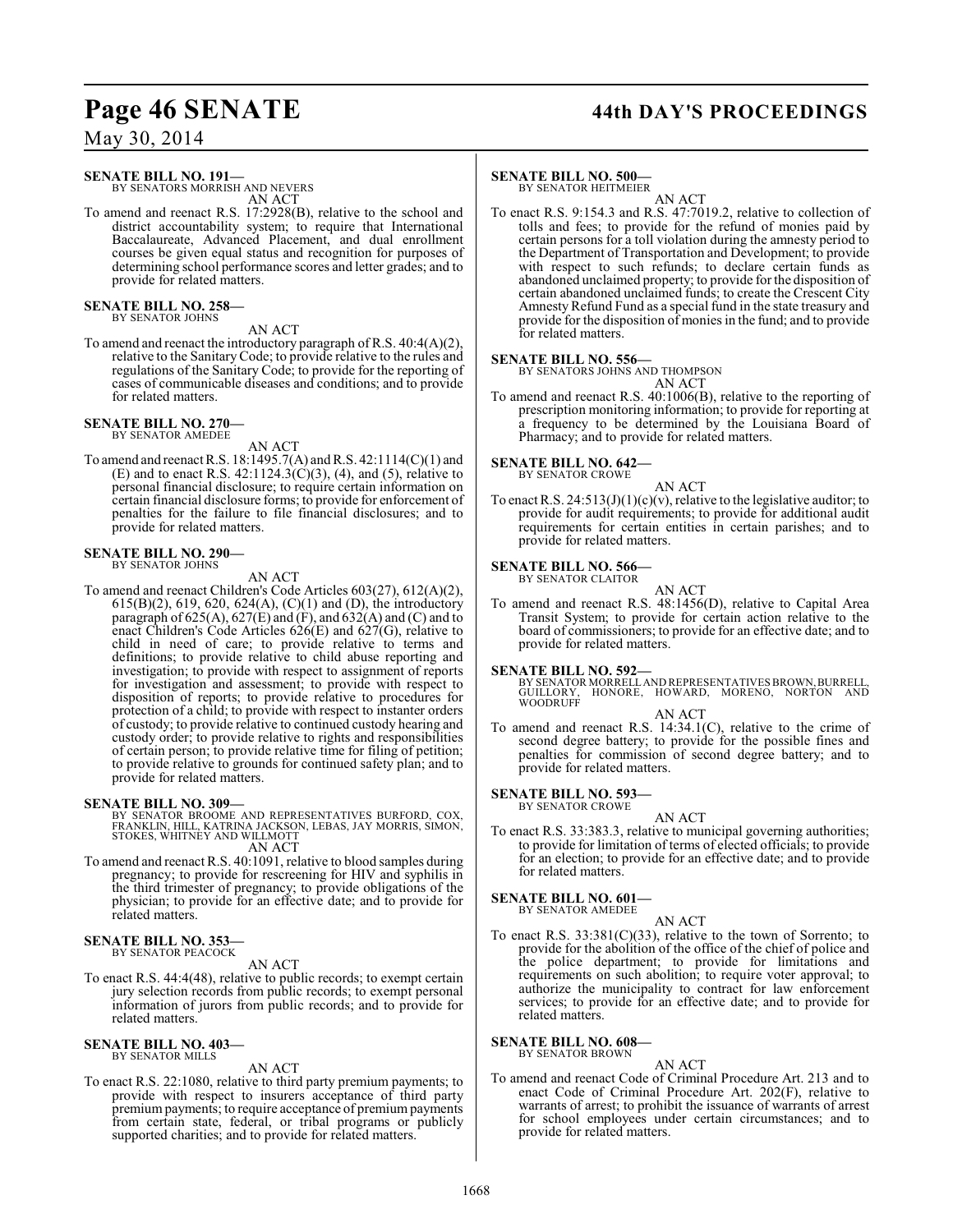**SENATE BILL NO. 191—**
BY SENATORS MORRISH AND NEVERS

AN ACT

To amend and reenact R.S. 17:2928(B), relative to the school and district accountability system; to require that International Baccalaureate, Advanced Placement, and dual enrollment courses be given equal status and recognition for purposes of determining school performance scores and letter grades; and to provide for related matters.

**SENATE BILL NO. 258—**
BY SENATOR JOHNS

AN ACT

To amend and reenact the introductory paragraph of R.S. 40:4(A)(2), relative to the Sanitary Code; to provide relative to the rules and regulations of the Sanitary Code; to provide for the reporting of cases of communicable diseases and conditions; and to provide for related matters.

**SENATE BILL NO. 270—**
BY SENATOR AMEDEE

AN ACT

To amend and reenact R.S. 18:1495.7(A) and R.S. 42:1114(C)(1) and (E) and to enact R.S. 42:1124.3(C)(3), (4), and (5), relative to personal financial disclosure; to require certain information on certain financial disclosure forms; to provide for enforcement of penalties for the failure to file financial disclosures; and to provide for related matters.

**SENATE BILL NO. 290—**
BY SENATOR JOHNS

AN ACT

To amend and reenact Children's Code Articles 603(27), 612(A)(2), 615(B)(2), 619, 620, 624(A), (C)(1) and (D), the introductory paragraph of 625(A), 627(E) and (F), and 632(A) and (C) and to enact Children's Code Articles 626(E) and 627(G), relative to child in need of care; to provide relative to terms and definitions; to provide relative to child abuse reporting and investigation; to provide with respect to assignment of reports for investigation and assessment; to provide with respect to disposition of reports; to provide relative to procedures for protection of a child; to provide with respect to instanter orders of custody; to provide relative to continued custody hearing and custody order; to provide relative to rights and responsibilities of certain person; to provide relative time for filing of petition; to provide relative to grounds for continued safety plan; and to provide for related matters.

**SENATE BILL NO. 309—**
BY SENATOR BROOME AND REPRESENTATIVES BURFORD, COX, FRANKLIN, HILL, KATRINA JACKSON, LEBAS, JAY MORRIS, SIMON, STOKES, WHITNEY AND WILLMOTT

AN ACT

To amend and reenact R.S. 40:1091, relative to blood samples during pregnancy; to provide for rescreening for HIV and syphilis in the third trimester of pregnancy; to provide obligations of the physician; to provide for an effective date; and to provide for related matters.

**SENATE BILL NO. 353—**
BY SENATOR PEACOCK

AN ACT

To enact R.S. 44:4(48), relative to public records; to exempt certain jury selection records from public records; to exempt personal information of jurors from public records; and to provide for related matters.

**SENATE BILL NO. 403—**
BY SENATOR MILLS

AN ACT

To enact R.S. 22:1080, relative to third party premium payments; to provide with respect to insurers acceptance of third party premium payments; to require acceptance of premium payments from certain state, federal, or tribal programs or publicly supported charities; and to provide for related matters.

**SENATE BILL NO. 500—**
BY SENATOR HEITMEIER

AN ACT

To enact R.S. 9:154.3 and R.S. 47:7019.2, relative to collection of tolls and fees; to provide for the refund of monies paid by certain persons for a toll violation during the amnesty period to the Department of Transportation and Development; to provide with respect to such refunds; to declare certain funds as abandoned unclaimed property; to provide for the disposition of certain abandoned unclaimed funds; to create the Crescent City Amnesty Refund Fund as a special fund in the state treasury and provide for the disposition of monies in the fund; and to provide for related matters.

**SENATE BILL NO. 556—**
BY SENATORS JOHNS AND THOMPSON

AN ACT

To amend and reenact R.S. 40:1006(B), relative to the reporting of prescription monitoring information; to provide for reporting at a frequency to be determined by the Louisiana Board of Pharmacy; and to provide for related matters.

**SENATE BILL NO. 642—**
BY SENATOR CROWE

AN ACT

To enact R.S. 24:513(J)(1)(c)(v), relative to the legislative auditor; to provide for audit requirements; to provide for additional audit requirements for certain entities in certain parishes; and to provide for related matters.

**SENATE BILL NO. 566—**
BY SENATOR CLAITOR

AN ACT

To amend and reenact R.S. 48:1456(D), relative to Capital Area Transit System; to provide for certain action relative to the board of commissioners; to provide for an effective date; and to provide for related matters.

**SENATE BILL NO. 592—**
BY SENATOR MORRELL AND REPRESENTATIVES BROWN, BURRELL, GUILLORY, HONORE, HOWARD, MORENO, NORTON AND WOODRUFF

AN ACT

To amend and reenact R.S. 14:34.1(C), relative to the crime of second degree battery; to provide for the possible fines and penalties for commission of second degree battery; and to provide for related matters.

**SENATE BILL NO. 593—**
BY SENATOR CROWE

AN ACT

To enact R.S. 33:383.3, relative to municipal governing authorities; to provide for limitation of terms of elected officials; to provide for an election; to provide for an effective date; and to provide for related matters.

**SENATE BILL NO. 601—**
BY SENATOR AMEDEE

AN ACT

To enact R.S. 33:381(C)(33), relative to the town of Sorrento; to provide for the abolition of the office of the chief of police and the police department; to provide for limitations and requirements on such abolition; to require voter approval; to authorize the municipality to contract for law enforcement services; to provide for an effective date; and to provide for related matters.

**SENATE BILL NO. 608—**
BY SENATOR BROWN

AN ACT

To amend and reenact Code of Criminal Procedure Art. 213 and to enact Code of Criminal Procedure Art. 202(F), relative to warrants of arrest; to prohibit the issuance of warrants of arrest for school employees under certain circumstances; and to provide for related matters.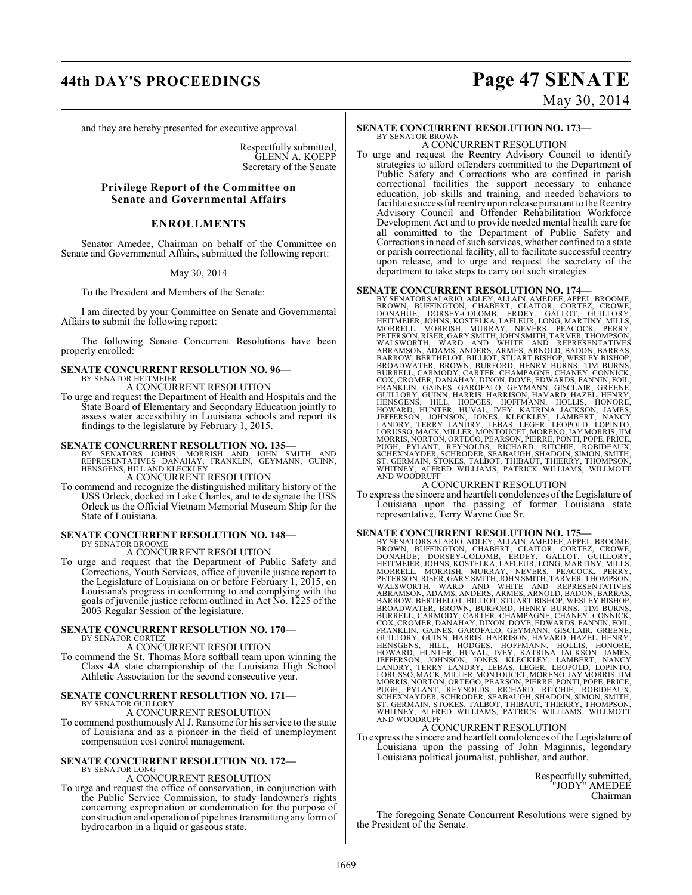and they are hereby presented for executive approval.

Respectfully submitted,
GLENN A. KOEPP
Secretary of the Senate

## Privilege Report of the Committee on Senate and Governmental Affairs

## ENROLLMENTS

Senator Amedee, Chairman on behalf of the Committee on Senate and Governmental Affairs, submitted the following report:

May 30, 2014

To the President and Members of the Senate:

I am directed by your Committee on Senate and Governmental Affairs to submit the following report:

The following Senate Concurrent Resolutions have been properly enrolled:

**SENATE CONCURRENT RESOLUTION NO. 96—**
BY SENATOR HEITMEIER
A CONCURRENT RESOLUTION
To urge and request the Department of Health and Hospitals and the State Board of Elementary and Secondary Education jointly to assess water accessibility in Louisiana schools and report its findings to the legislature by February 1, 2015.

**SENATE CONCURRENT RESOLUTION NO. 135—**
BY SENATORS JOHNS, MORRISH AND JOHN SMITH AND REPRESENTATIVES DANAHAY, FRANKLIN, GEYMANN, GUINN, HENSGENS, HILL AND KLECKLEY
A CONCURRENT RESOLUTION
To commend and recognize the distinguished military history of the USS Orleck, docked in Lake Charles, and to designate the USS Orleck as the Official Vietnam Memorial Museum Ship for the State of Louisiana.

**SENATE CONCURRENT RESOLUTION NO. 148—**
BY SENATOR BROOME
A CONCURRENT RESOLUTION
To urge and request that the Department of Public Safety and Corrections, Youth Services, office of juvenile justice report to the Legislature of Louisiana on or before February 1, 2015, on Louisiana's progress in conforming to and complying with the goals of juvenile justice reform outlined in Act No. 1225 of the 2003 Regular Session of the legislature.

**SENATE CONCURRENT RESOLUTION NO. 170—**
BY SENATOR CORTEZ
A CONCURRENT RESOLUTION
To commend the St. Thomas More softball team upon winning the Class 4A state championship of the Louisiana High School Athletic Association for the second consecutive year.

**SENATE CONCURRENT RESOLUTION NO. 171—**
BY SENATOR GUILLORY
A CONCURRENT RESOLUTION
To commend posthumously Al J. Ransome for his service to the state of Louisiana and as a pioneer in the field of unemployment compensation cost control management.

**SENATE CONCURRENT RESOLUTION NO. 172—**
BY SENATOR LONG
A CONCURRENT RESOLUTION
To urge and request the office of conservation, in conjunction with the Public Service Commission, to study landowner's rights concerning expropriation or condemnation for the purpose of construction and operation of pipelines transmitting any form of hydrocarbon in a liquid or gaseous state.

**SENATE CONCURRENT RESOLUTION NO. 173—**
BY SENATOR BROWN
A CONCURRENT RESOLUTION
To urge and request the Reentry Advisory Council to identify strategies to afford offenders committed to the Department of Public Safety and Corrections who are confined in parish correctional facilities the support necessary to enhance education, job skills and training, and needed behaviors to facilitate successful reentry upon release pursuant to the Reentry Advisory Council and Offender Rehabilitation Workforce Development Act and to provide needed mental health care for all committed to the Department of Public Safety and Corrections in need of such services, whether confined to a state or parish correctional facility, all to facilitate successful reentry upon release, and to urge and request the secretary of the department to take steps to carry out such strategies.

**SENATE CONCURRENT RESOLUTION NO. 174—**
BY SENATORS ALARIO, ADLEY, ALLAIN, AMEDEE, APPEL, BROOME, BROWN, BUFFINGTON, CHABERT, CLAITOR, CORTEZ, CROWE, DONAHUE, DORSEY-COLOMB, ERDEY, GALLOT, GUILLORY, HEITMEIER, JOHNS, KOSTELKA, LAFLEUR, LONG, MARTINY, MILLS, MORRELL, MORRISH, MURRAY, NEVERS, PEACOCK, PERRY, PETERSON, RISER, GARY SMITH, JOHN SMITH, TARVER, THOMPSON, WALSWORTH, WARD AND WHITE AND REPRESENTATIVES ABRAMSON, ADAMS, ANDERS, ARMES, ARNOLD, BADON, BARRAS, BARROW, BERTHELOT, BILLIOT, STUART BISHOP, WESLEY BISHOP, BROADWATER, BROWN, BURFORD, HENRY BURNS, TIM BURNS, BURRELL, CARMODY, CARTER, CHAMPAGNE, CHANEY, CONNICK, COX, CROMER, DANAHAY, DIXON, DOVE, EDWARDS, FANNIN, FOIL, FRANKLIN, GAINES, GAROFALO, GEYMANN, GISCLAIR, GREENE, GUILLORY, GUINN, HARRIS, HARRISON, HAVARD, HAZEL, HENRY, HENSGENS, HILL, HODGES, HOFFMANN, HOLLIS, HONORE, HOWARD, HUNTER, HUVAL, IVEY, KATRINA JACKSON, JAMES, JEFFERSON, JOHNSON, JONES, KLECKLEY, LAMBERT, NANCY LANDRY, TERRY LANDRY, LEBAS, LEGER, LEOPOLD, LOPINTO, LORUSSO, MACK, MILLER, MONTOUCET, MORENO, JAY MORRIS, JIM MORRIS, NORTON, ORTEGO, PEARSON, PIERRE, PONTI, POPE, PRICE, PUGH, PYLANT, REYNOLDS, RICHARD, RITCHIE, ROBIDEAUX, SCHEXNAYDER, SCHRODER, SEABAUGH, SHADOIN, SIMON, SMITH, ST. GERMAIN, STOKES, TALBOT, THIBAUT, THIERRY, THOMPSON, WHITNEY, ALFRED WILLIAMS, PATRICK WILLIAMS, WILLMOTT AND WOODRUFF
A CONCURRENT RESOLUTION
To express the sincere and heartfelt condolences of the Legislature of Louisiana upon the passing of former Louisiana state representative, Terry Wayne Gee Sr.

**SENATE CONCURRENT RESOLUTION NO. 175—**
BY SENATORS ALARIO, ADLEY, ALLAIN, AMEDEE, APPEL, BROOME, BROWN, BUFFINGTON, CHABERT, CLAITOR, CORTEZ, CROWE, DONAHUE, DORSEY-COLOMB, ERDEY, GALLOT, GUILLORY, HEITMEIER, JOHNS, KOSTELKA, LAFLEUR, LONG, MARTINY, MILLS, MORRELL, MORRISH, MURRAY, NEVERS, PEACOCK, PERRY, PETERSON, RISER, GARY SMITH, JOHN SMITH, TARVER, THOMPSON, WALSWORTH, WARD AND WHITE AND REPRESENTATIVES ABRAMSON, ADAMS, ANDERS, ARMES, ARNOLD, BADON, BARRAS, BARROW, BERTHELOT, BILLIOT, STUART BISHOP, WESLEY BISHOP, BROADWATER, BROWN, BURFORD, HENRY BURNS, TIM BURNS, BURRELL, CARMODY, CARTER, CHAMPAGNE, CHANEY, CONNICK, COX, CROMER, DANAHAY, DIXON, DOVE, EDWARDS, FANNIN, FOIL, FRANKLIN, GAINES, GAROFALO, GEYMANN, GISCLAIR, GREENE, GUILLORY, GUINN, HARRIS, HARRISON, HAVARD, HAZEL, HENRY, HENSGENS, HILL, HODGES, HOFFMANN, HOLLIS, HONORE, HOWARD, HUNTER, HUVAL, IVEY, KATRINA JACKSON, JAMES, JEFFERSON, JOHNSON, JONES, KLECKLEY, LAMBERT, NANCY LANDRY, TERRY LANDRY, LEBAS, LEGER, LEOPOLD, LOPINTO, LORUSSO, MACK, MILLER, MONTOUCET, MORENO, JAY MORRIS, JIM MORRIS, NORTON, ORTEGO, PEARSON, PIERRE, PONTI, POPE, PRICE, PUGH, PYLANT, REYNOLDS, RICHARD, RITCHIE, ROBIDEAUX, SCHEXNAYDER, SCHRODER, SEABAUGH, SHADOIN, SIMON, SMITH, ST. GERMAIN, STOKES, TALBOT, THIBAUT, THIERRY, THOMPSON, WHITNEY, ALFRED WILLIAMS, PATRICK WILLIAMS, WILLMOTT AND WOODRUFF
A CONCURRENT RESOLUTION
To express the sincere and heartfelt condolences of the Legislature of Louisiana upon the passing of John Maginnis, legendary Louisiana political journalist, publisher, and author.

Respectfully submitted,
"JODY" AMEDEE
Chairman

The foregoing Senate Concurrent Resolutions were signed by the President of the Senate.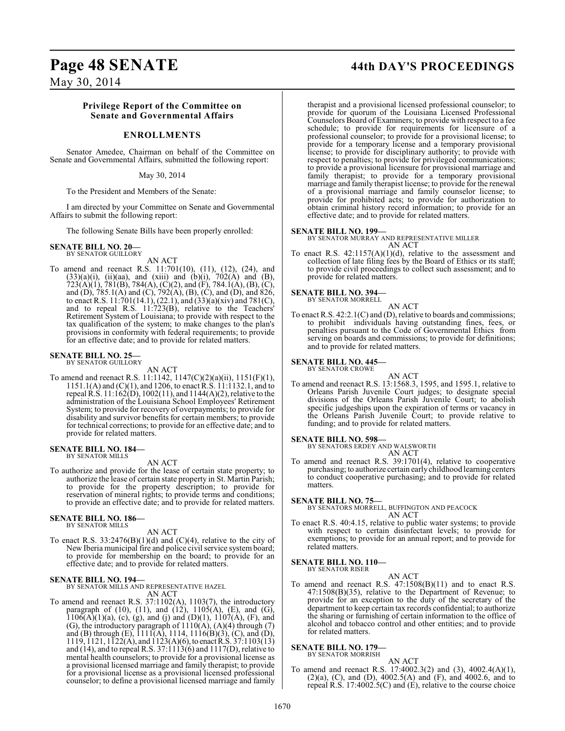### Privilege Report of the Committee on Senate and Governmental Affairs

## ENROLLMENTS

Senator Amedee, Chairman on behalf of the Committee on Senate and Governmental Affairs, submitted the following report:

May 30, 2014

To the President and Members of the Senate:

I am directed by your Committee on Senate and Governmental Affairs to submit the following report:

The following Senate Bills have been properly enrolled:

**SENATE BILL NO. 20—**
BY SENATOR GUILLORY

AN ACT

To amend and reenact R.S. 11:701(10), (11), (12), (24), and (33)(a)(i), (ii)(aa), and (xiii) and (b)(i), 702(A) and (B), 723(A)(1), 781(B), 784(A), (C)(2), and (F), 784.1(A), (B), (C), and (D), 785.1(A) and (C), 792(A), (B), (C), and (D), and 826, to enact R.S. 11:701(14.1), (22.1), and (33)(a)(xiv) and 781(C), and to repeal R.S. 11:723(B), relative to the Teachers' Retirement System of Louisiana; to provide with respect to the tax qualification of the system; to make changes to the plan's provisions in conformity with federal requirements; to provide for an effective date; and to provide for related matters.

**SENATE BILL NO. 25—**
BY SENATOR GUILLORY

AN ACT

To amend and reenact R.S. 11:1142, 1147(C)(2)(a)(ii), 1151(F)(1), 1151.1(A) and (C)(1), and 1206, to enact R.S. 11:1132.1, and to repeal R.S. 11:162(D), 1002(11), and 1144(A)(2), relative to the administration of the Louisiana School Employees' Retirement System; to provide for recovery of overpayments; to provide for disability and survivor benefits for certain members; to provide for technical corrections; to provide for an effective date; and to provide for related matters.

**SENATE BILL NO. 184—**
BY SENATOR MILLS

AN ACT

To authorize and provide for the lease of certain state property; to authorize the lease of certain state property in St. Martin Parish; to provide for the property description; to provide for reservation of mineral rights; to provide terms and conditions; to provide an effective date; and to provide for related matters.

**SENATE BILL NO. 186—**
BY SENATOR MILLS

AN ACT

To enact R.S. 33:2476(B)(1)(d) and (C)(4), relative to the city of New Iberia municipal fire and police civil service system board; to provide for membership on the board; to provide for an effective date; and to provide for related matters.

**SENATE BILL NO. 194—**
BY SENATOR MILLS AND REPRESENTATIVE HAZEL

AN ACT

To amend and reenact R.S. 37:1102(A), 1103(7), the introductory paragraph of (10), (11), and (12), 1105(A), (E), and (G), 1106(A)(1)(a), (c), (g), and (j) and (D)(1), 1107(A), (F), and (G), the introductory paragraph of 1110(A), (A)(4) through (7) and (B) through (E), 1111(A), 1114, 1116(B)(3), (C), and (D), 1119, 1121, 1122(A), and 1123(A)(6), to enact R.S. 37:1103(13) and (14), and to repeal R.S. 37:1113(6) and 1117(D), relative to mental health counselors; to provide for a provisional license as a provisional licensed marriage and family therapist; to provide for a provisional license as a provisional licensed professional counselor; to define a provisional licensed marriage and family therapist and a provisional licensed professional counselor; to provide for quorum of the Louisiana Licensed Professional Counselors Board of Examiners; to provide with respect to a fee schedule; to provide for requirements for licensure of a professional counselor; to provide for a provisional license; to provide for a temporary license and a temporary provisional license; to provide for disciplinary authority; to provide with respect to penalties; to provide for privileged communications; to provide a provisional licensure for provisional marriage and family therapist; to provide for a temporary provisional marriage and family therapist license; to provide for the renewal of a provisional marriage and family counselor license; to provide for prohibited acts; to provide for authorization to obtain criminal history record information; to provide for an effective date; and to provide for related matters.

**SENATE BILL NO. 199—**
BY SENATOR MURRAY AND REPRESENTATIVE MILLER

AN ACT

To enact R.S. 42:1157(A)(1)(d), relative to the assessment and collection of late filing fees by the Board of Ethics or its staff; to provide civil proceedings to collect such assessment; and to provide for related matters.

**SENATE BILL NO. 394—**
BY SENATOR MORRELL

AN ACT

To enact R.S. 42:2.1(C) and (D), relative to boards and commissions; to prohibit individuals having outstanding fines, fees, or penalties pursuant to the Code of Governmental Ethics from serving on boards and commissions; to provide for definitions; and to provide for related matters.

**SENATE BILL NO. 445—**
BY SENATOR CROWE

AN ACT

To amend and reenact R.S. 13:1568.3, 1595, and 1595.1, relative to Orleans Parish Juvenile Court judges; to designate special divisions of the Orleans Parish Juvenile Court; to abolish specific judgeships upon the expiration of terms or vacancy in the Orleans Parish Juvenile Court; to provide relative to funding; and to provide for related matters.

**SENATE BILL NO. 598—**
BY SENATORS ERDEY AND WALSWORTH

AN ACT

To amend and reenact R.S. 39:1701(4), relative to cooperative purchasing; to authorize certain early childhood learning centers to conduct cooperative purchasing; and to provide for related matters.

**SENATE BILL NO. 75—**
BY SENATORS MORRELL, BUFFINGTON AND PEACOCK

AN ACT

To enact R.S. 40:4.15, relative to public water systems; to provide with respect to certain disinfectant levels; to provide for exemptions; to provide for an annual report; and to provide for related matters.

**SENATE BILL NO. 110—**
BY SENATOR RISER

AN ACT

To amend and reenact R.S. 47:1508(B)(11) and to enact R.S. 47:1508(B)(35), relative to the Department of Revenue; to provide for an exception to the duty of the secretary of the department to keep certain tax records confidential; to authorize the sharing or furnishing of certain information to the office of alcohol and tobacco control and other entities; and to provide for related matters.

**SENATE BILL NO. 179—**
BY SENATOR MORRISH

AN ACT

To amend and reenact R.S. 17:4002.3(2) and (3), 4002.4(A)(1), (2)(a), (C), and (D), 4002.5(A) and (F), and 4002.6, and to repeal R.S. 17:4002.5(C) and (E), relative to the course choice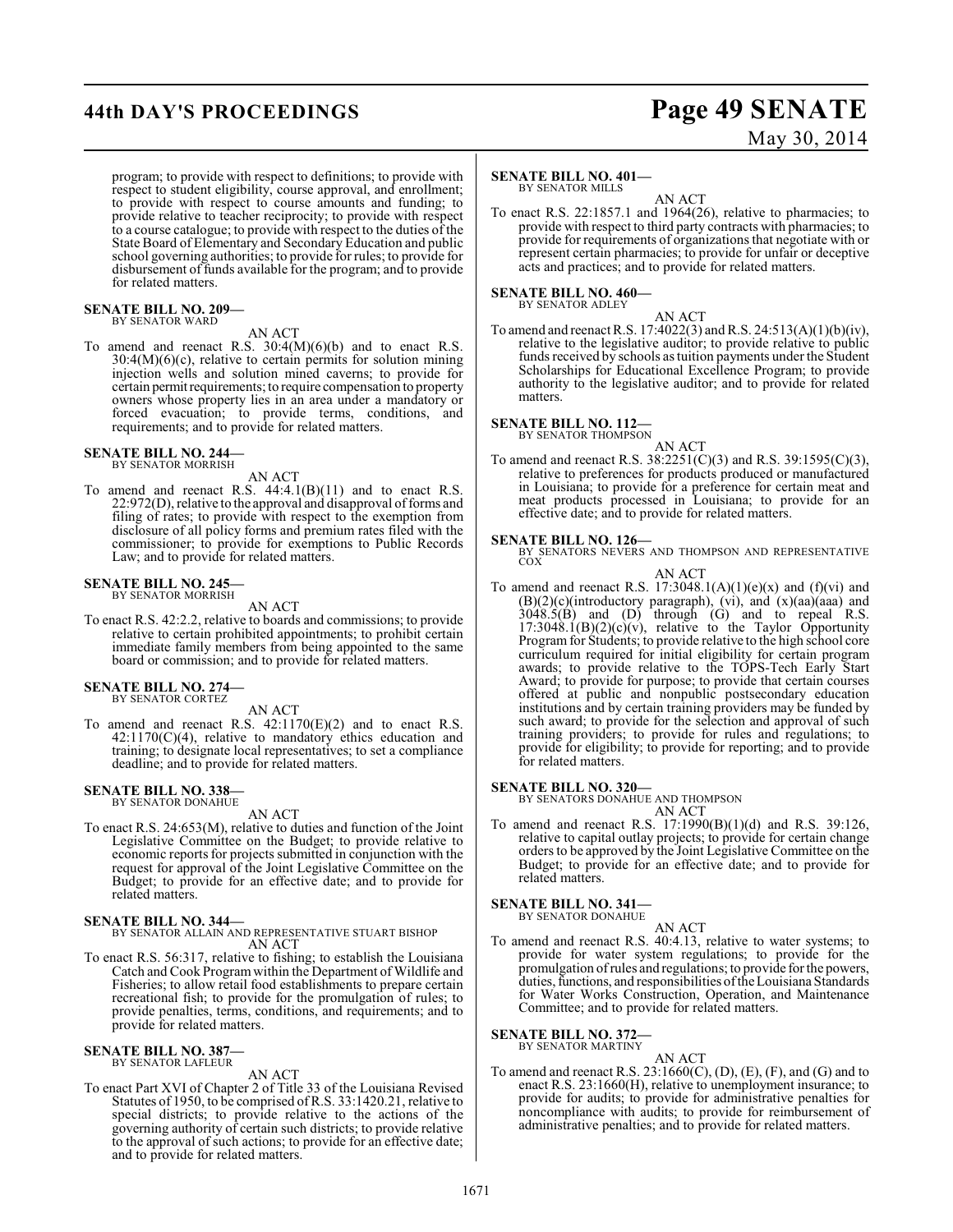program; to provide with respect to definitions; to provide with respect to student eligibility, course approval, and enrollment; to provide with respect to course amounts and funding; to provide relative to teacher reciprocity; to provide with respect to a course catalogue; to provide with respect to the duties of the State Board of Elementary and Secondary Education and public school governing authorities; to provide for rules; to provide for disbursement of funds available for the program; and to provide for related matters.

**SENATE BILL NO. 209—**
BY SENATOR WARD

AN ACT

To amend and reenact R.S. 30:4(M)(6)(b) and to enact R.S. 30:4(M)(6)(c), relative to certain permits for solution mining injection wells and solution mined caverns; to provide for certain permit requirements; to require compensation to property owners whose property lies in an area under a mandatory or forced evacuation; to provide terms, conditions, and requirements; and to provide for related matters.

**SENATE BILL NO. 244—**
BY SENATOR MORRISH

AN ACT

To amend and reenact R.S. 44:4.1(B)(11) and to enact R.S. 22:972(D), relative to the approval and disapproval of forms and filing of rates; to provide with respect to the exemption from disclosure of all policy forms and premium rates filed with the commissioner; to provide for exemptions to Public Records Law; and to provide for related matters.

**SENATE BILL NO. 245—**
BY SENATOR MORRISH

AN ACT

To enact R.S. 42:2.2, relative to boards and commissions; to provide relative to certain prohibited appointments; to prohibit certain immediate family members from being appointed to the same board or commission; and to provide for related matters.

**SENATE BILL NO. 274—**
BY SENATOR CORTEZ

AN ACT

To amend and reenact R.S. 42:1170(E)(2) and to enact R.S. 42:1170(C)(4), relative to mandatory ethics education and training; to designate local representatives; to set a compliance deadline; and to provide for related matters.

**SENATE BILL NO. 338—**
BY SENATOR DONAHUE

AN ACT

To enact R.S. 24:653(M), relative to duties and function of the Joint Legislative Committee on the Budget; to provide relative to economic reports for projects submitted in conjunction with the request for approval of the Joint Legislative Committee on the Budget; to provide for an effective date; and to provide for related matters.

**SENATE BILL NO. 344—**
BY SENATOR ALLAIN AND REPRESENTATIVE STUART BISHOP

AN ACT

To enact R.S. 56:317, relative to fishing; to establish the Louisiana Catch and Cook Program within the Department of Wildlife and Fisheries; to allow retail food establishments to prepare certain recreational fish; to provide for the promulgation of rules; to provide penalties, terms, conditions, and requirements; and to provide for related matters.

**SENATE BILL NO. 387—**
BY SENATOR LAFLEUR

AN ACT

To enact Part XVI of Chapter 2 of Title 33 of the Louisiana Revised Statutes of 1950, to be comprised of R.S. 33:1420.21, relative to special districts; to provide relative to the actions of the governing authority of certain such districts; to provide relative to the approval of such actions; to provide for an effective date; and to provide for related matters.

**SENATE BILL NO. 401—**
BY SENATOR MILLS

AN ACT

To enact R.S. 22:1857.1 and 1964(26), relative to pharmacies; to provide with respect to third party contracts with pharmacies; to provide for requirements of organizations that negotiate with or represent certain pharmacies; to provide for unfair or deceptive acts and practices; and to provide for related matters.

**SENATE BILL NO. 460—**
BY SENATOR ADLEY

AN ACT

To amend and reenact R.S. 17:4022(3) and R.S. 24:513(A)(1)(b)(iv), relative to the legislative auditor; to provide relative to public funds received by schools as tuition payments under the Student Scholarships for Educational Excellence Program; to provide authority to the legislative auditor; and to provide for related matters.

**SENATE BILL NO. 112—**
BY SENATOR THOMPSON

AN ACT

To amend and reenact R.S. 38:2251(C)(3) and R.S. 39:1595(C)(3), relative to preferences for products produced or manufactured in Louisiana; to provide for a preference for certain meat and meat products processed in Louisiana; to provide for an effective date; and to provide for related matters.

**SENATE BILL NO. 126—**
BY SENATORS NEVERS AND THOMPSON AND REPRESENTATIVE COX

AN ACT

To amend and reenact R.S. 17:3048.1(A)(1)(e)(x) and (f)(vi) and (B)(2)(c)(introductory paragraph), (vi), and (x)(aa)(aaa) and 3048.5(B) and (D) through (G) and to repeal R.S. 17:3048.1(B)(2)(c)(v), relative to the Taylor Opportunity Program for Students; to provide relative to the high school core curriculum required for initial eligibility for certain program awards; to provide relative to the TOPS-Tech Early Start Award; to provide for purpose; to provide that certain courses offered at public and nonpublic postsecondary education institutions and by certain training providers may be funded by such award; to provide for the selection and approval of such training providers; to provide for rules and regulations; to provide for eligibility; to provide for reporting; and to provide for related matters.

**SENATE BILL NO. 320—**
BY SENATORS DONAHUE AND THOMPSON

AN ACT

To amend and reenact R.S. 17:1990(B)(1)(d) and R.S. 39:126, relative to capital outlay projects; to provide for certain change orders to be approved by the Joint Legislative Committee on the Budget; to provide for an effective date; and to provide for related matters.

**SENATE BILL NO. 341—**
BY SENATOR DONAHUE

AN ACT

To amend and reenact R.S. 40:4.13, relative to water systems; to provide for water system regulations; to provide for the promulgation of rules and regulations; to provide for the powers, duties, functions, and responsibilities of the Louisiana Standards for Water Works Construction, Operation, and Maintenance Committee; and to provide for related matters.

**SENATE BILL NO. 372—**
BY SENATOR MARTINY

AN ACT

To amend and reenact R.S. 23:1660(C), (D), (E), (F), and (G) and to enact R.S. 23:1660(H), relative to unemployment insurance; to provide for audits; to provide for administrative penalties for noncompliance with audits; to provide for reimbursement of administrative penalties; and to provide for related matters.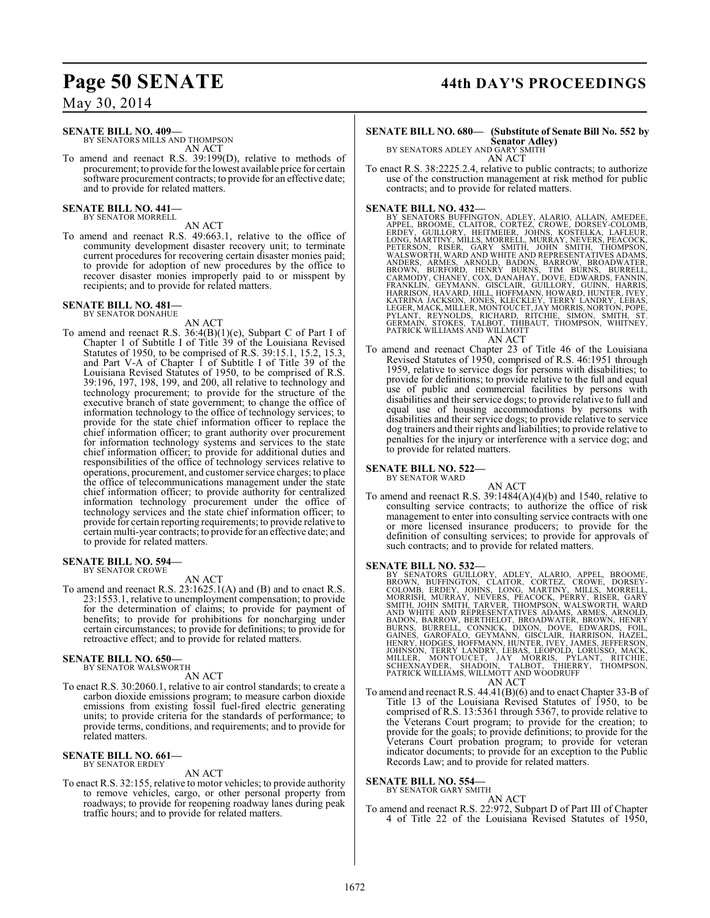**SENATE BILL NO. 409—**
BY SENATORS MILLS AND THOMPSON

AN ACT

To amend and reenact R.S. 39:199(D), relative to methods of procurement; to provide for the lowest available price for certain software procurement contracts; to provide for an effective date; and to provide for related matters.

**SENATE BILL NO. 441—**
BY SENATOR MORRELL

AN ACT

To amend and reenact R.S. 49:663.1, relative to the office of community development disaster recovery unit; to terminate current procedures for recovering certain disaster monies paid; to provide for adoption of new procedures by the office to recover disaster monies improperly paid to or misspent by recipients; and to provide for related matters.

**SENATE BILL NO. 481—**
BY SENATOR DONAHUE

AN ACT

To amend and reenact R.S. 36:4(B)(1)(e), Subpart C of Part I of Chapter 1 of Subtitle I of Title 39 of the Louisiana Revised Statutes of 1950, to be comprised of R.S. 39:15.1, 15.2, 15.3, and Part V-A of Chapter 1 of Subtitle I of Title 39 of the Louisiana Revised Statutes of 1950, to be comprised of R.S. 39:196, 197, 198, 199, and 200, all relative to technology and technology procurement; to provide for the structure of the executive branch of state government; to change the office of information technology to the office of technology services; to provide for the state chief information officer to replace the chief information officer; to grant authority over procurement for information technology systems and services to the state chief information officer; to provide for additional duties and responsibilities of the office of technology services relative to operations, procurement, and customer service charges; to place the office of telecommunications management under the state chief information officer; to provide authority for centralized information technology procurement under the office of technology services and the state chief information officer; to provide for certain reporting requirements; to provide relative to certain multi-year contracts; to provide for an effective date; and to provide for related matters.

**SENATE BILL NO. 594—**
BY SENATOR CROWE

AN ACT

To amend and reenact R.S. 23:1625.1(A) and (B) and to enact R.S. 23:1553.1, relative to unemployment compensation; to provide for the determination of claims; to provide for payment of benefits; to provide for prohibitions for noncharging under certain circumstances; to provide for definitions; to provide for retroactive effect; and to provide for related matters.

**SENATE BILL NO. 650—**
BY SENATOR WALSWORTH

AN ACT

To enact R.S. 30:2060.1, relative to air control standards; to create a carbon dioxide emissions program; to measure carbon dioxide emissions from existing fossil fuel-fired electric generating units; to provide criteria for the standards of performance; to provide terms, conditions, and requirements; and to provide for related matters.

**SENATE BILL NO. 661—**
BY SENATOR ERDEY

AN ACT

To enact R.S. 32:155, relative to motor vehicles; to provide authority to remove vehicles, cargo, or other personal property from roadways; to provide for reopening roadway lanes during peak traffic hours; and to provide for related matters.

**SENATE BILL NO. 680— (Substitute of Senate Bill No. 552 by Senator Adley)**
BY SENATORS ADLEY AND GARY SMITH

AN ACT

To enact R.S. 38:2225.2.4, relative to public contracts; to authorize use of the construction management at risk method for public contracts; and to provide for related matters.

**SENATE BILL NO. 432—**
BY SENATORS BUFFINGTON, ADLEY, ALARIO, ALLAIN, AMEDEE, APPEL, BROOME, CLAITOR, CORTEZ, CROWE, DORSEY-COLOMB, ERDEY, GUILLORY, HEITMEIER, JOHNS, KOSTELKA, LAFLEUR, LONG, MARTINY, MILLS, MORRELL, MURRAY, NEVERS, PEACOCK, PETERSON, RISER, GARY SMITH, JOHN SMITH, THOMPSON, WALSWORTH, WARD AND WHITE AND REPRESENTATIVES ADAMS, ANDERS, ARMES, ARNOLD, BADON, BARROW, BROADWATER, BROWN, BURFORD, HENRY BURNS, TIM BURNS, BURRELL, CARMODY, CHANEY, COX, DANAHAY, DOVE, EDWARDS, FANNIN, FRANKLIN, GEYMANN, GISCLAIR, GUILLORY, GUINN, HARRIS, HARRISON, HAVARD, HILL, HOFFMANN, HOWARD, HUNTER, IVEY, KATRINA JACKSON, JONES, KLECKLEY, TERRY LANDRY, LEBAS, LEGER, MACK, MILLER, MONTOUCET, JAY MORRIS, NORTON, POPE, PYLANT, REYNOLDS, RICHARD, RITCHIE, SIMON, SMITH, ST. GERMAIN, STOKES, TALBOT, THIBAUT, THOMPSON, WHITNEY, PATRICK WILLIAMS AND WILLMOTT

AN ACT

To amend and reenact Chapter 23 of Title 46 of the Louisiana Revised Statutes of 1950, comprised of R.S. 46:1951 through 1959, relative to service dogs for persons with disabilities; to provide for definitions; to provide relative to the full and equal use of public and commercial facilities by persons with disabilities and their service dogs; to provide relative to full and equal use of housing accommodations by persons with disabilities and their service dogs; to provide relative to service dog trainers and their rights and liabilities; to provide relative to penalties for the injury or interference with a service dog; and to provide for related matters.

**SENATE BILL NO. 522—**
BY SENATOR WARD

AN ACT

To amend and reenact R.S. 39:1484(A)(4)(b) and 1540, relative to consulting service contracts; to authorize the office of risk management to enter into consulting service contracts with one or more licensed insurance producers; to provide for the definition of consulting services; to provide for approvals of such contracts; and to provide for related matters.

**SENATE BILL NO. 532—**
BY SENATORS GUILLORY, ADLEY, ALARIO, APPEL, BROOME, BROWN, BUFFINGTON, CLAITOR, CORTEZ, CROWE, DORSEY-COLOMB, ERDEY, JOHNS, LONG, MARTINY, MILLS, MORRELL, MORRISH, MURRAY, NEVERS, PEACOCK, PERRY, RISER, GARY SMITH, JOHN SMITH, TARVER, THOMPSON, WALSWORTH, WARD AND WHITE AND REPRESENTATIVES ADAMS, ARMES, ARNOLD, BADON, BARROW, BERTHELOT, BROADWATER, BROWN, HENRY BURNS, BURRELL, CONNICK, DIXON, DOVE, EDWARDS, FOIL, GAINES, GAROFALO, GEYMANN, GISCLAIR, HARRISON, HAZEL, HENRY, HODGES, HOFFMANN, HUNTER, IVEY, JAMES, JEFFERSON, JOHNSON, TERRY LANDRY, LEBAS, LEOPOLD, LORUSSO, MACK, MILLER, MONTOUCET, JAY MORRIS, PYLANT, RITCHIE, SCHEXNAYDER, SHADOIN, TALBOT, THIERRY, THOMPSON, PATRICK WILLIAMS, WILLMOTT AND WOODRUFF

AN ACT

To amend and reenact R.S. 44.41(B)(6) and to enact Chapter 33-B of Title 13 of the Louisiana Revised Statutes of 1950, to be comprised of R.S. 13:5361 through 5367, to provide relative to the Veterans Court program; to provide for the creation; to provide for the goals; to provide definitions; to provide for the Veterans Court probation program; to provide for veteran indicator documents; to provide for an exception to the Public Records Law; and to provide for related matters.

**SENATE BILL NO. 554—**
BY SENATOR GARY SMITH

AN ACT

To amend and reenact R.S. 22:972, Subpart D of Part III of Chapter 4 of Title 22 of the Louisiana Revised Statutes of 1950,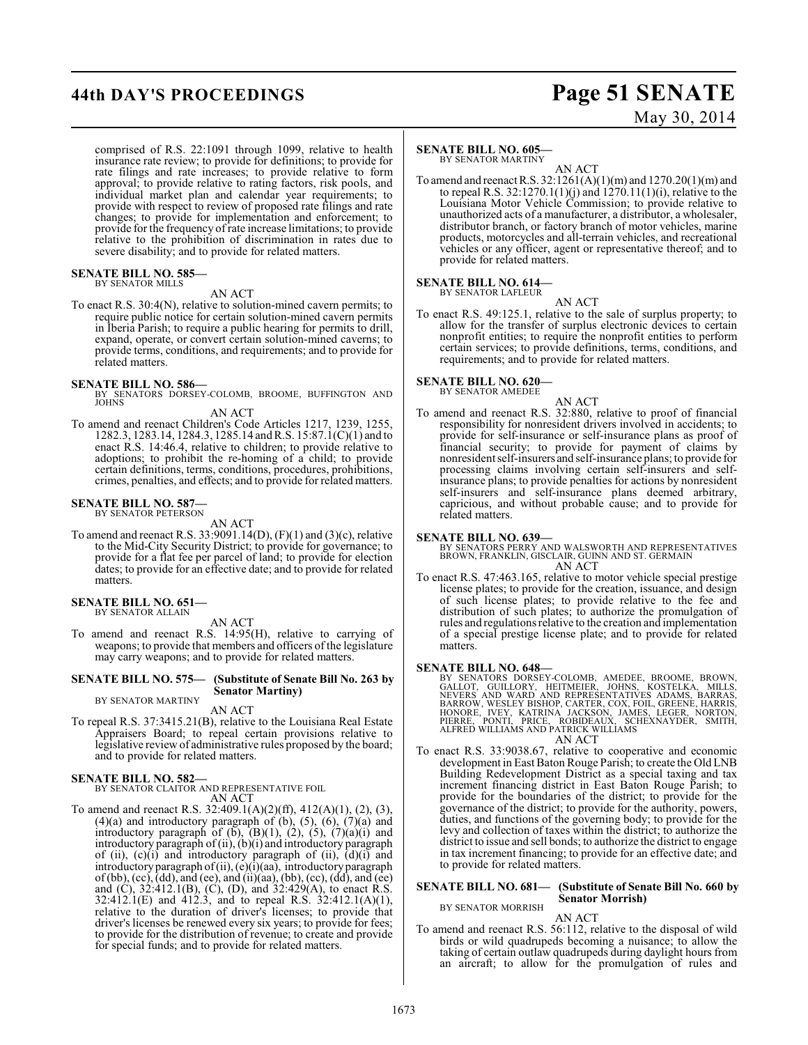comprised of R.S. 22:1091 through 1099, relative to health insurance rate review; to provide for definitions; to provide for rate filings and rate increases; to provide relative to form approval; to provide relative to rating factors, risk pools, and individual market plan and calendar year requirements; to provide with respect to review of proposed rate filings and rate changes; to provide for implementation and enforcement; to provide for the frequency of rate increase limitations; to provide relative to the prohibition of discrimination in rates due to severe disability; and to provide for related matters.

**SENATE BILL NO. 585—**
BY SENATOR MILLS

AN ACT

To enact R.S. 30:4(N), relative to solution-mined cavern permits; to require public notice for certain solution-mined cavern permits in Iberia Parish; to require a public hearing for permits to drill, expand, operate, or convert certain solution-mined caverns; to provide terms, conditions, and requirements; and to provide for related matters.

**SENATE BILL NO. 586—**
BY SENATORS DORSEY-COLOMB, BROOME, BUFFINGTON AND JOHNS

AN ACT

To amend and reenact Children's Code Articles 1217, 1239, 1255, 1282.3, 1283.14, 1284.3, 1285.14 and R.S. 15:87.1(C)(1) and to enact R.S. 14:46.4, relative to children; to provide relative to adoptions; to prohibit the re-homing of a child; to provide certain definitions, terms, conditions, procedures, prohibitions, crimes, penalties, and effects; and to provide for related matters.

**SENATE BILL NO. 587—**
BY SENATOR PETERSON

AN ACT

To amend and reenact R.S. 33:9091.14(D), (F)(1) and (3)(c), relative to the Mid-City Security District; to provide for governance; to provide for a flat fee per parcel of land; to provide for election dates; to provide for an effective date; and to provide for related matters.

**SENATE BILL NO. 651—**
BY SENATOR ALLAIN

AN ACT

To amend and reenact R.S. 14:95(H), relative to carrying of weapons; to provide that members and officers of the legislature may carry weapons; and to provide for related matters.

**SENATE BILL NO. 575— (Substitute of Senate Bill No. 263 by Senator Martiny)**
BY SENATOR MARTINY

AN ACT

To repeal R.S. 37:3415.21(B), relative to the Louisiana Real Estate Appraisers Board; to repeal certain provisions relative to legislative review of administrative rules proposed by the board; and to provide for related matters.

**SENATE BILL NO. 582—**
BY SENATOR CLAITOR AND REPRESENTATIVE FOIL

AN ACT

To amend and reenact R.S. 32:409.1(A)(2)(ff), 412(A)(1), (2), (3), (4)(a) and introductory paragraph of (b), (5), (6), (7)(a) and introductory paragraph of (b), (B)(1), (2), (5), (7)(a)(i) and introductory paragraph of (ii), (b)(i) and introductory paragraph of (ii), (c)(i) and introductory paragraph of (ii), (d)(i) and introductory paragraph of (ii), (e)(i)(aa), introductory paragraph of (bb), (cc), (dd), and (ee) and (ii)(aa), (bb), (cc), (dd), and (ee) and (C), 32:412.1(B), (C), (D), and 32:429(A), to enact R.S. 32:412.1(E) and 412.3, and to repeal R.S. 32:412.1(A)(1), relative to the duration of driver's licenses; to provide that driver's licenses be renewed every six years; to provide for fees; to provide for the distribution of revenue; to create and provide for special funds; and to provide for related matters.

**SENATE BILL NO. 605—**
BY SENATOR MARTINY

AN ACT

To amend and reenact R.S. 32:1261(A)(1)(m) and 1270.20(1)(m) and to repeal R.S. 32:1270.1(1)(j) and 1270.11(1)(i), relative to the Louisiana Motor Vehicle Commission; to provide relative to unauthorized acts of a manufacturer, a distributor, a wholesaler, distributor branch, or factory branch of motor vehicles, marine products, motorcycles and all-terrain vehicles, and recreational vehicles or any officer, agent or representative thereof; and to provide for related matters.

**SENATE BILL NO. 614—**
BY SENATOR LAFLEUR

AN ACT

To enact R.S. 49:125.1, relative to the sale of surplus property; to allow for the transfer of surplus electronic devices to certain nonprofit entities; to require the nonprofit entities to perform certain services; to provide definitions, terms, conditions, and requirements; and to provide for related matters.

**SENATE BILL NO. 620—**
BY SENATOR AMEDEE

AN ACT

To amend and reenact R.S. 32:880, relative to proof of financial responsibility for nonresident drivers involved in accidents; to provide for self-insurance or self-insurance plans as proof of financial security; to provide for payment of claims by nonresident self-insurers and self-insurance plans; to provide for processing claims involving certain self-insurers and self-insurance plans; to provide penalties for actions by nonresident self-insurers and self-insurance plans deemed arbitrary, capricious, and without probable cause; and to provide for related matters.

**SENATE BILL NO. 639—**
BY SENATORS PERRY AND WALSWORTH AND REPRESENTATIVES BROWN, FRANKLIN, GISCLAIR, GUINN AND ST. GERMAIN

AN ACT

To enact R.S. 47:463.165, relative to motor vehicle special prestige license plates; to provide for the creation, issuance, and design of such license plates; to provide relative to the fee and distribution of such plates; to authorize the promulgation of rules and regulations relative to the creation and implementation of a special prestige license plate; and to provide for related matters.

**SENATE BILL NO. 648—**
BY SENATORS DORSEY-COLOMB, AMEDEE, BROOME, BROWN, GALLOT, GUILLORY, HEITMEIER, JOHNS, KOSTELKA, MILLS, NEVERS AND WARD AND REPRESENTATIVES ADAMS, BARRAS, BARROW, WESLEY BISHOP, CARTER, COX, FOIL, GREENE, HARRIS, HONORE, IVEY, KATRINA JACKSON, JAMES, LEGER, NORTON, PIERRE, PONTI, PRICE, ROBIDEAUX, SCHEXNAYDER, SMITH, ALFRED WILLIAMS AND PATRICK WILLIAMS

AN ACT

To enact R.S. 33:9038.67, relative to cooperative and economic development in East Baton Rouge Parish; to create the Old LNB Building Redevelopment District as a special taxing and tax increment financing district in East Baton Rouge Parish; to provide for the boundaries of the district; to provide for the governance of the district; to provide for the authority, powers, duties, and functions of the governing body; to provide for the levy and collection of taxes within the district; to authorize the district to issue and sell bonds; to authorize the district to engage in tax increment financing; to provide for an effective date; and to provide for related matters.

**SENATE BILL NO. 681— (Substitute of Senate Bill No. 660 by Senator Morrish)**
BY SENATOR MORRISH

AN ACT

To amend and reenact R.S. 56:112, relative to the disposal of wild birds or wild quadrupeds becoming a nuisance; to allow the taking of certain outlaw quadrupeds during daylight hours from an aircraft; to allow for the promulgation of rules and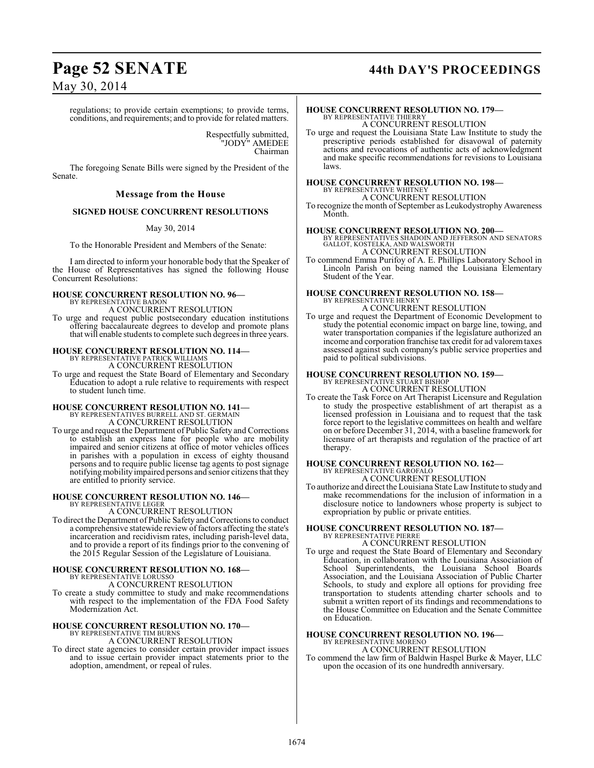regulations; to provide certain exemptions; to provide terms, conditions, and requirements; and to provide for related matters.

Respectfully submitted,
"JODY" AMEDEE
Chairman

The foregoing Senate Bills were signed by the President of the Senate.

## Message from the House

### SIGNED HOUSE CONCURRENT RESOLUTIONS

May 30, 2014

To the Honorable President and Members of the Senate:

I am directed to inform your honorable body that the Speaker of the House of Representatives has signed the following House Concurrent Resolutions:

**HOUSE CONCURRENT RESOLUTION NO. 96—**
BY REPRESENTATIVE BADON
A CONCURRENT RESOLUTION
To urge and request public postsecondary education institutions offering baccalaureate degrees to develop and promote plans that will enable students to complete such degrees in three years.

**HOUSE CONCURRENT RESOLUTION NO. 114—**
BY REPRESENTATIVE PATRICK WILLIAMS
A CONCURRENT RESOLUTION
To urge and request the State Board of Elementary and Secondary Education to adopt a rule relative to requirements with respect to student lunch time.

**HOUSE CONCURRENT RESOLUTION NO. 141—**
BY REPRESENTATIVES BURRELL AND ST. GERMAIN
A CONCURRENT RESOLUTION
To urge and request the Department of Public Safety and Corrections to establish an express lane for people who are mobility impaired and senior citizens at office of motor vehicles offices in parishes with a population in excess of eighty thousand persons and to require public license tag agents to post signage notifying mobility impaired persons and senior citizens that they are entitled to priority service.

**HOUSE CONCURRENT RESOLUTION NO. 146—**
BY REPRESENTATIVE LEGER
A CONCURRENT RESOLUTION
To direct the Department of Public Safety and Corrections to conduct a comprehensive statewide review of factors affecting the state's incarceration and recidivism rates, including parish-level data, and to provide a report of its findings prior to the convening of the 2015 Regular Session of the Legislature of Louisiana.

**HOUSE CONCURRENT RESOLUTION NO. 168—**
BY REPRESENTATIVE LORUSSO
A CONCURRENT RESOLUTION
To create a study committee to study and make recommendations with respect to the implementation of the FDA Food Safety Modernization Act.

**HOUSE CONCURRENT RESOLUTION NO. 170—**
BY REPRESENTATIVE TIM BURNS
A CONCURRENT RESOLUTION
To direct state agencies to consider certain provider impact issues and to issue certain provider impact statements prior to the adoption, amendment, or repeal of rules.

**HOUSE CONCURRENT RESOLUTION NO. 179—**
BY REPRESENTATIVE THIERRY
A CONCURRENT RESOLUTION
To urge and request the Louisiana State Law Institute to study the prescriptive periods established for disavowal of paternity actions and revocations of authentic acts of acknowledgment and make specific recommendations for revisions to Louisiana laws.

**HOUSE CONCURRENT RESOLUTION NO. 198—**
BY REPRESENTATIVE WHITNEY
A CONCURRENT RESOLUTION
To recognize the month of September as Leukodystrophy Awareness Month.

**HOUSE CONCURRENT RESOLUTION NO. 200—**
BY REPRESENTATIVES SHADOIN AND JEFFERSON AND SENATORS GALLOT, KOSTELKA, AND WALSWORTH
A CONCURRENT RESOLUTION
To commend Emma Purifoy of A. E. Phillips Laboratory School in Lincoln Parish on being named the Louisiana Elementary Student of the Year.

**HOUSE CONCURRENT RESOLUTION NO. 158—**
BY REPRESENTATIVE HENRY
A CONCURRENT RESOLUTION
To urge and request the Department of Economic Development to study the potential economic impact on barge line, towing, and water transportation companies if the legislature authorized an income and corporation franchise tax credit for ad valorem taxes assessed against such company's public service properties and paid to political subdivisions.

**HOUSE CONCURRENT RESOLUTION NO. 159—**
BY REPRESENTATIVE STUART BISHOP
A CONCURRENT RESOLUTION
To create the Task Force on Art Therapist Licensure and Regulation to study the prospective establishment of art therapist as a licensed profession in Louisiana and to request that the task force report to the legislative committees on health and welfare on or before December 31, 2014, with a baseline framework for licensure of art therapists and regulation of the practice of art therapy.

**HOUSE CONCURRENT RESOLUTION NO. 162—**
BY REPRESENTATIVE GAROFALO
A CONCURRENT RESOLUTION
To authorize and direct the Louisiana State Law Institute to study and make recommendations for the inclusion of information in a disclosure notice to landowners whose property is subject to expropriation by public or private entities.

**HOUSE CONCURRENT RESOLUTION NO. 187—**
BY REPRESENTATIVE PIERRE
A CONCURRENT RESOLUTION
To urge and request the State Board of Elementary and Secondary Education, in collaboration with the Louisiana Association of School Superintendents, the Louisiana School Boards Association, and the Louisiana Association of Public Charter Schools, to study and explore all options for providing free transportation to students attending charter schools and to submit a written report of its findings and recommendations to the House Committee on Education and the Senate Committee on Education.

**HOUSE CONCURRENT RESOLUTION NO. 196—**
BY REPRESENTATIVE MORENO
A CONCURRENT RESOLUTION
To commend the law firm of Baldwin Haspel Burke & Mayer, LLC upon the occasion of its one hundredth anniversary.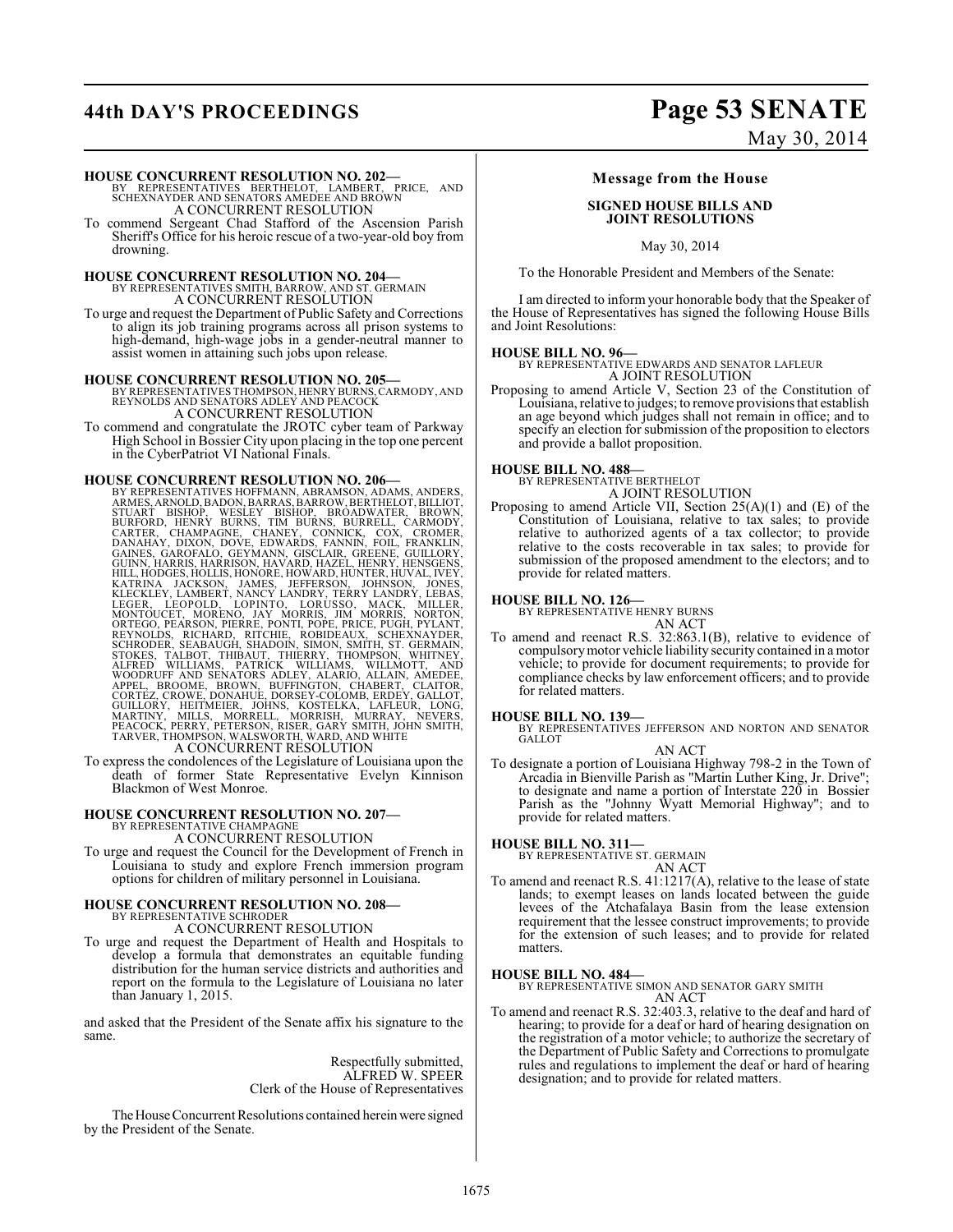**HOUSE CONCURRENT RESOLUTION NO. 202—**
BY REPRESENTATIVES BERTHELOT, LAMBERT, PRICE, AND SCHEXNAYDER AND SENATORS AMEDEE AND BROWN
A CONCURRENT RESOLUTION

To commend Sergeant Chad Stafford of the Ascension Parish Sheriff's Office for his heroic rescue of a two-year-old boy from drowning.

**HOUSE CONCURRENT RESOLUTION NO. 204—**
BY REPRESENTATIVES SMITH, BARROW, AND ST. GERMAIN
A CONCURRENT RESOLUTION

To urge and request the Department of Public Safety and Corrections to align its job training programs across all prison systems to high-demand, high-wage jobs in a gender-neutral manner to assist women in attaining such jobs upon release.

**HOUSE CONCURRENT RESOLUTION NO. 205—**
BY REPRESENTATIVES THOMPSON, HENRY BURNS, CARMODY, AND REYNOLDS AND SENATORS ADLEY AND PEACOCK
A CONCURRENT RESOLUTION

To commend and congratulate the JROTC cyber team of Parkway High School in Bossier City upon placing in the top one percent in the CyberPatriot VI National Finals.

**HOUSE CONCURRENT RESOLUTION NO. 206—**
BY REPRESENTATIVES HOFFMANN, ABRAMSON, ADAMS, ANDERS, ARMES, ARNOLD, BADON, BARRAS, BARROW, BERTHELOT, BILLIOT, STUART BISHOP, WESLEY BISHOP, BROADWATER, BROWN, BURFORD, HENRY BURNS, TIM BURNS, BURRELL, CARMODY, CARTER, CHAMPAGNE, CHANEY, CONNICK, COX, CROMER, DANAHAY, DIXON, DOVE, EDWARDS, FANNIN, FOIL, FRANKLIN, GAINES, GAROFALO, GEYMANN, GISCLAIR, GREENE, GUILLORY, GUINN, HARRIS, HARRISON, HAVARD, HAZEL, HENRY, HENSGENS, HILL, HODGES, HOLLIS, HONORE, HOWARD, HUNTER, HUVAL, IVEY, KATRINA JACKSON, JAMES, JEFFERSON, JOHNSON, JONES, KLECKLEY, LAMBERT, NANCY LANDRY, TERRY LANDRY, LEBAS, LEGER, LEOPOLD, LOPINTO, LORUSSO, MACK, MILLER, MONTOUCET, MORENO, JAY MORRIS, JIM MORRIS, NORTON, ORTEGO, PEARSON, PIERRE, PONTI, POPE, PRICE, PUGH, PYLANT, REYNOLDS, RICHARD, RITCHIE, ROBIDEAUX, SCHEXNAYDER, SCHRODER, SEABAUGH, SHADOIN, SIMON, SMITH, ST. GERMAIN, STOKES, TALBOT, THIBAUT, THIERRY, THOMPSON, WHITNEY, ALFRED WILLIAMS, PATRICK WILLIAMS, WILLMOTT, AND WOODRUFF AND SENATORS ADLEY, ALARIO, ALLAIN, AMEDEE, APPEL, BROOME, BROWN, BUFFINGTON, CHABERT, CLAITOR, CORTEZ, CROWE, DONAHUE, DORSEY-COLOMB, ERDEY, GALLOT, GUILLORY, HEITMEIER, JOHNS, KOSTELKA, LAFLEUR, LONG, MARTINY, MILLS, MORRELL, MORRISH, MURRAY, NEVERS, PEACOCK, PERRY, PETERSON, RISER, GARY SMITH, JOHN SMITH, TARVER, THOMPSON, WALSWORTH, WARD, AND WHITE
A CONCURRENT RESOLUTION

To express the condolences of the Legislature of Louisiana upon the death of former State Representative Evelyn Kinnison Blackmon of West Monroe.

**HOUSE CONCURRENT RESOLUTION NO. 207—**
BY REPRESENTATIVE CHAMPAGNE
A CONCURRENT RESOLUTION

To urge and request the Council for the Development of French in Louisiana to study and explore French immersion program options for children of military personnel in Louisiana.

**HOUSE CONCURRENT RESOLUTION NO. 208—**
BY REPRESENTATIVE SCHRODER
A CONCURRENT RESOLUTION

To urge and request the Department of Health and Hospitals to develop a formula that demonstrates an equitable funding distribution for the human service districts and authorities and report on the formula to the Legislature of Louisiana no later than January 1, 2015.

and asked that the President of the Senate affix his signature to the same.

Respectfully submitted,
ALFRED W. SPEER
Clerk of the House of Representatives

The House Concurrent Resolutions contained herein were signed by the President of the Senate.

## Message from the House

### SIGNED HOUSE BILLS AND JOINT RESOLUTIONS

May 30, 2014

To the Honorable President and Members of the Senate:

I am directed to inform your honorable body that the Speaker of the House of Representatives has signed the following House Bills and Joint Resolutions:

**HOUSE BILL NO. 96—**
BY REPRESENTATIVE EDWARDS AND SENATOR LAFLEUR
A JOINT RESOLUTION

Proposing to amend Article V, Section 23 of the Constitution of Louisiana, relative to judges; to remove provisions that establish an age beyond which judges shall not remain in office; and to specify an election for submission of the proposition to electors and provide a ballot proposition.

**HOUSE BILL NO. 488—**
BY REPRESENTATIVE BERTHELOT
A JOINT RESOLUTION

Proposing to amend Article VII, Section 25(A)(1) and (E) of the Constitution of Louisiana, relative to tax sales; to provide relative to authorized agents of a tax collector; to provide relative to the costs recoverable in tax sales; to provide for submission of the proposed amendment to the electors; and to provide for related matters.

**HOUSE BILL NO. 126—**
BY REPRESENTATIVE HENRY BURNS
AN ACT

To amend and reenact R.S. 32:863.1(B), relative to evidence of compulsory motor vehicle liability security contained in a motor vehicle; to provide for document requirements; to provide for compliance checks by law enforcement officers; and to provide for related matters.

**HOUSE BILL NO. 139—**
BY REPRESENTATIVES JEFFERSON AND NORTON AND SENATOR GALLOT
AN ACT

To designate a portion of Louisiana Highway 798-2 in the Town of Arcadia in Bienville Parish as "Martin Luther King, Jr. Drive"; to designate and name a portion of Interstate 220 in Bossier Parish as the "Johnny Wyatt Memorial Highway"; and to provide for related matters.

**HOUSE BILL NO. 311—**
BY REPRESENTATIVE ST. GERMAIN
AN ACT

To amend and reenact R.S. 41:1217(A), relative to the lease of state lands; to exempt leases on lands located between the guide levees of the Atchafalaya Basin from the lease extension requirement that the lessee construct improvements; to provide for the extension of such leases; and to provide for related matters.

**HOUSE BILL NO. 484—**
BY REPRESENTATIVE SIMON AND SENATOR GARY SMITH
AN ACT

To amend and reenact R.S. 32:403.3, relative to the deaf and hard of hearing; to provide for a deaf or hard of hearing designation on the registration of a motor vehicle; to authorize the secretary of the Department of Public Safety and Corrections to promulgate rules and regulations to implement the deaf or hard of hearing designation; and to provide for related matters.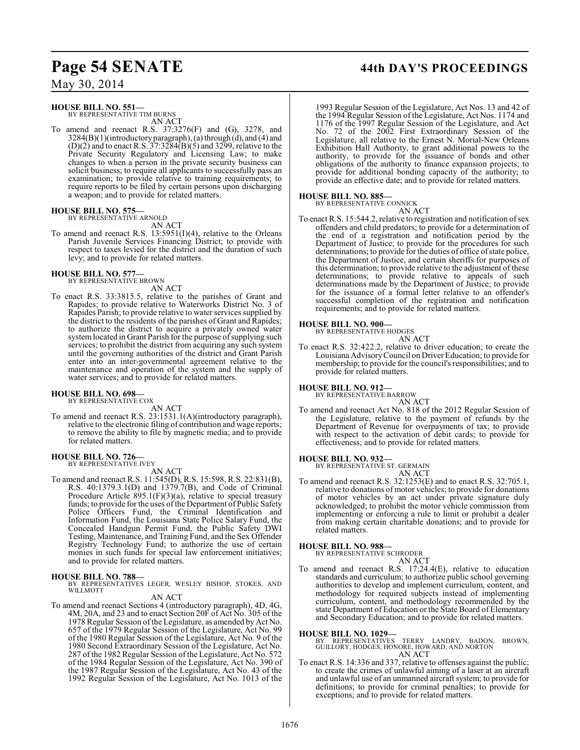**HOUSE BILL NO. 551—**
BY REPRESENTATIVE TIM BURNS

AN ACT

To amend and reenact R.S. 37:3276(F) and (G), 3278, and 3284(B)(1)(introductory paragraph), (a) through (d), and (4) and (D)(2) and to enact R.S. 37:3284(B)(5) and 3299, relative to the Private Security Regulatory and Licensing Law; to make changes to when a person in the private security business can solicit business; to require all applicants to successfully pass an examination; to provide relative to training requirements; to require reports to be filed by certain persons upon discharging a weapon; and to provide for related matters.

**HOUSE BILL NO. 575—**
BY REPRESENTATIVE ARNOLD

AN ACT

To amend and reenact R.S. 13:5951(I)(4), relative to the Orleans Parish Juvenile Services Financing District; to provide with respect to taxes levied for the district and the duration of such levy; and to provide for related matters.

**HOUSE BILL NO. 577—**
BY REPRESENTATIVE BROWN

AN ACT

To enact R.S. 33:3815.5, relative to the parishes of Grant and Rapides; to provide relative to Waterworks District No. 3 of Rapides Parish; to provide relative to water services supplied by the district to the residents of the parishes of Grant and Rapides; to authorize the district to acquire a privately owned water system located in Grant Parish for the purpose of supplying such services; to prohibit the district from acquiring any such system until the governing authorities of the district and Grant Parish enter into an inter-governmental agreement relative to the maintenance and operation of the system and the supply of water services; and to provide for related matters.

**HOUSE BILL NO. 698—**
BY REPRESENTATIVE COX

AN ACT

To amend and reenact R.S. 23:1531.1(A)(introductory paragraph), relative to the electronic filing of contribution and wage reports; to remove the ability to file by magnetic media; and to provide for related matters.

**HOUSE BILL NO. 726—**
BY REPRESENTATIVE IVEY

AN ACT

To amend and reenact R.S. 11:545(D), R.S. 15:598, R.S. 22:831(B), R.S. 40:1379.3.1(D) and 1379.7(B), and Code of Criminal Procedure Article 895.1(F)(3)(a), relative to special treasury funds; to provide for the uses of the Department of Public Safety Police Officers Fund, the Criminal Identification and Information Fund, the Louisiana State Police Salary Fund, the Concealed Handgun Permit Fund, the Public Safety DWI Testing, Maintenance, and Training Fund, and the Sex Offender Registry Technology Fund; to authorize the use of certain monies in such funds for special law enforcement initiatives; and to provide for related matters.

**HOUSE BILL NO. 788—**
BY REPRESENTATIVES LEGER, WESLEY BISHOP, STOKES, AND WILLMOTT

AN ACT

To amend and reenact Sections 4 (introductory paragraph), 4D, 4G, 4M, 20A, and 23 and to enact Section 20F of Act No. 305 of the 1978 Regular Session of the Legislature, as amended by Act No. 657 of the 1979 Regular Session of the Legislature, Act No. 99 of the 1980 Regular Session of the Legislature, Act No. 9 of the 1980 Second Extraordinary Session of the Legislature, Act No. 287 of the 1982 Regular Session of the Legislature, Act No. 572 of the 1984 Regular Session of the Legislature, Act No. 390 of the 1987 Regular Session of the Legislature, Act No. 43 of the 1992 Regular Session of the Legislature, Act No. 1013 of the 1993 Regular Session of the Legislature, Act Nos. 13 and 42 of the 1994 Regular Session of the Legislature, Act Nos. 1174 and 1176 of the 1997 Regular Session of the Legislature, and Act No. 72 of the 2002 First Extraordinary Session of the Legislature, all relative to the Ernest N. Morial-New Orleans Exhibition Hall Authority, to grant additional powers to the authority, to provide for the issuance of bonds and other obligations of the authority to finance expansion projects; to provide for additional bonding capacity of the authority; to provide an effective date; and to provide for related matters.

**HOUSE BILL NO. 885—**
BY REPRESENTATIVE CONNICK

AN ACT

To enact R.S. 15:544.2, relative to registration and notification of sex offenders and child predators; to provide for a determination of the end of a registration and notification period by the Department of Justice; to provide for the procedures for such determinations; to provide for the duties of office of state police, the Department of Justice, and certain sheriffs for purposes of this determination; to provide relative to the adjustment of these determinations; to provide relative to appeals of such determinations made by the Department of Justice; to provide for the issuance of a formal letter relative to an offender's successful completion of the registration and notification requirements; and to provide for related matters.

**HOUSE BILL NO. 900—**
BY REPRESENTATIVE HODGES

AN ACT

To enact R.S. 32:422.2, relative to driver education; to create the Louisiana Advisory Council on Driver Education; to provide for membership; to provide for the council's responsibilities; and to provide for related matters.

**HOUSE BILL NO. 912—**
BY REPRESENTATIVE BARROW

AN ACT

To amend and reenact Act No. 818 of the 2012 Regular Session of the Legislature, relative to the payment of refunds by the Department of Revenue for overpayments of tax; to provide with respect to the activation of debit cards; to provide for effectiveness; and to provide for related matters.

**HOUSE BILL NO. 932—**
BY REPRESENTATIVE ST. GERMAIN

AN ACT

To amend and reenact R.S. 32:1253(E) and to enact R.S. 32:705.1, relative to donations of motor vehicles; to provide for donations of motor vehicles by an act under private signature duly acknowledged; to prohibit the motor vehicle commission from implementing or enforcing a rule to limit or prohibit a dealer from making certain charitable donations; and to provide for related matters.

**HOUSE BILL NO. 988—**
BY REPRESENTATIVE SCHRODER

AN ACT

To amend and reenact R.S. 17:24.4(E), relative to education standards and curriculum; to authorize public school governing authorities to develop and implement curriculum, content, and methodology for required subjects instead of implementing curriculum, content, and methodology recommended by the state Department of Education or the State Board of Elementary and Secondary Education; and to provide for related matters.

**HOUSE BILL NO. 1029—**
BY REPRESENTATIVES TERRY LANDRY, BADON, BROWN, GUILLORY, HODGES, HONORE, HOWARD, AND NORTON

AN ACT

To enact R.S. 14:336 and 337, relative to offenses against the public; to create the crimes of unlawful aiming of a laser at an aircraft and unlawful use of an unmanned aircraft system; to provide for definitions; to provide for criminal penalties; to provide for exceptions; and to provide for related matters.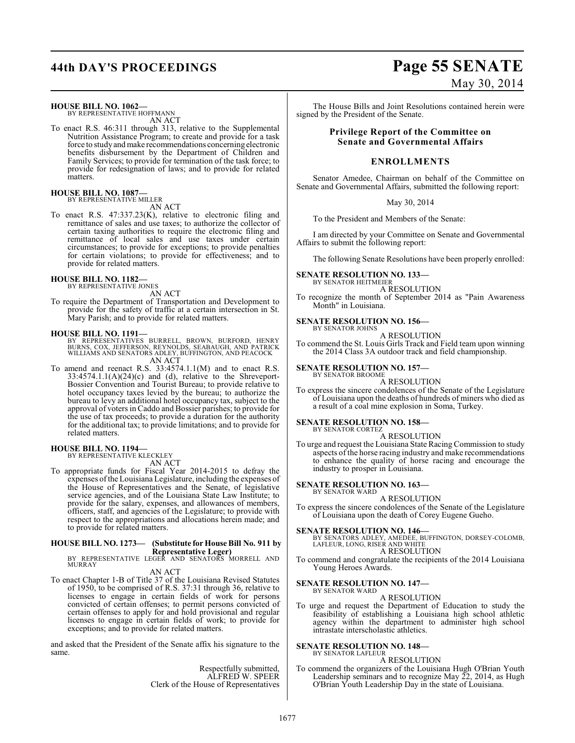**HOUSE BILL NO. 1062—**
BY REPRESENTATIVE HOFFMANN

AN ACT

To enact R.S. 46:311 through 313, relative to the Supplemental Nutrition Assistance Program; to create and provide for a task force to study and make recommendations concerning electronic benefits disbursement by the Department of Children and Family Services; to provide for termination of the task force; to provide for redesignation of laws; and to provide for related matters.

**HOUSE BILL NO. 1087—**
BY REPRESENTATIVE MILLER

AN ACT

To enact R.S. 47:337.23(K), relative to electronic filing and remittance of sales and use taxes; to authorize the collector of certain taxing authorities to require the electronic filing and remittance of local sales and use taxes under certain circumstances; to provide for exceptions; to provide penalties for certain violations; to provide for effectiveness; and to provide for related matters.

**HOUSE BILL NO. 1182—**
BY REPRESENTATIVE JONES

AN ACT

To require the Department of Transportation and Development to provide for the safety of traffic at a certain intersection in St. Mary Parish; and to provide for related matters.

**HOUSE BILL NO. 1191—**
BY REPRESENTATIVES BURRELL, BROWN, BURFORD, HENRY BURNS, COX, JEFFERSON, REYNOLDS, SEABAUGH, AND PATRICK WILLIAMS AND SENATORS ADLEY, BUFFINGTON, AND PEACOCK

AN ACT

To amend and reenact R.S. 33:4574.1.1(M) and to enact R.S. 33:4574.1.1(A)(24)(c) and (d), relative to the Shreveport-Bossier Convention and Tourist Bureau; to provide relative to hotel occupancy taxes levied by the bureau; to authorize the bureau to levy an additional hotel occupancy tax, subject to the approval of voters in Caddo and Bossier parishes; to provide for the use of tax proceeds; to provide a duration for the authority for the additional tax; to provide limitations; and to provide for related matters.

**HOUSE BILL NO. 1194—**
BY REPRESENTATIVE KLECKLEY

AN ACT

To appropriate funds for Fiscal Year 2014-2015 to defray the expenses of the Louisiana Legislature, including the expenses of the House of Representatives and the Senate, of legislative service agencies, and of the Louisiana State Law Institute; to provide for the salary, expenses, and allowances of members, officers, staff, and agencies of the Legislature; to provide with respect to the appropriations and allocations herein made; and to provide for related matters.

**HOUSE BILL NO. 1273— (Substitute for House Bill No. 911 by Representative Leger)**
BY REPRESENTATIVE LEGER AND SENATORS MORRELL AND MURRAY

AN ACT

To enact Chapter 1-B of Title 37 of the Louisiana Revised Statutes of 1950, to be comprised of R.S. 37:31 through 36, relative to licenses to engage in certain fields of work for persons convicted of certain offenses; to permit persons convicted of certain offenses to apply for and hold provisional and regular licenses to engage in certain fields of work; to provide for exceptions; and to provide for related matters.

and asked that the President of the Senate affix his signature to the same.

Respectfully submitted,
ALFRED W. SPEER
Clerk of the House of Representatives

The House Bills and Joint Resolutions contained herein were signed by the President of the Senate.

## Privilege Report of the Committee on Senate and Governmental Affairs

## ENROLLMENTS

Senator Amedee, Chairman on behalf of the Committee on Senate and Governmental Affairs, submitted the following report:

May 30, 2014

To the President and Members of the Senate:

I am directed by your Committee on Senate and Governmental Affairs to submit the following report:

The following Senate Resolutions have been properly enrolled:

**SENATE RESOLUTION NO. 133—**
BY SENATOR HEITMEIER

A RESOLUTION

To recognize the month of September 2014 as "Pain Awareness Month" in Louisiana.

**SENATE RESOLUTION NO. 156—**
BY SENATOR JOHNS

A RESOLUTION

To commend the St. Louis Girls Track and Field team upon winning the 2014 Class 3A outdoor track and field championship.

**SENATE RESOLUTION NO. 157—**
BY SENATOR BROOME

A RESOLUTION

To express the sincere condolences of the Senate of the Legislature of Louisiana upon the deaths of hundreds of miners who died as a result of a coal mine explosion in Soma, Turkey.

**SENATE RESOLUTION NO. 158—**
BY SENATOR CORTEZ

A RESOLUTION

To urge and request the Louisiana State Racing Commission to study aspects of the horse racing industry and make recommendations to enhance the quality of horse racing and encourage the industry to prosper in Louisiana.

**SENATE RESOLUTION NO. 163—**
BY SENATOR WARD

A RESOLUTION

To express the sincere condolences of the Senate of the Legislature of Louisiana upon the death of Corey Eugene Gueho.

**SENATE RESOLUTION NO. 146—**
BY SENATORS ADLEY, AMEDEE, BUFFINGTON, DORSEY-COLOMB, LAFLEUR, LONG, RISER AND WHITE

A RESOLUTION

To commend and congratulate the recipients of the 2014 Louisiana Young Heroes Awards.

**SENATE RESOLUTION NO. 147—**
BY SENATOR WARD

A RESOLUTION

To urge and request the Department of Education to study the feasibility of establishing a Louisiana high school athletic agency within the department to administer high school intrastate interscholastic athletics.

**SENATE RESOLUTION NO. 148—**
BY SENATOR LAFLEUR

A RESOLUTION

To commend the organizers of the Louisiana Hugh O'Brian Youth Leadership seminars and to recognize May 22, 2014, as Hugh O'Brian Youth Leadership Day in the state of Louisiana.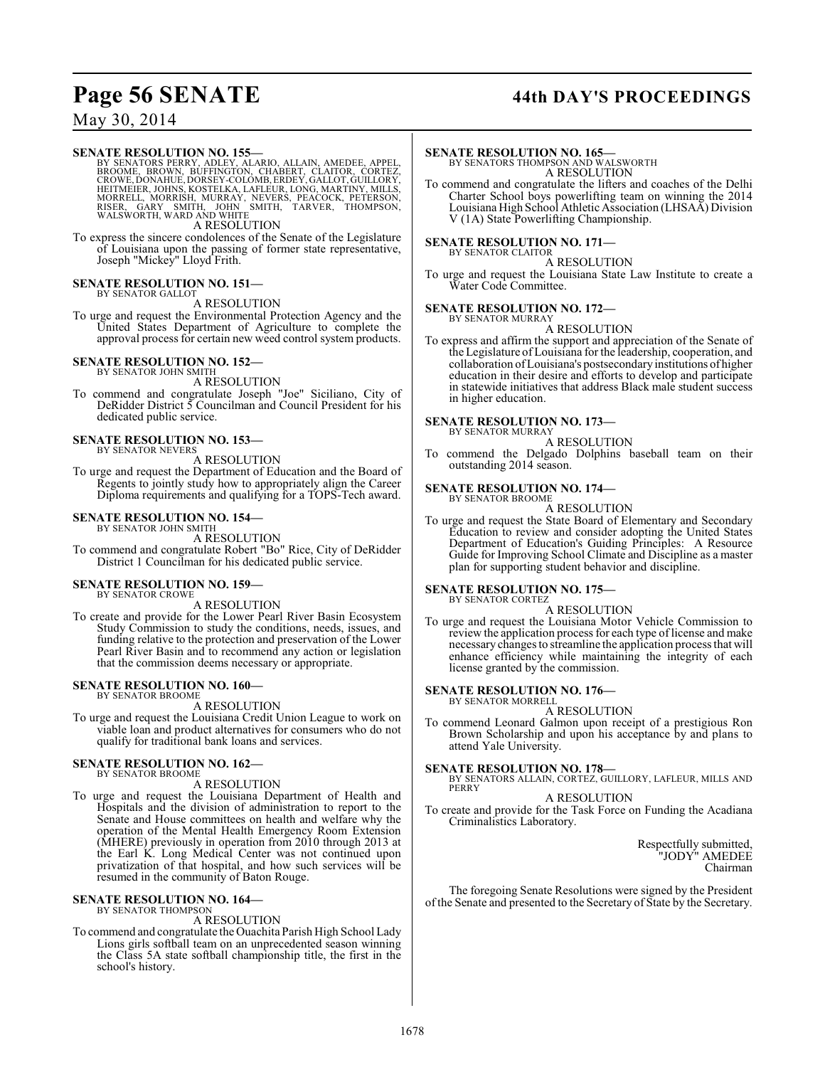**SENATE RESOLUTION NO. 155—**
BY SENATORS PERRY, ADLEY, ALARIO, ALLAIN, AMEDEE, APPEL, BROOME, BROWN, BUFFINGTON, CHABERT, CLAITOR, CORTEZ, CROWE, DONAHUE, DORSEY-COLOMB, ERDEY, GALLOT, GUILLORY, HEITMEIER, JOHNS, KOSTELKA, LAFLEUR, LONG, MARTINY, MILLS, MORRELL, MORRISH, MURRAY, NEVERS, PEACOCK, PETERSON, RISER, GARY SMITH, JOHN SMITH, TARVER, THOMPSON, WALSWORTH, WARD AND WHITE

A RESOLUTION

To express the sincere condolences of the Senate of the Legislature of Louisiana upon the passing of former state representative, Joseph "Mickey" Lloyd Frith.

**SENATE RESOLUTION NO. 151—**
BY SENATOR GALLOT

A RESOLUTION

To urge and request the Environmental Protection Agency and the United States Department of Agriculture to complete the approval process for certain new weed control system products.

**SENATE RESOLUTION NO. 152—**
BY SENATOR JOHN SMITH

A RESOLUTION

To commend and congratulate Joseph "Joe" Siciliano, City of DeRidder District 5 Councilman and Council President for his dedicated public service.

**SENATE RESOLUTION NO. 153—**
BY SENATOR NEVERS

A RESOLUTION

To urge and request the Department of Education and the Board of Regents to jointly study how to appropriately align the Career Diploma requirements and qualifying for a TOPS-Tech award.

**SENATE RESOLUTION NO. 154—**
BY SENATOR JOHN SMITH

A RESOLUTION

To commend and congratulate Robert "Bo" Rice, City of DeRidder District 1 Councilman for his dedicated public service.

**SENATE RESOLUTION NO. 159—**
BY SENATOR CROWE

A RESOLUTION

To create and provide for the Lower Pearl River Basin Ecosystem Study Commission to study the conditions, needs, issues, and funding relative to the protection and preservation of the Lower Pearl River Basin and to recommend any action or legislation that the commission deems necessary or appropriate.

**SENATE RESOLUTION NO. 160—**
BY SENATOR BROOME

A RESOLUTION

To urge and request the Louisiana Credit Union League to work on viable loan and product alternatives for consumers who do not qualify for traditional bank loans and services.

**SENATE RESOLUTION NO. 162—**
BY SENATOR BROOME

A RESOLUTION

To urge and request the Louisiana Department of Health and Hospitals and the division of administration to report to the Senate and House committees on health and welfare why the operation of the Mental Health Emergency Room Extension (MHERE) previously in operation from 2010 through 2013 at the Earl K. Long Medical Center was not continued upon privatization of that hospital, and how such services will be resumed in the community of Baton Rouge.

**SENATE RESOLUTION NO. 164—**
BY SENATOR THOMPSON

A RESOLUTION

To commend and congratulate the Ouachita Parish High School Lady Lions girls softball team on an unprecedented season winning the Class 5A state softball championship title, the first in the school's history.

**SENATE RESOLUTION NO. 165—**
BY SENATORS THOMPSON AND WALSWORTH

A RESOLUTION

To commend and congratulate the lifters and coaches of the Delhi Charter School boys powerlifting team on winning the 2014 Louisiana High School Athletic Association (LHSAA) Division V (1A) State Powerlifting Championship.

**SENATE RESOLUTION NO. 171—**
BY SENATOR CLAITOR

A RESOLUTION

To urge and request the Louisiana State Law Institute to create a Water Code Committee.

**SENATE RESOLUTION NO. 172—**
BY SENATOR MURRAY

A RESOLUTION

To express and affirm the support and appreciation of the Senate of the Legislature of Louisiana for the leadership, cooperation, and collaboration of Louisiana's postsecondary institutions of higher education in their desire and efforts to develop and participate in statewide initiatives that address Black male student success in higher education.

**SENATE RESOLUTION NO. 173—**
BY SENATOR MURRAY

A RESOLUTION

To commend the Delgado Dolphins baseball team on their outstanding 2014 season.

**SENATE RESOLUTION NO. 174—**
BY SENATOR BROOME

A RESOLUTION

To urge and request the State Board of Elementary and Secondary Education to review and consider adopting the United States Department of Education's Guiding Principles: A Resource Guide for Improving School Climate and Discipline as a master plan for supporting student behavior and discipline.

**SENATE RESOLUTION NO. 175—**
BY SENATOR CORTEZ

A RESOLUTION

To urge and request the Louisiana Motor Vehicle Commission to review the application process for each type of license and make necessary changes to streamline the application process that will enhance efficiency while maintaining the integrity of each license granted by the commission.

**SENATE RESOLUTION NO. 176—**
BY SENATOR MORRELL

A RESOLUTION

To commend Leonard Galmon upon receipt of a prestigious Ron Brown Scholarship and upon his acceptance by and plans to attend Yale University.

**SENATE RESOLUTION NO. 178—**
BY SENATORS ALLAIN, CORTEZ, GUILLORY, LAFLEUR, MILLS AND PERRY

A RESOLUTION

To create and provide for the Task Force on Funding the Acadiana Criminalistics Laboratory.

Respectfully submitted,
"JODY" AMEDEE
Chairman

The foregoing Senate Resolutions were signed by the President of the Senate and presented to the Secretary of State by the Secretary.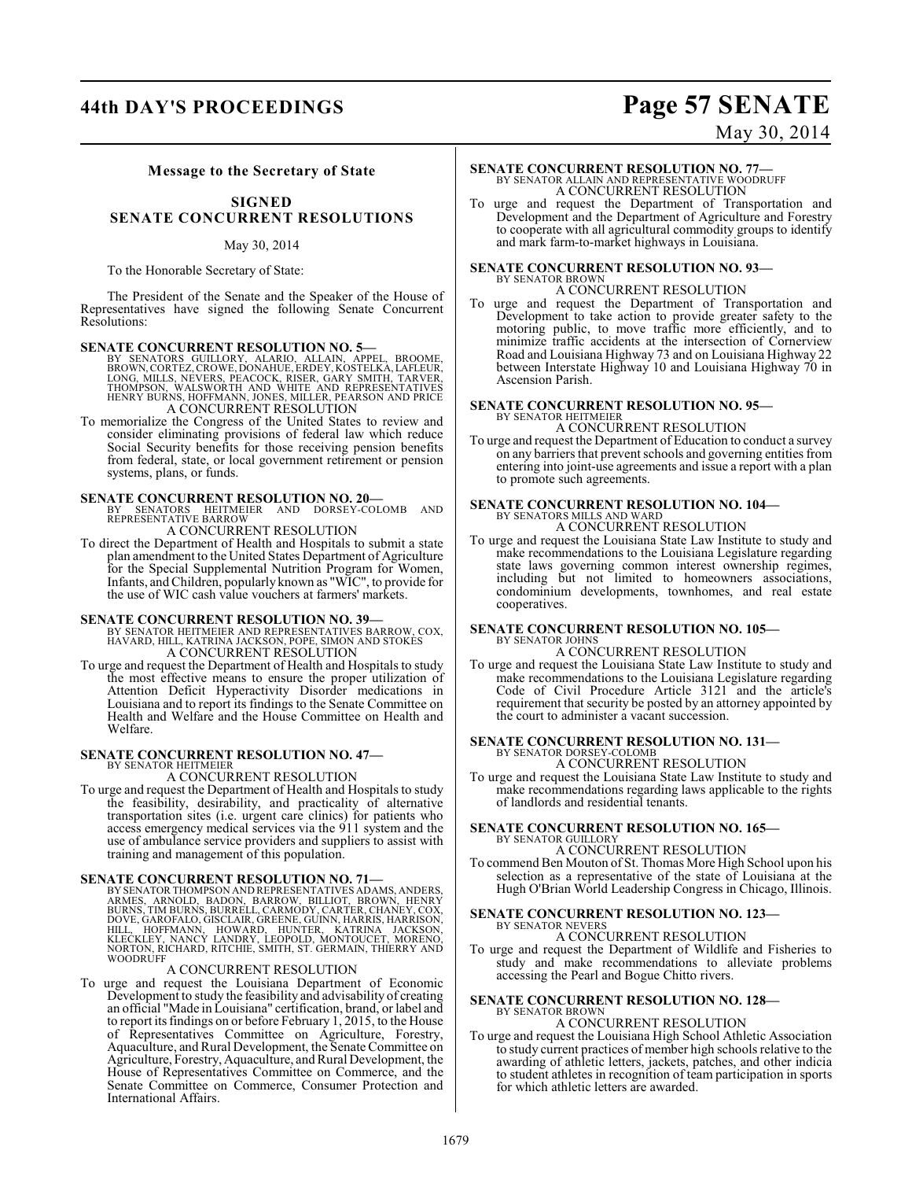### Message to the Secretary of State

## SIGNED
## SENATE CONCURRENT RESOLUTIONS

May 30, 2014

To the Honorable Secretary of State:

The President of the Senate and the Speaker of the House of Representatives have signed the following Senate Concurrent Resolutions:

**SENATE CONCURRENT RESOLUTION NO. 5—**
BY SENATORS GUILLORY, ALARIO, ALLAIN, APPEL, BROOME, BROWN, CORTEZ, CROWE, DONAHUE, ERDEY, KOSTELKA, LAFLEUR, LONG, MILLS, NEVERS, PEACOCK, RISER, GARY SMITH, TARVER, THOMPSON, WALSWORTH AND WHITE AND REPRESENTATIVES HENRY BURNS, HOFFMANN, JONES, MILLER, PEARSON AND PRICE
A CONCURRENT RESOLUTION
To memorialize the Congress of the United States to review and consider eliminating provisions of federal law which reduce Social Security benefits for those receiving pension benefits from federal, state, or local government retirement or pension systems, plans, or funds.

**SENATE CONCURRENT RESOLUTION NO. 20—**
BY SENATORS HEITMEIER AND DORSEY-COLOMB AND REPRESENTATIVE BARROW
A CONCURRENT RESOLUTION
To direct the Department of Health and Hospitals to submit a state plan amendment to the United States Department of Agriculture for the Special Supplemental Nutrition Program for Women, Infants, and Children, popularly known as "WIC", to provide for the use of WIC cash value vouchers at farmers' markets.

**SENATE CONCURRENT RESOLUTION NO. 39—**
BY SENATOR HEITMEIER AND REPRESENTATIVES BARROW, COX, HAVARD, HILL, KATRINA JACKSON, POPE, SIMON AND STOKES
A CONCURRENT RESOLUTION
To urge and request the Department of Health and Hospitals to study the most effective means to ensure the proper utilization of Attention Deficit Hyperactivity Disorder medications in Louisiana and to report its findings to the Senate Committee on Health and Welfare and the House Committee on Health and Welfare.

**SENATE CONCURRENT RESOLUTION NO. 47—**
BY SENATOR HEITMEIER
A CONCURRENT RESOLUTION
To urge and request the Department of Health and Hospitals to study the feasibility, desirability, and practicality of alternative transportation sites (i.e. urgent care clinics) for patients who access emergency medical services via the 911 system and the use of ambulance service providers and suppliers to assist with training and management of this population.

**SENATE CONCURRENT RESOLUTION NO. 71—**
BY SENATOR THOMPSON AND REPRESENTATIVES ADAMS, ANDERS, ARMES, ARNOLD, BADON, BARROW, BILLIOT, BROWN, HENRY BURNS, TIM BURNS, BURRELL, CARMODY, CARTER, CHANEY, COX, DOVE, GAROFALO, GISCLAIR, GREENE, GUINN, HARRIS, HARRISON, HILL, HOFFMANN, HOWARD, HUNTER, KATRINA JACKSON, KLECKLEY, NANCY LANDRY, LEOPOLD, MONTOUCET, MORENO, NORTON, RICHARD, RITCHIE, SMITH, ST. GERMAIN, THIERRY AND WOODRUFF
A CONCURRENT RESOLUTION
To urge and request the Louisiana Department of Economic Development to study the feasibility and advisability of creating an official "Made in Louisiana" certification, brand, or label and to report its findings on or before February 1, 2015, to the House of Representatives Committee on Agriculture, Forestry, Aquaculture, and Rural Development, the Senate Committee on Agriculture, Forestry, Aquaculture, and Rural Development, the House of Representatives Committee on Commerce, and the Senate Committee on Commerce, Consumer Protection and International Affairs.

**SENATE CONCURRENT RESOLUTION NO. 77—**
BY SENATOR ALLAIN AND REPRESENTATIVE WOODRUFF
A CONCURRENT RESOLUTION
To urge and request the Department of Transportation and Development and the Department of Agriculture and Forestry to cooperate with all agricultural commodity groups to identify and mark farm-to-market highways in Louisiana.

**SENATE CONCURRENT RESOLUTION NO. 93—**
BY SENATOR BROWN
A CONCURRENT RESOLUTION
To urge and request the Department of Transportation and Development to take action to provide greater safety to the motoring public, to move traffic more efficiently, and to minimize traffic accidents at the intersection of Cornerview Road and Louisiana Highway 73 and on Louisiana Highway 22 between Interstate Highway 10 and Louisiana Highway 70 in Ascension Parish.

**SENATE CONCURRENT RESOLUTION NO. 95—**
BY SENATOR HEITMEIER
A CONCURRENT RESOLUTION
To urge and request the Department of Education to conduct a survey on any barriers that prevent schools and governing entities from entering into joint-use agreements and issue a report with a plan to promote such agreements.

**SENATE CONCURRENT RESOLUTION NO. 104—**
BY SENATORS MILLS AND WARD
A CONCURRENT RESOLUTION
To urge and request the Louisiana State Law Institute to study and make recommendations to the Louisiana Legislature regarding state laws governing common interest ownership regimes, including but not limited to homeowners associations, condominium developments, townhomes, and real estate cooperatives.

**SENATE CONCURRENT RESOLUTION NO. 105—**
BY SENATOR JOHNS
A CONCURRENT RESOLUTION
To urge and request the Louisiana State Law Institute to study and make recommendations to the Louisiana Legislature regarding Code of Civil Procedure Article 3121 and the article's requirement that security be posted by an attorney appointed by the court to administer a vacant succession.

**SENATE CONCURRENT RESOLUTION NO. 131—**
BY SENATOR DORSEY-COLOMB
A CONCURRENT RESOLUTION
To urge and request the Louisiana State Law Institute to study and make recommendations regarding laws applicable to the rights of landlords and residential tenants.

**SENATE CONCURRENT RESOLUTION NO. 165—**
BY SENATOR GUILLORY
A CONCURRENT RESOLUTION
To commend Ben Mouton of St. Thomas More High School upon his selection as a representative of the state of Louisiana at the Hugh O'Brian World Leadership Congress in Chicago, Illinois.

**SENATE CONCURRENT RESOLUTION NO. 123—**
BY SENATOR NEVERS
A CONCURRENT RESOLUTION
To urge and request the Department of Wildlife and Fisheries to study and make recommendations to alleviate problems accessing the Pearl and Bogue Chitto rivers.

**SENATE CONCURRENT RESOLUTION NO. 128—**
BY SENATOR BROWN
A CONCURRENT RESOLUTION
To urge and request the Louisiana High School Athletic Association to study current practices of member high schools relative to the awarding of athletic letters, jackets, patches, and other indicia to student athletes in recognition of team participation in sports for which athletic letters are awarded.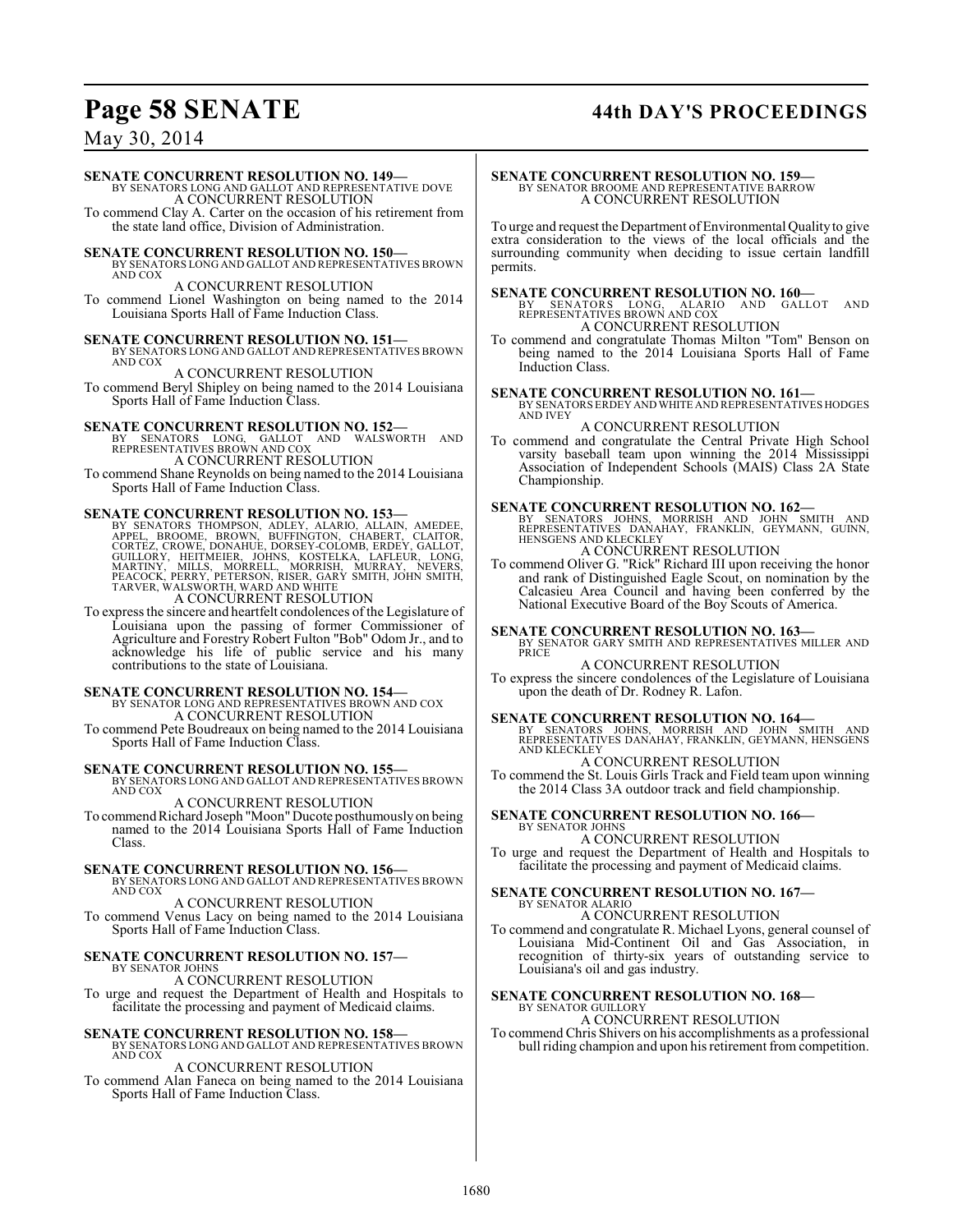**SENATE CONCURRENT RESOLUTION NO. 149—**
BY SENATORS LONG AND GALLOT AND REPRESENTATIVE DOVE
A CONCURRENT RESOLUTION
To commend Clay A. Carter on the occasion of his retirement from the state land office, Division of Administration.

**SENATE CONCURRENT RESOLUTION NO. 150—**
BY SENATORS LONG AND GALLOT AND REPRESENTATIVES BROWN AND COX
A CONCURRENT RESOLUTION
To commend Lionel Washington on being named to the 2014 Louisiana Sports Hall of Fame Induction Class.

**SENATE CONCURRENT RESOLUTION NO. 151—**
BY SENATORS LONG AND GALLOT AND REPRESENTATIVES BROWN AND COX
A CONCURRENT RESOLUTION
To commend Beryl Shipley on being named to the 2014 Louisiana Sports Hall of Fame Induction Class.

**SENATE CONCURRENT RESOLUTION NO. 152—**
BY SENATORS LONG, GALLOT AND WALSWORTH AND REPRESENTATIVES BROWN AND COX
A CONCURRENT RESOLUTION
To commend Shane Reynolds on being named to the 2014 Louisiana Sports Hall of Fame Induction Class.

**SENATE CONCURRENT RESOLUTION NO. 153—**
BY SENATORS THOMPSON, ADLEY, ALARIO, ALLAIN, AMEDEE, APPEL, BROOME, BROWN, BUFFINGTON, CHABERT, CLAITOR, CORTEZ, CROWE, DONAHUE, DORSEY-COLOMB, ERDEY, GALLOT, GUILLORY, HEITMEIER, JOHNS, KOSTELKA, LAFLEUR, LONG, MARTINY, MILLS, MORRELL, MORRISH, MURRAY, NEVERS, PEACOCK, PERRY, PETERSON, RISER, GARY SMITH, JOHN SMITH, TARVER, WALSWORTH, WARD AND WHITE
A CONCURRENT RESOLUTION
To express the sincere and heartfelt condolences of the Legislature of Louisiana upon the passing of former Commissioner of Agriculture and Forestry Robert Fulton "Bob" Odom Jr., and to acknowledge his life of public service and his many contributions to the state of Louisiana.

**SENATE CONCURRENT RESOLUTION NO. 154—**
BY SENATOR LONG AND REPRESENTATIVES BROWN AND COX
A CONCURRENT RESOLUTION
To commend Pete Boudreaux on being named to the 2014 Louisiana Sports Hall of Fame Induction Class.

**SENATE CONCURRENT RESOLUTION NO. 155—**
BY SENATORS LONG AND GALLOT AND REPRESENTATIVES BROWN AND COX
A CONCURRENT RESOLUTION
To commend Richard Joseph "Moon" Ducote posthumously on being named to the 2014 Louisiana Sports Hall of Fame Induction Class.

**SENATE CONCURRENT RESOLUTION NO. 156—**
BY SENATORS LONG AND GALLOT AND REPRESENTATIVES BROWN AND COX
A CONCURRENT RESOLUTION
To commend Venus Lacy on being named to the 2014 Louisiana Sports Hall of Fame Induction Class.

**SENATE CONCURRENT RESOLUTION NO. 157—**
BY SENATOR JOHNS
A CONCURRENT RESOLUTION
To urge and request the Department of Health and Hospitals to facilitate the processing and payment of Medicaid claims.

**SENATE CONCURRENT RESOLUTION NO. 158—**
BY SENATORS LONG AND GALLOT AND REPRESENTATIVES BROWN AND COX
A CONCURRENT RESOLUTION
To commend Alan Faneca on being named to the 2014 Louisiana Sports Hall of Fame Induction Class.

**SENATE CONCURRENT RESOLUTION NO. 159—**
BY SENATOR BROOME AND REPRESENTATIVE BARROW
A CONCURRENT RESOLUTION
To urge and request the Department of Environmental Quality to give extra consideration to the views of the local officials and the surrounding community when deciding to issue certain landfill permits.

**SENATE CONCURRENT RESOLUTION NO. 160—**
BY SENATORS LONG, ALARIO AND GALLOT AND REPRESENTATIVES BROWN AND COX
A CONCURRENT RESOLUTION
To commend and congratulate Thomas Milton "Tom" Benson on being named to the 2014 Louisiana Sports Hall of Fame Induction Class.

**SENATE CONCURRENT RESOLUTION NO. 161—**
BY SENATORS ERDEY AND WHITE AND REPRESENTATIVES HODGES AND IVEY
A CONCURRENT RESOLUTION
To commend and congratulate the Central Private High School varsity baseball team upon winning the 2014 Mississippi Association of Independent Schools (MAIS) Class 2A State Championship.

**SENATE CONCURRENT RESOLUTION NO. 162—**
BY SENATORS JOHNS, MORRISH AND JOHN SMITH AND REPRESENTATIVES DANAHAY, FRANKLIN, GEYMANN, GUINN, HENSGENS AND KLECKLEY
A CONCURRENT RESOLUTION
To commend Oliver G. "Rick" Richard III upon receiving the honor and rank of Distinguished Eagle Scout, on nomination by the Calcasieu Area Council and having been conferred by the National Executive Board of the Boy Scouts of America.

**SENATE CONCURRENT RESOLUTION NO. 163—**
BY SENATOR GARY SMITH AND REPRESENTATIVES MILLER AND PRICE
A CONCURRENT RESOLUTION
To express the sincere condolences of the Legislature of Louisiana upon the death of Dr. Rodney R. Lafon.

**SENATE CONCURRENT RESOLUTION NO. 164—**
BY SENATORS JOHNS, MORRISH AND JOHN SMITH AND REPRESENTATIVES DANAHAY, FRANKLIN, GEYMANN, HENSGENS AND KLECKLEY
A CONCURRENT RESOLUTION
To commend the St. Louis Girls Track and Field team upon winning the 2014 Class 3A outdoor track and field championship.

**SENATE CONCURRENT RESOLUTION NO. 166—**
BY SENATOR JOHNS
A CONCURRENT RESOLUTION
To urge and request the Department of Health and Hospitals to facilitate the processing and payment of Medicaid claims.

**SENATE CONCURRENT RESOLUTION NO. 167—**
BY SENATOR ALARIO
A CONCURRENT RESOLUTION
To commend and congratulate R. Michael Lyons, general counsel of Louisiana Mid-Continent Oil and Gas Association, in recognition of thirty-six years of outstanding service to Louisiana's oil and gas industry.

**SENATE CONCURRENT RESOLUTION NO. 168—**
BY SENATOR GUILLORY
A CONCURRENT RESOLUTION
To commend Chris Shivers on his accomplishments as a professional bull riding champion and upon his retirement from competition.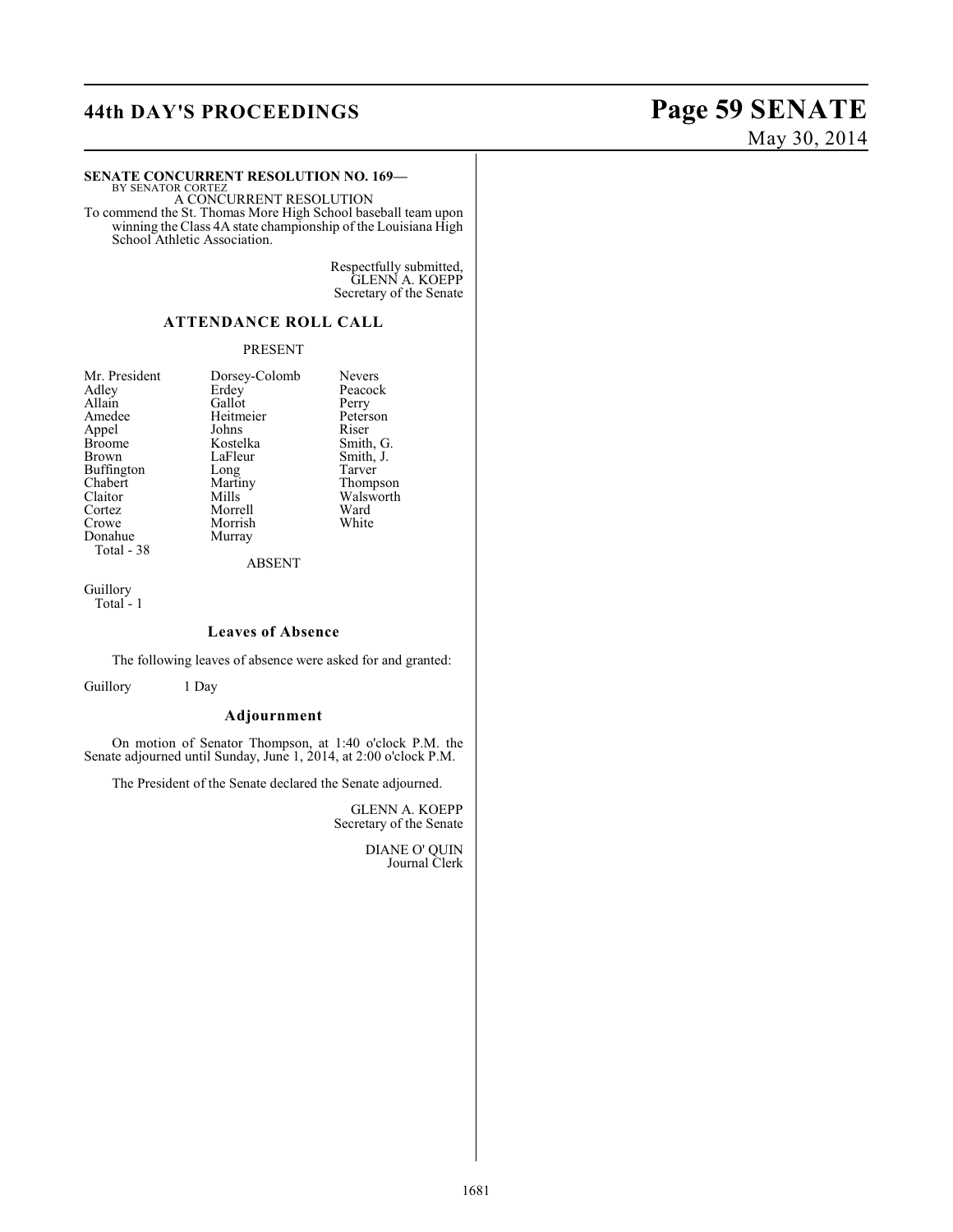**SENATE CONCURRENT RESOLUTION NO. 169—**
BY SENATOR CORTEZ
A CONCURRENT RESOLUTION
To commend the St. Thomas More High School baseball team upon winning the Class 4A state championship of the Louisiana High School Athletic Association.

Respectfully submitted,
GLENN A. KOEPP
Secretary of the Senate

## ATTENDANCE ROLL CALL

PRESENT

| | | |
|---|---|---|
| Mr. President | Dorsey-Colomb | Nevers |
| Adley | Erdey | Peacock |
| Allain | Gallot | Perry |
| Amedee | Heitmeier | Peterson |
| Appel | Johns | Riser |
| Broome | Kostelka | Smith, G. |
| Brown | LaFleur | Smith, J. |
| Buffington | Long | Tarver |
| Chabert | Martiny | Thompson |
| Claitor | Mills | Walsworth |
| Cortez | Morrell | Ward |
| Crowe | Morrish | White |
| Donahue | Murray | |

Total - 38

ABSENT

Guillory

Total - 1

### Leaves of Absence

The following leaves of absence were asked for and granted:

Guillory 1 Day

### Adjournment

On motion of Senator Thompson, at 1:40 o'clock P.M. the Senate adjourned until Sunday, June 1, 2014, at 2:00 o'clock P.M.

The President of the Senate declared the Senate adjourned.

GLENN A. KOEPP
Secretary of the Senate

DIANE O' QUIN
Journal Clerk